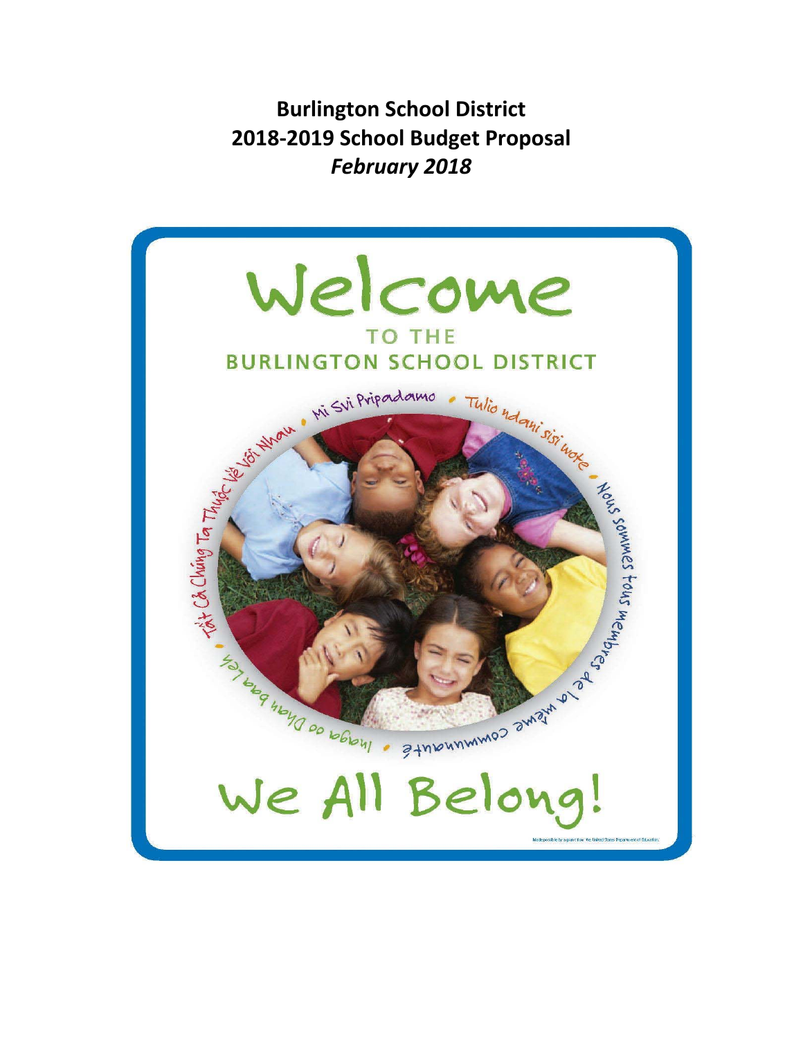# Burlington School District
# 2018-2019 School Budget Proposal
## *February 2018*

Welcome

TO THE

BURLINGTON SCHOOL DISTRICT

Mi Svi Pripadamo • Tulio ndani sisi wote • Nous sommes tous membres de la même communauté • Inaga oo Dhan baa Leh • Tất Cả Chúng Ta Thuộc Về Với Nhau

We All Belong!

Made possible by a grant from the United States Department of Education.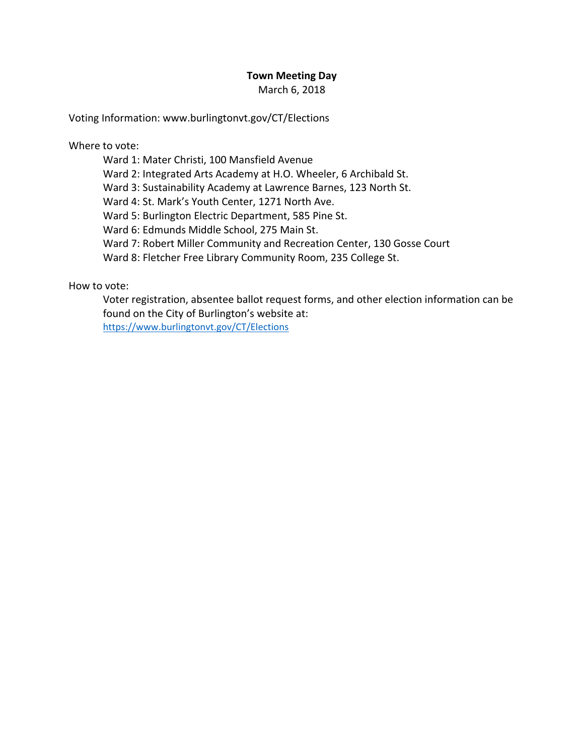**Town Meeting Day**

March 6, 2018

Voting Information: www.burlingtonvt.gov/CT/Elections

Where to vote:

- Ward 1: Mater Christi, 100 Mansfield Avenue
- Ward 2: Integrated Arts Academy at H.O. Wheeler, 6 Archibald St.
- Ward 3: Sustainability Academy at Lawrence Barnes, 123 North St.
- Ward 4: St. Mark's Youth Center, 1271 North Ave.
- Ward 5: Burlington Electric Department, 585 Pine St.
- Ward 6: Edmunds Middle School, 275 Main St.
- Ward 7: Robert Miller Community and Recreation Center, 130 Gosse Court
- Ward 8: Fletcher Free Library Community Room, 235 College St.

How to vote:

Voter registration, absentee ballot request forms, and other election information can be found on the City of Burlington's website at: https://www.burlingtonvt.gov/CT/Elections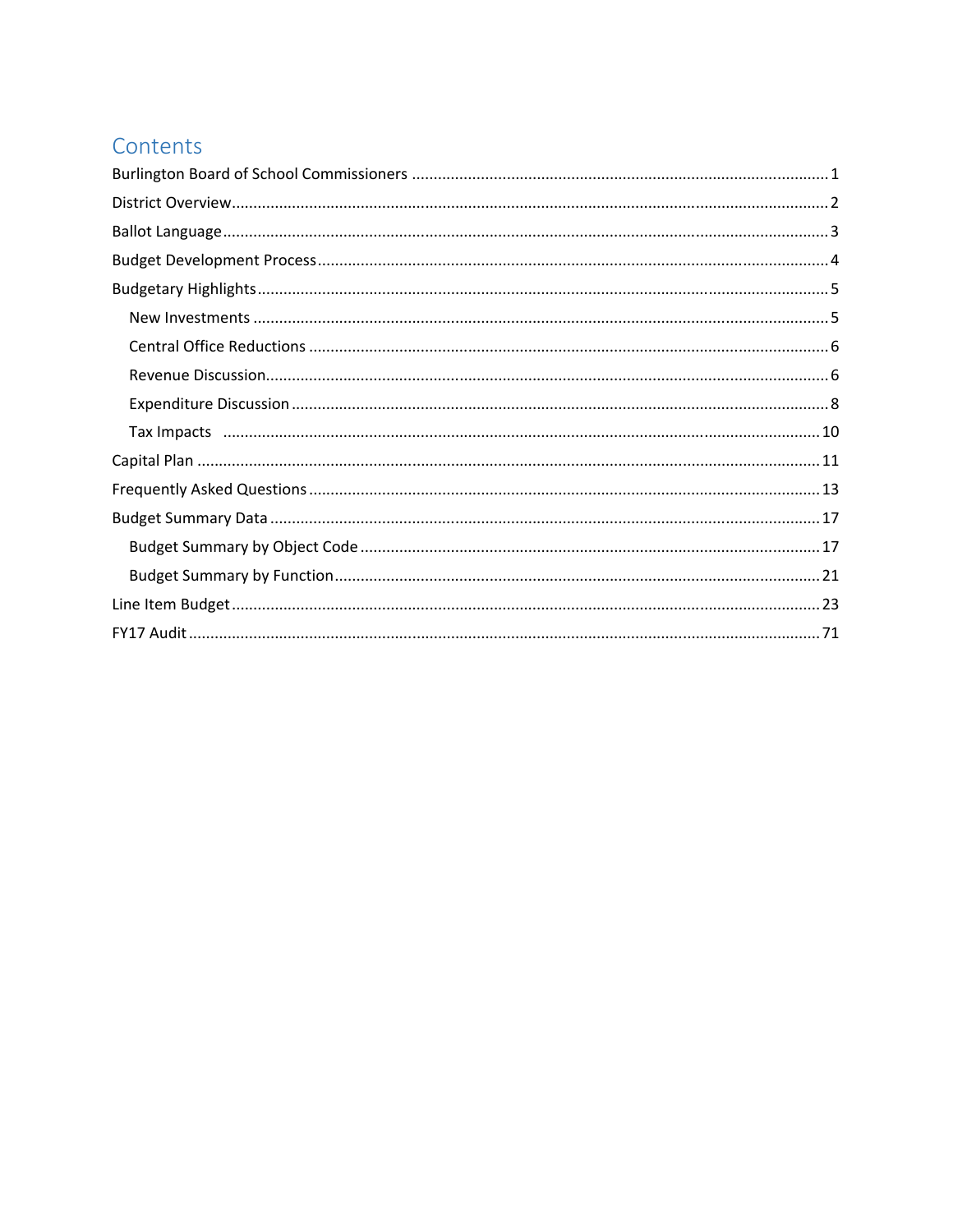# Contents

Burlington Board of School Commissioners ........................................................................................ 1

District Overview ........................................................................................................................ 2

Ballot Language .......................................................................................................................... 3

Budget Development Process ...................................................................................................... 4

Budgetary Highlights .................................................................................................................. 5

- New Investments .................................................................................................................... 5
- Central Office Reductions ...................................................................................................... 6
- Revenue Discussion ................................................................................................................ 6
- Expenditure Discussion .......................................................................................................... 8
- Tax Impacts .......................................................................................................................... 10

Capital Plan .............................................................................................................................. 11

Frequently Asked Questions ...................................................................................................... 13

Budget Summary Data .............................................................................................................. 17

- Budget Summary by Object Code .......................................................................................... 17
- Budget Summary by Function ............................................................................................... 21

Line Item Budget ....................................................................................................................... 23

FY17 Audit ................................................................................................................................ 71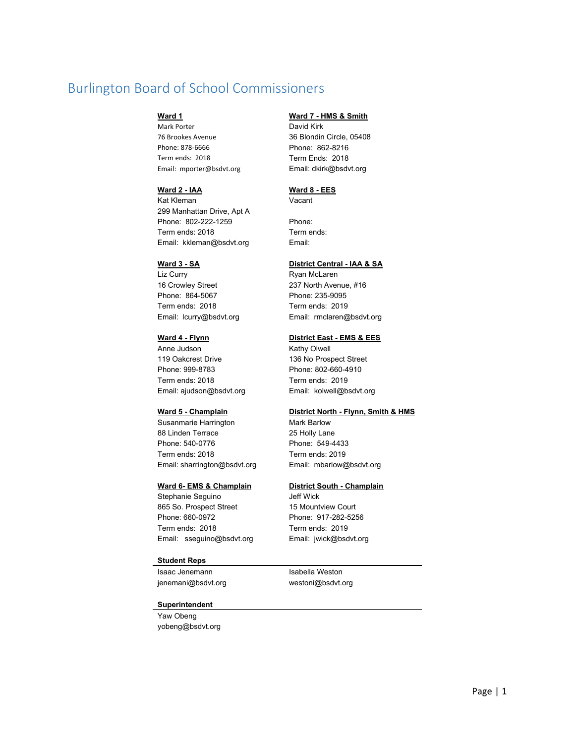# Burlington Board of School Commissioners

**Ward 1**
Mark Porter
76 Brookes Avenue
Phone: 878-6666
Term ends: 2018
Email: mporter@bsdvt.org

**Ward 2 - IAA**
Kat Kleman
299 Manhattan Drive, Apt A
Phone: 802-222-1259
Term ends: 2018
Email: kkleman@bsdvt.org

**Ward 3 - SA**
Liz Curry
16 Crowley Street
Phone: 864-5067
Term ends: 2018
Email: lcurry@bsdvt.org

**Ward 4 - Flynn**
Anne Judson
119 Oakcrest Drive
Phone: 999-8783
Term ends: 2018
Email: ajudson@bsdvt.org

**Ward 5 - Champlain**
Susanmarie Harrington
88 Linden Terrace
Phone: 540-0776
Term ends: 2018
Email: sharrington@bsdvt.org

**Ward 6- EMS & Champlain**
Stephanie Seguino
865 So. Prospect Street
Phone: 660-0972
Term ends: 2018
Email: sseguino@bsdvt.org

**Ward 7 - HMS & Smith**
David Kirk
36 Blondin Circle, 05408
Phone: 862-8216
Term Ends: 2018
Email: dkirk@bsdvt.org

**Ward 8 - EES**
Vacant

Phone:
Term ends:
Email:

**District Central - IAA & SA**
Ryan McLaren
237 North Avenue, #16
Phone: 235-9095
Term ends: 2019
Email: rmclaren@bsdvt.org

**District East - EMS & EES**
Kathy Olwell
136 No Prospect Street
Phone: 802-660-4910
Term ends: 2019
Email: kolwell@bsdvt.org

**District North - Flynn, Smith & HMS**
Mark Barlow
25 Holly Lane
Phone: 549-4433
Term ends: 2019
Email: mbarlow@bsdvt.org

**District South - Champlain**
Jeff Wick
15 Mountview Court
Phone: 917-282-5256
Term ends: 2019
Email: jwick@bsdvt.org

**Student Reps**

Isaac Jenemann
jenemani@bsdvt.org

Isabella Weston
westoni@bsdvt.org

**Superintendent**

Yaw Obeng
yobeng@bsdvt.org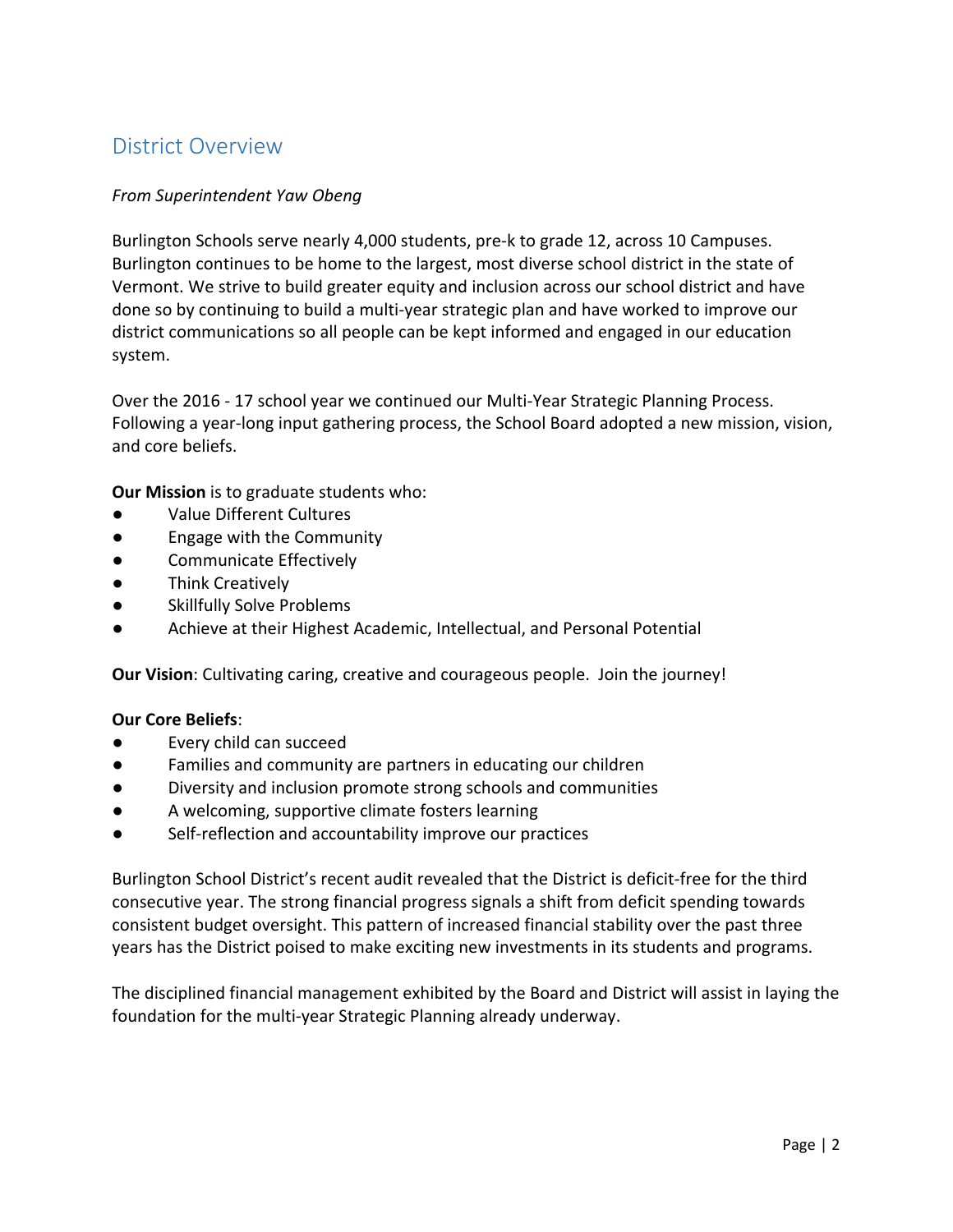## District Overview

*From Superintendent Yaw Obeng*

Burlington Schools serve nearly 4,000 students, pre-k to grade 12, across 10 Campuses. Burlington continues to be home to the largest, most diverse school district in the state of Vermont. We strive to build greater equity and inclusion across our school district and have done so by continuing to build a multi-year strategic plan and have worked to improve our district communications so all people can be kept informed and engaged in our education system.

Over the 2016 - 17 school year we continued our Multi-Year Strategic Planning Process. Following a year-long input gathering process, the School Board adopted a new mission, vision, and core beliefs.

**Our Mission** is to graduate students who:

- Value Different Cultures
- Engage with the Community
- Communicate Effectively
- Think Creatively
- Skillfully Solve Problems
- Achieve at their Highest Academic, Intellectual, and Personal Potential

**Our Vision**: Cultivating caring, creative and courageous people. Join the journey!

**Our Core Beliefs**:

- Every child can succeed
- Families and community are partners in educating our children
- Diversity and inclusion promote strong schools and communities
- A welcoming, supportive climate fosters learning
- Self-reflection and accountability improve our practices

Burlington School District's recent audit revealed that the District is deficit-free for the third consecutive year. The strong financial progress signals a shift from deficit spending towards consistent budget oversight. This pattern of increased financial stability over the past three years has the District poised to make exciting new investments in its students and programs.

The disciplined financial management exhibited by the Board and District will assist in laying the foundation for the multi-year Strategic Planning already underway.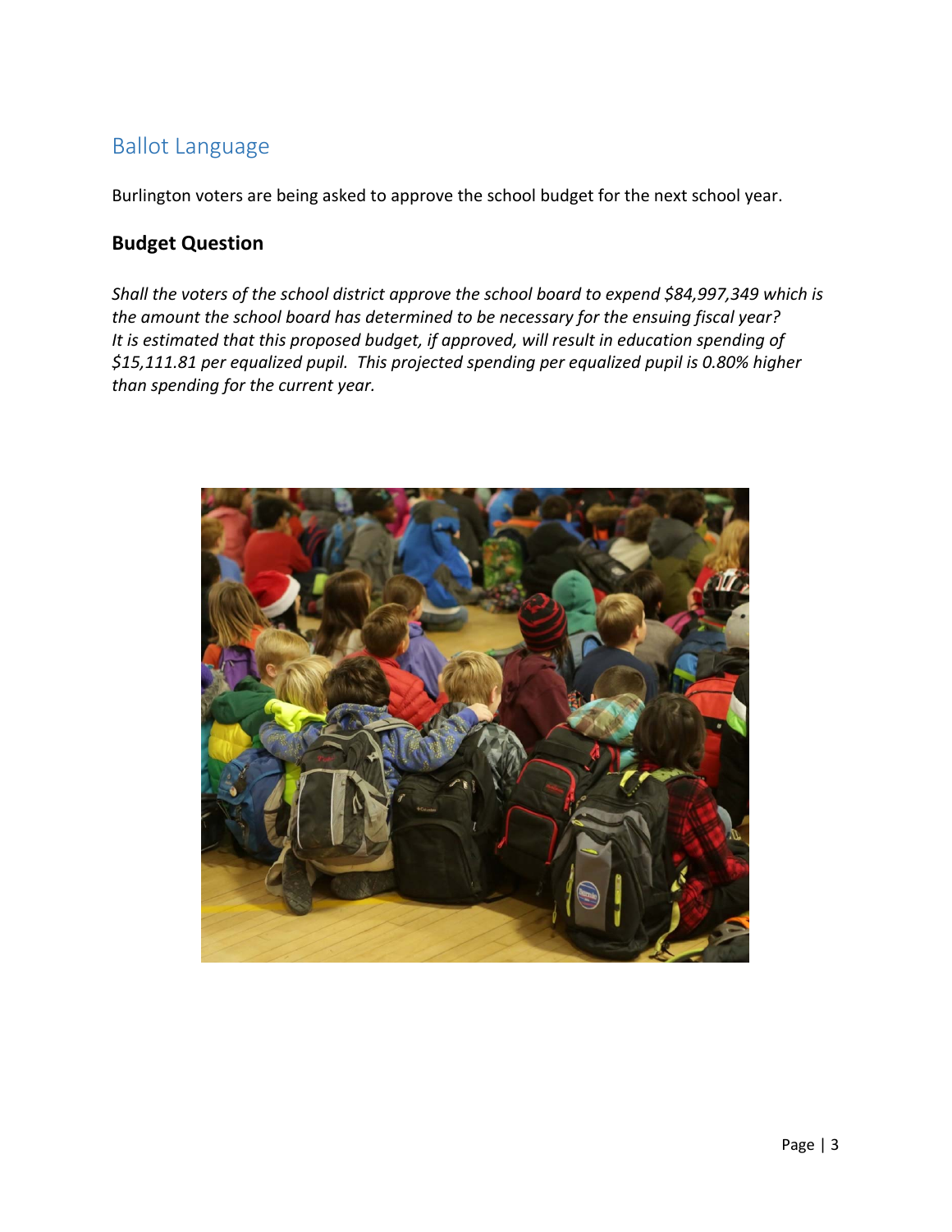## Ballot Language

Burlington voters are being asked to approve the school budget for the next school year.

### Budget Question

*Shall the voters of the school district approve the school board to expend $84,997,349 which is the amount the school board has determined to be necessary for the ensuing fiscal year? It is estimated that this proposed budget, if approved, will result in education spending of $15,111.81 per equalized pupil. This projected spending per equalized pupil is 0.80% higher than spending for the current year.*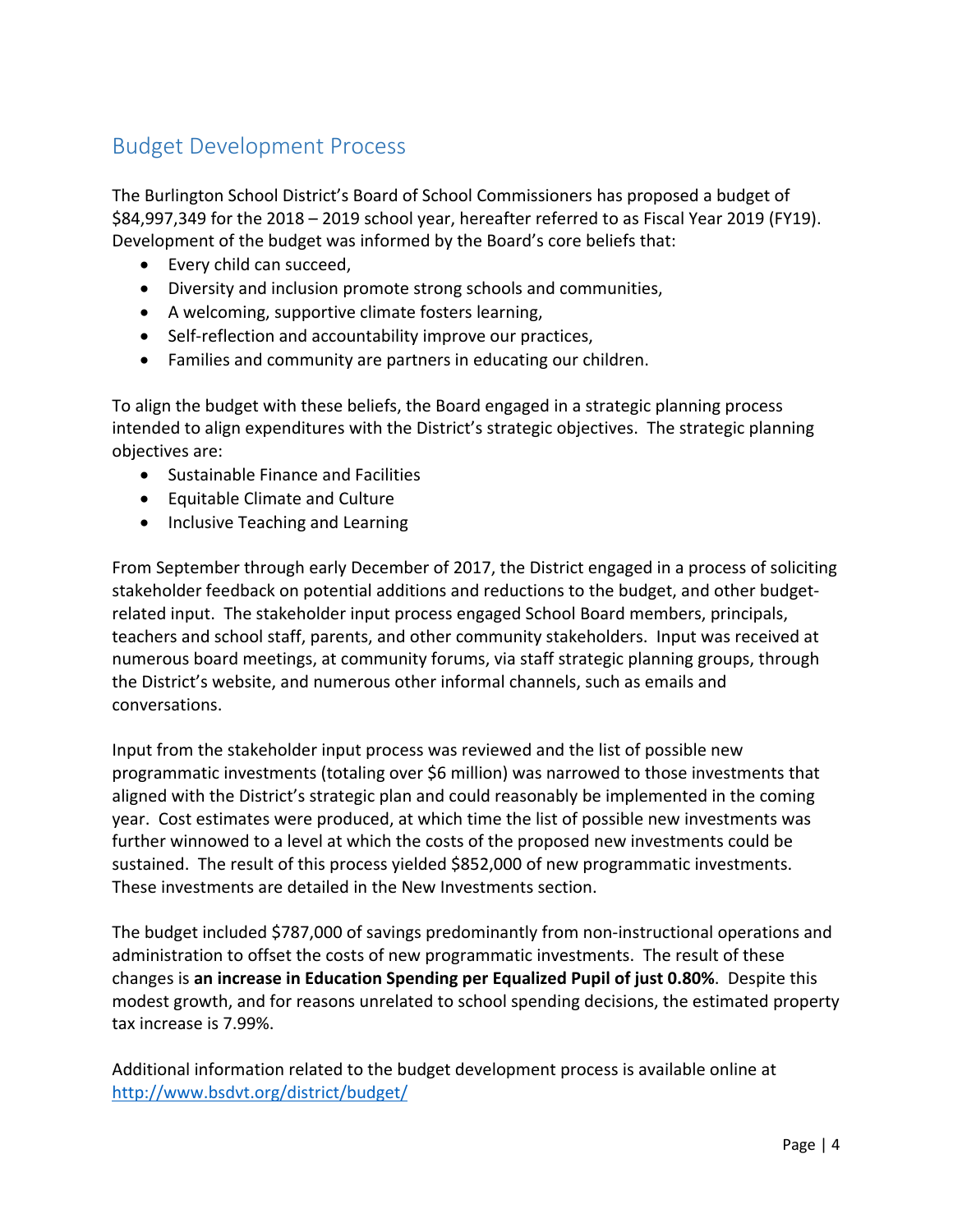## Budget Development Process

The Burlington School District's Board of School Commissioners has proposed a budget of $84,997,349 for the 2018 – 2019 school year, hereafter referred to as Fiscal Year 2019 (FY19). Development of the budget was informed by the Board's core beliefs that:

- Every child can succeed,
- Diversity and inclusion promote strong schools and communities,
- A welcoming, supportive climate fosters learning,
- Self-reflection and accountability improve our practices,
- Families and community are partners in educating our children.

To align the budget with these beliefs, the Board engaged in a strategic planning process intended to align expenditures with the District's strategic objectives. The strategic planning objectives are:

- Sustainable Finance and Facilities
- Equitable Climate and Culture
- Inclusive Teaching and Learning

From September through early December of 2017, the District engaged in a process of soliciting stakeholder feedback on potential additions and reductions to the budget, and other budget-related input. The stakeholder input process engaged School Board members, principals, teachers and school staff, parents, and other community stakeholders. Input was received at numerous board meetings, at community forums, via staff strategic planning groups, through the District's website, and numerous other informal channels, such as emails and conversations.

Input from the stakeholder input process was reviewed and the list of possible new programmatic investments (totaling over $6 million) was narrowed to those investments that aligned with the District's strategic plan and could reasonably be implemented in the coming year. Cost estimates were produced, at which time the list of possible new investments was further winnowed to a level at which the costs of the proposed new investments could be sustained. The result of this process yielded $852,000 of new programmatic investments. These investments are detailed in the New Investments section.

The budget included $787,000 of savings predominantly from non-instructional operations and administration to offset the costs of new programmatic investments. The result of these changes is **an increase in Education Spending per Equalized Pupil of just 0.80%**. Despite this modest growth, and for reasons unrelated to school spending decisions, the estimated property tax increase is 7.99%.

Additional information related to the budget development process is available online at http://www.bsdvt.org/district/budget/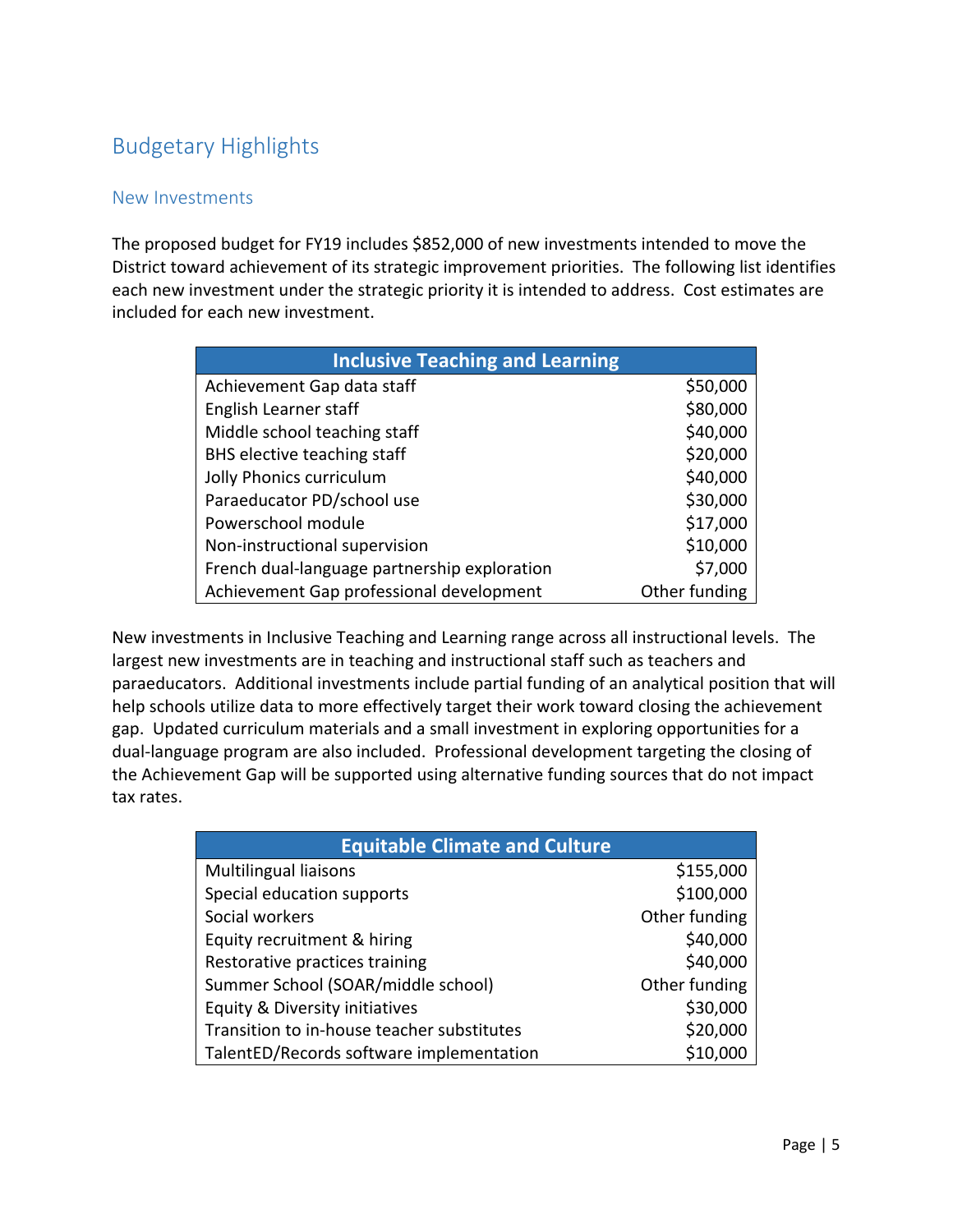# Budgetary Highlights

## New Investments

The proposed budget for FY19 includes $852,000 of new investments intended to move the District toward achievement of its strategic improvement priorities. The following list identifies each new investment under the strategic priority it is intended to address. Cost estimates are included for each new investment.

| Inclusive Teaching and Learning | |
|---|---|
| Achievement Gap data staff | $50,000 |
| English Learner staff | $80,000 |
| Middle school teaching staff | $40,000 |
| BHS elective teaching staff | $20,000 |
| Jolly Phonics curriculum | $40,000 |
| Paraeducator PD/school use | $30,000 |
| Powerschool module | $17,000 |
| Non-instructional supervision | $10,000 |
| French dual-language partnership exploration | $7,000 |
| Achievement Gap professional development | Other funding |

New investments in Inclusive Teaching and Learning range across all instructional levels. The largest new investments are in teaching and instructional staff such as teachers and paraeducators. Additional investments include partial funding of an analytical position that will help schools utilize data to more effectively target their work toward closing the achievement gap. Updated curriculum materials and a small investment in exploring opportunities for a dual-language program are also included. Professional development targeting the closing of the Achievement Gap will be supported using alternative funding sources that do not impact tax rates.

| Equitable Climate and Culture | |
|---|---|
| Multilingual liaisons | $155,000 |
| Special education supports | $100,000 |
| Social workers | Other funding |
| Equity recruitment & hiring | $40,000 |
| Restorative practices training | $40,000 |
| Summer School (SOAR/middle school) | Other funding |
| Equity & Diversity initiatives | $30,000 |
| Transition to in-house teacher substitutes | $20,000 |
| TalentED/Records software implementation | $10,000 |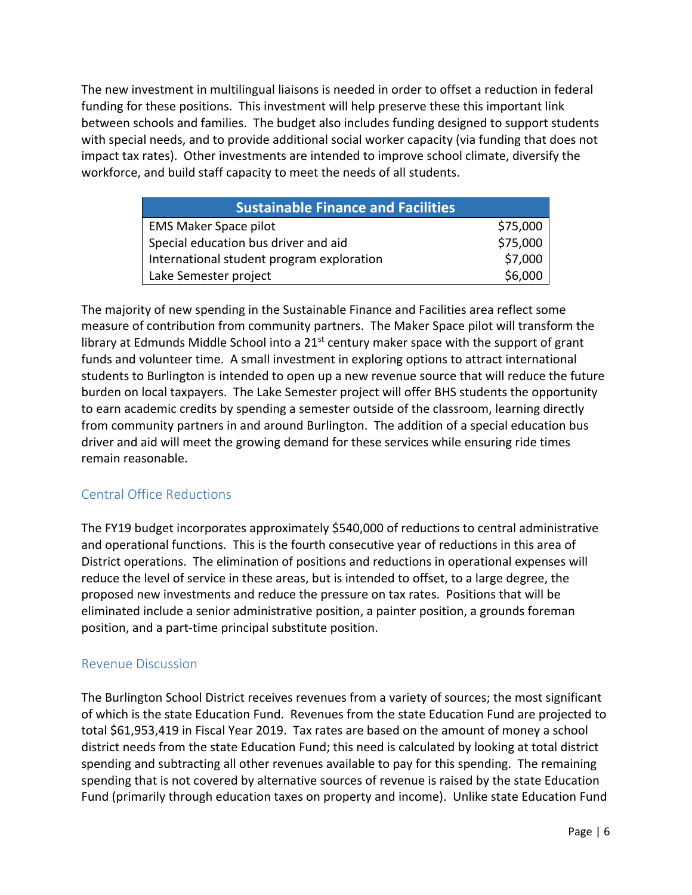The new investment in multilingual liaisons is needed in order to offset a reduction in federal funding for these positions. This investment will help preserve these this important link between schools and families. The budget also includes funding designed to support students with special needs, and to provide additional social worker capacity (via funding that does not impact tax rates). Other investments are intended to improve school climate, diversify the workforce, and build staff capacity to meet the needs of all students.

| Sustainable Finance and Facilities | |
|---|---|
| EMS Maker Space pilot | $75,000 |
| Special education bus driver and aid | $75,000 |
| International student program exploration | $7,000 |
| Lake Semester project | $6,000 |

The majority of new spending in the Sustainable Finance and Facilities area reflect some measure of contribution from community partners. The Maker Space pilot will transform the library at Edmunds Middle School into a 21st century maker space with the support of grant funds and volunteer time. A small investment in exploring options to attract international students to Burlington is intended to open up a new revenue source that will reduce the future burden on local taxpayers. The Lake Semester project will offer BHS students the opportunity to earn academic credits by spending a semester outside of the classroom, learning directly from community partners in and around Burlington. The addition of a special education bus driver and aid will meet the growing demand for these services while ensuring ride times remain reasonable.

## Central Office Reductions

The FY19 budget incorporates approximately $540,000 of reductions to central administrative and operational functions. This is the fourth consecutive year of reductions in this area of District operations. The elimination of positions and reductions in operational expenses will reduce the level of service in these areas, but is intended to offset, to a large degree, the proposed new investments and reduce the pressure on tax rates. Positions that will be eliminated include a senior administrative position, a painter position, a grounds foreman position, and a part-time principal substitute position.

## Revenue Discussion

The Burlington School District receives revenues from a variety of sources; the most significant of which is the state Education Fund. Revenues from the state Education Fund are projected to total $61,953,419 in Fiscal Year 2019. Tax rates are based on the amount of money a school district needs from the state Education Fund; this need is calculated by looking at total district spending and subtracting all other revenues available to pay for this spending. The remaining spending that is not covered by alternative sources of revenue is raised by the state Education Fund (primarily through education taxes on property and income). Unlike state Education Fund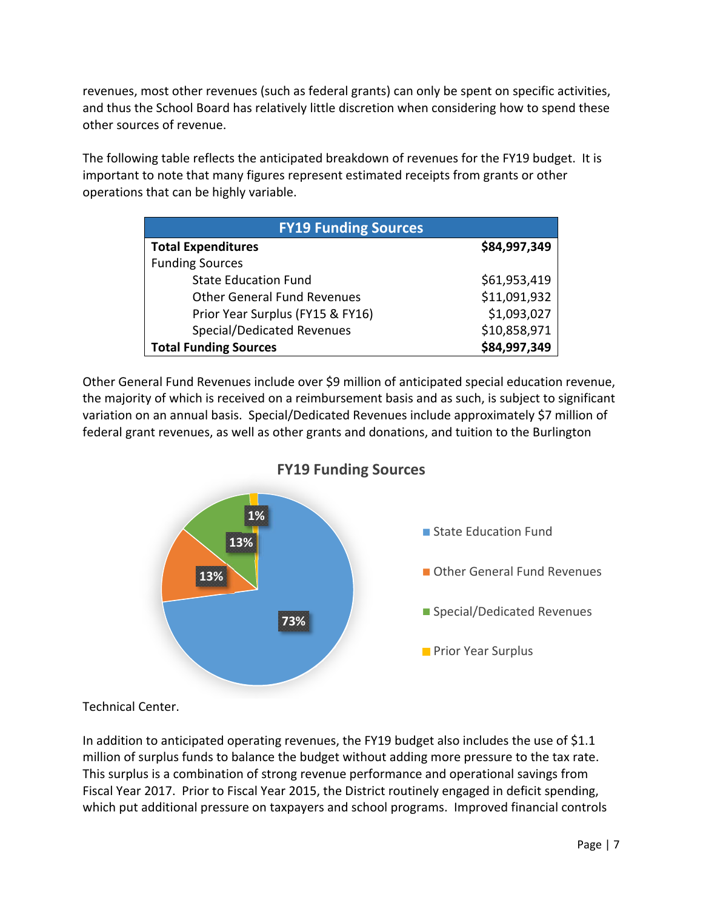revenues, most other revenues (such as federal grants) can only be spent on specific activities, and thus the School Board has relatively little discretion when considering how to spend these other sources of revenue.

The following table reflects the anticipated breakdown of revenues for the FY19 budget. It is important to note that many figures represent estimated receipts from grants or other operations that can be highly variable.

| FY19 Funding Sources | |
|---|---|
| **Total Expenditures** | **$84,997,349** |
| Funding Sources | |
| State Education Fund | $61,953,419 |
| Other General Fund Revenues | $11,091,932 |
| Prior Year Surplus (FY15 & FY16) | $1,093,027 |
| Special/Dedicated Revenues | $10,858,971 |
| **Total Funding Sources** | **$84,997,349** |

Other General Fund Revenues include over $9 million of anticipated special education revenue, the majority of which is received on a reimbursement basis and as such, is subject to significant variation on an annual basis. Special/Dedicated Revenues include approximately $7 million of federal grant revenues, as well as other grants and donations, and tuition to the Burlington

**FY19 Funding Sources**

| Source | Share |
|---|---|
| State Education Fund | 73% |
| Other General Fund Revenues | 13% |
| Special/Dedicated Revenues | 13% |
| Prior Year Surplus | 1% |

Technical Center.

In addition to anticipated operating revenues, the FY19 budget also includes the use of $1.1 million of surplus funds to balance the budget without adding more pressure to the tax rate. This surplus is a combination of strong revenue performance and operational savings from Fiscal Year 2017. Prior to Fiscal Year 2015, the District routinely engaged in deficit spending, which put additional pressure on taxpayers and school programs. Improved financial controls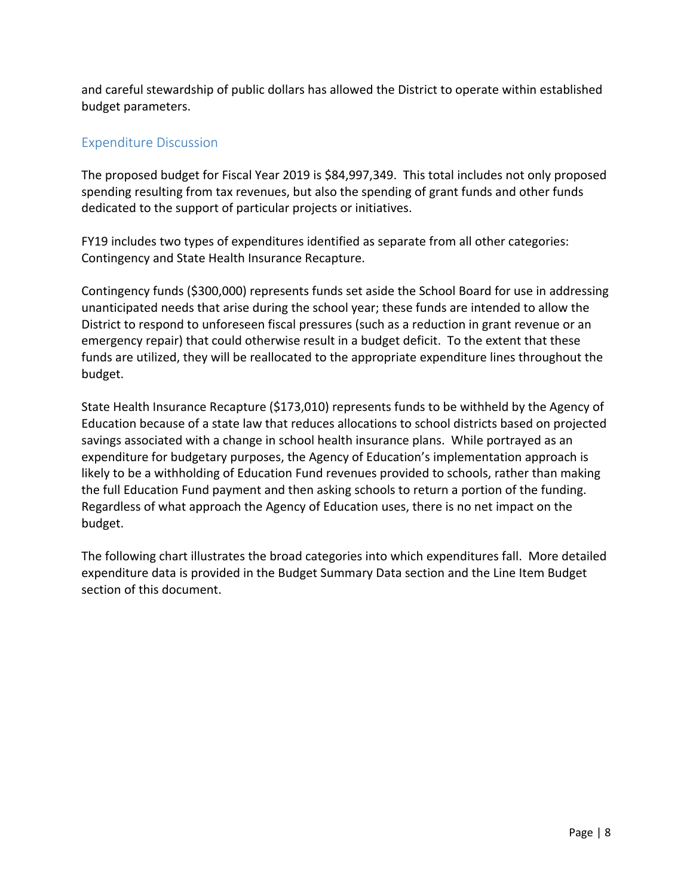and careful stewardship of public dollars has allowed the District to operate within established budget parameters.

## Expenditure Discussion

The proposed budget for Fiscal Year 2019 is $84,997,349. This total includes not only proposed spending resulting from tax revenues, but also the spending of grant funds and other funds dedicated to the support of particular projects or initiatives.

FY19 includes two types of expenditures identified as separate from all other categories: Contingency and State Health Insurance Recapture.

Contingency funds ($300,000) represents funds set aside the School Board for use in addressing unanticipated needs that arise during the school year; these funds are intended to allow the District to respond to unforeseen fiscal pressures (such as a reduction in grant revenue or an emergency repair) that could otherwise result in a budget deficit. To the extent that these funds are utilized, they will be reallocated to the appropriate expenditure lines throughout the budget.

State Health Insurance Recapture ($173,010) represents funds to be withheld by the Agency of Education because of a state law that reduces allocations to school districts based on projected savings associated with a change in school health insurance plans. While portrayed as an expenditure for budgetary purposes, the Agency of Education's implementation approach is likely to be a withholding of Education Fund revenues provided to schools, rather than making the full Education Fund payment and then asking schools to return a portion of the funding. Regardless of what approach the Agency of Education uses, there is no net impact on the budget.

The following chart illustrates the broad categories into which expenditures fall. More detailed expenditure data is provided in the Budget Summary Data section and the Line Item Budget section of this document.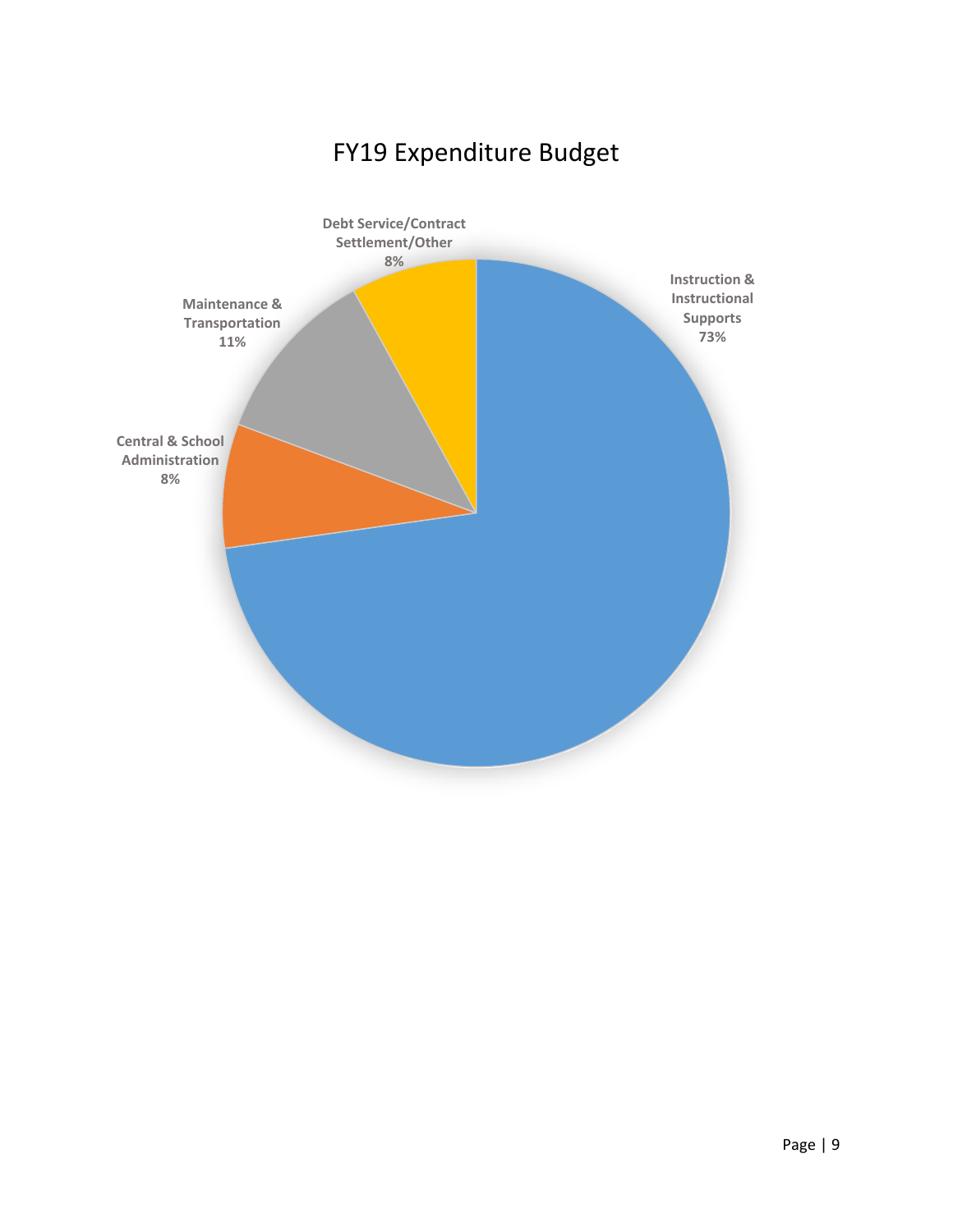# FY19 Expenditure Budget

Debt Service/Contract Settlement/Other 8%

Instruction & Instructional Supports 73%

Maintenance & Transportation 11%

Central & School Administration 8%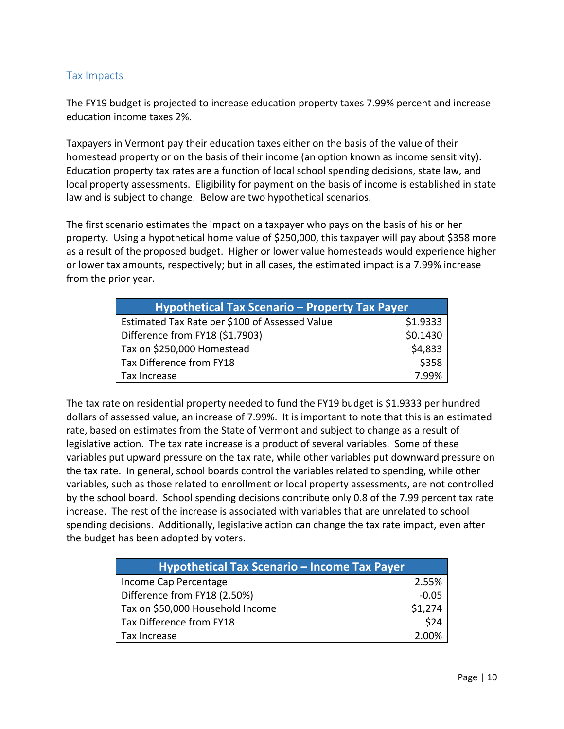## Tax Impacts

The FY19 budget is projected to increase education property taxes 7.99% percent and increase education income taxes 2%.

Taxpayers in Vermont pay their education taxes either on the basis of the value of their homestead property or on the basis of their income (an option known as income sensitivity). Education property tax rates are a function of local school spending decisions, state law, and local property assessments. Eligibility for payment on the basis of income is established in state law and is subject to change. Below are two hypothetical scenarios.

The first scenario estimates the impact on a taxpayer who pays on the basis of his or her property. Using a hypothetical home value of $250,000, this taxpayer will pay about $358 more as a result of the proposed budget. Higher or lower value homesteads would experience higher or lower tax amounts, respectively; but in all cases, the estimated impact is a 7.99% increase from the prior year.

| Hypothetical Tax Scenario – Property Tax Payer | |
|---|---|
| Estimated Tax Rate per $100 of Assessed Value | $1.9333 |
| Difference from FY18 ($1.7903) | $0.1430 |
| Tax on $250,000 Homestead | $4,833 |
| Tax Difference from FY18 | $358 |
| Tax Increase | 7.99% |

The tax rate on residential property needed to fund the FY19 budget is $1.9333 per hundred dollars of assessed value, an increase of 7.99%. It is important to note that this is an estimated rate, based on estimates from the State of Vermont and subject to change as a result of legislative action. The tax rate increase is a product of several variables. Some of these variables put upward pressure on the tax rate, while other variables put downward pressure on the tax rate. In general, school boards control the variables related to spending, while other variables, such as those related to enrollment or local property assessments, are not controlled by the school board. School spending decisions contribute only 0.8 of the 7.99 percent tax rate increase. The rest of the increase is associated with variables that are unrelated to school spending decisions. Additionally, legislative action can change the tax rate impact, even after the budget has been adopted by voters.

| Hypothetical Tax Scenario – Income Tax Payer | |
|---|---|
| Income Cap Percentage | 2.55% |
| Difference from FY18 (2.50%) | -0.05 |
| Tax on $50,000 Household Income | $1,274 |
| Tax Difference from FY18 | $24 |
| Tax Increase | 2.00% |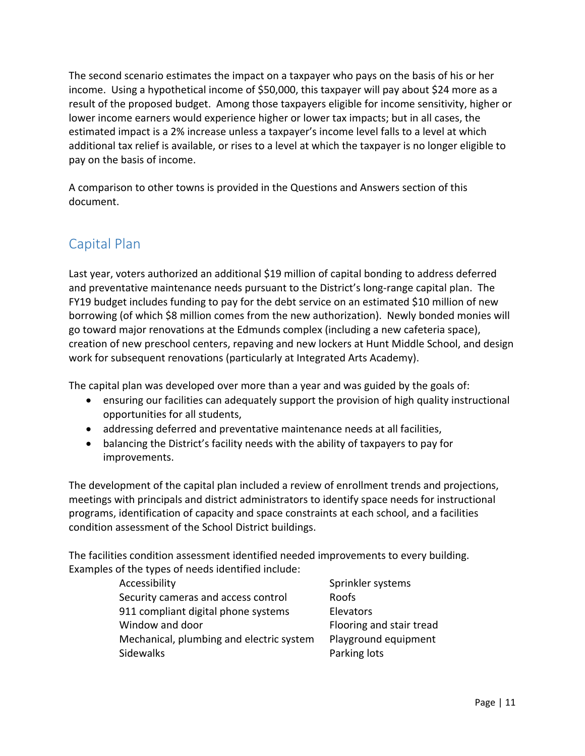The second scenario estimates the impact on a taxpayer who pays on the basis of his or her income. Using a hypothetical income of $50,000, this taxpayer will pay about $24 more as a result of the proposed budget. Among those taxpayers eligible for income sensitivity, higher or lower income earners would experience higher or lower tax impacts; but in all cases, the estimated impact is a 2% increase unless a taxpayer's income level falls to a level at which additional tax relief is available, or rises to a level at which the taxpayer is no longer eligible to pay on the basis of income.

A comparison to other towns is provided in the Questions and Answers section of this document.

## Capital Plan

Last year, voters authorized an additional $19 million of capital bonding to address deferred and preventative maintenance needs pursuant to the District's long-range capital plan. The FY19 budget includes funding to pay for the debt service on an estimated $10 million of new borrowing (of which $8 million comes from the new authorization). Newly bonded monies will go toward major renovations at the Edmunds complex (including a new cafeteria space), creation of new preschool centers, repaving and new lockers at Hunt Middle School, and design work for subsequent renovations (particularly at Integrated Arts Academy).

The capital plan was developed over more than a year and was guided by the goals of:

- ensuring our facilities can adequately support the provision of high quality instructional opportunities for all students,
- addressing deferred and preventative maintenance needs at all facilities,
- balancing the District's facility needs with the ability of taxpayers to pay for improvements.

The development of the capital plan included a review of enrollment trends and projections, meetings with principals and district administrators to identify space needs for instructional programs, identification of capacity and space constraints at each school, and a facilities condition assessment of the School District buildings.

The facilities condition assessment identified needed improvements to every building. Examples of the types of needs identified include:

- Accessibility
- Security cameras and access control
- 911 compliant digital phone systems
- Window and door
- Mechanical, plumbing and electric system
- Sidewalks
- Sprinkler systems
- Roofs
- Elevators
- Flooring and stair tread
- Playground equipment
- Parking lots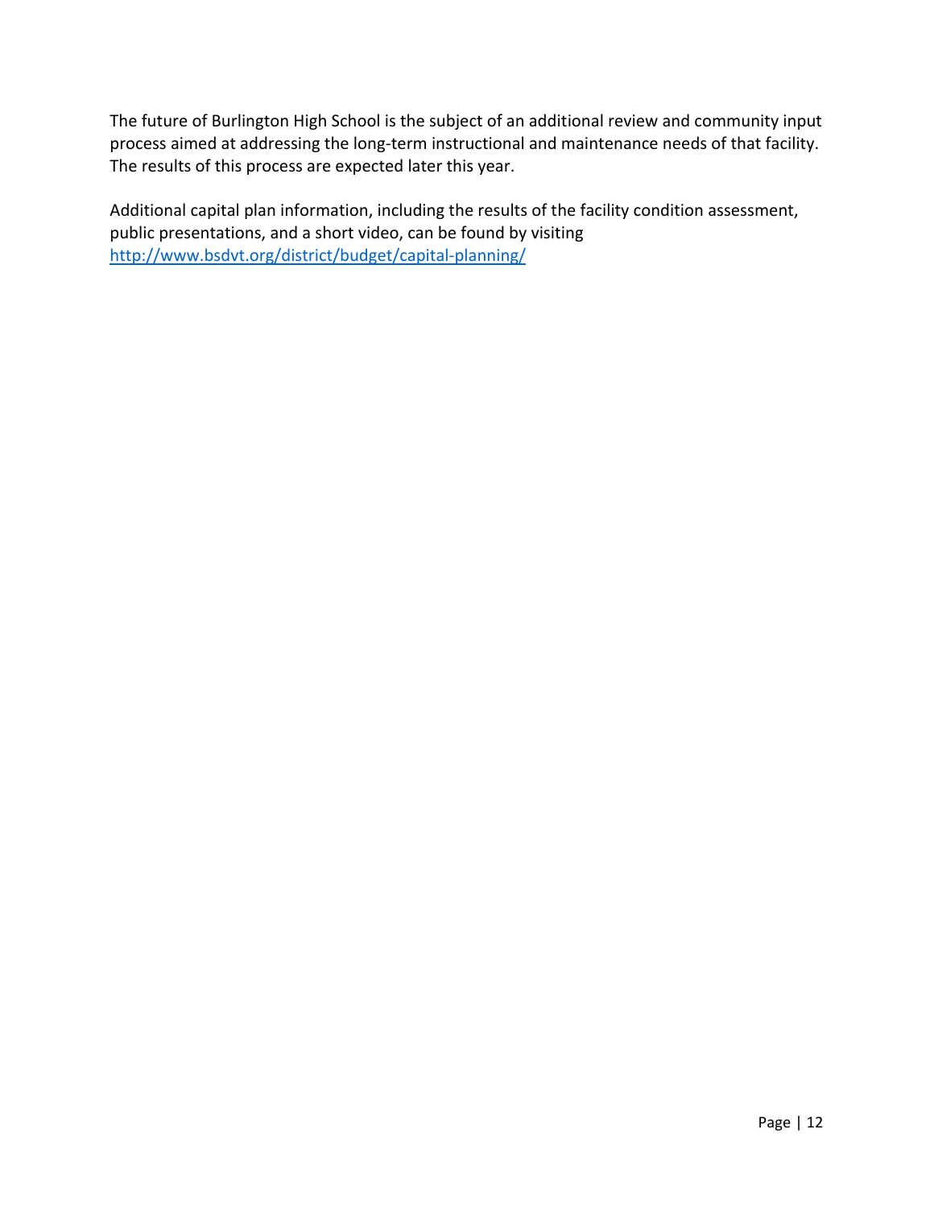The future of Burlington High School is the subject of an additional review and community input process aimed at addressing the long-term instructional and maintenance needs of that facility. The results of this process are expected later this year.

Additional capital plan information, including the results of the facility condition assessment, public presentations, and a short video, can be found by visiting [http://www.bsdvt.org/district/budget/capital-planning/](http://www.bsdvt.org/district/budget/capital-planning/)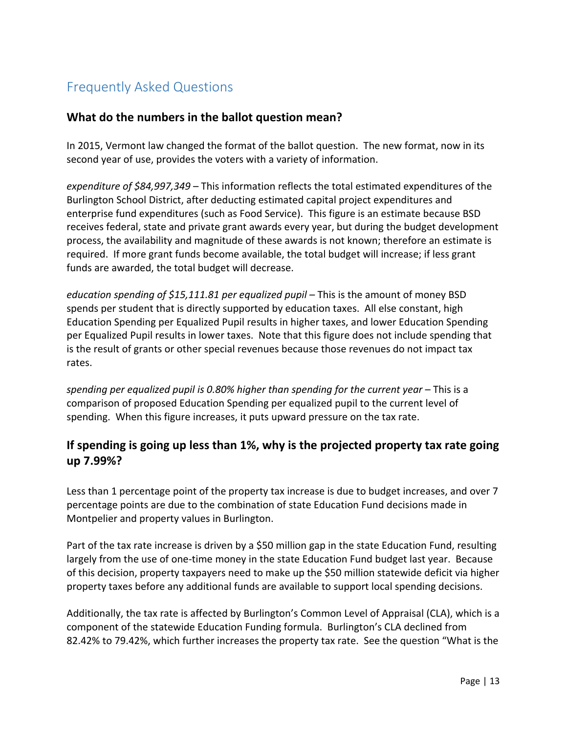## Frequently Asked Questions

### What do the numbers in the ballot question mean?

In 2015, Vermont law changed the format of the ballot question. The new format, now in its second year of use, provides the voters with a variety of information.

*expenditure of $84,997,349* – This information reflects the total estimated expenditures of the Burlington School District, after deducting estimated capital project expenditures and enterprise fund expenditures (such as Food Service). This figure is an estimate because BSD receives federal, state and private grant awards every year, but during the budget development process, the availability and magnitude of these awards is not known; therefore an estimate is required. If more grant funds become available, the total budget will increase; if less grant funds are awarded, the total budget will decrease.

*education spending of $15,111.81 per equalized pupil* – This is the amount of money BSD spends per student that is directly supported by education taxes. All else constant, high Education Spending per Equalized Pupil results in higher taxes, and lower Education Spending per Equalized Pupil results in lower taxes. Note that this figure does not include spending that is the result of grants or other special revenues because those revenues do not impact tax rates.

*spending per equalized pupil is 0.80% higher than spending for the current year* – This is a comparison of proposed Education Spending per equalized pupil to the current level of spending. When this figure increases, it puts upward pressure on the tax rate.

### If spending is going up less than 1%, why is the projected property tax rate going up 7.99%?

Less than 1 percentage point of the property tax increase is due to budget increases, and over 7 percentage points are due to the combination of state Education Fund decisions made in Montpelier and property values in Burlington.

Part of the tax rate increase is driven by a $50 million gap in the state Education Fund, resulting largely from the use of one-time money in the state Education Fund budget last year. Because of this decision, property taxpayers need to make up the $50 million statewide deficit via higher property taxes before any additional funds are available to support local spending decisions.

Additionally, the tax rate is affected by Burlington's Common Level of Appraisal (CLA), which is a component of the statewide Education Funding formula. Burlington's CLA declined from 82.42% to 79.42%, which further increases the property tax rate. See the question "What is the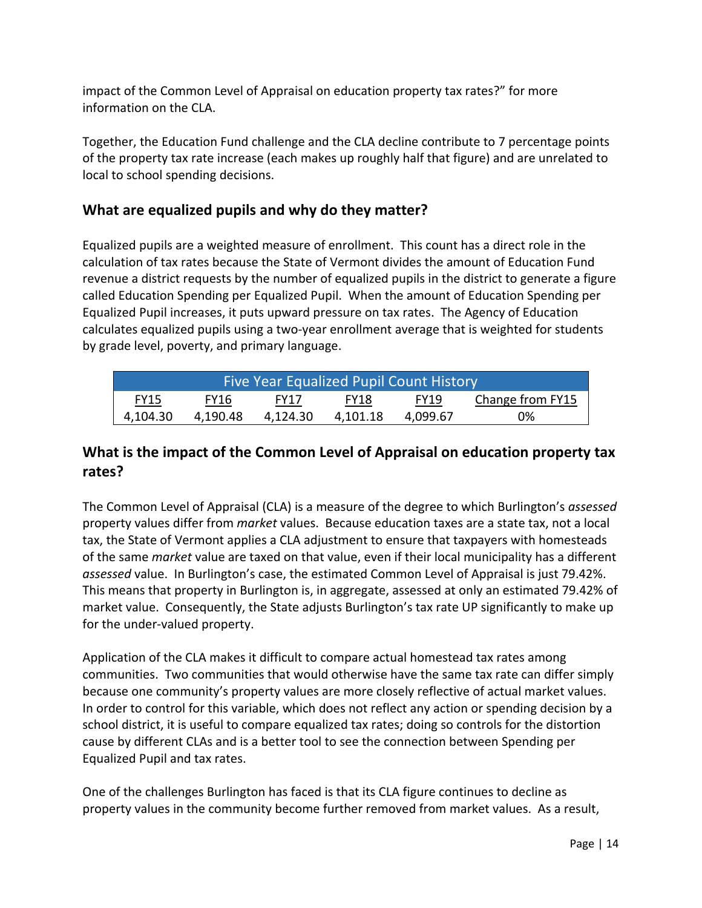impact of the Common Level of Appraisal on education property tax rates?" for more information on the CLA.

Together, the Education Fund challenge and the CLA decline contribute to 7 percentage points of the property tax rate increase (each makes up roughly half that figure) and are unrelated to local to school spending decisions.

## What are equalized pupils and why do they matter?

Equalized pupils are a weighted measure of enrollment. This count has a direct role in the calculation of tax rates because the State of Vermont divides the amount of Education Fund revenue a district requests by the number of equalized pupils in the district to generate a figure called Education Spending per Equalized Pupil. When the amount of Education Spending per Equalized Pupil increases, it puts upward pressure on tax rates. The Agency of Education calculates equalized pupils using a two-year enrollment average that is weighted for students by grade level, poverty, and primary language.

| Five Year Equalized Pupil Count History | | | | | |
|---|---|---|---|---|---|
| FY15 | FY16 | FY17 | FY18 | FY19 | Change from FY15 |
| 4,104.30 | 4,190.48 | 4,124.30 | 4,101.18 | 4,099.67 | 0% |

## What is the impact of the Common Level of Appraisal on education property tax rates?

The Common Level of Appraisal (CLA) is a measure of the degree to which Burlington's *assessed* property values differ from *market* values. Because education taxes are a state tax, not a local tax, the State of Vermont applies a CLA adjustment to ensure that taxpayers with homesteads of the same *market* value are taxed on that value, even if their local municipality has a different *assessed* value. In Burlington's case, the estimated Common Level of Appraisal is just 79.42%. This means that property in Burlington is, in aggregate, assessed at only an estimated 79.42% of market value. Consequently, the State adjusts Burlington's tax rate UP significantly to make up for the under-valued property.

Application of the CLA makes it difficult to compare actual homestead tax rates among communities. Two communities that would otherwise have the same tax rate can differ simply because one community's property values are more closely reflective of actual market values. In order to control for this variable, which does not reflect any action or spending decision by a school district, it is useful to compare equalized tax rates; doing so controls for the distortion cause by different CLAs and is a better tool to see the connection between Spending per Equalized Pupil and tax rates.

One of the challenges Burlington has faced is that its CLA figure continues to decline as property values in the community become further removed from market values. As a result,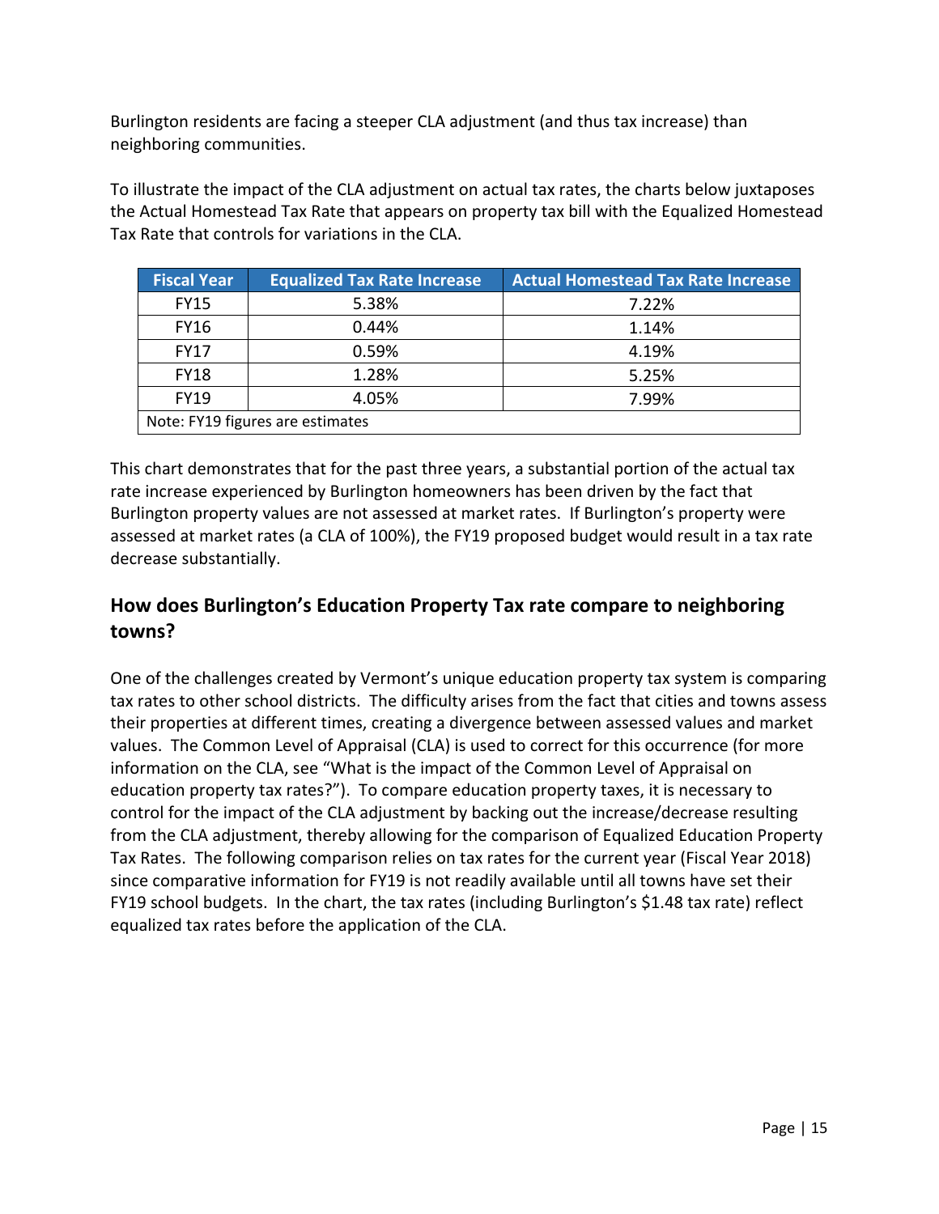Burlington residents are facing a steeper CLA adjustment (and thus tax increase) than neighboring communities.

To illustrate the impact of the CLA adjustment on actual tax rates, the charts below juxtaposes the Actual Homestead Tax Rate that appears on property tax bill with the Equalized Homestead Tax Rate that controls for variations in the CLA.

| Fiscal Year | Equalized Tax Rate Increase | Actual Homestead Tax Rate Increase |
| --- | --- | --- |
| FY15 | 5.38% | 7.22% |
| FY16 | 0.44% | 1.14% |
| FY17 | 0.59% | 4.19% |
| FY18 | 1.28% | 5.25% |
| FY19 | 4.05% | 7.99% |
| Note: FY19 figures are estimates | | |

This chart demonstrates that for the past three years, a substantial portion of the actual tax rate increase experienced by Burlington homeowners has been driven by the fact that Burlington property values are not assessed at market rates. If Burlington's property were assessed at market rates (a CLA of 100%), the FY19 proposed budget would result in a tax rate decrease substantially.

## How does Burlington's Education Property Tax rate compare to neighboring towns?

One of the challenges created by Vermont's unique education property tax system is comparing tax rates to other school districts. The difficulty arises from the fact that cities and towns assess their properties at different times, creating a divergence between assessed values and market values. The Common Level of Appraisal (CLA) is used to correct for this occurrence (for more information on the CLA, see "What is the impact of the Common Level of Appraisal on education property tax rates?"). To compare education property taxes, it is necessary to control for the impact of the CLA adjustment by backing out the increase/decrease resulting from the CLA adjustment, thereby allowing for the comparison of Equalized Education Property Tax Rates. The following comparison relies on tax rates for the current year (Fiscal Year 2018) since comparative information for FY19 is not readily available until all towns have set their FY19 school budgets. In the chart, the tax rates (including Burlington's $1.48 tax rate) reflect equalized tax rates before the application of the CLA.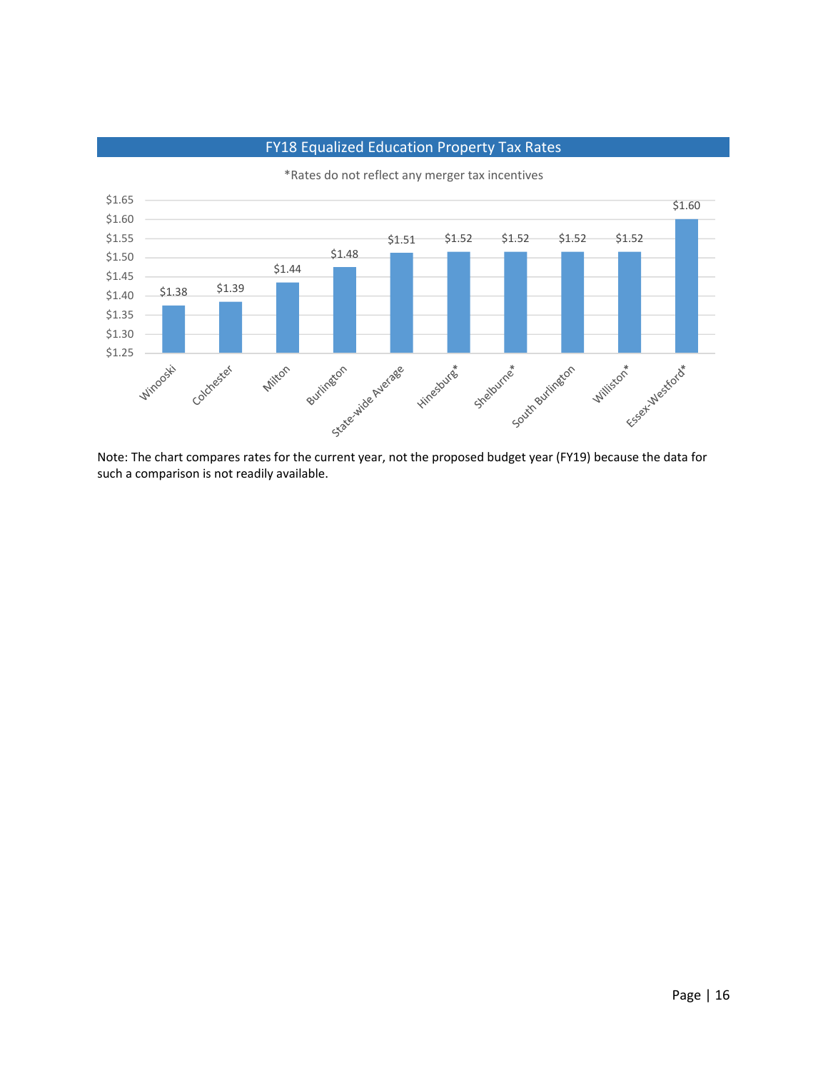## FY18 Equalized Education Property Tax Rates

*Rates do not reflect any merger tax incentives

| District | Rate |
|---|---|
| Winooski | $1.38 |
| Colchester | $1.39 |
| Milton | $1.44 |
| Burlington | $1.48 |
| State-wide Average | $1.51 |
| Hinesburg* | $1.52 |
| Shelburne* | $1.52 |
| South Burlington | $1.52 |
| Williston* | $1.52 |
| Essex-Westford* | $1.60 |

Note: The chart compares rates for the current year, not the proposed budget year (FY19) because the data for such a comparison is not readily available.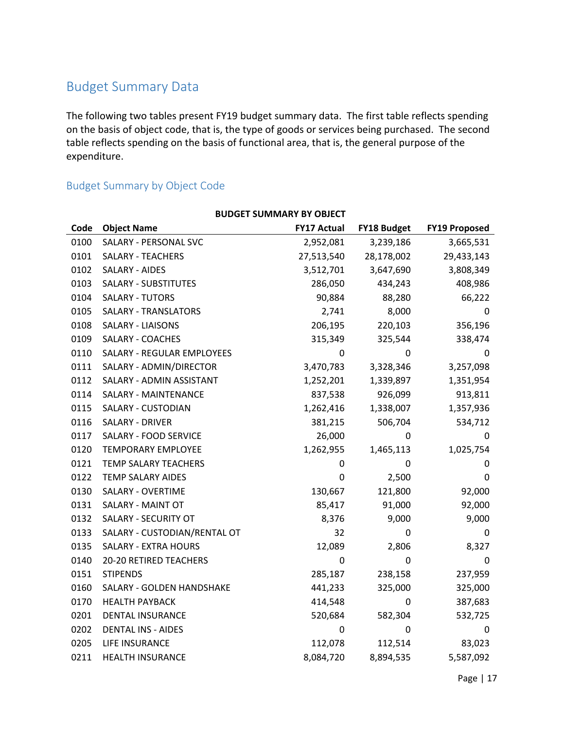## Budget Summary Data

The following two tables present FY19 budget summary data. The first table reflects spending on the basis of object code, that is, the type of goods or services being purchased. The second table reflects spending on the basis of functional area, that is, the general purpose of the expenditure.

### Budget Summary by Object Code

**BUDGET SUMMARY BY OBJECT**

| Code | Object Name | FY17 Actual | FY18 Budget | FY19 Proposed |
|---|---|---|---|---|
| 0100 | SALARY - PERSONAL SVC | 2,952,081 | 3,239,186 | 3,665,531 |
| 0101 | SALARY - TEACHERS | 27,513,540 | 28,178,002 | 29,433,143 |
| 0102 | SALARY - AIDES | 3,512,701 | 3,647,690 | 3,808,349 |
| 0103 | SALARY - SUBSTITUTES | 286,050 | 434,243 | 408,986 |
| 0104 | SALARY - TUTORS | 90,884 | 88,280 | 66,222 |
| 0105 | SALARY - TRANSLATORS | 2,741 | 8,000 | 0 |
| 0108 | SALARY - LIAISONS | 206,195 | 220,103 | 356,196 |
| 0109 | SALARY - COACHES | 315,349 | 325,544 | 338,474 |
| 0110 | SALARY - REGULAR EMPLOYEES | 0 | 0 | 0 |
| 0111 | SALARY - ADMIN/DIRECTOR | 3,470,783 | 3,328,346 | 3,257,098 |
| 0112 | SALARY - ADMIN ASSISTANT | 1,252,201 | 1,339,897 | 1,351,954 |
| 0114 | SALARY - MAINTENANCE | 837,538 | 926,099 | 913,811 |
| 0115 | SALARY - CUSTODIAN | 1,262,416 | 1,338,007 | 1,357,936 |
| 0116 | SALARY - DRIVER | 381,215 | 506,704 | 534,712 |
| 0117 | SALARY - FOOD SERVICE | 26,000 | 0 | 0 |
| 0120 | TEMPORARY EMPLOYEE | 1,262,955 | 1,465,113 | 1,025,754 |
| 0121 | TEMP SALARY TEACHERS | 0 | 0 | 0 |
| 0122 | TEMP SALARY AIDES | 0 | 2,500 | 0 |
| 0130 | SALARY - OVERTIME | 130,667 | 121,800 | 92,000 |
| 0131 | SALARY - MAINT OT | 85,417 | 91,000 | 92,000 |
| 0132 | SALARY - SECURITY OT | 8,376 | 9,000 | 9,000 |
| 0133 | SALARY - CUSTODIAN/RENTAL OT | 32 | 0 | 0 |
| 0135 | SALARY - EXTRA HOURS | 12,089 | 2,806 | 8,327 |
| 0140 | 20-20 RETIRED TEACHERS | 0 | 0 | 0 |
| 0151 | STIPENDS | 285,187 | 238,158 | 237,959 |
| 0160 | SALARY - GOLDEN HANDSHAKE | 441,233 | 325,000 | 325,000 |
| 0170 | HEALTH PAYBACK | 414,548 | 0 | 387,683 |
| 0201 | DENTAL INSURANCE | 520,684 | 582,304 | 532,725 |
| 0202 | DENTAL INS - AIDES | 0 | 0 | 0 |
| 0205 | LIFE INSURANCE | 112,078 | 112,514 | 83,023 |
| 0211 | HEALTH INSURANCE | 8,084,720 | 8,894,535 | 5,587,092 |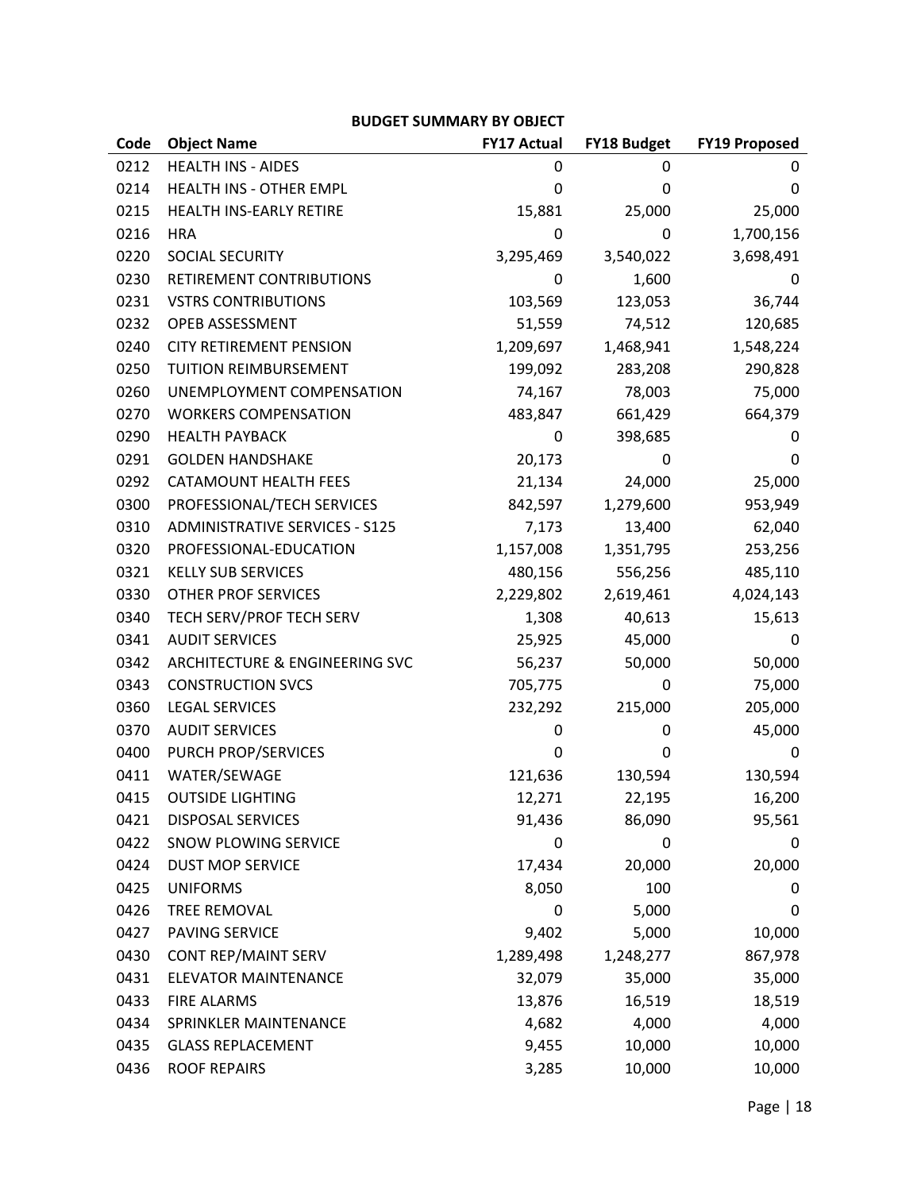## BUDGET SUMMARY BY OBJECT

| Code | Object Name | FY17 Actual | FY18 Budget | FY19 Proposed |
|---|---|---|---|---|
| 0212 | HEALTH INS - AIDES | 0 | 0 | 0 |
| 0214 | HEALTH INS - OTHER EMPL | 0 | 0 | 0 |
| 0215 | HEALTH INS-EARLY RETIRE | 15,881 | 25,000 | 25,000 |
| 0216 | HRA | 0 | 0 | 1,700,156 |
| 0220 | SOCIAL SECURITY | 3,295,469 | 3,540,022 | 3,698,491 |
| 0230 | RETIREMENT CONTRIBUTIONS | 0 | 1,600 | 0 |
| 0231 | VSTRS CONTRIBUTIONS | 103,569 | 123,053 | 36,744 |
| 0232 | OPEB ASSESSMENT | 51,559 | 74,512 | 120,685 |
| 0240 | CITY RETIREMENT PENSION | 1,209,697 | 1,468,941 | 1,548,224 |
| 0250 | TUITION REIMBURSEMENT | 199,092 | 283,208 | 290,828 |
| 0260 | UNEMPLOYMENT COMPENSATION | 74,167 | 78,003 | 75,000 |
| 0270 | WORKERS COMPENSATION | 483,847 | 661,429 | 664,379 |
| 0290 | HEALTH PAYBACK | 0 | 398,685 | 0 |
| 0291 | GOLDEN HANDSHAKE | 20,173 | 0 | 0 |
| 0292 | CATAMOUNT HEALTH FEES | 21,134 | 24,000 | 25,000 |
| 0300 | PROFESSIONAL/TECH SERVICES | 842,597 | 1,279,600 | 953,949 |
| 0310 | ADMINISTRATIVE SERVICES - S125 | 7,173 | 13,400 | 62,040 |
| 0320 | PROFESSIONAL-EDUCATION | 1,157,008 | 1,351,795 | 253,256 |
| 0321 | KELLY SUB SERVICES | 480,156 | 556,256 | 485,110 |
| 0330 | OTHER PROF SERVICES | 2,229,802 | 2,619,461 | 4,024,143 |
| 0340 | TECH SERV/PROF TECH SERV | 1,308 | 40,613 | 15,613 |
| 0341 | AUDIT SERVICES | 25,925 | 45,000 | 0 |
| 0342 | ARCHITECTURE & ENGINEERING SVC | 56,237 | 50,000 | 50,000 |
| 0343 | CONSTRUCTION SVCS | 705,775 | 0 | 75,000 |
| 0360 | LEGAL SERVICES | 232,292 | 215,000 | 205,000 |
| 0370 | AUDIT SERVICES | 0 | 0 | 45,000 |
| 0400 | PURCH PROP/SERVICES | 0 | 0 | 0 |
| 0411 | WATER/SEWAGE | 121,636 | 130,594 | 130,594 |
| 0415 | OUTSIDE LIGHTING | 12,271 | 22,195 | 16,200 |
| 0421 | DISPOSAL SERVICES | 91,436 | 86,090 | 95,561 |
| 0422 | SNOW PLOWING SERVICE | 0 | 0 | 0 |
| 0424 | DUST MOP SERVICE | 17,434 | 20,000 | 20,000 |
| 0425 | UNIFORMS | 8,050 | 100 | 0 |
| 0426 | TREE REMOVAL | 0 | 5,000 | 0 |
| 0427 | PAVING SERVICE | 9,402 | 5,000 | 10,000 |
| 0430 | CONT REP/MAINT SERV | 1,289,498 | 1,248,277 | 867,978 |
| 0431 | ELEVATOR MAINTENANCE | 32,079 | 35,000 | 35,000 |
| 0433 | FIRE ALARMS | 13,876 | 16,519 | 18,519 |
| 0434 | SPRINKLER MAINTENANCE | 4,682 | 4,000 | 4,000 |
| 0435 | GLASS REPLACEMENT | 9,455 | 10,000 | 10,000 |
| 0436 | ROOF REPAIRS | 3,285 | 10,000 | 10,000 |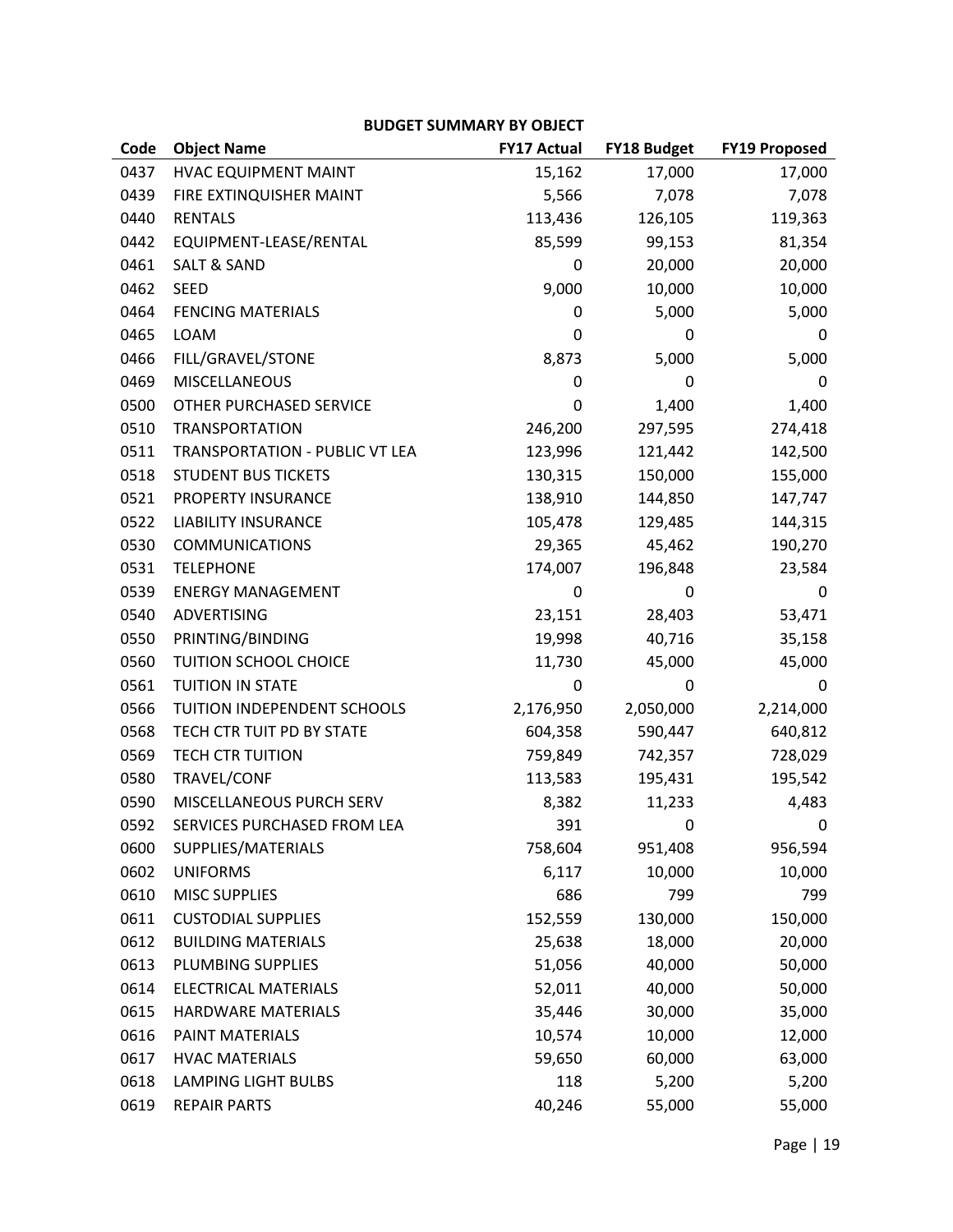## BUDGET SUMMARY BY OBJECT

| Code | Object Name | FY17 Actual | FY18 Budget | FY19 Proposed |
|---|---|---|---|---|
| 0437 | HVAC EQUIPMENT MAINT | 15,162 | 17,000 | 17,000 |
| 0439 | FIRE EXTINQUISHER MAINT | 5,566 | 7,078 | 7,078 |
| 0440 | RENTALS | 113,436 | 126,105 | 119,363 |
| 0442 | EQUIPMENT-LEASE/RENTAL | 85,599 | 99,153 | 81,354 |
| 0461 | SALT & SAND | 0 | 20,000 | 20,000 |
| 0462 | SEED | 9,000 | 10,000 | 10,000 |
| 0464 | FENCING MATERIALS | 0 | 5,000 | 5,000 |
| 0465 | LOAM | 0 | 0 | 0 |
| 0466 | FILL/GRAVEL/STONE | 8,873 | 5,000 | 5,000 |
| 0469 | MISCELLANEOUS | 0 | 0 | 0 |
| 0500 | OTHER PURCHASED SERVICE | 0 | 1,400 | 1,400 |
| 0510 | TRANSPORTATION | 246,200 | 297,595 | 274,418 |
| 0511 | TRANSPORTATION - PUBLIC VT LEA | 123,996 | 121,442 | 142,500 |
| 0518 | STUDENT BUS TICKETS | 130,315 | 150,000 | 155,000 |
| 0521 | PROPERTY INSURANCE | 138,910 | 144,850 | 147,747 |
| 0522 | LIABILITY INSURANCE | 105,478 | 129,485 | 144,315 |
| 0530 | COMMUNICATIONS | 29,365 | 45,462 | 190,270 |
| 0531 | TELEPHONE | 174,007 | 196,848 | 23,584 |
| 0539 | ENERGY MANAGEMENT | 0 | 0 | 0 |
| 0540 | ADVERTISING | 23,151 | 28,403 | 53,471 |
| 0550 | PRINTING/BINDING | 19,998 | 40,716 | 35,158 |
| 0560 | TUITION SCHOOL CHOICE | 11,730 | 45,000 | 45,000 |
| 0561 | TUITION IN STATE | 0 | 0 | 0 |
| 0566 | TUITION INDEPENDENT SCHOOLS | 2,176,950 | 2,050,000 | 2,214,000 |
| 0568 | TECH CTR TUIT PD BY STATE | 604,358 | 590,447 | 640,812 |
| 0569 | TECH CTR TUITION | 759,849 | 742,357 | 728,029 |
| 0580 | TRAVEL/CONF | 113,583 | 195,431 | 195,542 |
| 0590 | MISCELLANEOUS PURCH SERV | 8,382 | 11,233 | 4,483 |
| 0592 | SERVICES PURCHASED FROM LEA | 391 | 0 | 0 |
| 0600 | SUPPLIES/MATERIALS | 758,604 | 951,408 | 956,594 |
| 0602 | UNIFORMS | 6,117 | 10,000 | 10,000 |
| 0610 | MISC SUPPLIES | 686 | 799 | 799 |
| 0611 | CUSTODIAL SUPPLIES | 152,559 | 130,000 | 150,000 |
| 0612 | BUILDING MATERIALS | 25,638 | 18,000 | 20,000 |
| 0613 | PLUMBING SUPPLIES | 51,056 | 40,000 | 50,000 |
| 0614 | ELECTRICAL MATERIALS | 52,011 | 40,000 | 50,000 |
| 0615 | HARDWARE MATERIALS | 35,446 | 30,000 | 35,000 |
| 0616 | PAINT MATERIALS | 10,574 | 10,000 | 12,000 |
| 0617 | HVAC MATERIALS | 59,650 | 60,000 | 63,000 |
| 0618 | LAMPING LIGHT BULBS | 118 | 5,200 | 5,200 |
| 0619 | REPAIR PARTS | 40,246 | 55,000 | 55,000 |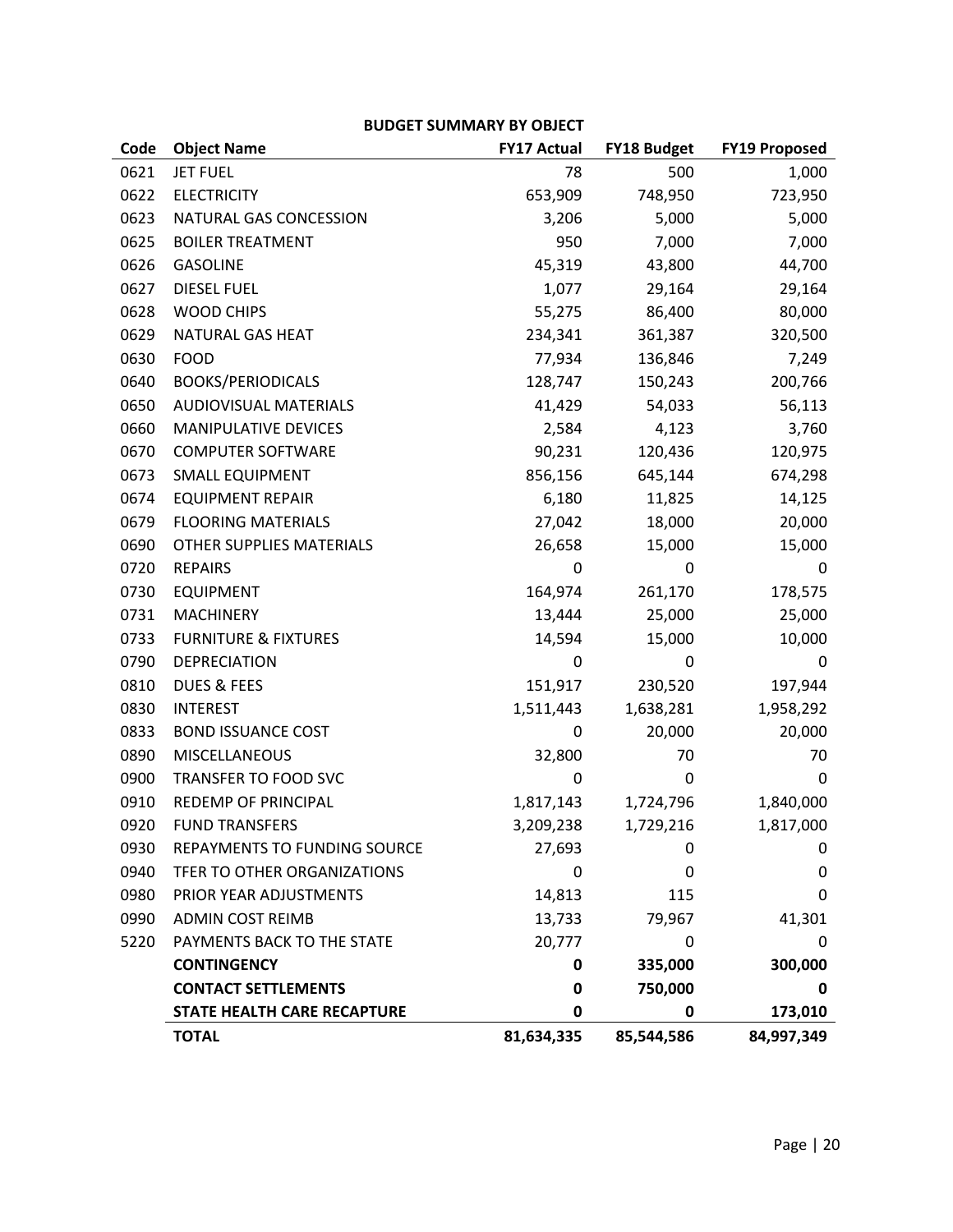**BUDGET SUMMARY BY OBJECT**

| Code | Object Name | FY17 Actual | FY18 Budget | FY19 Proposed |
|---|---|---|---|---|
| 0621 | JET FUEL | 78 | 500 | 1,000 |
| 0622 | ELECTRICITY | 653,909 | 748,950 | 723,950 |
| 0623 | NATURAL GAS CONCESSION | 3,206 | 5,000 | 5,000 |
| 0625 | BOILER TREATMENT | 950 | 7,000 | 7,000 |
| 0626 | GASOLINE | 45,319 | 43,800 | 44,700 |
| 0627 | DIESEL FUEL | 1,077 | 29,164 | 29,164 |
| 0628 | WOOD CHIPS | 55,275 | 86,400 | 80,000 |
| 0629 | NATURAL GAS HEAT | 234,341 | 361,387 | 320,500 |
| 0630 | FOOD | 77,934 | 136,846 | 7,249 |
| 0640 | BOOKS/PERIODICALS | 128,747 | 150,243 | 200,766 |
| 0650 | AUDIOVISUAL MATERIALS | 41,429 | 54,033 | 56,113 |
| 0660 | MANIPULATIVE DEVICES | 2,584 | 4,123 | 3,760 |
| 0670 | COMPUTER SOFTWARE | 90,231 | 120,436 | 120,975 |
| 0673 | SMALL EQUIPMENT | 856,156 | 645,144 | 674,298 |
| 0674 | EQUIPMENT REPAIR | 6,180 | 11,825 | 14,125 |
| 0679 | FLOORING MATERIALS | 27,042 | 18,000 | 20,000 |
| 0690 | OTHER SUPPLIES MATERIALS | 26,658 | 15,000 | 15,000 |
| 0720 | REPAIRS | 0 | 0 | 0 |
| 0730 | EQUIPMENT | 164,974 | 261,170 | 178,575 |
| 0731 | MACHINERY | 13,444 | 25,000 | 25,000 |
| 0733 | FURNITURE & FIXTURES | 14,594 | 15,000 | 10,000 |
| 0790 | DEPRECIATION | 0 | 0 | 0 |
| 0810 | DUES & FEES | 151,917 | 230,520 | 197,944 |
| 0830 | INTEREST | 1,511,443 | 1,638,281 | 1,958,292 |
| 0833 | BOND ISSUANCE COST | 0 | 20,000 | 20,000 |
| 0890 | MISCELLANEOUS | 32,800 | 70 | 70 |
| 0900 | TRANSFER TO FOOD SVC | 0 | 0 | 0 |
| 0910 | REDEMP OF PRINCIPAL | 1,817,143 | 1,724,796 | 1,840,000 |
| 0920 | FUND TRANSFERS | 3,209,238 | 1,729,216 | 1,817,000 |
| 0930 | REPAYMENTS TO FUNDING SOURCE | 27,693 | 0 | 0 |
| 0940 | TFER TO OTHER ORGANIZATIONS | 0 | 0 | 0 |
| 0980 | PRIOR YEAR ADJUSTMENTS | 14,813 | 115 | 0 |
| 0990 | ADMIN COST REIMB | 13,733 | 79,967 | 41,301 |
| 5220 | PAYMENTS BACK TO THE STATE | 20,777 | 0 | 0 |
| | **CONTINGENCY** | **0** | **335,000** | **300,000** |
| | **CONTACT SETTLEMENTS** | **0** | **750,000** | **0** |
| | **STATE HEALTH CARE RECAPTURE** | **0** | **0** | **173,010** |
| | **TOTAL** | **81,634,335** | **85,544,586** | **84,997,349** |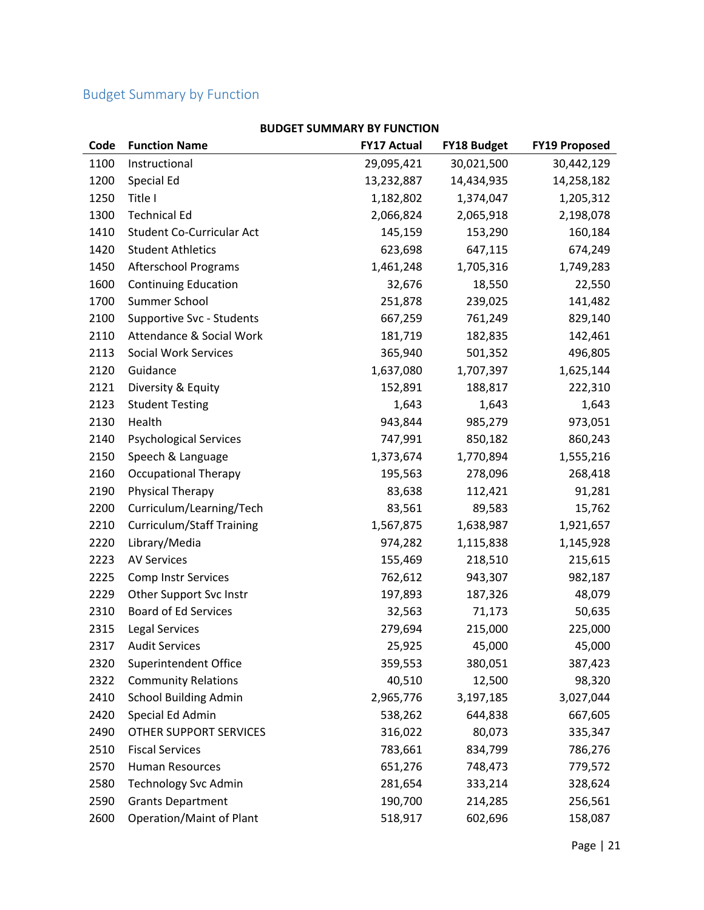## Budget Summary by Function

**BUDGET SUMMARY BY FUNCTION**

| Code | Function Name | FY17 Actual | FY18 Budget | FY19 Proposed |
|---|---|---|---|---|
| 1100 | Instructional | 29,095,421 | 30,021,500 | 30,442,129 |
| 1200 | Special Ed | 13,232,887 | 14,434,935 | 14,258,182 |
| 1250 | Title I | 1,182,802 | 1,374,047 | 1,205,312 |
| 1300 | Technical Ed | 2,066,824 | 2,065,918 | 2,198,078 |
| 1410 | Student Co-Curricular Act | 145,159 | 153,290 | 160,184 |
| 1420 | Student Athletics | 623,698 | 647,115 | 674,249 |
| 1450 | Afterschool Programs | 1,461,248 | 1,705,316 | 1,749,283 |
| 1600 | Continuing Education | 32,676 | 18,550 | 22,550 |
| 1700 | Summer School | 251,878 | 239,025 | 141,482 |
| 2100 | Supportive Svc - Students | 667,259 | 761,249 | 829,140 |
| 2110 | Attendance & Social Work | 181,719 | 182,835 | 142,461 |
| 2113 | Social Work Services | 365,940 | 501,352 | 496,805 |
| 2120 | Guidance | 1,637,080 | 1,707,397 | 1,625,144 |
| 2121 | Diversity & Equity | 152,891 | 188,817 | 222,310 |
| 2123 | Student Testing | 1,643 | 1,643 | 1,643 |
| 2130 | Health | 943,844 | 985,279 | 973,051 |
| 2140 | Psychological Services | 747,991 | 850,182 | 860,243 |
| 2150 | Speech & Language | 1,373,674 | 1,770,894 | 1,555,216 |
| 2160 | Occupational Therapy | 195,563 | 278,096 | 268,418 |
| 2190 | Physical Therapy | 83,638 | 112,421 | 91,281 |
| 2200 | Curriculum/Learning/Tech | 83,561 | 89,583 | 15,762 |
| 2210 | Curriculum/Staff Training | 1,567,875 | 1,638,987 | 1,921,657 |
| 2220 | Library/Media | 974,282 | 1,115,838 | 1,145,928 |
| 2223 | AV Services | 155,469 | 218,510 | 215,615 |
| 2225 | Comp Instr Services | 762,612 | 943,307 | 982,187 |
| 2229 | Other Support Svc Instr | 197,893 | 187,326 | 48,079 |
| 2310 | Board of Ed Services | 32,563 | 71,173 | 50,635 |
| 2315 | Legal Services | 279,694 | 215,000 | 225,000 |
| 2317 | Audit Services | 25,925 | 45,000 | 45,000 |
| 2320 | Superintendent Office | 359,553 | 380,051 | 387,423 |
| 2322 | Community Relations | 40,510 | 12,500 | 98,320 |
| 2410 | School Building Admin | 2,965,776 | 3,197,185 | 3,027,044 |
| 2420 | Special Ed Admin | 538,262 | 644,838 | 667,605 |
| 2490 | OTHER SUPPORT SERVICES | 316,022 | 80,073 | 335,347 |
| 2510 | Fiscal Services | 783,661 | 834,799 | 786,276 |
| 2570 | Human Resources | 651,276 | 748,473 | 779,572 |
| 2580 | Technology Svc Admin | 281,654 | 333,214 | 328,624 |
| 2590 | Grants Department | 190,700 | 214,285 | 256,561 |
| 2600 | Operation/Maint of Plant | 518,917 | 602,696 | 158,087 |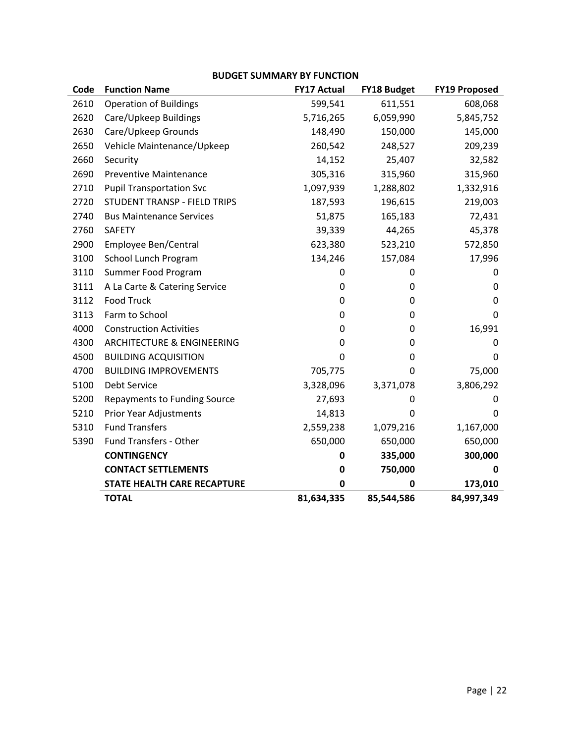**BUDGET SUMMARY BY FUNCTION**

| Code | Function Name | FY17 Actual | FY18 Budget | FY19 Proposed |
|---|---|---|---|---|
| 2610 | Operation of Buildings | 599,541 | 611,551 | 608,068 |
| 2620 | Care/Upkeep Buildings | 5,716,265 | 6,059,990 | 5,845,752 |
| 2630 | Care/Upkeep Grounds | 148,490 | 150,000 | 145,000 |
| 2650 | Vehicle Maintenance/Upkeep | 260,542 | 248,527 | 209,239 |
| 2660 | Security | 14,152 | 25,407 | 32,582 |
| 2690 | Preventive Maintenance | 305,316 | 315,960 | 315,960 |
| 2710 | Pupil Transportation Svc | 1,097,939 | 1,288,802 | 1,332,916 |
| 2720 | STUDENT TRANSP - FIELD TRIPS | 187,593 | 196,615 | 219,003 |
| 2740 | Bus Maintenance Services | 51,875 | 165,183 | 72,431 |
| 2760 | SAFETY | 39,339 | 44,265 | 45,378 |
| 2900 | Employee Ben/Central | 623,380 | 523,210 | 572,850 |
| 3100 | School Lunch Program | 134,246 | 157,084 | 17,996 |
| 3110 | Summer Food Program | 0 | 0 | 0 |
| 3111 | A La Carte & Catering Service | 0 | 0 | 0 |
| 3112 | Food Truck | 0 | 0 | 0 |
| 3113 | Farm to School | 0 | 0 | 0 |
| 4000 | Construction Activities | 0 | 0 | 16,991 |
| 4300 | ARCHITECTURE & ENGINEERING | 0 | 0 | 0 |
| 4500 | BUILDING ACQUISITION | 0 | 0 | 0 |
| 4700 | BUILDING IMPROVEMENTS | 705,775 | 0 | 75,000 |
| 5100 | Debt Service | 3,328,096 | 3,371,078 | 3,806,292 |
| 5200 | Repayments to Funding Source | 27,693 | 0 | 0 |
| 5210 | Prior Year Adjustments | 14,813 | 0 | 0 |
| 5310 | Fund Transfers | 2,559,238 | 1,079,216 | 1,167,000 |
| 5390 | Fund Transfers - Other | 650,000 | 650,000 | 650,000 |
| | **CONTINGENCY** | **0** | **335,000** | **300,000** |
| | **CONTACT SETTLEMENTS** | **0** | **750,000** | **0** |
| | **STATE HEALTH CARE RECAPTURE** | **0** | **0** | **173,010** |
| | **TOTAL** | **81,634,335** | **85,544,586** | **84,997,349** |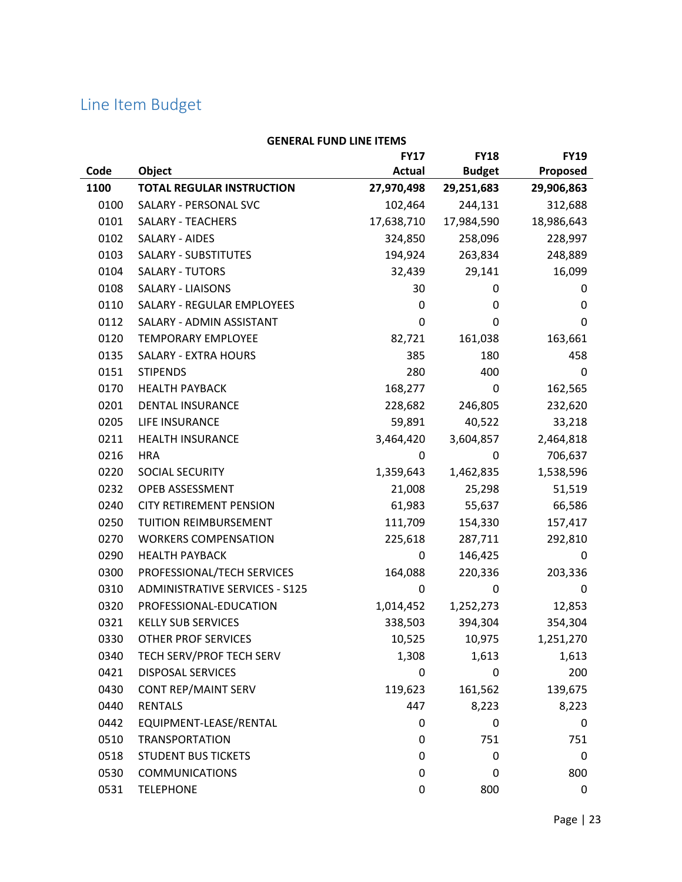## Line Item Budget

**GENERAL FUND LINE ITEMS**

| Code | Object | FY17 Actual | FY18 Budget | FY19 Proposed |
|---|---|---|---|---|
| **1100** | **TOTAL REGULAR INSTRUCTION** | **27,970,498** | **29,251,683** | **29,906,863** |
| 0100 | SALARY - PERSONAL SVC | 102,464 | 244,131 | 312,688 |
| 0101 | SALARY - TEACHERS | 17,638,710 | 17,984,590 | 18,986,643 |
| 0102 | SALARY - AIDES | 324,850 | 258,096 | 228,997 |
| 0103 | SALARY - SUBSTITUTES | 194,924 | 263,834 | 248,889 |
| 0104 | SALARY - TUTORS | 32,439 | 29,141 | 16,099 |
| 0108 | SALARY - LIAISONS | 30 | 0 | 0 |
| 0110 | SALARY - REGULAR EMPLOYEES | 0 | 0 | 0 |
| 0112 | SALARY - ADMIN ASSISTANT | 0 | 0 | 0 |
| 0120 | TEMPORARY EMPLOYEE | 82,721 | 161,038 | 163,661 |
| 0135 | SALARY - EXTRA HOURS | 385 | 180 | 458 |
| 0151 | STIPENDS | 280 | 400 | 0 |
| 0170 | HEALTH PAYBACK | 168,277 | 0 | 162,565 |
| 0201 | DENTAL INSURANCE | 228,682 | 246,805 | 232,620 |
| 0205 | LIFE INSURANCE | 59,891 | 40,522 | 33,218 |
| 0211 | HEALTH INSURANCE | 3,464,420 | 3,604,857 | 2,464,818 |
| 0216 | HRA | 0 | 0 | 706,637 |
| 0220 | SOCIAL SECURITY | 1,359,643 | 1,462,835 | 1,538,596 |
| 0232 | OPEB ASSESSMENT | 21,008 | 25,298 | 51,519 |
| 0240 | CITY RETIREMENT PENSION | 61,983 | 55,637 | 66,586 |
| 0250 | TUITION REIMBURSEMENT | 111,709 | 154,330 | 157,417 |
| 0270 | WORKERS COMPENSATION | 225,618 | 287,711 | 292,810 |
| 0290 | HEALTH PAYBACK | 0 | 146,425 | 0 |
| 0300 | PROFESSIONAL/TECH SERVICES | 164,088 | 220,336 | 203,336 |
| 0310 | ADMINISTRATIVE SERVICES - S125 | 0 | 0 | 0 |
| 0320 | PROFESSIONAL-EDUCATION | 1,014,452 | 1,252,273 | 12,853 |
| 0321 | KELLY SUB SERVICES | 338,503 | 394,304 | 354,304 |
| 0330 | OTHER PROF SERVICES | 10,525 | 10,975 | 1,251,270 |
| 0340 | TECH SERV/PROF TECH SERV | 1,308 | 1,613 | 1,613 |
| 0421 | DISPOSAL SERVICES | 0 | 0 | 200 |
| 0430 | CONT REP/MAINT SERV | 119,623 | 161,562 | 139,675 |
| 0440 | RENTALS | 447 | 8,223 | 8,223 |
| 0442 | EQUIPMENT-LEASE/RENTAL | 0 | 0 | 0 |
| 0510 | TRANSPORTATION | 0 | 751 | 751 |
| 0518 | STUDENT BUS TICKETS | 0 | 0 | 0 |
| 0530 | COMMUNICATIONS | 0 | 0 | 800 |
| 0531 | TELEPHONE | 0 | 800 | 0 |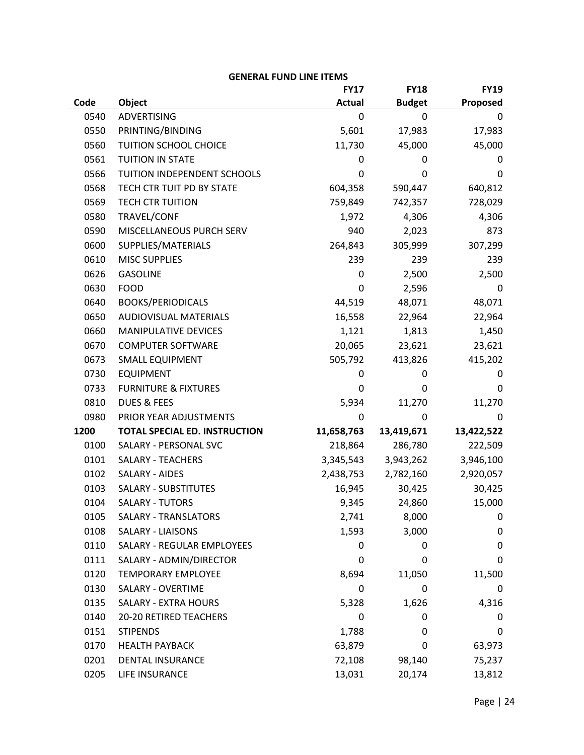**GENERAL FUND LINE ITEMS**

| Code | Object | FY17 Actual | FY18 Budget | FY19 Proposed |
|---|---|---|---|---|
| 0540 | ADVERTISING | 0 | 0 | 0 |
| 0550 | PRINTING/BINDING | 5,601 | 17,983 | 17,983 |
| 0560 | TUITION SCHOOL CHOICE | 11,730 | 45,000 | 45,000 |
| 0561 | TUITION IN STATE | 0 | 0 | 0 |
| 0566 | TUITION INDEPENDENT SCHOOLS | 0 | 0 | 0 |
| 0568 | TECH CTR TUIT PD BY STATE | 604,358 | 590,447 | 640,812 |
| 0569 | TECH CTR TUITION | 759,849 | 742,357 | 728,029 |
| 0580 | TRAVEL/CONF | 1,972 | 4,306 | 4,306 |
| 0590 | MISCELLANEOUS PURCH SERV | 940 | 2,023 | 873 |
| 0600 | SUPPLIES/MATERIALS | 264,843 | 305,999 | 307,299 |
| 0610 | MISC SUPPLIES | 239 | 239 | 239 |
| 0626 | GASOLINE | 0 | 2,500 | 2,500 |
| 0630 | FOOD | 0 | 2,596 | 0 |
| 0640 | BOOKS/PERIODICALS | 44,519 | 48,071 | 48,071 |
| 0650 | AUDIOVISUAL MATERIALS | 16,558 | 22,964 | 22,964 |
| 0660 | MANIPULATIVE DEVICES | 1,121 | 1,813 | 1,450 |
| 0670 | COMPUTER SOFTWARE | 20,065 | 23,621 | 23,621 |
| 0673 | SMALL EQUIPMENT | 505,792 | 413,826 | 415,202 |
| 0730 | EQUIPMENT | 0 | 0 | 0 |
| 0733 | FURNITURE & FIXTURES | 0 | 0 | 0 |
| 0810 | DUES & FEES | 5,934 | 11,270 | 11,270 |
| 0980 | PRIOR YEAR ADJUSTMENTS | 0 | 0 | 0 |
| **1200** | **TOTAL SPECIAL ED. INSTRUCTION** | **11,658,763** | **13,419,671** | **13,422,522** |
| 0100 | SALARY - PERSONAL SVC | 218,864 | 286,780 | 222,509 |
| 0101 | SALARY - TEACHERS | 3,345,543 | 3,943,262 | 3,946,100 |
| 0102 | SALARY - AIDES | 2,438,753 | 2,782,160 | 2,920,057 |
| 0103 | SALARY - SUBSTITUTES | 16,945 | 30,425 | 30,425 |
| 0104 | SALARY - TUTORS | 9,345 | 24,860 | 15,000 |
| 0105 | SALARY - TRANSLATORS | 2,741 | 8,000 | 0 |
| 0108 | SALARY - LIAISONS | 1,593 | 3,000 | 0 |
| 0110 | SALARY - REGULAR EMPLOYEES | 0 | 0 | 0 |
| 0111 | SALARY - ADMIN/DIRECTOR | 0 | 0 | 0 |
| 0120 | TEMPORARY EMPLOYEE | 8,694 | 11,050 | 11,500 |
| 0130 | SALARY - OVERTIME | 0 | 0 | 0 |
| 0135 | SALARY - EXTRA HOURS | 5,328 | 1,626 | 4,316 |
| 0140 | 20-20 RETIRED TEACHERS | 0 | 0 | 0 |
| 0151 | STIPENDS | 1,788 | 0 | 0 |
| 0170 | HEALTH PAYBACK | 63,879 | 0 | 63,973 |
| 0201 | DENTAL INSURANCE | 72,108 | 98,140 | 75,237 |
| 0205 | LIFE INSURANCE | 13,031 | 20,174 | 13,812 |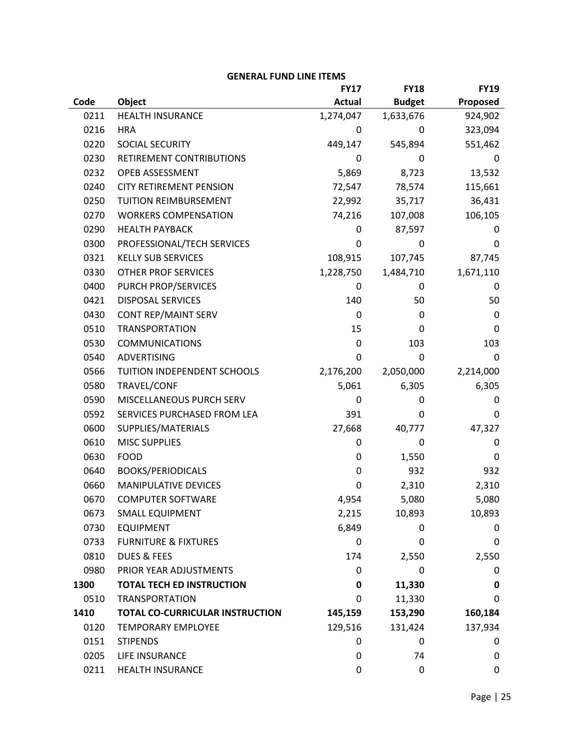**GENERAL FUND LINE ITEMS**

| Code | Object | FY17 Actual | FY18 Budget | FY19 Proposed |
|---|---|---|---|---|
| 0211 | HEALTH INSURANCE | 1,274,047 | 1,633,676 | 924,902 |
| 0216 | HRA | 0 | 0 | 323,094 |
| 0220 | SOCIAL SECURITY | 449,147 | 545,894 | 551,462 |
| 0230 | RETIREMENT CONTRIBUTIONS | 0 | 0 | 0 |
| 0232 | OPEB ASSESSMENT | 5,869 | 8,723 | 13,532 |
| 0240 | CITY RETIREMENT PENSION | 72,547 | 78,574 | 115,661 |
| 0250 | TUITION REIMBURSEMENT | 22,992 | 35,717 | 36,431 |
| 0270 | WORKERS COMPENSATION | 74,216 | 107,008 | 106,105 |
| 0290 | HEALTH PAYBACK | 0 | 87,597 | 0 |
| 0300 | PROFESSIONAL/TECH SERVICES | 0 | 0 | 0 |
| 0321 | KELLY SUB SERVICES | 108,915 | 107,745 | 87,745 |
| 0330 | OTHER PROF SERVICES | 1,228,750 | 1,484,710 | 1,671,110 |
| 0400 | PURCH PROP/SERVICES | 0 | 0 | 0 |
| 0421 | DISPOSAL SERVICES | 140 | 50 | 50 |
| 0430 | CONT REP/MAINT SERV | 0 | 0 | 0 |
| 0510 | TRANSPORTATION | 15 | 0 | 0 |
| 0530 | COMMUNICATIONS | 0 | 103 | 103 |
| 0540 | ADVERTISING | 0 | 0 | 0 |
| 0566 | TUITION INDEPENDENT SCHOOLS | 2,176,200 | 2,050,000 | 2,214,000 |
| 0580 | TRAVEL/CONF | 5,061 | 6,305 | 6,305 |
| 0590 | MISCELLANEOUS PURCH SERV | 0 | 0 | 0 |
| 0592 | SERVICES PURCHASED FROM LEA | 391 | 0 | 0 |
| 0600 | SUPPLIES/MATERIALS | 27,668 | 40,777 | 47,327 |
| 0610 | MISC SUPPLIES | 0 | 0 | 0 |
| 0630 | FOOD | 0 | 1,550 | 0 |
| 0640 | BOOKS/PERIODICALS | 0 | 932 | 932 |
| 0660 | MANIPULATIVE DEVICES | 0 | 2,310 | 2,310 |
| 0670 | COMPUTER SOFTWARE | 4,954 | 5,080 | 5,080 |
| 0673 | SMALL EQUIPMENT | 2,215 | 10,893 | 10,893 |
| 0730 | EQUIPMENT | 6,849 | 0 | 0 |
| 0733 | FURNITURE & FIXTURES | 0 | 0 | 0 |
| 0810 | DUES & FEES | 174 | 2,550 | 2,550 |
| 0980 | PRIOR YEAR ADJUSTMENTS | 0 | 0 | 0 |
| **1300** | **TOTAL TECH ED INSTRUCTION** | **0** | **11,330** | **0** |
| 0510 | TRANSPORTATION | 0 | 11,330 | 0 |
| **1410** | **TOTAL CO-CURRICULAR INSTRUCTION** | **145,159** | **153,290** | **160,184** |
| 0120 | TEMPORARY EMPLOYEE | 129,516 | 131,424 | 137,934 |
| 0151 | STIPENDS | 0 | 0 | 0 |
| 0205 | LIFE INSURANCE | 0 | 74 | 0 |
| 0211 | HEALTH INSURANCE | 0 | 0 | 0 |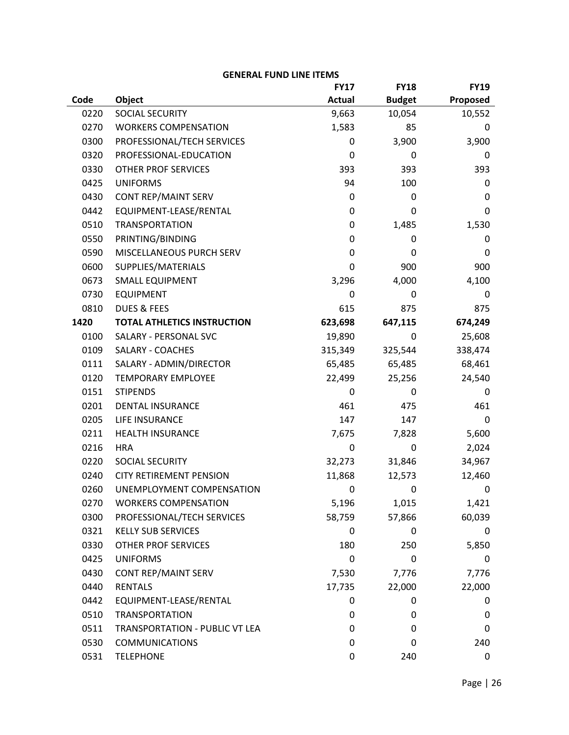**GENERAL FUND LINE ITEMS**

| Code | Object | FY17 Actual | FY18 Budget | FY19 Proposed |
|---|---|---|---|---|
| 0220 | SOCIAL SECURITY | 9,663 | 10,054 | 10,552 |
| 0270 | WORKERS COMPENSATION | 1,583 | 85 | 0 |
| 0300 | PROFESSIONAL/TECH SERVICES | 0 | 3,900 | 3,900 |
| 0320 | PROFESSIONAL-EDUCATION | 0 | 0 | 0 |
| 0330 | OTHER PROF SERVICES | 393 | 393 | 393 |
| 0425 | UNIFORMS | 94 | 100 | 0 |
| 0430 | CONT REP/MAINT SERV | 0 | 0 | 0 |
| 0442 | EQUIPMENT-LEASE/RENTAL | 0 | 0 | 0 |
| 0510 | TRANSPORTATION | 0 | 1,485 | 1,530 |
| 0550 | PRINTING/BINDING | 0 | 0 | 0 |
| 0590 | MISCELLANEOUS PURCH SERV | 0 | 0 | 0 |
| 0600 | SUPPLIES/MATERIALS | 0 | 900 | 900 |
| 0673 | SMALL EQUIPMENT | 3,296 | 4,000 | 4,100 |
| 0730 | EQUIPMENT | 0 | 0 | 0 |
| 0810 | DUES & FEES | 615 | 875 | 875 |
| **1420** | **TOTAL ATHLETICS INSTRUCTION** | **623,698** | **647,115** | **674,249** |
| 0100 | SALARY - PERSONAL SVC | 19,890 | 0 | 25,608 |
| 0109 | SALARY - COACHES | 315,349 | 325,544 | 338,474 |
| 0111 | SALARY - ADMIN/DIRECTOR | 65,485 | 65,485 | 68,461 |
| 0120 | TEMPORARY EMPLOYEE | 22,499 | 25,256 | 24,540 |
| 0151 | STIPENDS | 0 | 0 | 0 |
| 0201 | DENTAL INSURANCE | 461 | 475 | 461 |
| 0205 | LIFE INSURANCE | 147 | 147 | 0 |
| 0211 | HEALTH INSURANCE | 7,675 | 7,828 | 5,600 |
| 0216 | HRA | 0 | 0 | 2,024 |
| 0220 | SOCIAL SECURITY | 32,273 | 31,846 | 34,967 |
| 0240 | CITY RETIREMENT PENSION | 11,868 | 12,573 | 12,460 |
| 0260 | UNEMPLOYMENT COMPENSATION | 0 | 0 | 0 |
| 0270 | WORKERS COMPENSATION | 5,196 | 1,015 | 1,421 |
| 0300 | PROFESSIONAL/TECH SERVICES | 58,759 | 57,866 | 60,039 |
| 0321 | KELLY SUB SERVICES | 0 | 0 | 0 |
| 0330 | OTHER PROF SERVICES | 180 | 250 | 5,850 |
| 0425 | UNIFORMS | 0 | 0 | 0 |
| 0430 | CONT REP/MAINT SERV | 7,530 | 7,776 | 7,776 |
| 0440 | RENTALS | 17,735 | 22,000 | 22,000 |
| 0442 | EQUIPMENT-LEASE/RENTAL | 0 | 0 | 0 |
| 0510 | TRANSPORTATION | 0 | 0 | 0 |
| 0511 | TRANSPORTATION - PUBLIC VT LEA | 0 | 0 | 0 |
| 0530 | COMMUNICATIONS | 0 | 0 | 240 |
| 0531 | TELEPHONE | 0 | 240 | 0 |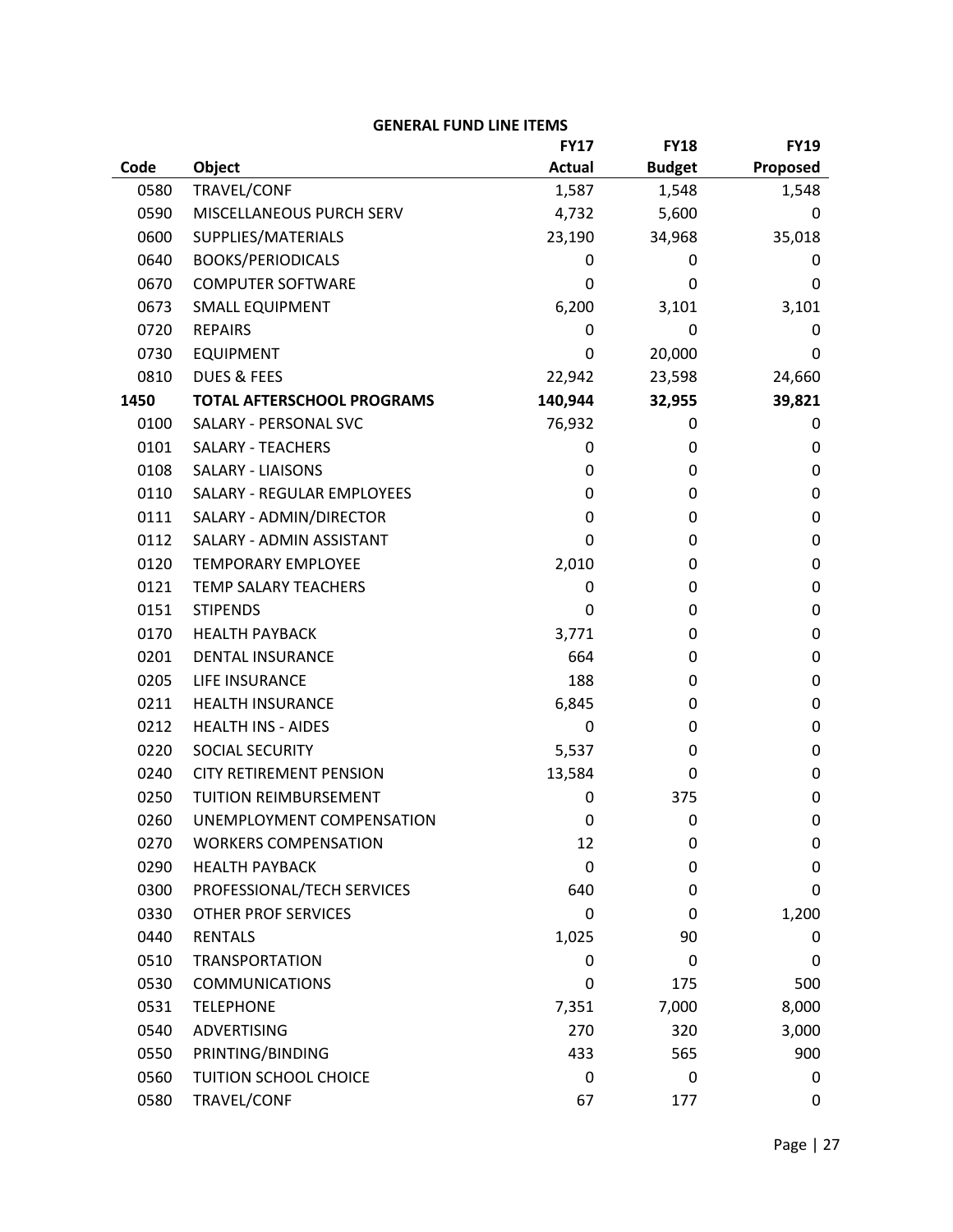**GENERAL FUND LINE ITEMS**

| Code | Object | FY17 Actual | FY18 Budget | FY19 Proposed |
|---|---|---|---|---|
| 0580 | TRAVEL/CONF | 1,587 | 1,548 | 1,548 |
| 0590 | MISCELLANEOUS PURCH SERV | 4,732 | 5,600 | 0 |
| 0600 | SUPPLIES/MATERIALS | 23,190 | 34,968 | 35,018 |
| 0640 | BOOKS/PERIODICALS | 0 | 0 | 0 |
| 0670 | COMPUTER SOFTWARE | 0 | 0 | 0 |
| 0673 | SMALL EQUIPMENT | 6,200 | 3,101 | 3,101 |
| 0720 | REPAIRS | 0 | 0 | 0 |
| 0730 | EQUIPMENT | 0 | 20,000 | 0 |
| 0810 | DUES & FEES | 22,942 | 23,598 | 24,660 |
| **1450** | **TOTAL AFTERSCHOOL PROGRAMS** | **140,944** | **32,955** | **39,821** |
| 0100 | SALARY - PERSONAL SVC | 76,932 | 0 | 0 |
| 0101 | SALARY - TEACHERS | 0 | 0 | 0 |
| 0108 | SALARY - LIAISONS | 0 | 0 | 0 |
| 0110 | SALARY - REGULAR EMPLOYEES | 0 | 0 | 0 |
| 0111 | SALARY - ADMIN/DIRECTOR | 0 | 0 | 0 |
| 0112 | SALARY - ADMIN ASSISTANT | 0 | 0 | 0 |
| 0120 | TEMPORARY EMPLOYEE | 2,010 | 0 | 0 |
| 0121 | TEMP SALARY TEACHERS | 0 | 0 | 0 |
| 0151 | STIPENDS | 0 | 0 | 0 |
| 0170 | HEALTH PAYBACK | 3,771 | 0 | 0 |
| 0201 | DENTAL INSURANCE | 664 | 0 | 0 |
| 0205 | LIFE INSURANCE | 188 | 0 | 0 |
| 0211 | HEALTH INSURANCE | 6,845 | 0 | 0 |
| 0212 | HEALTH INS - AIDES | 0 | 0 | 0 |
| 0220 | SOCIAL SECURITY | 5,537 | 0 | 0 |
| 0240 | CITY RETIREMENT PENSION | 13,584 | 0 | 0 |
| 0250 | TUITION REIMBURSEMENT | 0 | 375 | 0 |
| 0260 | UNEMPLOYMENT COMPENSATION | 0 | 0 | 0 |
| 0270 | WORKERS COMPENSATION | 12 | 0 | 0 |
| 0290 | HEALTH PAYBACK | 0 | 0 | 0 |
| 0300 | PROFESSIONAL/TECH SERVICES | 640 | 0 | 0 |
| 0330 | OTHER PROF SERVICES | 0 | 0 | 1,200 |
| 0440 | RENTALS | 1,025 | 90 | 0 |
| 0510 | TRANSPORTATION | 0 | 0 | 0 |
| 0530 | COMMUNICATIONS | 0 | 175 | 500 |
| 0531 | TELEPHONE | 7,351 | 7,000 | 8,000 |
| 0540 | ADVERTISING | 270 | 320 | 3,000 |
| 0550 | PRINTING/BINDING | 433 | 565 | 900 |
| 0560 | TUITION SCHOOL CHOICE | 0 | 0 | 0 |
| 0580 | TRAVEL/CONF | 67 | 177 | 0 |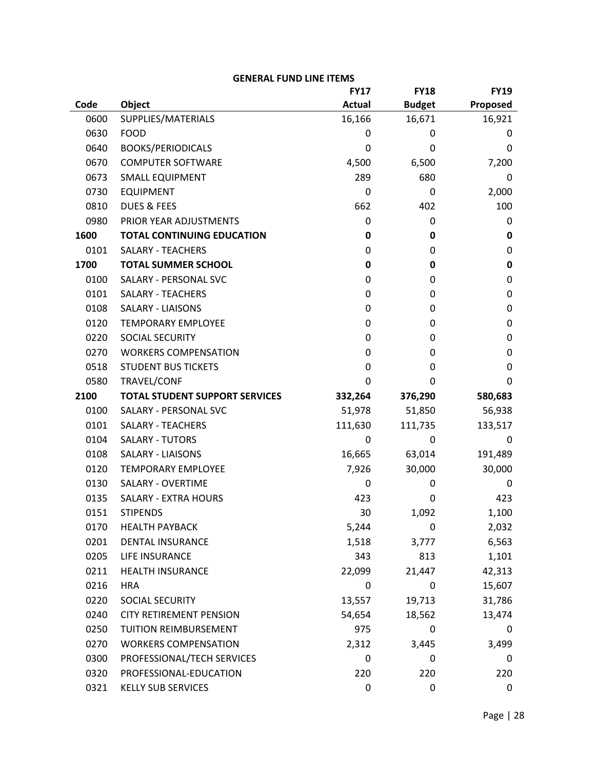## GENERAL FUND LINE ITEMS

| Code | Object | FY17 Actual | FY18 Budget | FY19 Proposed |
|---|---|---|---|---|
| 0600 | SUPPLIES/MATERIALS | 16,166 | 16,671 | 16,921 |
| 0630 | FOOD | 0 | 0 | 0 |
| 0640 | BOOKS/PERIODICALS | 0 | 0 | 0 |
| 0670 | COMPUTER SOFTWARE | 4,500 | 6,500 | 7,200 |
| 0673 | SMALL EQUIPMENT | 289 | 680 | 0 |
| 0730 | EQUIPMENT | 0 | 0 | 2,000 |
| 0810 | DUES & FEES | 662 | 402 | 100 |
| 0980 | PRIOR YEAR ADJUSTMENTS | 0 | 0 | 0 |
| **1600** | **TOTAL CONTINUING EDUCATION** | **0** | **0** | **0** |
| 0101 | SALARY - TEACHERS | 0 | 0 | 0 |
| **1700** | **TOTAL SUMMER SCHOOL** | **0** | **0** | **0** |
| 0100 | SALARY - PERSONAL SVC | 0 | 0 | 0 |
| 0101 | SALARY - TEACHERS | 0 | 0 | 0 |
| 0108 | SALARY - LIAISONS | 0 | 0 | 0 |
| 0120 | TEMPORARY EMPLOYEE | 0 | 0 | 0 |
| 0220 | SOCIAL SECURITY | 0 | 0 | 0 |
| 0270 | WORKERS COMPENSATION | 0 | 0 | 0 |
| 0518 | STUDENT BUS TICKETS | 0 | 0 | 0 |
| 0580 | TRAVEL/CONF | 0 | 0 | 0 |
| **2100** | **TOTAL STUDENT SUPPORT SERVICES** | **332,264** | **376,290** | **580,683** |
| 0100 | SALARY - PERSONAL SVC | 51,978 | 51,850 | 56,938 |
| 0101 | SALARY - TEACHERS | 111,630 | 111,735 | 133,517 |
| 0104 | SALARY - TUTORS | 0 | 0 | 0 |
| 0108 | SALARY - LIAISONS | 16,665 | 63,014 | 191,489 |
| 0120 | TEMPORARY EMPLOYEE | 7,926 | 30,000 | 30,000 |
| 0130 | SALARY - OVERTIME | 0 | 0 | 0 |
| 0135 | SALARY - EXTRA HOURS | 423 | 0 | 423 |
| 0151 | STIPENDS | 30 | 1,092 | 1,100 |
| 0170 | HEALTH PAYBACK | 5,244 | 0 | 2,032 |
| 0201 | DENTAL INSURANCE | 1,518 | 3,777 | 6,563 |
| 0205 | LIFE INSURANCE | 343 | 813 | 1,101 |
| 0211 | HEALTH INSURANCE | 22,099 | 21,447 | 42,313 |
| 0216 | HRA | 0 | 0 | 15,607 |
| 0220 | SOCIAL SECURITY | 13,557 | 19,713 | 31,786 |
| 0240 | CITY RETIREMENT PENSION | 54,654 | 18,562 | 13,474 |
| 0250 | TUITION REIMBURSEMENT | 975 | 0 | 0 |
| 0270 | WORKERS COMPENSATION | 2,312 | 3,445 | 3,499 |
| 0300 | PROFESSIONAL/TECH SERVICES | 0 | 0 | 0 |
| 0320 | PROFESSIONAL-EDUCATION | 220 | 220 | 220 |
| 0321 | KELLY SUB SERVICES | 0 | 0 | 0 |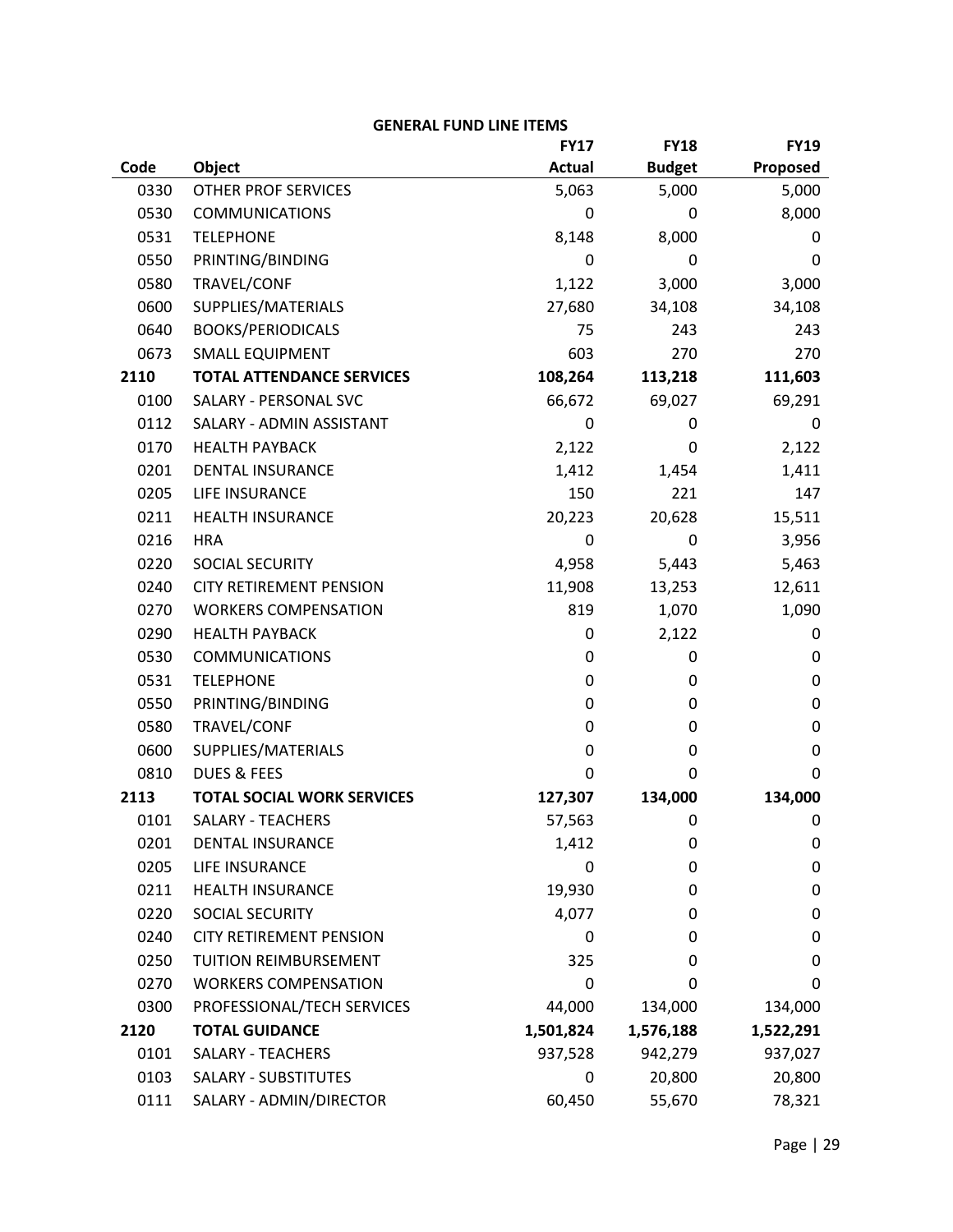**GENERAL FUND LINE ITEMS**

| Code | Object | FY17 Actual | FY18 Budget | FY19 Proposed |
|---|---|---|---|---|
| 0330 | OTHER PROF SERVICES | 5,063 | 5,000 | 5,000 |
| 0530 | COMMUNICATIONS | 0 | 0 | 8,000 |
| 0531 | TELEPHONE | 8,148 | 8,000 | 0 |
| 0550 | PRINTING/BINDING | 0 | 0 | 0 |
| 0580 | TRAVEL/CONF | 1,122 | 3,000 | 3,000 |
| 0600 | SUPPLIES/MATERIALS | 27,680 | 34,108 | 34,108 |
| 0640 | BOOKS/PERIODICALS | 75 | 243 | 243 |
| 0673 | SMALL EQUIPMENT | 603 | 270 | 270 |
| **2110** | **TOTAL ATTENDANCE SERVICES** | **108,264** | **113,218** | **111,603** |
| 0100 | SALARY - PERSONAL SVC | 66,672 | 69,027 | 69,291 |
| 0112 | SALARY - ADMIN ASSISTANT | 0 | 0 | 0 |
| 0170 | HEALTH PAYBACK | 2,122 | 0 | 2,122 |
| 0201 | DENTAL INSURANCE | 1,412 | 1,454 | 1,411 |
| 0205 | LIFE INSURANCE | 150 | 221 | 147 |
| 0211 | HEALTH INSURANCE | 20,223 | 20,628 | 15,511 |
| 0216 | HRA | 0 | 0 | 3,956 |
| 0220 | SOCIAL SECURITY | 4,958 | 5,443 | 5,463 |
| 0240 | CITY RETIREMENT PENSION | 11,908 | 13,253 | 12,611 |
| 0270 | WORKERS COMPENSATION | 819 | 1,070 | 1,090 |
| 0290 | HEALTH PAYBACK | 0 | 2,122 | 0 |
| 0530 | COMMUNICATIONS | 0 | 0 | 0 |
| 0531 | TELEPHONE | 0 | 0 | 0 |
| 0550 | PRINTING/BINDING | 0 | 0 | 0 |
| 0580 | TRAVEL/CONF | 0 | 0 | 0 |
| 0600 | SUPPLIES/MATERIALS | 0 | 0 | 0 |
| 0810 | DUES & FEES | 0 | 0 | 0 |
| **2113** | **TOTAL SOCIAL WORK SERVICES** | **127,307** | **134,000** | **134,000** |
| 0101 | SALARY - TEACHERS | 57,563 | 0 | 0 |
| 0201 | DENTAL INSURANCE | 1,412 | 0 | 0 |
| 0205 | LIFE INSURANCE | 0 | 0 | 0 |
| 0211 | HEALTH INSURANCE | 19,930 | 0 | 0 |
| 0220 | SOCIAL SECURITY | 4,077 | 0 | 0 |
| 0240 | CITY RETIREMENT PENSION | 0 | 0 | 0 |
| 0250 | TUITION REIMBURSEMENT | 325 | 0 | 0 |
| 0270 | WORKERS COMPENSATION | 0 | 0 | 0 |
| 0300 | PROFESSIONAL/TECH SERVICES | 44,000 | 134,000 | 134,000 |
| **2120** | **TOTAL GUIDANCE** | **1,501,824** | **1,576,188** | **1,522,291** |
| 0101 | SALARY - TEACHERS | 937,528 | 942,279 | 937,027 |
| 0103 | SALARY - SUBSTITUTES | 0 | 20,800 | 20,800 |
| 0111 | SALARY - ADMIN/DIRECTOR | 60,450 | 55,670 | 78,321 |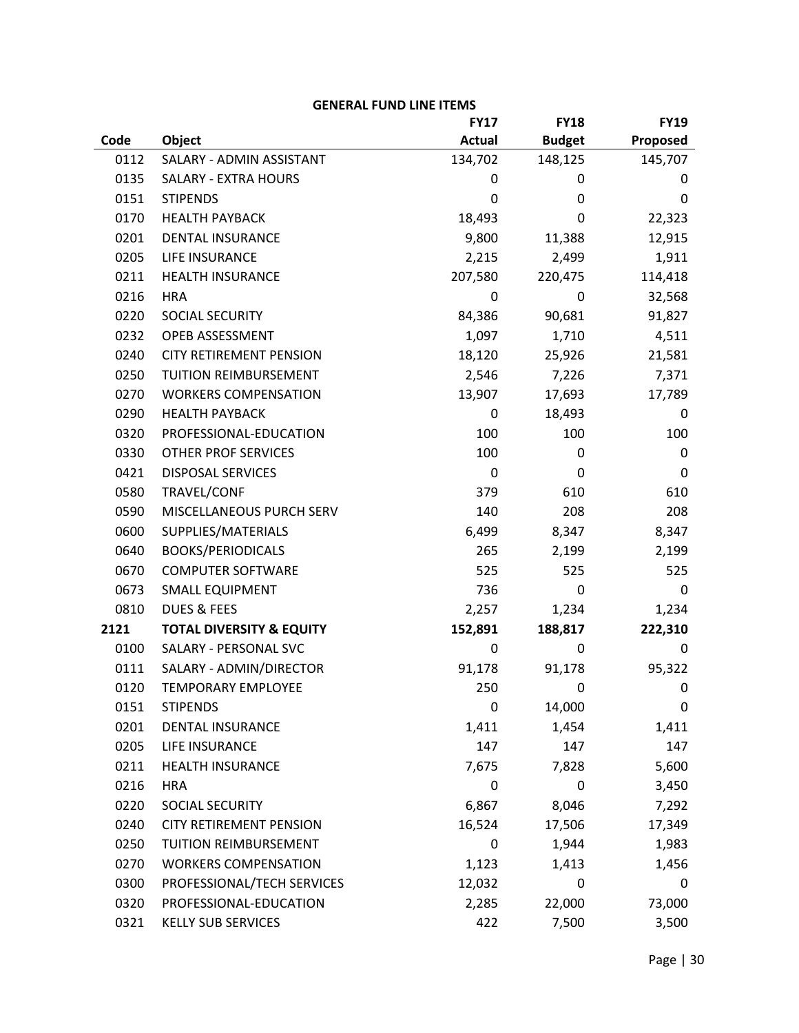**GENERAL FUND LINE ITEMS**

| Code | Object | FY17 Actual | FY18 Budget | FY19 Proposed |
|---|---|---|---|---|
| 0112 | SALARY - ADMIN ASSISTANT | 134,702 | 148,125 | 145,707 |
| 0135 | SALARY - EXTRA HOURS | 0 | 0 | 0 |
| 0151 | STIPENDS | 0 | 0 | 0 |
| 0170 | HEALTH PAYBACK | 18,493 | 0 | 22,323 |
| 0201 | DENTAL INSURANCE | 9,800 | 11,388 | 12,915 |
| 0205 | LIFE INSURANCE | 2,215 | 2,499 | 1,911 |
| 0211 | HEALTH INSURANCE | 207,580 | 220,475 | 114,418 |
| 0216 | HRA | 0 | 0 | 32,568 |
| 0220 | SOCIAL SECURITY | 84,386 | 90,681 | 91,827 |
| 0232 | OPEB ASSESSMENT | 1,097 | 1,710 | 4,511 |
| 0240 | CITY RETIREMENT PENSION | 18,120 | 25,926 | 21,581 |
| 0250 | TUITION REIMBURSEMENT | 2,546 | 7,226 | 7,371 |
| 0270 | WORKERS COMPENSATION | 13,907 | 17,693 | 17,789 |
| 0290 | HEALTH PAYBACK | 0 | 18,493 | 0 |
| 0320 | PROFESSIONAL-EDUCATION | 100 | 100 | 100 |
| 0330 | OTHER PROF SERVICES | 100 | 0 | 0 |
| 0421 | DISPOSAL SERVICES | 0 | 0 | 0 |
| 0580 | TRAVEL/CONF | 379 | 610 | 610 |
| 0590 | MISCELLANEOUS PURCH SERV | 140 | 208 | 208 |
| 0600 | SUPPLIES/MATERIALS | 6,499 | 8,347 | 8,347 |
| 0640 | BOOKS/PERIODICALS | 265 | 2,199 | 2,199 |
| 0670 | COMPUTER SOFTWARE | 525 | 525 | 525 |
| 0673 | SMALL EQUIPMENT | 736 | 0 | 0 |
| 0810 | DUES & FEES | 2,257 | 1,234 | 1,234 |
| **2121** | **TOTAL DIVERSITY & EQUITY** | **152,891** | **188,817** | **222,310** |
| 0100 | SALARY - PERSONAL SVC | 0 | 0 | 0 |
| 0111 | SALARY - ADMIN/DIRECTOR | 91,178 | 91,178 | 95,322 |
| 0120 | TEMPORARY EMPLOYEE | 250 | 0 | 0 |
| 0151 | STIPENDS | 0 | 14,000 | 0 |
| 0201 | DENTAL INSURANCE | 1,411 | 1,454 | 1,411 |
| 0205 | LIFE INSURANCE | 147 | 147 | 147 |
| 0211 | HEALTH INSURANCE | 7,675 | 7,828 | 5,600 |
| 0216 | HRA | 0 | 0 | 3,450 |
| 0220 | SOCIAL SECURITY | 6,867 | 8,046 | 7,292 |
| 0240 | CITY RETIREMENT PENSION | 16,524 | 17,506 | 17,349 |
| 0250 | TUITION REIMBURSEMENT | 0 | 1,944 | 1,983 |
| 0270 | WORKERS COMPENSATION | 1,123 | 1,413 | 1,456 |
| 0300 | PROFESSIONAL/TECH SERVICES | 12,032 | 0 | 0 |
| 0320 | PROFESSIONAL-EDUCATION | 2,285 | 22,000 | 73,000 |
| 0321 | KELLY SUB SERVICES | 422 | 7,500 | 3,500 |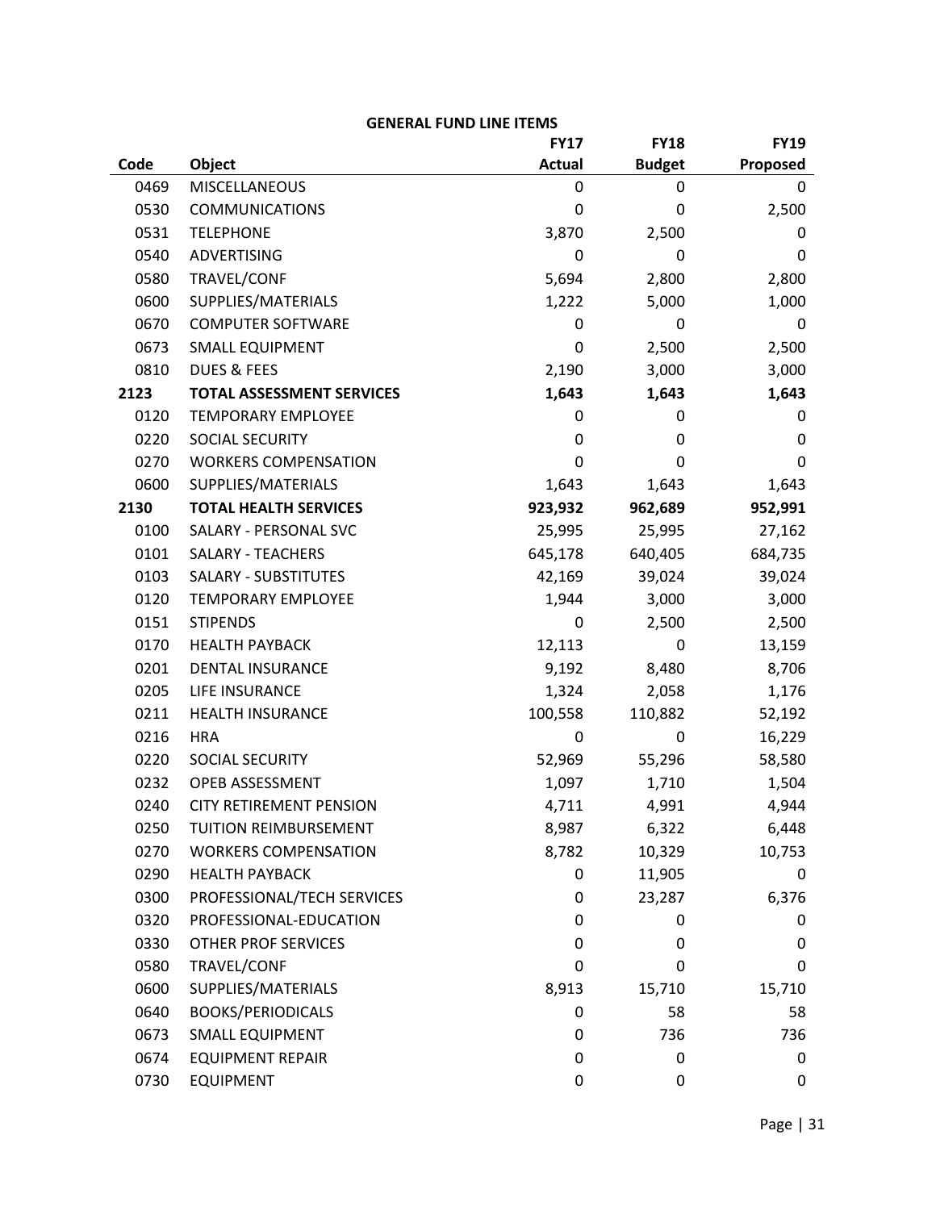**GENERAL FUND LINE ITEMS**

| Code | Object | FY17 Actual | FY18 Budget | FY19 Proposed |
|---|---|---|---|---|
| 0469 | MISCELLANEOUS | 0 | 0 | 0 |
| 0530 | COMMUNICATIONS | 0 | 0 | 2,500 |
| 0531 | TELEPHONE | 3,870 | 2,500 | 0 |
| 0540 | ADVERTISING | 0 | 0 | 0 |
| 0580 | TRAVEL/CONF | 5,694 | 2,800 | 2,800 |
| 0600 | SUPPLIES/MATERIALS | 1,222 | 5,000 | 1,000 |
| 0670 | COMPUTER SOFTWARE | 0 | 0 | 0 |
| 0673 | SMALL EQUIPMENT | 0 | 2,500 | 2,500 |
| 0810 | DUES & FEES | 2,190 | 3,000 | 3,000 |
| **2123** | **TOTAL ASSESSMENT SERVICES** | **1,643** | **1,643** | **1,643** |
| 0120 | TEMPORARY EMPLOYEE | 0 | 0 | 0 |
| 0220 | SOCIAL SECURITY | 0 | 0 | 0 |
| 0270 | WORKERS COMPENSATION | 0 | 0 | 0 |
| 0600 | SUPPLIES/MATERIALS | 1,643 | 1,643 | 1,643 |
| **2130** | **TOTAL HEALTH SERVICES** | **923,932** | **962,689** | **952,991** |
| 0100 | SALARY - PERSONAL SVC | 25,995 | 25,995 | 27,162 |
| 0101 | SALARY - TEACHERS | 645,178 | 640,405 | 684,735 |
| 0103 | SALARY - SUBSTITUTES | 42,169 | 39,024 | 39,024 |
| 0120 | TEMPORARY EMPLOYEE | 1,944 | 3,000 | 3,000 |
| 0151 | STIPENDS | 0 | 2,500 | 2,500 |
| 0170 | HEALTH PAYBACK | 12,113 | 0 | 13,159 |
| 0201 | DENTAL INSURANCE | 9,192 | 8,480 | 8,706 |
| 0205 | LIFE INSURANCE | 1,324 | 2,058 | 1,176 |
| 0211 | HEALTH INSURANCE | 100,558 | 110,882 | 52,192 |
| 0216 | HRA | 0 | 0 | 16,229 |
| 0220 | SOCIAL SECURITY | 52,969 | 55,296 | 58,580 |
| 0232 | OPEB ASSESSMENT | 1,097 | 1,710 | 1,504 |
| 0240 | CITY RETIREMENT PENSION | 4,711 | 4,991 | 4,944 |
| 0250 | TUITION REIMBURSEMENT | 8,987 | 6,322 | 6,448 |
| 0270 | WORKERS COMPENSATION | 8,782 | 10,329 | 10,753 |
| 0290 | HEALTH PAYBACK | 0 | 11,905 | 0 |
| 0300 | PROFESSIONAL/TECH SERVICES | 0 | 23,287 | 6,376 |
| 0320 | PROFESSIONAL-EDUCATION | 0 | 0 | 0 |
| 0330 | OTHER PROF SERVICES | 0 | 0 | 0 |
| 0580 | TRAVEL/CONF | 0 | 0 | 0 |
| 0600 | SUPPLIES/MATERIALS | 8,913 | 15,710 | 15,710 |
| 0640 | BOOKS/PERIODICALS | 0 | 58 | 58 |
| 0673 | SMALL EQUIPMENT | 0 | 736 | 736 |
| 0674 | EQUIPMENT REPAIR | 0 | 0 | 0 |
| 0730 | EQUIPMENT | 0 | 0 | 0 |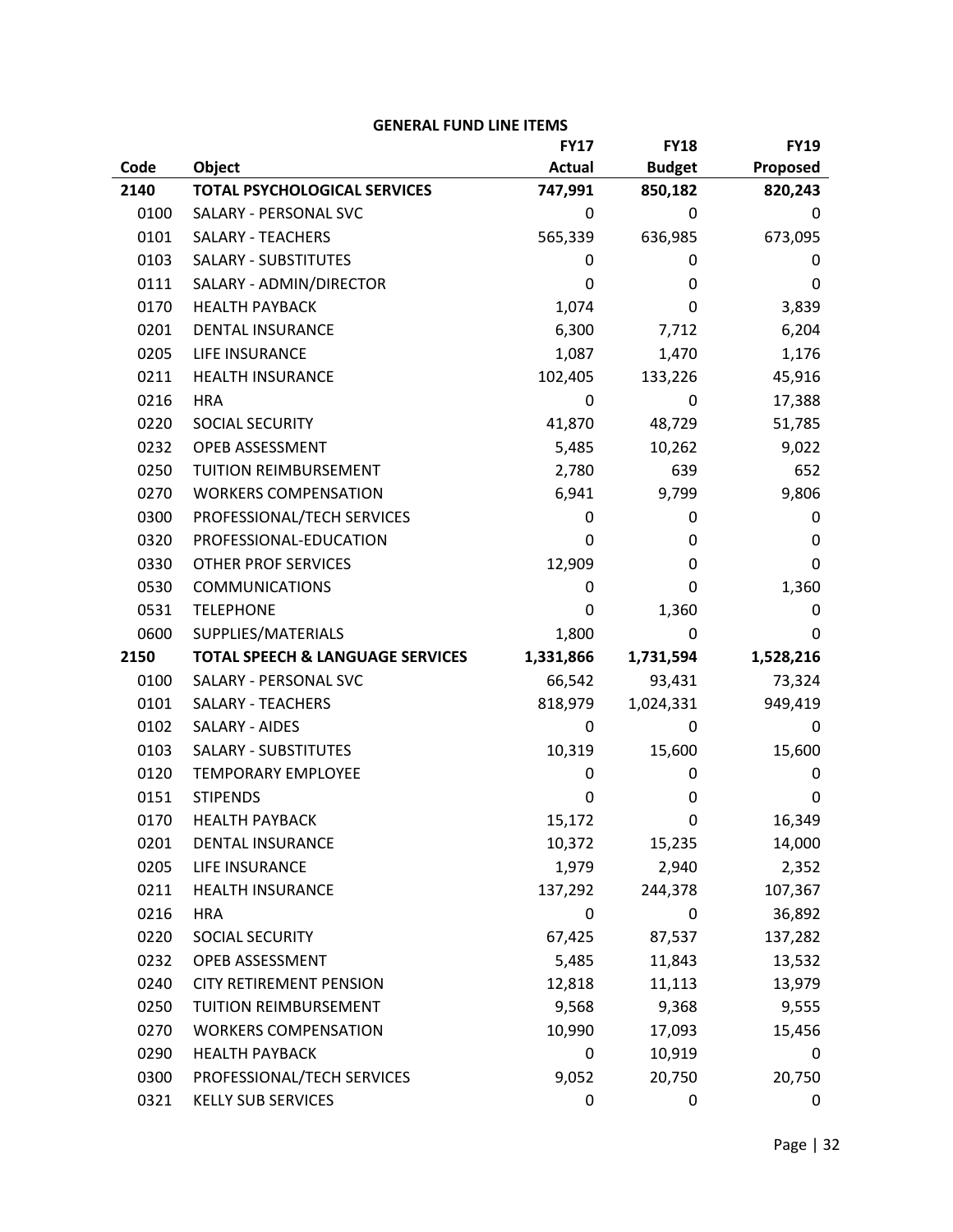**GENERAL FUND LINE ITEMS**

| Code | Object | FY17 Actual | FY18 Budget | FY19 Proposed |
|---|---|---|---|---|
| **2140** | **TOTAL PSYCHOLOGICAL SERVICES** | **747,991** | **850,182** | **820,243** |
| 0100 | SALARY - PERSONAL SVC | 0 | 0 | 0 |
| 0101 | SALARY - TEACHERS | 565,339 | 636,985 | 673,095 |
| 0103 | SALARY - SUBSTITUTES | 0 | 0 | 0 |
| 0111 | SALARY - ADMIN/DIRECTOR | 0 | 0 | 0 |
| 0170 | HEALTH PAYBACK | 1,074 | 0 | 3,839 |
| 0201 | DENTAL INSURANCE | 6,300 | 7,712 | 6,204 |
| 0205 | LIFE INSURANCE | 1,087 | 1,470 | 1,176 |
| 0211 | HEALTH INSURANCE | 102,405 | 133,226 | 45,916 |
| 0216 | HRA | 0 | 0 | 17,388 |
| 0220 | SOCIAL SECURITY | 41,870 | 48,729 | 51,785 |
| 0232 | OPEB ASSESSMENT | 5,485 | 10,262 | 9,022 |
| 0250 | TUITION REIMBURSEMENT | 2,780 | 639 | 652 |
| 0270 | WORKERS COMPENSATION | 6,941 | 9,799 | 9,806 |
| 0300 | PROFESSIONAL/TECH SERVICES | 0 | 0 | 0 |
| 0320 | PROFESSIONAL-EDUCATION | 0 | 0 | 0 |
| 0330 | OTHER PROF SERVICES | 12,909 | 0 | 0 |
| 0530 | COMMUNICATIONS | 0 | 0 | 1,360 |
| 0531 | TELEPHONE | 0 | 1,360 | 0 |
| 0600 | SUPPLIES/MATERIALS | 1,800 | 0 | 0 |
| **2150** | **TOTAL SPEECH & LANGUAGE SERVICES** | **1,331,866** | **1,731,594** | **1,528,216** |
| 0100 | SALARY - PERSONAL SVC | 66,542 | 93,431 | 73,324 |
| 0101 | SALARY - TEACHERS | 818,979 | 1,024,331 | 949,419 |
| 0102 | SALARY - AIDES | 0 | 0 | 0 |
| 0103 | SALARY - SUBSTITUTES | 10,319 | 15,600 | 15,600 |
| 0120 | TEMPORARY EMPLOYEE | 0 | 0 | 0 |
| 0151 | STIPENDS | 0 | 0 | 0 |
| 0170 | HEALTH PAYBACK | 15,172 | 0 | 16,349 |
| 0201 | DENTAL INSURANCE | 10,372 | 15,235 | 14,000 |
| 0205 | LIFE INSURANCE | 1,979 | 2,940 | 2,352 |
| 0211 | HEALTH INSURANCE | 137,292 | 244,378 | 107,367 |
| 0216 | HRA | 0 | 0 | 36,892 |
| 0220 | SOCIAL SECURITY | 67,425 | 87,537 | 137,282 |
| 0232 | OPEB ASSESSMENT | 5,485 | 11,843 | 13,532 |
| 0240 | CITY RETIREMENT PENSION | 12,818 | 11,113 | 13,979 |
| 0250 | TUITION REIMBURSEMENT | 9,568 | 9,368 | 9,555 |
| 0270 | WORKERS COMPENSATION | 10,990 | 17,093 | 15,456 |
| 0290 | HEALTH PAYBACK | 0 | 10,919 | 0 |
| 0300 | PROFESSIONAL/TECH SERVICES | 9,052 | 20,750 | 20,750 |
| 0321 | KELLY SUB SERVICES | 0 | 0 | 0 |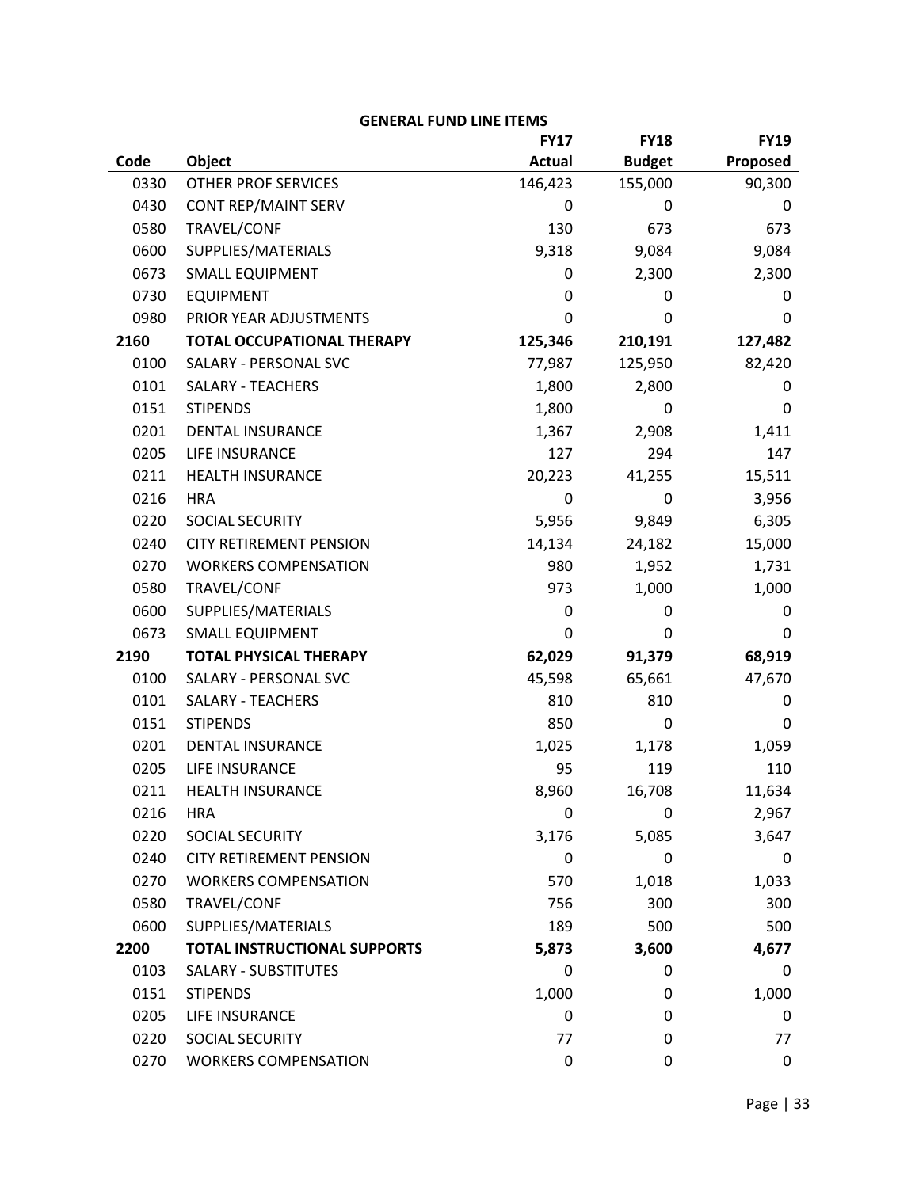**GENERAL FUND LINE ITEMS**

| Code | Object | FY17 Actual | FY18 Budget | FY19 Proposed |
|---|---|---|---|---|
| 0330 | OTHER PROF SERVICES | 146,423 | 155,000 | 90,300 |
| 0430 | CONT REP/MAINT SERV | 0 | 0 | 0 |
| 0580 | TRAVEL/CONF | 130 | 673 | 673 |
| 0600 | SUPPLIES/MATERIALS | 9,318 | 9,084 | 9,084 |
| 0673 | SMALL EQUIPMENT | 0 | 2,300 | 2,300 |
| 0730 | EQUIPMENT | 0 | 0 | 0 |
| 0980 | PRIOR YEAR ADJUSTMENTS | 0 | 0 | 0 |
| **2160** | **TOTAL OCCUPATIONAL THERAPY** | **125,346** | **210,191** | **127,482** |
| 0100 | SALARY - PERSONAL SVC | 77,987 | 125,950 | 82,420 |
| 0101 | SALARY - TEACHERS | 1,800 | 2,800 | 0 |
| 0151 | STIPENDS | 1,800 | 0 | 0 |
| 0201 | DENTAL INSURANCE | 1,367 | 2,908 | 1,411 |
| 0205 | LIFE INSURANCE | 127 | 294 | 147 |
| 0211 | HEALTH INSURANCE | 20,223 | 41,255 | 15,511 |
| 0216 | HRA | 0 | 0 | 3,956 |
| 0220 | SOCIAL SECURITY | 5,956 | 9,849 | 6,305 |
| 0240 | CITY RETIREMENT PENSION | 14,134 | 24,182 | 15,000 |
| 0270 | WORKERS COMPENSATION | 980 | 1,952 | 1,731 |
| 0580 | TRAVEL/CONF | 973 | 1,000 | 1,000 |
| 0600 | SUPPLIES/MATERIALS | 0 | 0 | 0 |
| 0673 | SMALL EQUIPMENT | 0 | 0 | 0 |
| **2190** | **TOTAL PHYSICAL THERAPY** | **62,029** | **91,379** | **68,919** |
| 0100 | SALARY - PERSONAL SVC | 45,598 | 65,661 | 47,670 |
| 0101 | SALARY - TEACHERS | 810 | 810 | 0 |
| 0151 | STIPENDS | 850 | 0 | 0 |
| 0201 | DENTAL INSURANCE | 1,025 | 1,178 | 1,059 |
| 0205 | LIFE INSURANCE | 95 | 119 | 110 |
| 0211 | HEALTH INSURANCE | 8,960 | 16,708 | 11,634 |
| 0216 | HRA | 0 | 0 | 2,967 |
| 0220 | SOCIAL SECURITY | 3,176 | 5,085 | 3,647 |
| 0240 | CITY RETIREMENT PENSION | 0 | 0 | 0 |
| 0270 | WORKERS COMPENSATION | 570 | 1,018 | 1,033 |
| 0580 | TRAVEL/CONF | 756 | 300 | 300 |
| 0600 | SUPPLIES/MATERIALS | 189 | 500 | 500 |
| **2200** | **TOTAL INSTRUCTIONAL SUPPORTS** | **5,873** | **3,600** | **4,677** |
| 0103 | SALARY - SUBSTITUTES | 0 | 0 | 0 |
| 0151 | STIPENDS | 1,000 | 0 | 1,000 |
| 0205 | LIFE INSURANCE | 0 | 0 | 0 |
| 0220 | SOCIAL SECURITY | 77 | 0 | 77 |
| 0270 | WORKERS COMPENSATION | 0 | 0 | 0 |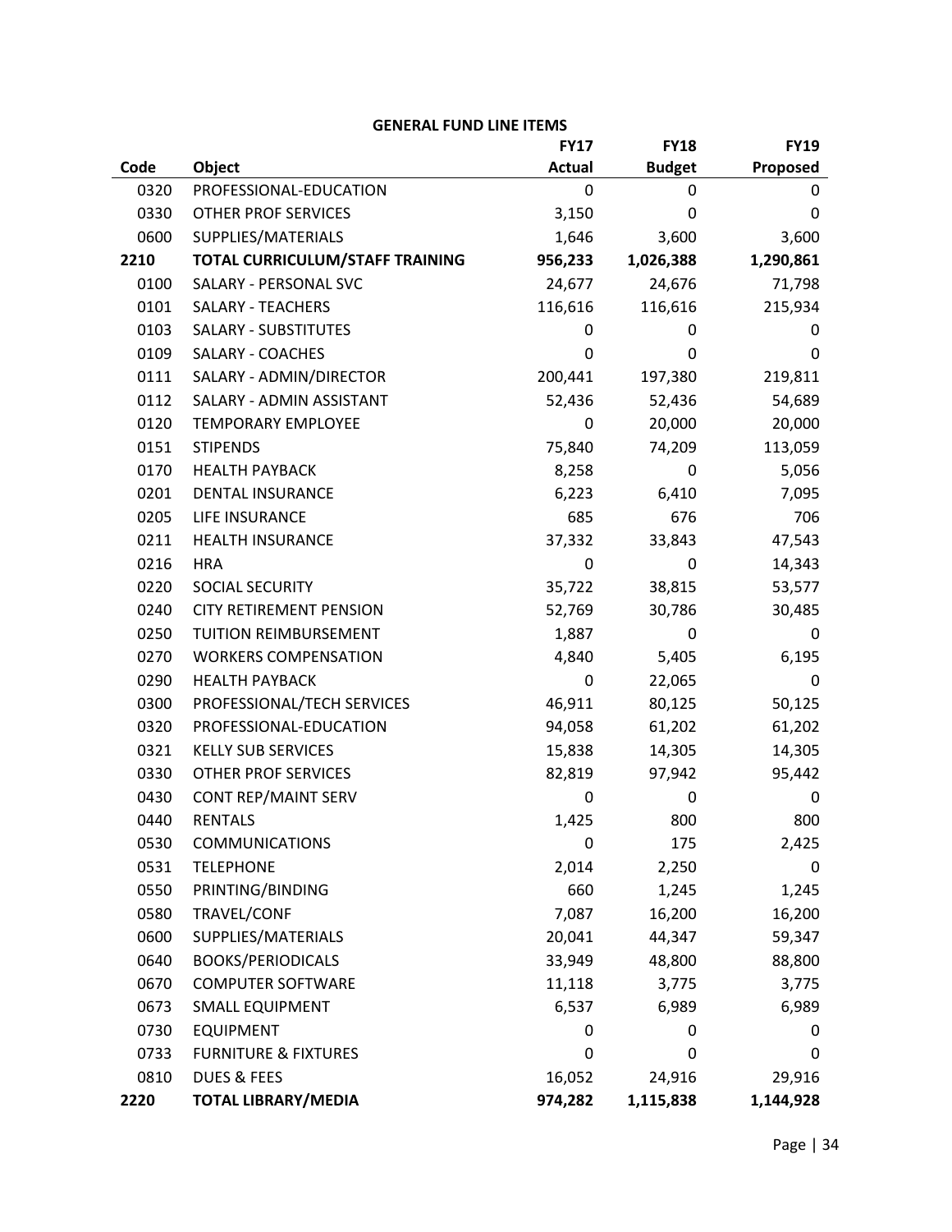**GENERAL FUND LINE ITEMS**

| Code | Object | FY17 Actual | FY18 Budget | FY19 Proposed |
|---|---|---|---|---|
| 0320 | PROFESSIONAL-EDUCATION | 0 | 0 | 0 |
| 0330 | OTHER PROF SERVICES | 3,150 | 0 | 0 |
| 0600 | SUPPLIES/MATERIALS | 1,646 | 3,600 | 3,600 |
| **2210** | **TOTAL CURRICULUM/STAFF TRAINING** | **956,233** | **1,026,388** | **1,290,861** |
| 0100 | SALARY - PERSONAL SVC | 24,677 | 24,676 | 71,798 |
| 0101 | SALARY - TEACHERS | 116,616 | 116,616 | 215,934 |
| 0103 | SALARY - SUBSTITUTES | 0 | 0 | 0 |
| 0109 | SALARY - COACHES | 0 | 0 | 0 |
| 0111 | SALARY - ADMIN/DIRECTOR | 200,441 | 197,380 | 219,811 |
| 0112 | SALARY - ADMIN ASSISTANT | 52,436 | 52,436 | 54,689 |
| 0120 | TEMPORARY EMPLOYEE | 0 | 20,000 | 20,000 |
| 0151 | STIPENDS | 75,840 | 74,209 | 113,059 |
| 0170 | HEALTH PAYBACK | 8,258 | 0 | 5,056 |
| 0201 | DENTAL INSURANCE | 6,223 | 6,410 | 7,095 |
| 0205 | LIFE INSURANCE | 685 | 676 | 706 |
| 0211 | HEALTH INSURANCE | 37,332 | 33,843 | 47,543 |
| 0216 | HRA | 0 | 0 | 14,343 |
| 0220 | SOCIAL SECURITY | 35,722 | 38,815 | 53,577 |
| 0240 | CITY RETIREMENT PENSION | 52,769 | 30,786 | 30,485 |
| 0250 | TUITION REIMBURSEMENT | 1,887 | 0 | 0 |
| 0270 | WORKERS COMPENSATION | 4,840 | 5,405 | 6,195 |
| 0290 | HEALTH PAYBACK | 0 | 22,065 | 0 |
| 0300 | PROFESSIONAL/TECH SERVICES | 46,911 | 80,125 | 50,125 |
| 0320 | PROFESSIONAL-EDUCATION | 94,058 | 61,202 | 61,202 |
| 0321 | KELLY SUB SERVICES | 15,838 | 14,305 | 14,305 |
| 0330 | OTHER PROF SERVICES | 82,819 | 97,942 | 95,442 |
| 0430 | CONT REP/MAINT SERV | 0 | 0 | 0 |
| 0440 | RENTALS | 1,425 | 800 | 800 |
| 0530 | COMMUNICATIONS | 0 | 175 | 2,425 |
| 0531 | TELEPHONE | 2,014 | 2,250 | 0 |
| 0550 | PRINTING/BINDING | 660 | 1,245 | 1,245 |
| 0580 | TRAVEL/CONF | 7,087 | 16,200 | 16,200 |
| 0600 | SUPPLIES/MATERIALS | 20,041 | 44,347 | 59,347 |
| 0640 | BOOKS/PERIODICALS | 33,949 | 48,800 | 88,800 |
| 0670 | COMPUTER SOFTWARE | 11,118 | 3,775 | 3,775 |
| 0673 | SMALL EQUIPMENT | 6,537 | 6,989 | 6,989 |
| 0730 | EQUIPMENT | 0 | 0 | 0 |
| 0733 | FURNITURE & FIXTURES | 0 | 0 | 0 |
| 0810 | DUES & FEES | 16,052 | 24,916 | 29,916 |
| **2220** | **TOTAL LIBRARY/MEDIA** | **974,282** | **1,115,838** | **1,144,928** |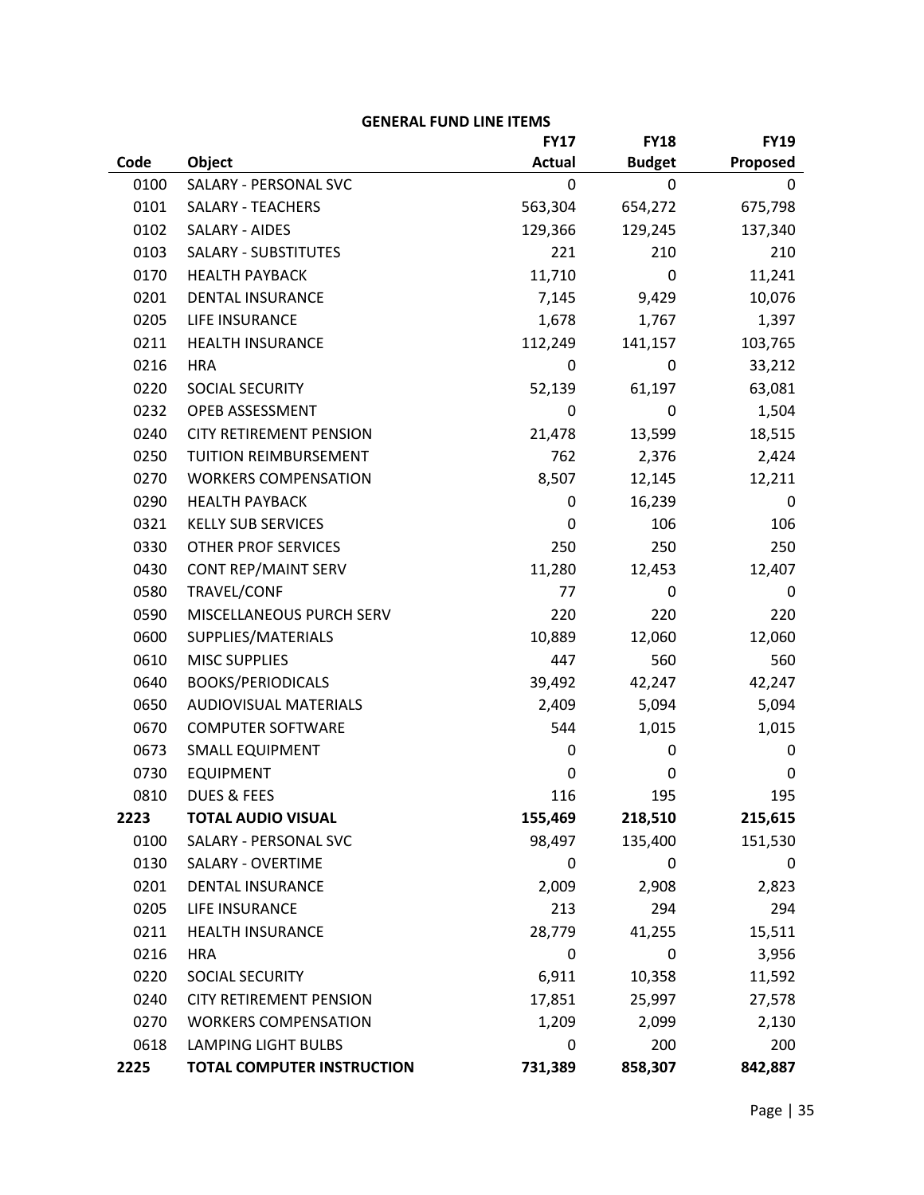## GENERAL FUND LINE ITEMS

| Code | Object | FY17 Actual | FY18 Budget | FY19 Proposed |
|---|---|---|---|---|
| 0100 | SALARY - PERSONAL SVC | 0 | 0 | 0 |
| 0101 | SALARY - TEACHERS | 563,304 | 654,272 | 675,798 |
| 0102 | SALARY - AIDES | 129,366 | 129,245 | 137,340 |
| 0103 | SALARY - SUBSTITUTES | 221 | 210 | 210 |
| 0170 | HEALTH PAYBACK | 11,710 | 0 | 11,241 |
| 0201 | DENTAL INSURANCE | 7,145 | 9,429 | 10,076 |
| 0205 | LIFE INSURANCE | 1,678 | 1,767 | 1,397 |
| 0211 | HEALTH INSURANCE | 112,249 | 141,157 | 103,765 |
| 0216 | HRA | 0 | 0 | 33,212 |
| 0220 | SOCIAL SECURITY | 52,139 | 61,197 | 63,081 |
| 0232 | OPEB ASSESSMENT | 0 | 0 | 1,504 |
| 0240 | CITY RETIREMENT PENSION | 21,478 | 13,599 | 18,515 |
| 0250 | TUITION REIMBURSEMENT | 762 | 2,376 | 2,424 |
| 0270 | WORKERS COMPENSATION | 8,507 | 12,145 | 12,211 |
| 0290 | HEALTH PAYBACK | 0 | 16,239 | 0 |
| 0321 | KELLY SUB SERVICES | 0 | 106 | 106 |
| 0330 | OTHER PROF SERVICES | 250 | 250 | 250 |
| 0430 | CONT REP/MAINT SERV | 11,280 | 12,453 | 12,407 |
| 0580 | TRAVEL/CONF | 77 | 0 | 0 |
| 0590 | MISCELLANEOUS PURCH SERV | 220 | 220 | 220 |
| 0600 | SUPPLIES/MATERIALS | 10,889 | 12,060 | 12,060 |
| 0610 | MISC SUPPLIES | 447 | 560 | 560 |
| 0640 | BOOKS/PERIODICALS | 39,492 | 42,247 | 42,247 |
| 0650 | AUDIOVISUAL MATERIALS | 2,409 | 5,094 | 5,094 |
| 0670 | COMPUTER SOFTWARE | 544 | 1,015 | 1,015 |
| 0673 | SMALL EQUIPMENT | 0 | 0 | 0 |
| 0730 | EQUIPMENT | 0 | 0 | 0 |
| 0810 | DUES & FEES | 116 | 195 | 195 |
| **2223** | **TOTAL AUDIO VISUAL** | **155,469** | **218,510** | **215,615** |
| 0100 | SALARY - PERSONAL SVC | 98,497 | 135,400 | 151,530 |
| 0130 | SALARY - OVERTIME | 0 | 0 | 0 |
| 0201 | DENTAL INSURANCE | 2,009 | 2,908 | 2,823 |
| 0205 | LIFE INSURANCE | 213 | 294 | 294 |
| 0211 | HEALTH INSURANCE | 28,779 | 41,255 | 15,511 |
| 0216 | HRA | 0 | 0 | 3,956 |
| 0220 | SOCIAL SECURITY | 6,911 | 10,358 | 11,592 |
| 0240 | CITY RETIREMENT PENSION | 17,851 | 25,997 | 27,578 |
| 0270 | WORKERS COMPENSATION | 1,209 | 2,099 | 2,130 |
| 0618 | LAMPING LIGHT BULBS | 0 | 200 | 200 |
| **2225** | **TOTAL COMPUTER INSTRUCTION** | **731,389** | **858,307** | **842,887** |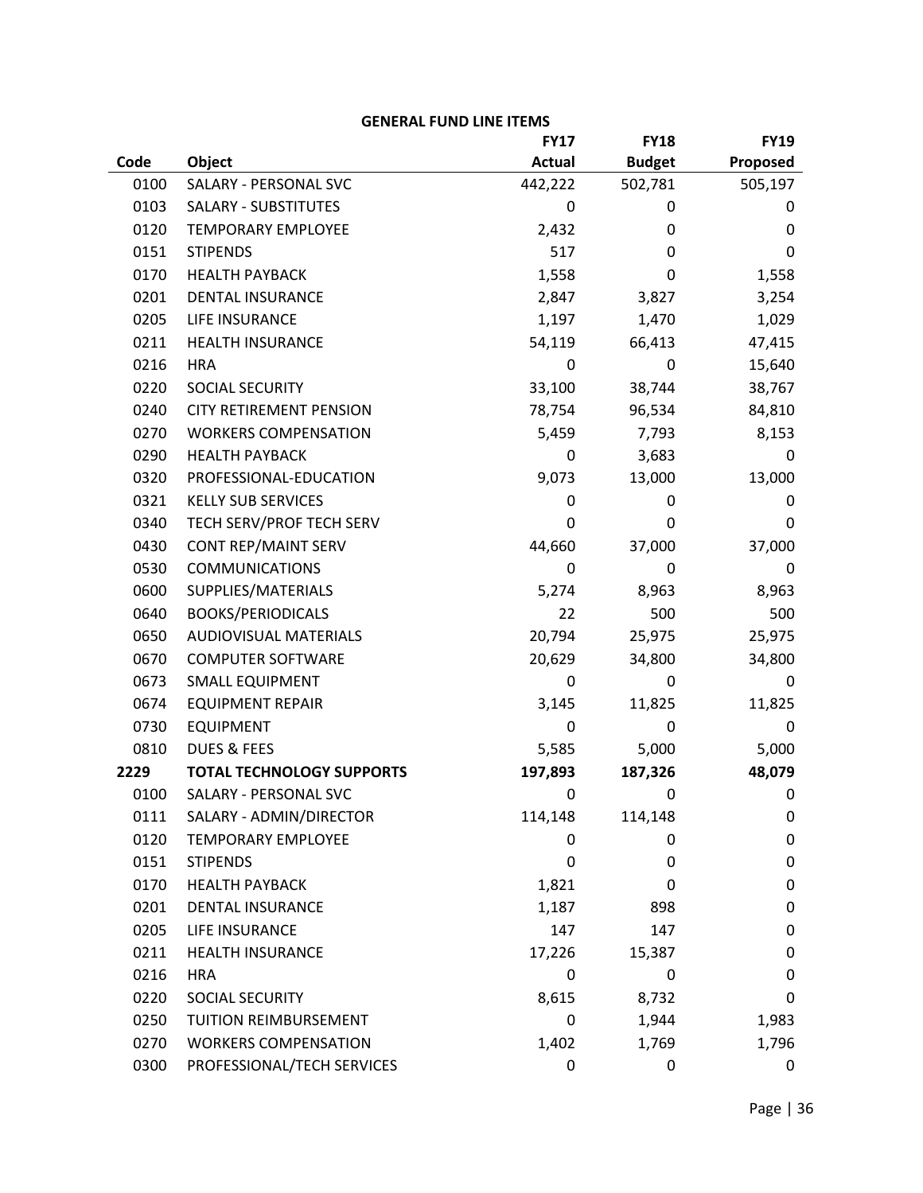**GENERAL FUND LINE ITEMS**

| Code | Object | FY17 Actual | FY18 Budget | FY19 Proposed |
|---|---|---|---|---|
| 0100 | SALARY - PERSONAL SVC | 442,222 | 502,781 | 505,197 |
| 0103 | SALARY - SUBSTITUTES | 0 | 0 | 0 |
| 0120 | TEMPORARY EMPLOYEE | 2,432 | 0 | 0 |
| 0151 | STIPENDS | 517 | 0 | 0 |
| 0170 | HEALTH PAYBACK | 1,558 | 0 | 1,558 |
| 0201 | DENTAL INSURANCE | 2,847 | 3,827 | 3,254 |
| 0205 | LIFE INSURANCE | 1,197 | 1,470 | 1,029 |
| 0211 | HEALTH INSURANCE | 54,119 | 66,413 | 47,415 |
| 0216 | HRA | 0 | 0 | 15,640 |
| 0220 | SOCIAL SECURITY | 33,100 | 38,744 | 38,767 |
| 0240 | CITY RETIREMENT PENSION | 78,754 | 96,534 | 84,810 |
| 0270 | WORKERS COMPENSATION | 5,459 | 7,793 | 8,153 |
| 0290 | HEALTH PAYBACK | 0 | 3,683 | 0 |
| 0320 | PROFESSIONAL-EDUCATION | 9,073 | 13,000 | 13,000 |
| 0321 | KELLY SUB SERVICES | 0 | 0 | 0 |
| 0340 | TECH SERV/PROF TECH SERV | 0 | 0 | 0 |
| 0430 | CONT REP/MAINT SERV | 44,660 | 37,000 | 37,000 |
| 0530 | COMMUNICATIONS | 0 | 0 | 0 |
| 0600 | SUPPLIES/MATERIALS | 5,274 | 8,963 | 8,963 |
| 0640 | BOOKS/PERIODICALS | 22 | 500 | 500 |
| 0650 | AUDIOVISUAL MATERIALS | 20,794 | 25,975 | 25,975 |
| 0670 | COMPUTER SOFTWARE | 20,629 | 34,800 | 34,800 |
| 0673 | SMALL EQUIPMENT | 0 | 0 | 0 |
| 0674 | EQUIPMENT REPAIR | 3,145 | 11,825 | 11,825 |
| 0730 | EQUIPMENT | 0 | 0 | 0 |
| 0810 | DUES & FEES | 5,585 | 5,000 | 5,000 |
| **2229** | **TOTAL TECHNOLOGY SUPPORTS** | **197,893** | **187,326** | **48,079** |
| 0100 | SALARY - PERSONAL SVC | 0 | 0 | 0 |
| 0111 | SALARY - ADMIN/DIRECTOR | 114,148 | 114,148 | 0 |
| 0120 | TEMPORARY EMPLOYEE | 0 | 0 | 0 |
| 0151 | STIPENDS | 0 | 0 | 0 |
| 0170 | HEALTH PAYBACK | 1,821 | 0 | 0 |
| 0201 | DENTAL INSURANCE | 1,187 | 898 | 0 |
| 0205 | LIFE INSURANCE | 147 | 147 | 0 |
| 0211 | HEALTH INSURANCE | 17,226 | 15,387 | 0 |
| 0216 | HRA | 0 | 0 | 0 |
| 0220 | SOCIAL SECURITY | 8,615 | 8,732 | 0 |
| 0250 | TUITION REIMBURSEMENT | 0 | 1,944 | 1,983 |
| 0270 | WORKERS COMPENSATION | 1,402 | 1,769 | 1,796 |
| 0300 | PROFESSIONAL/TECH SERVICES | 0 | 0 | 0 |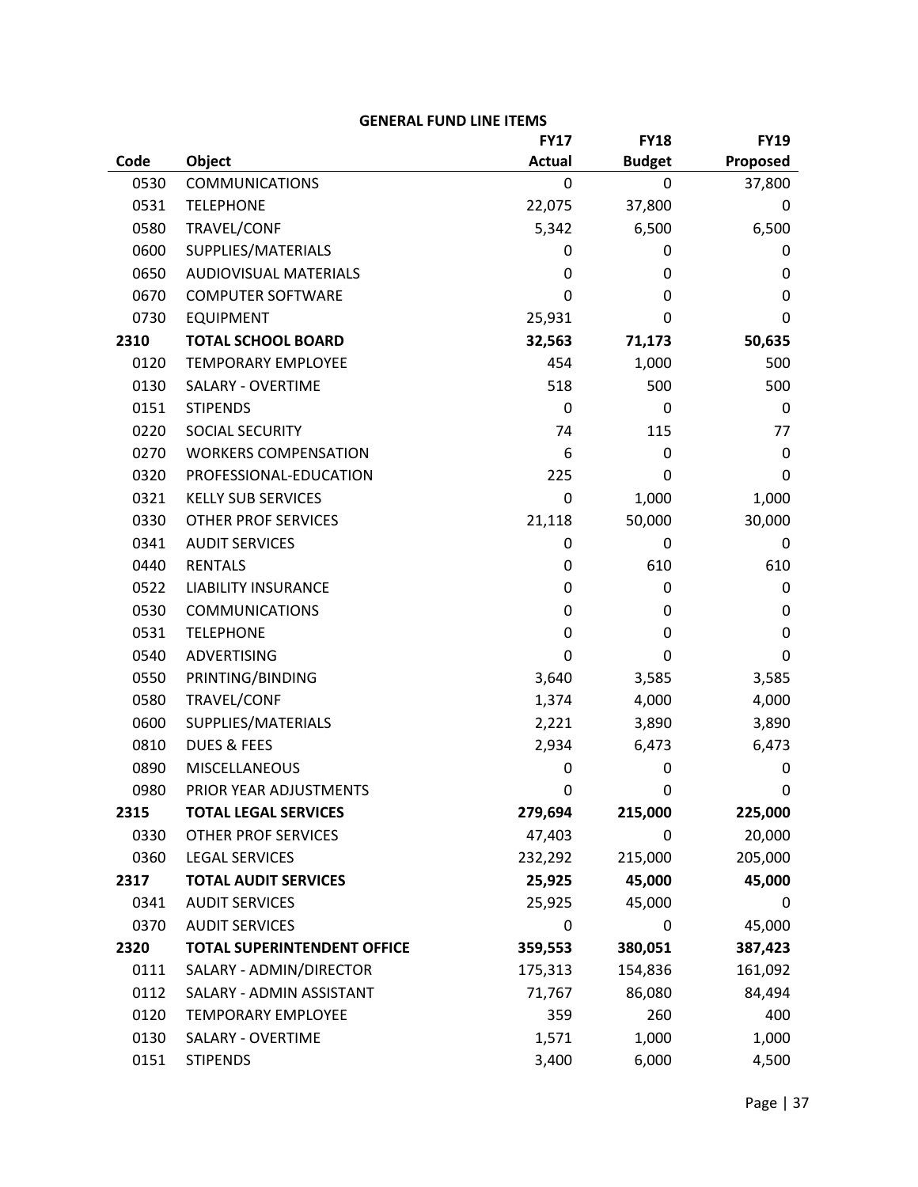**GENERAL FUND LINE ITEMS**

| Code | Object | FY17 Actual | FY18 Budget | FY19 Proposed |
|---|---|---|---|---|
| 0530 | COMMUNICATIONS | 0 | 0 | 37,800 |
| 0531 | TELEPHONE | 22,075 | 37,800 | 0 |
| 0580 | TRAVEL/CONF | 5,342 | 6,500 | 6,500 |
| 0600 | SUPPLIES/MATERIALS | 0 | 0 | 0 |
| 0650 | AUDIOVISUAL MATERIALS | 0 | 0 | 0 |
| 0670 | COMPUTER SOFTWARE | 0 | 0 | 0 |
| 0730 | EQUIPMENT | 25,931 | 0 | 0 |
| **2310** | **TOTAL SCHOOL BOARD** | **32,563** | **71,173** | **50,635** |
| 0120 | TEMPORARY EMPLOYEE | 454 | 1,000 | 500 |
| 0130 | SALARY - OVERTIME | 518 | 500 | 500 |
| 0151 | STIPENDS | 0 | 0 | 0 |
| 0220 | SOCIAL SECURITY | 74 | 115 | 77 |
| 0270 | WORKERS COMPENSATION | 6 | 0 | 0 |
| 0320 | PROFESSIONAL-EDUCATION | 225 | 0 | 0 |
| 0321 | KELLY SUB SERVICES | 0 | 1,000 | 1,000 |
| 0330 | OTHER PROF SERVICES | 21,118 | 50,000 | 30,000 |
| 0341 | AUDIT SERVICES | 0 | 0 | 0 |
| 0440 | RENTALS | 0 | 610 | 610 |
| 0522 | LIABILITY INSURANCE | 0 | 0 | 0 |
| 0530 | COMMUNICATIONS | 0 | 0 | 0 |
| 0531 | TELEPHONE | 0 | 0 | 0 |
| 0540 | ADVERTISING | 0 | 0 | 0 |
| 0550 | PRINTING/BINDING | 3,640 | 3,585 | 3,585 |
| 0580 | TRAVEL/CONF | 1,374 | 4,000 | 4,000 |
| 0600 | SUPPLIES/MATERIALS | 2,221 | 3,890 | 3,890 |
| 0810 | DUES & FEES | 2,934 | 6,473 | 6,473 |
| 0890 | MISCELLANEOUS | 0 | 0 | 0 |
| 0980 | PRIOR YEAR ADJUSTMENTS | 0 | 0 | 0 |
| **2315** | **TOTAL LEGAL SERVICES** | **279,694** | **215,000** | **225,000** |
| 0330 | OTHER PROF SERVICES | 47,403 | 0 | 20,000 |
| 0360 | LEGAL SERVICES | 232,292 | 215,000 | 205,000 |
| **2317** | **TOTAL AUDIT SERVICES** | **25,925** | **45,000** | **45,000** |
| 0341 | AUDIT SERVICES | 25,925 | 45,000 | 0 |
| 0370 | AUDIT SERVICES | 0 | 0 | 45,000 |
| **2320** | **TOTAL SUPERINTENDENT OFFICE** | **359,553** | **380,051** | **387,423** |
| 0111 | SALARY - ADMIN/DIRECTOR | 175,313 | 154,836 | 161,092 |
| 0112 | SALARY - ADMIN ASSISTANT | 71,767 | 86,080 | 84,494 |
| 0120 | TEMPORARY EMPLOYEE | 359 | 260 | 400 |
| 0130 | SALARY - OVERTIME | 1,571 | 1,000 | 1,000 |
| 0151 | STIPENDS | 3,400 | 6,000 | 4,500 |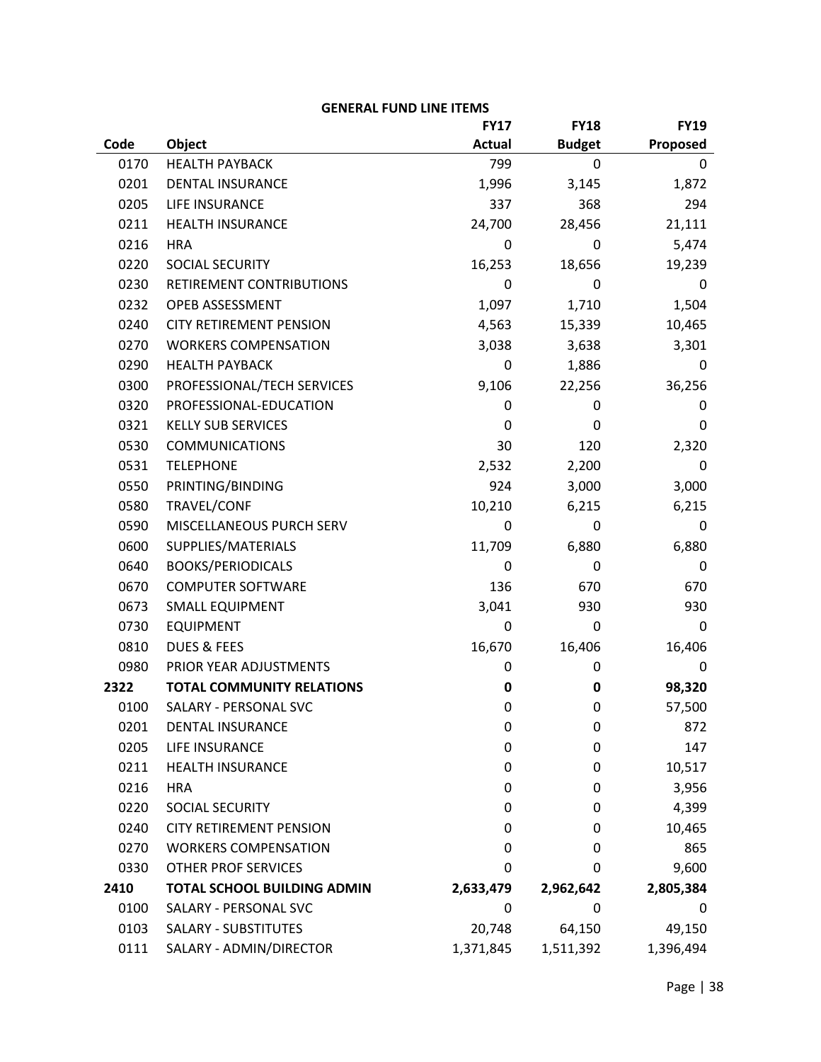**GENERAL FUND LINE ITEMS**

| Code | Object | FY17 Actual | FY18 Budget | FY19 Proposed |
|---|---|---|---|---|
| 0170 | HEALTH PAYBACK | 799 | 0 | 0 |
| 0201 | DENTAL INSURANCE | 1,996 | 3,145 | 1,872 |
| 0205 | LIFE INSURANCE | 337 | 368 | 294 |
| 0211 | HEALTH INSURANCE | 24,700 | 28,456 | 21,111 |
| 0216 | HRA | 0 | 0 | 5,474 |
| 0220 | SOCIAL SECURITY | 16,253 | 18,656 | 19,239 |
| 0230 | RETIREMENT CONTRIBUTIONS | 0 | 0 | 0 |
| 0232 | OPEB ASSESSMENT | 1,097 | 1,710 | 1,504 |
| 0240 | CITY RETIREMENT PENSION | 4,563 | 15,339 | 10,465 |
| 0270 | WORKERS COMPENSATION | 3,038 | 3,638 | 3,301 |
| 0290 | HEALTH PAYBACK | 0 | 1,886 | 0 |
| 0300 | PROFESSIONAL/TECH SERVICES | 9,106 | 22,256 | 36,256 |
| 0320 | PROFESSIONAL-EDUCATION | 0 | 0 | 0 |
| 0321 | KELLY SUB SERVICES | 0 | 0 | 0 |
| 0530 | COMMUNICATIONS | 30 | 120 | 2,320 |
| 0531 | TELEPHONE | 2,532 | 2,200 | 0 |
| 0550 | PRINTING/BINDING | 924 | 3,000 | 3,000 |
| 0580 | TRAVEL/CONF | 10,210 | 6,215 | 6,215 |
| 0590 | MISCELLANEOUS PURCH SERV | 0 | 0 | 0 |
| 0600 | SUPPLIES/MATERIALS | 11,709 | 6,880 | 6,880 |
| 0640 | BOOKS/PERIODICALS | 0 | 0 | 0 |
| 0670 | COMPUTER SOFTWARE | 136 | 670 | 670 |
| 0673 | SMALL EQUIPMENT | 3,041 | 930 | 930 |
| 0730 | EQUIPMENT | 0 | 0 | 0 |
| 0810 | DUES & FEES | 16,670 | 16,406 | 16,406 |
| 0980 | PRIOR YEAR ADJUSTMENTS | 0 | 0 | 0 |
| **2322** | **TOTAL COMMUNITY RELATIONS** | **0** | **0** | **98,320** |
| 0100 | SALARY - PERSONAL SVC | 0 | 0 | 57,500 |
| 0201 | DENTAL INSURANCE | 0 | 0 | 872 |
| 0205 | LIFE INSURANCE | 0 | 0 | 147 |
| 0211 | HEALTH INSURANCE | 0 | 0 | 10,517 |
| 0216 | HRA | 0 | 0 | 3,956 |
| 0220 | SOCIAL SECURITY | 0 | 0 | 4,399 |
| 0240 | CITY RETIREMENT PENSION | 0 | 0 | 10,465 |
| 0270 | WORKERS COMPENSATION | 0 | 0 | 865 |
| 0330 | OTHER PROF SERVICES | 0 | 0 | 9,600 |
| **2410** | **TOTAL SCHOOL BUILDING ADMIN** | **2,633,479** | **2,962,642** | **2,805,384** |
| 0100 | SALARY - PERSONAL SVC | 0 | 0 | 0 |
| 0103 | SALARY - SUBSTITUTES | 20,748 | 64,150 | 49,150 |
| 0111 | SALARY - ADMIN/DIRECTOR | 1,371,845 | 1,511,392 | 1,396,494 |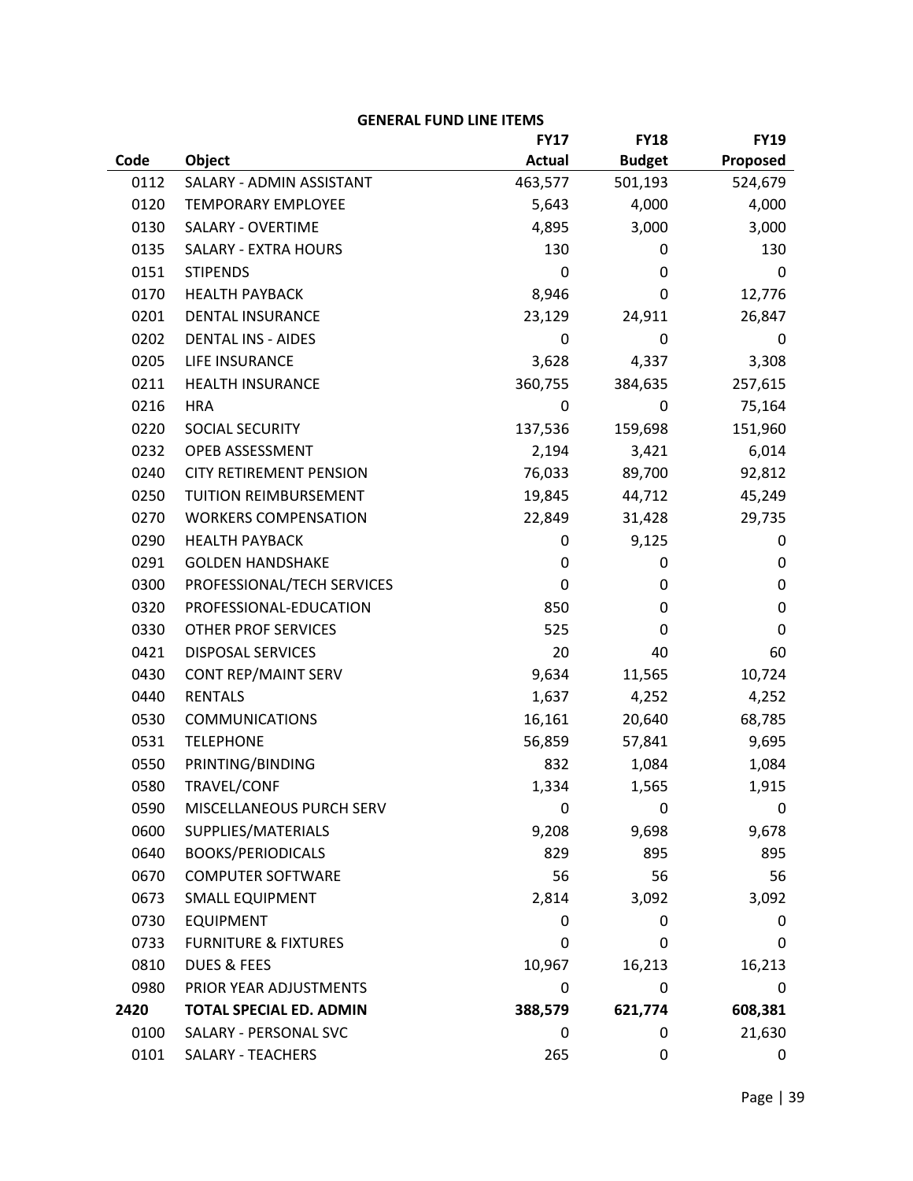**GENERAL FUND LINE ITEMS**

| Code | Object | FY17 Actual | FY18 Budget | FY19 Proposed |
|---|---|---|---|---|
| 0112 | SALARY - ADMIN ASSISTANT | 463,577 | 501,193 | 524,679 |
| 0120 | TEMPORARY EMPLOYEE | 5,643 | 4,000 | 4,000 |
| 0130 | SALARY - OVERTIME | 4,895 | 3,000 | 3,000 |
| 0135 | SALARY - EXTRA HOURS | 130 | 0 | 130 |
| 0151 | STIPENDS | 0 | 0 | 0 |
| 0170 | HEALTH PAYBACK | 8,946 | 0 | 12,776 |
| 0201 | DENTAL INSURANCE | 23,129 | 24,911 | 26,847 |
| 0202 | DENTAL INS - AIDES | 0 | 0 | 0 |
| 0205 | LIFE INSURANCE | 3,628 | 4,337 | 3,308 |
| 0211 | HEALTH INSURANCE | 360,755 | 384,635 | 257,615 |
| 0216 | HRA | 0 | 0 | 75,164 |
| 0220 | SOCIAL SECURITY | 137,536 | 159,698 | 151,960 |
| 0232 | OPEB ASSESSMENT | 2,194 | 3,421 | 6,014 |
| 0240 | CITY RETIREMENT PENSION | 76,033 | 89,700 | 92,812 |
| 0250 | TUITION REIMBURSEMENT | 19,845 | 44,712 | 45,249 |
| 0270 | WORKERS COMPENSATION | 22,849 | 31,428 | 29,735 |
| 0290 | HEALTH PAYBACK | 0 | 9,125 | 0 |
| 0291 | GOLDEN HANDSHAKE | 0 | 0 | 0 |
| 0300 | PROFESSIONAL/TECH SERVICES | 0 | 0 | 0 |
| 0320 | PROFESSIONAL-EDUCATION | 850 | 0 | 0 |
| 0330 | OTHER PROF SERVICES | 525 | 0 | 0 |
| 0421 | DISPOSAL SERVICES | 20 | 40 | 60 |
| 0430 | CONT REP/MAINT SERV | 9,634 | 11,565 | 10,724 |
| 0440 | RENTALS | 1,637 | 4,252 | 4,252 |
| 0530 | COMMUNICATIONS | 16,161 | 20,640 | 68,785 |
| 0531 | TELEPHONE | 56,859 | 57,841 | 9,695 |
| 0550 | PRINTING/BINDING | 832 | 1,084 | 1,084 |
| 0580 | TRAVEL/CONF | 1,334 | 1,565 | 1,915 |
| 0590 | MISCELLANEOUS PURCH SERV | 0 | 0 | 0 |
| 0600 | SUPPLIES/MATERIALS | 9,208 | 9,698 | 9,678 |
| 0640 | BOOKS/PERIODICALS | 829 | 895 | 895 |
| 0670 | COMPUTER SOFTWARE | 56 | 56 | 56 |
| 0673 | SMALL EQUIPMENT | 2,814 | 3,092 | 3,092 |
| 0730 | EQUIPMENT | 0 | 0 | 0 |
| 0733 | FURNITURE & FIXTURES | 0 | 0 | 0 |
| 0810 | DUES & FEES | 10,967 | 16,213 | 16,213 |
| 0980 | PRIOR YEAR ADJUSTMENTS | 0 | 0 | 0 |
| **2420** | **TOTAL SPECIAL ED. ADMIN** | **388,579** | **621,774** | **608,381** |
| 0100 | SALARY - PERSONAL SVC | 0 | 0 | 21,630 |
| 0101 | SALARY - TEACHERS | 265 | 0 | 0 |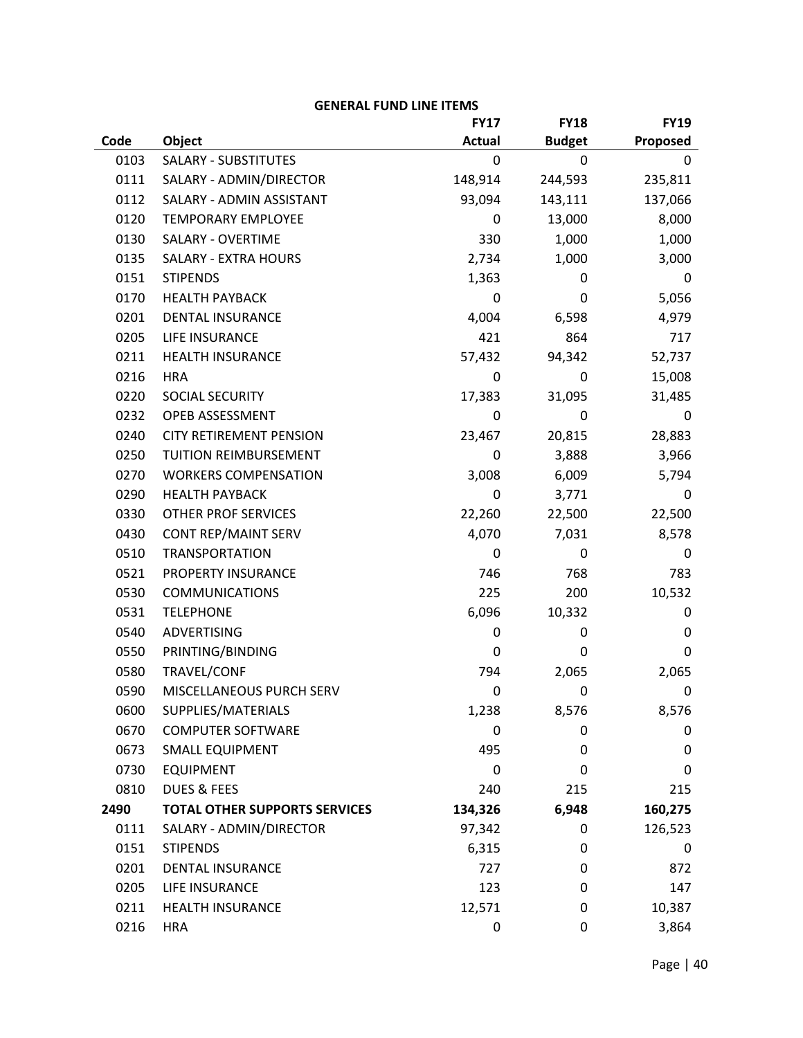**GENERAL FUND LINE ITEMS**

| Code | Object | FY17 Actual | FY18 Budget | FY19 Proposed |
|---|---|---|---|---|
| 0103 | SALARY - SUBSTITUTES | 0 | 0 | 0 |
| 0111 | SALARY - ADMIN/DIRECTOR | 148,914 | 244,593 | 235,811 |
| 0112 | SALARY - ADMIN ASSISTANT | 93,094 | 143,111 | 137,066 |
| 0120 | TEMPORARY EMPLOYEE | 0 | 13,000 | 8,000 |
| 0130 | SALARY - OVERTIME | 330 | 1,000 | 1,000 |
| 0135 | SALARY - EXTRA HOURS | 2,734 | 1,000 | 3,000 |
| 0151 | STIPENDS | 1,363 | 0 | 0 |
| 0170 | HEALTH PAYBACK | 0 | 0 | 5,056 |
| 0201 | DENTAL INSURANCE | 4,004 | 6,598 | 4,979 |
| 0205 | LIFE INSURANCE | 421 | 864 | 717 |
| 0211 | HEALTH INSURANCE | 57,432 | 94,342 | 52,737 |
| 0216 | HRA | 0 | 0 | 15,008 |
| 0220 | SOCIAL SECURITY | 17,383 | 31,095 | 31,485 |
| 0232 | OPEB ASSESSMENT | 0 | 0 | 0 |
| 0240 | CITY RETIREMENT PENSION | 23,467 | 20,815 | 28,883 |
| 0250 | TUITION REIMBURSEMENT | 0 | 3,888 | 3,966 |
| 0270 | WORKERS COMPENSATION | 3,008 | 6,009 | 5,794 |
| 0290 | HEALTH PAYBACK | 0 | 3,771 | 0 |
| 0330 | OTHER PROF SERVICES | 22,260 | 22,500 | 22,500 |
| 0430 | CONT REP/MAINT SERV | 4,070 | 7,031 | 8,578 |
| 0510 | TRANSPORTATION | 0 | 0 | 0 |
| 0521 | PROPERTY INSURANCE | 746 | 768 | 783 |
| 0530 | COMMUNICATIONS | 225 | 200 | 10,532 |
| 0531 | TELEPHONE | 6,096 | 10,332 | 0 |
| 0540 | ADVERTISING | 0 | 0 | 0 |
| 0550 | PRINTING/BINDING | 0 | 0 | 0 |
| 0580 | TRAVEL/CONF | 794 | 2,065 | 2,065 |
| 0590 | MISCELLANEOUS PURCH SERV | 0 | 0 | 0 |
| 0600 | SUPPLIES/MATERIALS | 1,238 | 8,576 | 8,576 |
| 0670 | COMPUTER SOFTWARE | 0 | 0 | 0 |
| 0673 | SMALL EQUIPMENT | 495 | 0 | 0 |
| 0730 | EQUIPMENT | 0 | 0 | 0 |
| 0810 | DUES & FEES | 240 | 215 | 215 |
| **2490** | **TOTAL OTHER SUPPORTS SERVICES** | **134,326** | **6,948** | **160,275** |
| 0111 | SALARY - ADMIN/DIRECTOR | 97,342 | 0 | 126,523 |
| 0151 | STIPENDS | 6,315 | 0 | 0 |
| 0201 | DENTAL INSURANCE | 727 | 0 | 872 |
| 0205 | LIFE INSURANCE | 123 | 0 | 147 |
| 0211 | HEALTH INSURANCE | 12,571 | 0 | 10,387 |
| 0216 | HRA | 0 | 0 | 3,864 |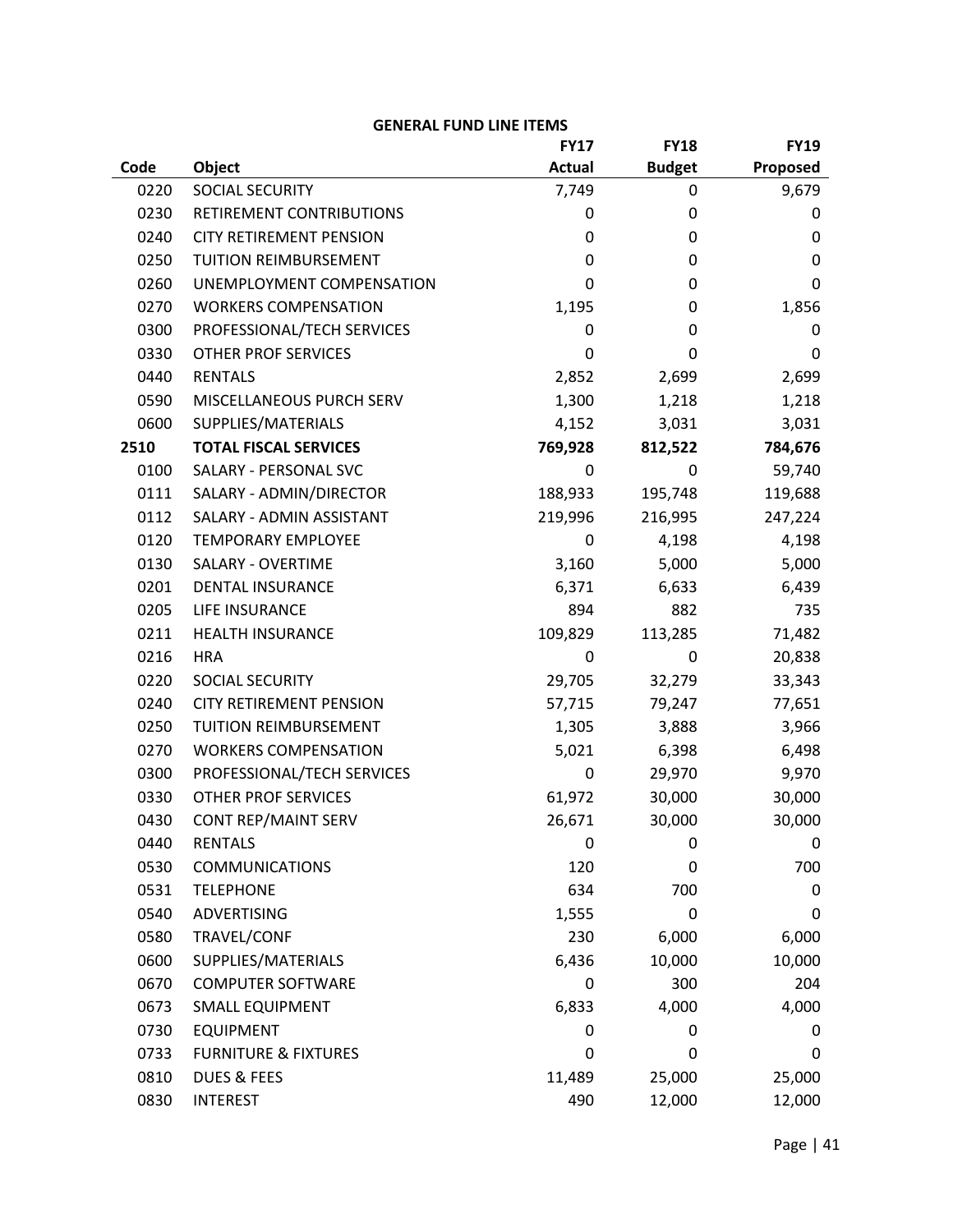**GENERAL FUND LINE ITEMS**

| Code | Object | FY17 Actual | FY18 Budget | FY19 Proposed |
|---|---|---|---|---|
| 0220 | SOCIAL SECURITY | 7,749 | 0 | 9,679 |
| 0230 | RETIREMENT CONTRIBUTIONS | 0 | 0 | 0 |
| 0240 | CITY RETIREMENT PENSION | 0 | 0 | 0 |
| 0250 | TUITION REIMBURSEMENT | 0 | 0 | 0 |
| 0260 | UNEMPLOYMENT COMPENSATION | 0 | 0 | 0 |
| 0270 | WORKERS COMPENSATION | 1,195 | 0 | 1,856 |
| 0300 | PROFESSIONAL/TECH SERVICES | 0 | 0 | 0 |
| 0330 | OTHER PROF SERVICES | 0 | 0 | 0 |
| 0440 | RENTALS | 2,852 | 2,699 | 2,699 |
| 0590 | MISCELLANEOUS PURCH SERV | 1,300 | 1,218 | 1,218 |
| 0600 | SUPPLIES/MATERIALS | 4,152 | 3,031 | 3,031 |
| **2510** | **TOTAL FISCAL SERVICES** | **769,928** | **812,522** | **784,676** |
| 0100 | SALARY - PERSONAL SVC | 0 | 0 | 59,740 |
| 0111 | SALARY - ADMIN/DIRECTOR | 188,933 | 195,748 | 119,688 |
| 0112 | SALARY - ADMIN ASSISTANT | 219,996 | 216,995 | 247,224 |
| 0120 | TEMPORARY EMPLOYEE | 0 | 4,198 | 4,198 |
| 0130 | SALARY - OVERTIME | 3,160 | 5,000 | 5,000 |
| 0201 | DENTAL INSURANCE | 6,371 | 6,633 | 6,439 |
| 0205 | LIFE INSURANCE | 894 | 882 | 735 |
| 0211 | HEALTH INSURANCE | 109,829 | 113,285 | 71,482 |
| 0216 | HRA | 0 | 0 | 20,838 |
| 0220 | SOCIAL SECURITY | 29,705 | 32,279 | 33,343 |
| 0240 | CITY RETIREMENT PENSION | 57,715 | 79,247 | 77,651 |
| 0250 | TUITION REIMBURSEMENT | 1,305 | 3,888 | 3,966 |
| 0270 | WORKERS COMPENSATION | 5,021 | 6,398 | 6,498 |
| 0300 | PROFESSIONAL/TECH SERVICES | 0 | 29,970 | 9,970 |
| 0330 | OTHER PROF SERVICES | 61,972 | 30,000 | 30,000 |
| 0430 | CONT REP/MAINT SERV | 26,671 | 30,000 | 30,000 |
| 0440 | RENTALS | 0 | 0 | 0 |
| 0530 | COMMUNICATIONS | 120 | 0 | 700 |
| 0531 | TELEPHONE | 634 | 700 | 0 |
| 0540 | ADVERTISING | 1,555 | 0 | 0 |
| 0580 | TRAVEL/CONF | 230 | 6,000 | 6,000 |
| 0600 | SUPPLIES/MATERIALS | 6,436 | 10,000 | 10,000 |
| 0670 | COMPUTER SOFTWARE | 0 | 300 | 204 |
| 0673 | SMALL EQUIPMENT | 6,833 | 4,000 | 4,000 |
| 0730 | EQUIPMENT | 0 | 0 | 0 |
| 0733 | FURNITURE & FIXTURES | 0 | 0 | 0 |
| 0810 | DUES & FEES | 11,489 | 25,000 | 25,000 |
| 0830 | INTEREST | 490 | 12,000 | 12,000 |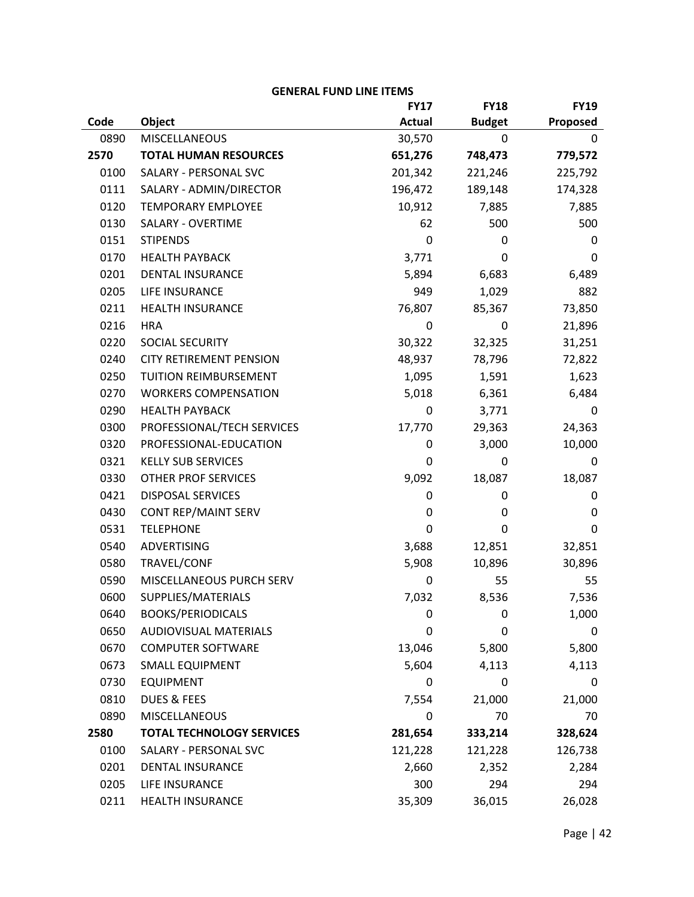**GENERAL FUND LINE ITEMS**

| Code | Object | FY17 Actual | FY18 Budget | FY19 Proposed |
|---|---|---|---|---|
| 0890 | MISCELLANEOUS | 30,570 | 0 | 0 |
| **2570** | **TOTAL HUMAN RESOURCES** | **651,276** | **748,473** | **779,572** |
| 0100 | SALARY - PERSONAL SVC | 201,342 | 221,246 | 225,792 |
| 0111 | SALARY - ADMIN/DIRECTOR | 196,472 | 189,148 | 174,328 |
| 0120 | TEMPORARY EMPLOYEE | 10,912 | 7,885 | 7,885 |
| 0130 | SALARY - OVERTIME | 62 | 500 | 500 |
| 0151 | STIPENDS | 0 | 0 | 0 |
| 0170 | HEALTH PAYBACK | 3,771 | 0 | 0 |
| 0201 | DENTAL INSURANCE | 5,894 | 6,683 | 6,489 |
| 0205 | LIFE INSURANCE | 949 | 1,029 | 882 |
| 0211 | HEALTH INSURANCE | 76,807 | 85,367 | 73,850 |
| 0216 | HRA | 0 | 0 | 21,896 |
| 0220 | SOCIAL SECURITY | 30,322 | 32,325 | 31,251 |
| 0240 | CITY RETIREMENT PENSION | 48,937 | 78,796 | 72,822 |
| 0250 | TUITION REIMBURSEMENT | 1,095 | 1,591 | 1,623 |
| 0270 | WORKERS COMPENSATION | 5,018 | 6,361 | 6,484 |
| 0290 | HEALTH PAYBACK | 0 | 3,771 | 0 |
| 0300 | PROFESSIONAL/TECH SERVICES | 17,770 | 29,363 | 24,363 |
| 0320 | PROFESSIONAL-EDUCATION | 0 | 3,000 | 10,000 |
| 0321 | KELLY SUB SERVICES | 0 | 0 | 0 |
| 0330 | OTHER PROF SERVICES | 9,092 | 18,087 | 18,087 |
| 0421 | DISPOSAL SERVICES | 0 | 0 | 0 |
| 0430 | CONT REP/MAINT SERV | 0 | 0 | 0 |
| 0531 | TELEPHONE | 0 | 0 | 0 |
| 0540 | ADVERTISING | 3,688 | 12,851 | 32,851 |
| 0580 | TRAVEL/CONF | 5,908 | 10,896 | 30,896 |
| 0590 | MISCELLANEOUS PURCH SERV | 0 | 55 | 55 |
| 0600 | SUPPLIES/MATERIALS | 7,032 | 8,536 | 7,536 |
| 0640 | BOOKS/PERIODICALS | 0 | 0 | 1,000 |
| 0650 | AUDIOVISUAL MATERIALS | 0 | 0 | 0 |
| 0670 | COMPUTER SOFTWARE | 13,046 | 5,800 | 5,800 |
| 0673 | SMALL EQUIPMENT | 5,604 | 4,113 | 4,113 |
| 0730 | EQUIPMENT | 0 | 0 | 0 |
| 0810 | DUES & FEES | 7,554 | 21,000 | 21,000 |
| 0890 | MISCELLANEOUS | 0 | 70 | 70 |
| **2580** | **TOTAL TECHNOLOGY SERVICES** | **281,654** | **333,214** | **328,624** |
| 0100 | SALARY - PERSONAL SVC | 121,228 | 121,228 | 126,738 |
| 0201 | DENTAL INSURANCE | 2,660 | 2,352 | 2,284 |
| 0205 | LIFE INSURANCE | 300 | 294 | 294 |
| 0211 | HEALTH INSURANCE | 35,309 | 36,015 | 26,028 |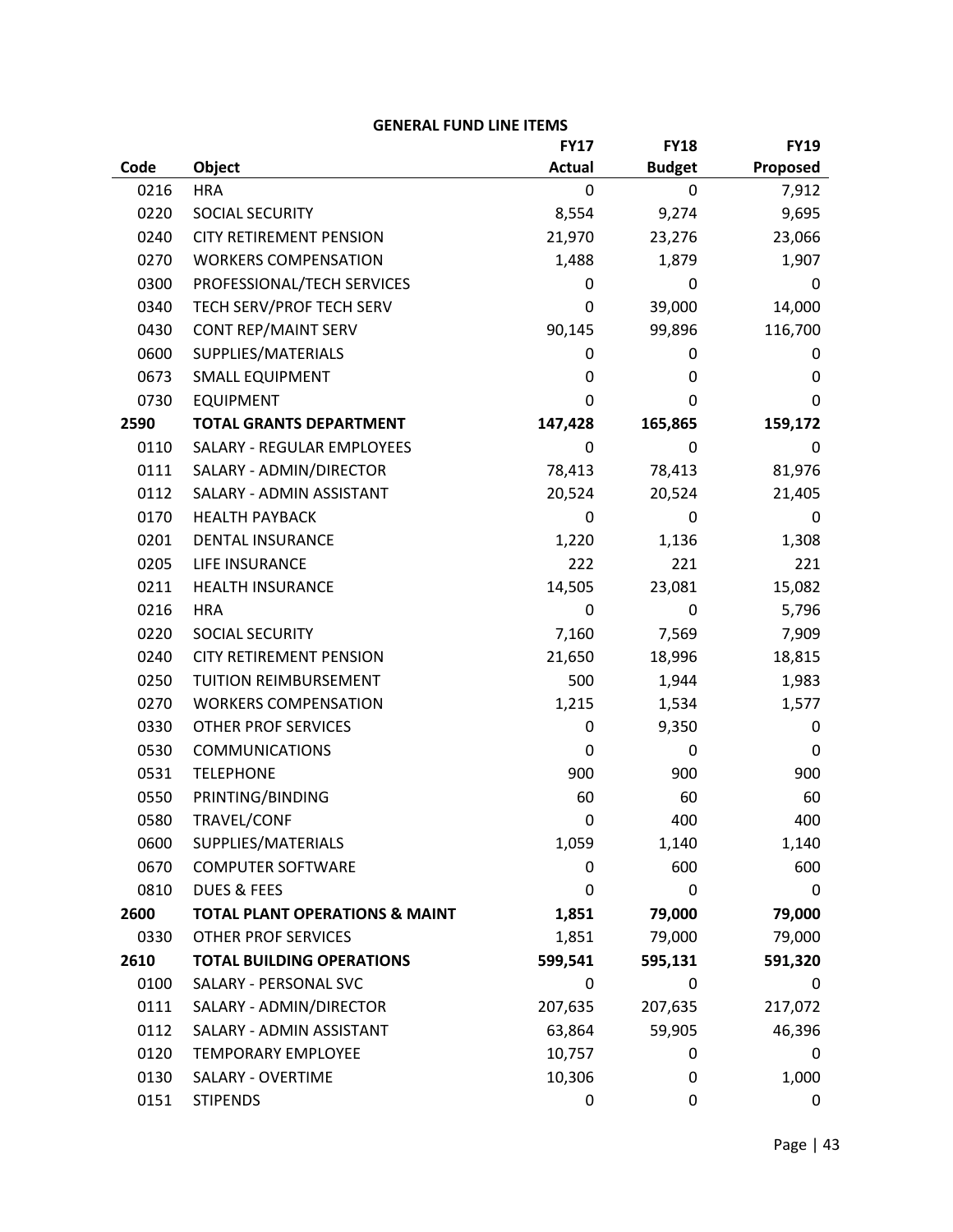**GENERAL FUND LINE ITEMS**

| Code | Object | FY17 Actual | FY18 Budget | FY19 Proposed |
|---|---|---|---|---|
| 0216 | HRA | 0 | 0 | 7,912 |
| 0220 | SOCIAL SECURITY | 8,554 | 9,274 | 9,695 |
| 0240 | CITY RETIREMENT PENSION | 21,970 | 23,276 | 23,066 |
| 0270 | WORKERS COMPENSATION | 1,488 | 1,879 | 1,907 |
| 0300 | PROFESSIONAL/TECH SERVICES | 0 | 0 | 0 |
| 0340 | TECH SERV/PROF TECH SERV | 0 | 39,000 | 14,000 |
| 0430 | CONT REP/MAINT SERV | 90,145 | 99,896 | 116,700 |
| 0600 | SUPPLIES/MATERIALS | 0 | 0 | 0 |
| 0673 | SMALL EQUIPMENT | 0 | 0 | 0 |
| 0730 | EQUIPMENT | 0 | 0 | 0 |
| **2590** | **TOTAL GRANTS DEPARTMENT** | **147,428** | **165,865** | **159,172** |
| 0110 | SALARY - REGULAR EMPLOYEES | 0 | 0 | 0 |
| 0111 | SALARY - ADMIN/DIRECTOR | 78,413 | 78,413 | 81,976 |
| 0112 | SALARY - ADMIN ASSISTANT | 20,524 | 20,524 | 21,405 |
| 0170 | HEALTH PAYBACK | 0 | 0 | 0 |
| 0201 | DENTAL INSURANCE | 1,220 | 1,136 | 1,308 |
| 0205 | LIFE INSURANCE | 222 | 221 | 221 |
| 0211 | HEALTH INSURANCE | 14,505 | 23,081 | 15,082 |
| 0216 | HRA | 0 | 0 | 5,796 |
| 0220 | SOCIAL SECURITY | 7,160 | 7,569 | 7,909 |
| 0240 | CITY RETIREMENT PENSION | 21,650 | 18,996 | 18,815 |
| 0250 | TUITION REIMBURSEMENT | 500 | 1,944 | 1,983 |
| 0270 | WORKERS COMPENSATION | 1,215 | 1,534 | 1,577 |
| 0330 | OTHER PROF SERVICES | 0 | 9,350 | 0 |
| 0530 | COMMUNICATIONS | 0 | 0 | 0 |
| 0531 | TELEPHONE | 900 | 900 | 900 |
| 0550 | PRINTING/BINDING | 60 | 60 | 60 |
| 0580 | TRAVEL/CONF | 0 | 400 | 400 |
| 0600 | SUPPLIES/MATERIALS | 1,059 | 1,140 | 1,140 |
| 0670 | COMPUTER SOFTWARE | 0 | 600 | 600 |
| 0810 | DUES & FEES | 0 | 0 | 0 |
| **2600** | **TOTAL PLANT OPERATIONS & MAINT** | **1,851** | **79,000** | **79,000** |
| 0330 | OTHER PROF SERVICES | 1,851 | 79,000 | 79,000 |
| **2610** | **TOTAL BUILDING OPERATIONS** | **599,541** | **595,131** | **591,320** |
| 0100 | SALARY - PERSONAL SVC | 0 | 0 | 0 |
| 0111 | SALARY - ADMIN/DIRECTOR | 207,635 | 207,635 | 217,072 |
| 0112 | SALARY - ADMIN ASSISTANT | 63,864 | 59,905 | 46,396 |
| 0120 | TEMPORARY EMPLOYEE | 10,757 | 0 | 0 |
| 0130 | SALARY - OVERTIME | 10,306 | 0 | 1,000 |
| 0151 | STIPENDS | 0 | 0 | 0 |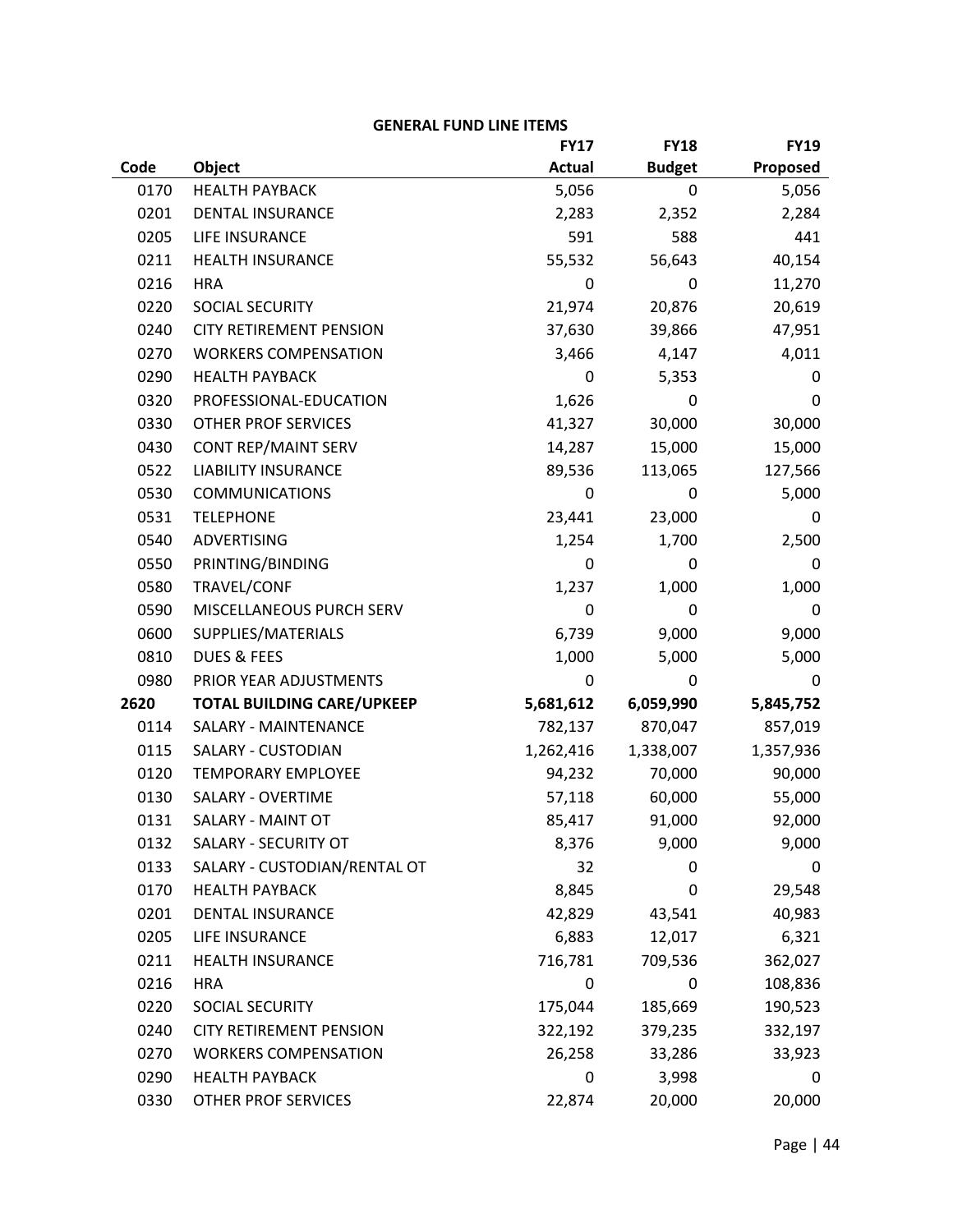**GENERAL FUND LINE ITEMS**

| Code | Object | FY17 Actual | FY18 Budget | FY19 Proposed |
|---|---|---|---|---|
| 0170 | HEALTH PAYBACK | 5,056 | 0 | 5,056 |
| 0201 | DENTAL INSURANCE | 2,283 | 2,352 | 2,284 |
| 0205 | LIFE INSURANCE | 591 | 588 | 441 |
| 0211 | HEALTH INSURANCE | 55,532 | 56,643 | 40,154 |
| 0216 | HRA | 0 | 0 | 11,270 |
| 0220 | SOCIAL SECURITY | 21,974 | 20,876 | 20,619 |
| 0240 | CITY RETIREMENT PENSION | 37,630 | 39,866 | 47,951 |
| 0270 | WORKERS COMPENSATION | 3,466 | 4,147 | 4,011 |
| 0290 | HEALTH PAYBACK | 0 | 5,353 | 0 |
| 0320 | PROFESSIONAL-EDUCATION | 1,626 | 0 | 0 |
| 0330 | OTHER PROF SERVICES | 41,327 | 30,000 | 30,000 |
| 0430 | CONT REP/MAINT SERV | 14,287 | 15,000 | 15,000 |
| 0522 | LIABILITY INSURANCE | 89,536 | 113,065 | 127,566 |
| 0530 | COMMUNICATIONS | 0 | 0 | 5,000 |
| 0531 | TELEPHONE | 23,441 | 23,000 | 0 |
| 0540 | ADVERTISING | 1,254 | 1,700 | 2,500 |
| 0550 | PRINTING/BINDING | 0 | 0 | 0 |
| 0580 | TRAVEL/CONF | 1,237 | 1,000 | 1,000 |
| 0590 | MISCELLANEOUS PURCH SERV | 0 | 0 | 0 |
| 0600 | SUPPLIES/MATERIALS | 6,739 | 9,000 | 9,000 |
| 0810 | DUES & FEES | 1,000 | 5,000 | 5,000 |
| 0980 | PRIOR YEAR ADJUSTMENTS | 0 | 0 | 0 |
| **2620** | **TOTAL BUILDING CARE/UPKEEP** | **5,681,612** | **6,059,990** | **5,845,752** |
| 0114 | SALARY - MAINTENANCE | 782,137 | 870,047 | 857,019 |
| 0115 | SALARY - CUSTODIAN | 1,262,416 | 1,338,007 | 1,357,936 |
| 0120 | TEMPORARY EMPLOYEE | 94,232 | 70,000 | 90,000 |
| 0130 | SALARY - OVERTIME | 57,118 | 60,000 | 55,000 |
| 0131 | SALARY - MAINT OT | 85,417 | 91,000 | 92,000 |
| 0132 | SALARY - SECURITY OT | 8,376 | 9,000 | 9,000 |
| 0133 | SALARY - CUSTODIAN/RENTAL OT | 32 | 0 | 0 |
| 0170 | HEALTH PAYBACK | 8,845 | 0 | 29,548 |
| 0201 | DENTAL INSURANCE | 42,829 | 43,541 | 40,983 |
| 0205 | LIFE INSURANCE | 6,883 | 12,017 | 6,321 |
| 0211 | HEALTH INSURANCE | 716,781 | 709,536 | 362,027 |
| 0216 | HRA | 0 | 0 | 108,836 |
| 0220 | SOCIAL SECURITY | 175,044 | 185,669 | 190,523 |
| 0240 | CITY RETIREMENT PENSION | 322,192 | 379,235 | 332,197 |
| 0270 | WORKERS COMPENSATION | 26,258 | 33,286 | 33,923 |
| 0290 | HEALTH PAYBACK | 0 | 3,998 | 0 |
| 0330 | OTHER PROF SERVICES | 22,874 | 20,000 | 20,000 |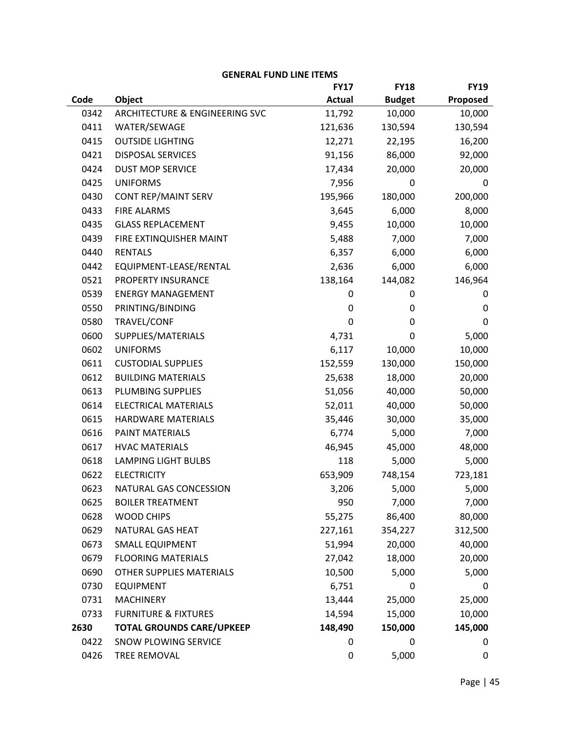**GENERAL FUND LINE ITEMS**

| Code | Object | FY17 Actual | FY18 Budget | FY19 Proposed |
|---|---|---|---|---|
| 0342 | ARCHITECTURE & ENGINEERING SVC | 11,792 | 10,000 | 10,000 |
| 0411 | WATER/SEWAGE | 121,636 | 130,594 | 130,594 |
| 0415 | OUTSIDE LIGHTING | 12,271 | 22,195 | 16,200 |
| 0421 | DISPOSAL SERVICES | 91,156 | 86,000 | 92,000 |
| 0424 | DUST MOP SERVICE | 17,434 | 20,000 | 20,000 |
| 0425 | UNIFORMS | 7,956 | 0 | 0 |
| 0430 | CONT REP/MAINT SERV | 195,966 | 180,000 | 200,000 |
| 0433 | FIRE ALARMS | 3,645 | 6,000 | 8,000 |
| 0435 | GLASS REPLACEMENT | 9,455 | 10,000 | 10,000 |
| 0439 | FIRE EXTINQUISHER MAINT | 5,488 | 7,000 | 7,000 |
| 0440 | RENTALS | 6,357 | 6,000 | 6,000 |
| 0442 | EQUIPMENT-LEASE/RENTAL | 2,636 | 6,000 | 6,000 |
| 0521 | PROPERTY INSURANCE | 138,164 | 144,082 | 146,964 |
| 0539 | ENERGY MANAGEMENT | 0 | 0 | 0 |
| 0550 | PRINTING/BINDING | 0 | 0 | 0 |
| 0580 | TRAVEL/CONF | 0 | 0 | 0 |
| 0600 | SUPPLIES/MATERIALS | 4,731 | 0 | 5,000 |
| 0602 | UNIFORMS | 6,117 | 10,000 | 10,000 |
| 0611 | CUSTODIAL SUPPLIES | 152,559 | 130,000 | 150,000 |
| 0612 | BUILDING MATERIALS | 25,638 | 18,000 | 20,000 |
| 0613 | PLUMBING SUPPLIES | 51,056 | 40,000 | 50,000 |
| 0614 | ELECTRICAL MATERIALS | 52,011 | 40,000 | 50,000 |
| 0615 | HARDWARE MATERIALS | 35,446 | 30,000 | 35,000 |
| 0616 | PAINT MATERIALS | 6,774 | 5,000 | 7,000 |
| 0617 | HVAC MATERIALS | 46,945 | 45,000 | 48,000 |
| 0618 | LAMPING LIGHT BULBS | 118 | 5,000 | 5,000 |
| 0622 | ELECTRICITY | 653,909 | 748,154 | 723,181 |
| 0623 | NATURAL GAS CONCESSION | 3,206 | 5,000 | 5,000 |
| 0625 | BOILER TREATMENT | 950 | 7,000 | 7,000 |
| 0628 | WOOD CHIPS | 55,275 | 86,400 | 80,000 |
| 0629 | NATURAL GAS HEAT | 227,161 | 354,227 | 312,500 |
| 0673 | SMALL EQUIPMENT | 51,994 | 20,000 | 40,000 |
| 0679 | FLOORING MATERIALS | 27,042 | 18,000 | 20,000 |
| 0690 | OTHER SUPPLIES MATERIALS | 10,500 | 5,000 | 5,000 |
| 0730 | EQUIPMENT | 6,751 | 0 | 0 |
| 0731 | MACHINERY | 13,444 | 25,000 | 25,000 |
| 0733 | FURNITURE & FIXTURES | 14,594 | 15,000 | 10,000 |
| **2630** | **TOTAL GROUNDS CARE/UPKEEP** | **148,490** | **150,000** | **145,000** |
| 0422 | SNOW PLOWING SERVICE | 0 | 0 | 0 |
| 0426 | TREE REMOVAL | 0 | 5,000 | 0 |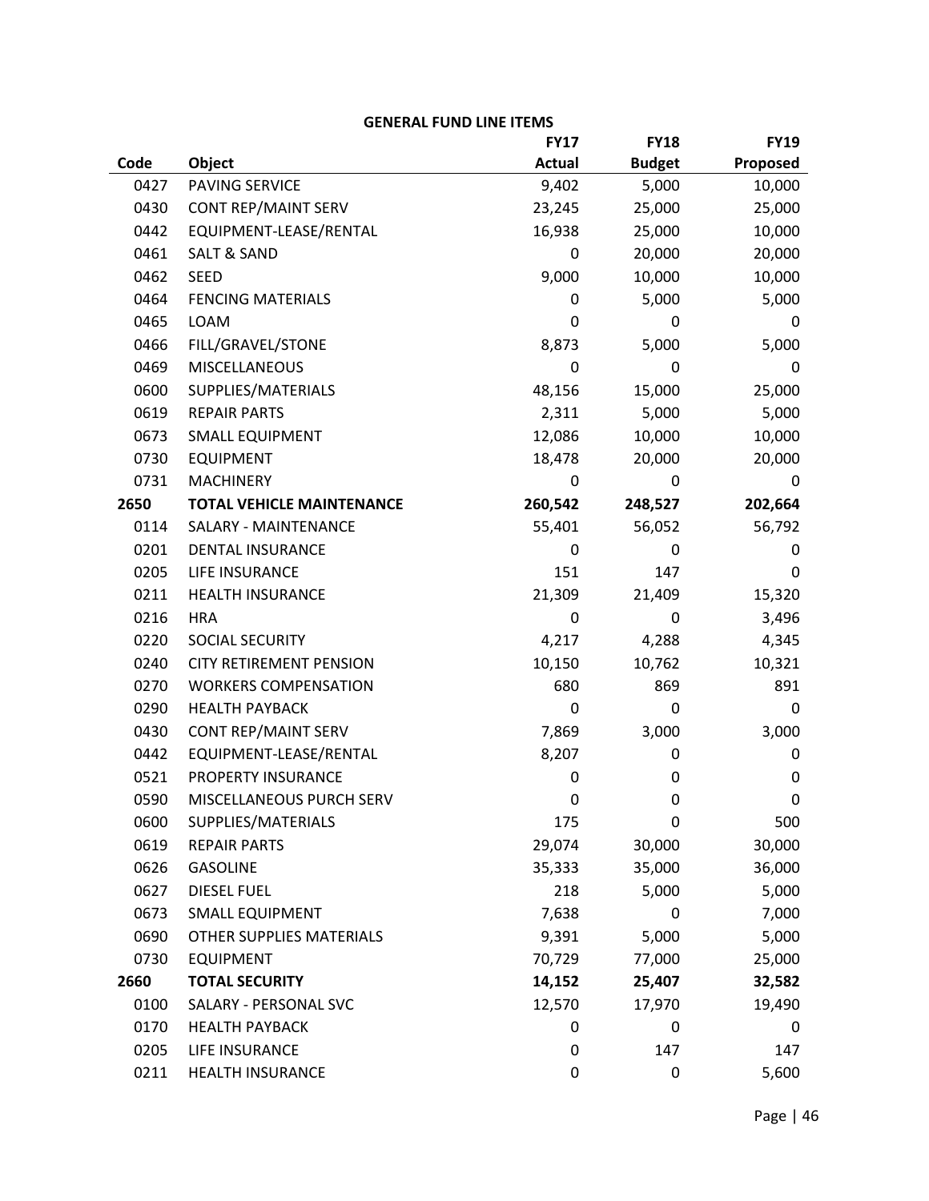## GENERAL FUND LINE ITEMS

| Code | Object | FY17 Actual | FY18 Budget | FY19 Proposed |
|---|---|---|---|---|
| 0427 | PAVING SERVICE | 9,402 | 5,000 | 10,000 |
| 0430 | CONT REP/MAINT SERV | 23,245 | 25,000 | 25,000 |
| 0442 | EQUIPMENT-LEASE/RENTAL | 16,938 | 25,000 | 10,000 |
| 0461 | SALT & SAND | 0 | 20,000 | 20,000 |
| 0462 | SEED | 9,000 | 10,000 | 10,000 |
| 0464 | FENCING MATERIALS | 0 | 5,000 | 5,000 |
| 0465 | LOAM | 0 | 0 | 0 |
| 0466 | FILL/GRAVEL/STONE | 8,873 | 5,000 | 5,000 |
| 0469 | MISCELLANEOUS | 0 | 0 | 0 |
| 0600 | SUPPLIES/MATERIALS | 48,156 | 15,000 | 25,000 |
| 0619 | REPAIR PARTS | 2,311 | 5,000 | 5,000 |
| 0673 | SMALL EQUIPMENT | 12,086 | 10,000 | 10,000 |
| 0730 | EQUIPMENT | 18,478 | 20,000 | 20,000 |
| 0731 | MACHINERY | 0 | 0 | 0 |
| **2650** | **TOTAL VEHICLE MAINTENANCE** | **260,542** | **248,527** | **202,664** |
| 0114 | SALARY - MAINTENANCE | 55,401 | 56,052 | 56,792 |
| 0201 | DENTAL INSURANCE | 0 | 0 | 0 |
| 0205 | LIFE INSURANCE | 151 | 147 | 0 |
| 0211 | HEALTH INSURANCE | 21,309 | 21,409 | 15,320 |
| 0216 | HRA | 0 | 0 | 3,496 |
| 0220 | SOCIAL SECURITY | 4,217 | 4,288 | 4,345 |
| 0240 | CITY RETIREMENT PENSION | 10,150 | 10,762 | 10,321 |
| 0270 | WORKERS COMPENSATION | 680 | 869 | 891 |
| 0290 | HEALTH PAYBACK | 0 | 0 | 0 |
| 0430 | CONT REP/MAINT SERV | 7,869 | 3,000 | 3,000 |
| 0442 | EQUIPMENT-LEASE/RENTAL | 8,207 | 0 | 0 |
| 0521 | PROPERTY INSURANCE | 0 | 0 | 0 |
| 0590 | MISCELLANEOUS PURCH SERV | 0 | 0 | 0 |
| 0600 | SUPPLIES/MATERIALS | 175 | 0 | 500 |
| 0619 | REPAIR PARTS | 29,074 | 30,000 | 30,000 |
| 0626 | GASOLINE | 35,333 | 35,000 | 36,000 |
| 0627 | DIESEL FUEL | 218 | 5,000 | 5,000 |
| 0673 | SMALL EQUIPMENT | 7,638 | 0 | 7,000 |
| 0690 | OTHER SUPPLIES MATERIALS | 9,391 | 5,000 | 5,000 |
| 0730 | EQUIPMENT | 70,729 | 77,000 | 25,000 |
| **2660** | **TOTAL SECURITY** | **14,152** | **25,407** | **32,582** |
| 0100 | SALARY - PERSONAL SVC | 12,570 | 17,970 | 19,490 |
| 0170 | HEALTH PAYBACK | 0 | 0 | 0 |
| 0205 | LIFE INSURANCE | 0 | 147 | 147 |
| 0211 | HEALTH INSURANCE | 0 | 0 | 5,600 |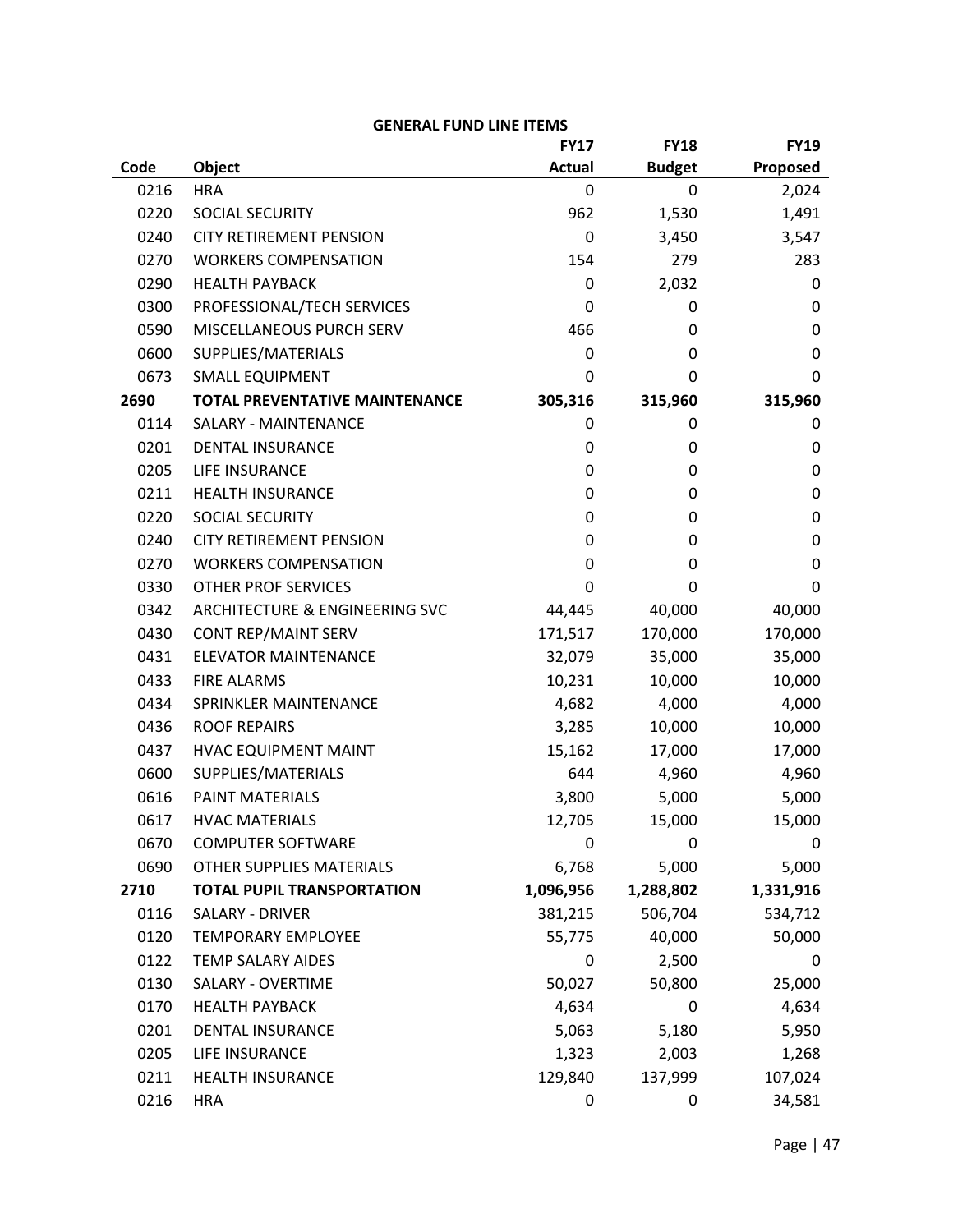**GENERAL FUND LINE ITEMS**

| Code | Object | FY17 Actual | FY18 Budget | FY19 Proposed |
|---|---|---|---|---|
| 0216 | HRA | 0 | 0 | 2,024 |
| 0220 | SOCIAL SECURITY | 962 | 1,530 | 1,491 |
| 0240 | CITY RETIREMENT PENSION | 0 | 3,450 | 3,547 |
| 0270 | WORKERS COMPENSATION | 154 | 279 | 283 |
| 0290 | HEALTH PAYBACK | 0 | 2,032 | 0 |
| 0300 | PROFESSIONAL/TECH SERVICES | 0 | 0 | 0 |
| 0590 | MISCELLANEOUS PURCH SERV | 466 | 0 | 0 |
| 0600 | SUPPLIES/MATERIALS | 0 | 0 | 0 |
| 0673 | SMALL EQUIPMENT | 0 | 0 | 0 |
| **2690** | **TOTAL PREVENTATIVE MAINTENANCE** | **305,316** | **315,960** | **315,960** |
| 0114 | SALARY - MAINTENANCE | 0 | 0 | 0 |
| 0201 | DENTAL INSURANCE | 0 | 0 | 0 |
| 0205 | LIFE INSURANCE | 0 | 0 | 0 |
| 0211 | HEALTH INSURANCE | 0 | 0 | 0 |
| 0220 | SOCIAL SECURITY | 0 | 0 | 0 |
| 0240 | CITY RETIREMENT PENSION | 0 | 0 | 0 |
| 0270 | WORKERS COMPENSATION | 0 | 0 | 0 |
| 0330 | OTHER PROF SERVICES | 0 | 0 | 0 |
| 0342 | ARCHITECTURE & ENGINEERING SVC | 44,445 | 40,000 | 40,000 |
| 0430 | CONT REP/MAINT SERV | 171,517 | 170,000 | 170,000 |
| 0431 | ELEVATOR MAINTENANCE | 32,079 | 35,000 | 35,000 |
| 0433 | FIRE ALARMS | 10,231 | 10,000 | 10,000 |
| 0434 | SPRINKLER MAINTENANCE | 4,682 | 4,000 | 4,000 |
| 0436 | ROOF REPAIRS | 3,285 | 10,000 | 10,000 |
| 0437 | HVAC EQUIPMENT MAINT | 15,162 | 17,000 | 17,000 |
| 0600 | SUPPLIES/MATERIALS | 644 | 4,960 | 4,960 |
| 0616 | PAINT MATERIALS | 3,800 | 5,000 | 5,000 |
| 0617 | HVAC MATERIALS | 12,705 | 15,000 | 15,000 |
| 0670 | COMPUTER SOFTWARE | 0 | 0 | 0 |
| 0690 | OTHER SUPPLIES MATERIALS | 6,768 | 5,000 | 5,000 |
| **2710** | **TOTAL PUPIL TRANSPORTATION** | **1,096,956** | **1,288,802** | **1,331,916** |
| 0116 | SALARY - DRIVER | 381,215 | 506,704 | 534,712 |
| 0120 | TEMPORARY EMPLOYEE | 55,775 | 40,000 | 50,000 |
| 0122 | TEMP SALARY AIDES | 0 | 2,500 | 0 |
| 0130 | SALARY - OVERTIME | 50,027 | 50,800 | 25,000 |
| 0170 | HEALTH PAYBACK | 4,634 | 0 | 4,634 |
| 0201 | DENTAL INSURANCE | 5,063 | 5,180 | 5,950 |
| 0205 | LIFE INSURANCE | 1,323 | 2,003 | 1,268 |
| 0211 | HEALTH INSURANCE | 129,840 | 137,999 | 107,024 |
| 0216 | HRA | 0 | 0 | 34,581 |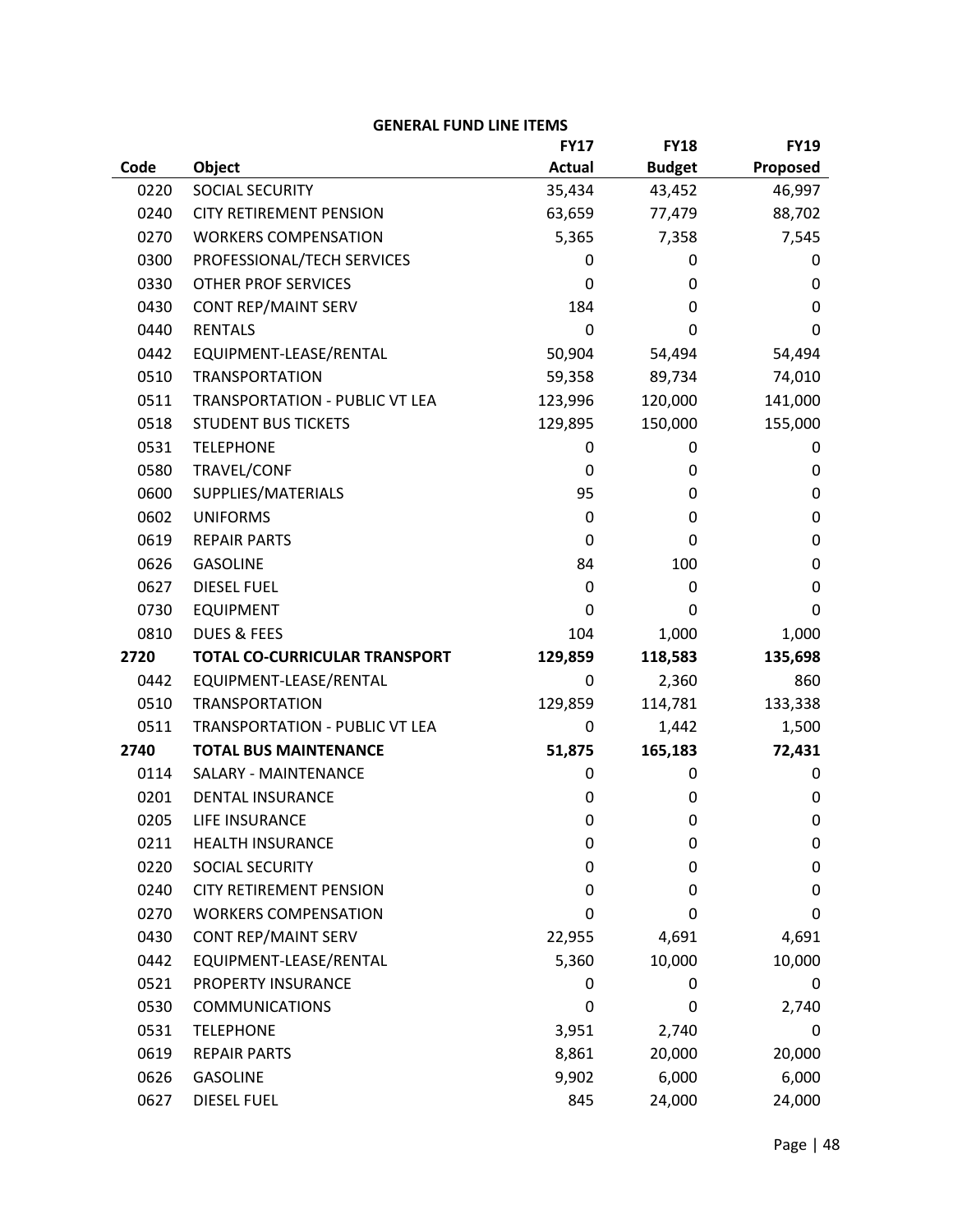**GENERAL FUND LINE ITEMS**

| Code | Object | FY17 Actual | FY18 Budget | FY19 Proposed |
|---|---|---|---|---|
| 0220 | SOCIAL SECURITY | 35,434 | 43,452 | 46,997 |
| 0240 | CITY RETIREMENT PENSION | 63,659 | 77,479 | 88,702 |
| 0270 | WORKERS COMPENSATION | 5,365 | 7,358 | 7,545 |
| 0300 | PROFESSIONAL/TECH SERVICES | 0 | 0 | 0 |
| 0330 | OTHER PROF SERVICES | 0 | 0 | 0 |
| 0430 | CONT REP/MAINT SERV | 184 | 0 | 0 |
| 0440 | RENTALS | 0 | 0 | 0 |
| 0442 | EQUIPMENT-LEASE/RENTAL | 50,904 | 54,494 | 54,494 |
| 0510 | TRANSPORTATION | 59,358 | 89,734 | 74,010 |
| 0511 | TRANSPORTATION - PUBLIC VT LEA | 123,996 | 120,000 | 141,000 |
| 0518 | STUDENT BUS TICKETS | 129,895 | 150,000 | 155,000 |
| 0531 | TELEPHONE | 0 | 0 | 0 |
| 0580 | TRAVEL/CONF | 0 | 0 | 0 |
| 0600 | SUPPLIES/MATERIALS | 95 | 0 | 0 |
| 0602 | UNIFORMS | 0 | 0 | 0 |
| 0619 | REPAIR PARTS | 0 | 0 | 0 |
| 0626 | GASOLINE | 84 | 100 | 0 |
| 0627 | DIESEL FUEL | 0 | 0 | 0 |
| 0730 | EQUIPMENT | 0 | 0 | 0 |
| 0810 | DUES & FEES | 104 | 1,000 | 1,000 |
| **2720** | **TOTAL CO-CURRICULAR TRANSPORT** | **129,859** | **118,583** | **135,698** |
| 0442 | EQUIPMENT-LEASE/RENTAL | 0 | 2,360 | 860 |
| 0510 | TRANSPORTATION | 129,859 | 114,781 | 133,338 |
| 0511 | TRANSPORTATION - PUBLIC VT LEA | 0 | 1,442 | 1,500 |
| **2740** | **TOTAL BUS MAINTENANCE** | **51,875** | **165,183** | **72,431** |
| 0114 | SALARY - MAINTENANCE | 0 | 0 | 0 |
| 0201 | DENTAL INSURANCE | 0 | 0 | 0 |
| 0205 | LIFE INSURANCE | 0 | 0 | 0 |
| 0211 | HEALTH INSURANCE | 0 | 0 | 0 |
| 0220 | SOCIAL SECURITY | 0 | 0 | 0 |
| 0240 | CITY RETIREMENT PENSION | 0 | 0 | 0 |
| 0270 | WORKERS COMPENSATION | 0 | 0 | 0 |
| 0430 | CONT REP/MAINT SERV | 22,955 | 4,691 | 4,691 |
| 0442 | EQUIPMENT-LEASE/RENTAL | 5,360 | 10,000 | 10,000 |
| 0521 | PROPERTY INSURANCE | 0 | 0 | 0 |
| 0530 | COMMUNICATIONS | 0 | 0 | 2,740 |
| 0531 | TELEPHONE | 3,951 | 2,740 | 0 |
| 0619 | REPAIR PARTS | 8,861 | 20,000 | 20,000 |
| 0626 | GASOLINE | 9,902 | 6,000 | 6,000 |
| 0627 | DIESEL FUEL | 845 | 24,000 | 24,000 |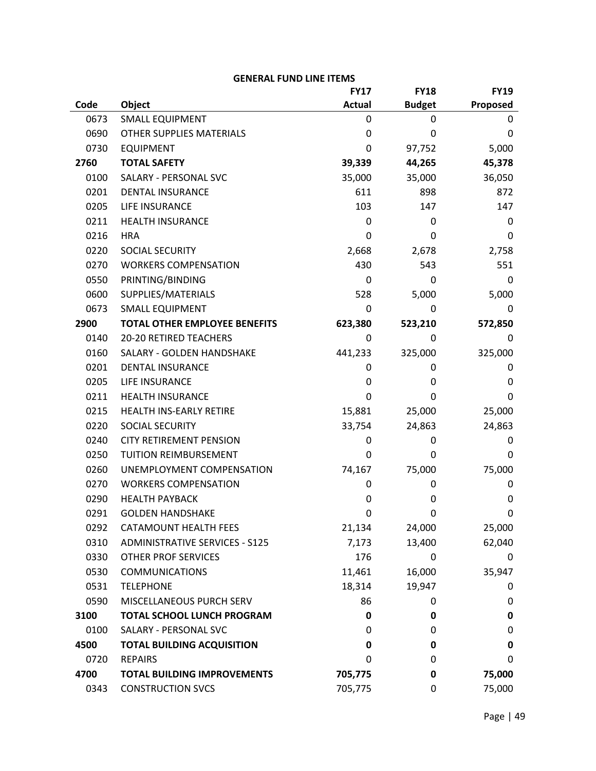## GENERAL FUND LINE ITEMS

| Code | Object | FY17 Actual | FY18 Budget | FY19 Proposed |
|---|---|---|---|---|
| 0673 | SMALL EQUIPMENT | 0 | 0 | 0 |
| 0690 | OTHER SUPPLIES MATERIALS | 0 | 0 | 0 |
| 0730 | EQUIPMENT | 0 | 97,752 | 5,000 |
| **2760** | **TOTAL SAFETY** | **39,339** | **44,265** | **45,378** |
| 0100 | SALARY - PERSONAL SVC | 35,000 | 35,000 | 36,050 |
| 0201 | DENTAL INSURANCE | 611 | 898 | 872 |
| 0205 | LIFE INSURANCE | 103 | 147 | 147 |
| 0211 | HEALTH INSURANCE | 0 | 0 | 0 |
| 0216 | HRA | 0 | 0 | 0 |
| 0220 | SOCIAL SECURITY | 2,668 | 2,678 | 2,758 |
| 0270 | WORKERS COMPENSATION | 430 | 543 | 551 |
| 0550 | PRINTING/BINDING | 0 | 0 | 0 |
| 0600 | SUPPLIES/MATERIALS | 528 | 5,000 | 5,000 |
| 0673 | SMALL EQUIPMENT | 0 | 0 | 0 |
| **2900** | **TOTAL OTHER EMPLOYEE BENEFITS** | **623,380** | **523,210** | **572,850** |
| 0140 | 20-20 RETIRED TEACHERS | 0 | 0 | 0 |
| 0160 | SALARY - GOLDEN HANDSHAKE | 441,233 | 325,000 | 325,000 |
| 0201 | DENTAL INSURANCE | 0 | 0 | 0 |
| 0205 | LIFE INSURANCE | 0 | 0 | 0 |
| 0211 | HEALTH INSURANCE | 0 | 0 | 0 |
| 0215 | HEALTH INS-EARLY RETIRE | 15,881 | 25,000 | 25,000 |
| 0220 | SOCIAL SECURITY | 33,754 | 24,863 | 24,863 |
| 0240 | CITY RETIREMENT PENSION | 0 | 0 | 0 |
| 0250 | TUITION REIMBURSEMENT | 0 | 0 | 0 |
| 0260 | UNEMPLOYMENT COMPENSATION | 74,167 | 75,000 | 75,000 |
| 0270 | WORKERS COMPENSATION | 0 | 0 | 0 |
| 0290 | HEALTH PAYBACK | 0 | 0 | 0 |
| 0291 | GOLDEN HANDSHAKE | 0 | 0 | 0 |
| 0292 | CATAMOUNT HEALTH FEES | 21,134 | 24,000 | 25,000 |
| 0310 | ADMINISTRATIVE SERVICES - S125 | 7,173 | 13,400 | 62,040 |
| 0330 | OTHER PROF SERVICES | 176 | 0 | 0 |
| 0530 | COMMUNICATIONS | 11,461 | 16,000 | 35,947 |
| 0531 | TELEPHONE | 18,314 | 19,947 | 0 |
| 0590 | MISCELLANEOUS PURCH SERV | 86 | 0 | 0 |
| **3100** | **TOTAL SCHOOL LUNCH PROGRAM** | **0** | **0** | **0** |
| 0100 | SALARY - PERSONAL SVC | 0 | 0 | 0 |
| **4500** | **TOTAL BUILDING ACQUISITION** | **0** | **0** | **0** |
| 0720 | REPAIRS | 0 | 0 | 0 |
| **4700** | **TOTAL BUILDING IMPROVEMENTS** | **705,775** | **0** | **75,000** |
| 0343 | CONSTRUCTION SVCS | 705,775 | 0 | 75,000 |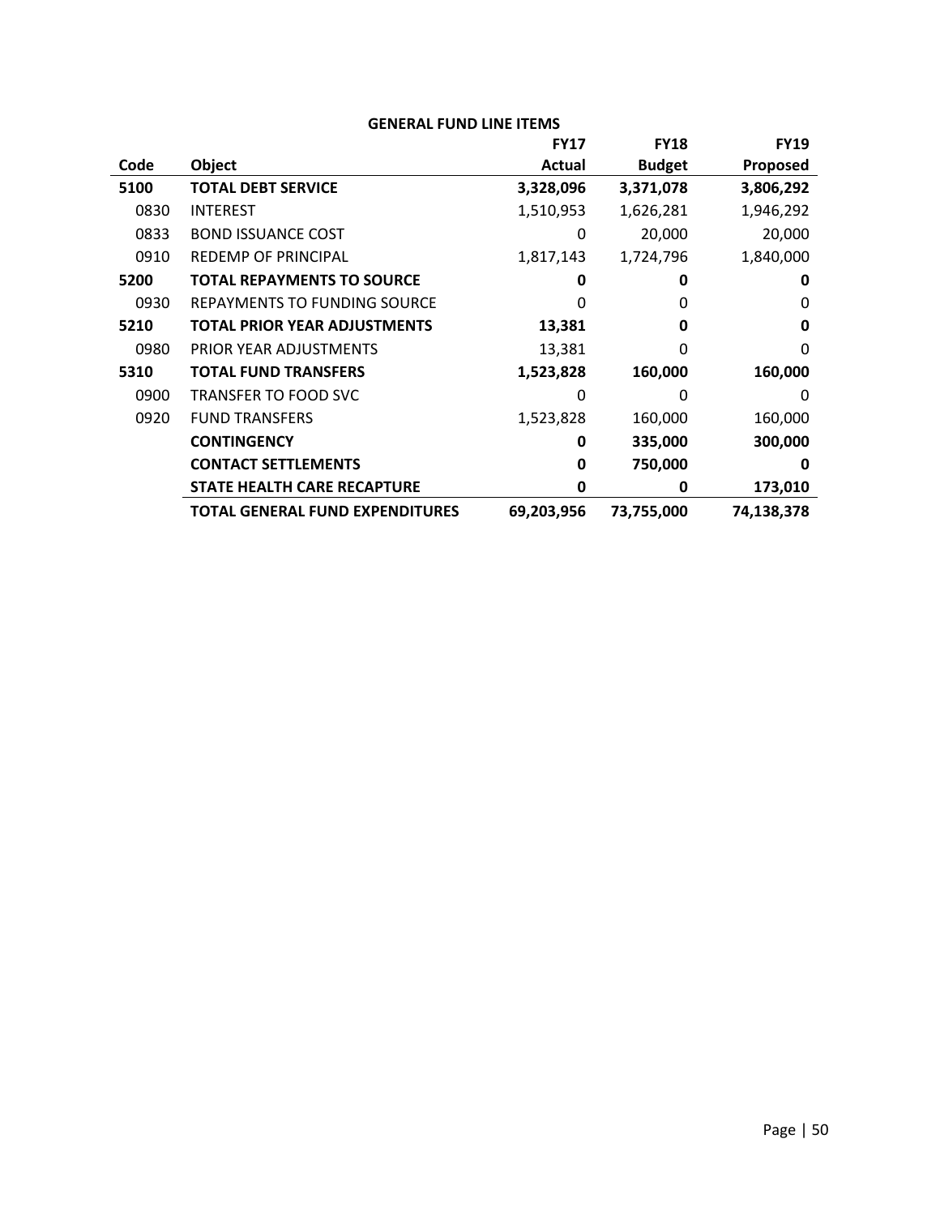**GENERAL FUND LINE ITEMS**

| Code | Object | FY17 Actual | FY18 Budget | FY19 Proposed |
|---|---|---|---|---|
| **5100** | **TOTAL DEBT SERVICE** | **3,328,096** | **3,371,078** | **3,806,292** |
| 0830 | INTEREST | 1,510,953 | 1,626,281 | 1,946,292 |
| 0833 | BOND ISSUANCE COST | 0 | 20,000 | 20,000 |
| 0910 | REDEMP OF PRINCIPAL | 1,817,143 | 1,724,796 | 1,840,000 |
| **5200** | **TOTAL REPAYMENTS TO SOURCE** | **0** | **0** | **0** |
| 0930 | REPAYMENTS TO FUNDING SOURCE | 0 | 0 | 0 |
| **5210** | **TOTAL PRIOR YEAR ADJUSTMENTS** | **13,381** | **0** | **0** |
| 0980 | PRIOR YEAR ADJUSTMENTS | 13,381 | 0 | 0 |
| **5310** | **TOTAL FUND TRANSFERS** | **1,523,828** | **160,000** | **160,000** |
| 0900 | TRANSFER TO FOOD SVC | 0 | 0 | 0 |
| 0920 | FUND TRANSFERS | 1,523,828 | 160,000 | 160,000 |
| | **CONTINGENCY** | **0** | **335,000** | **300,000** |
| | **CONTACT SETTLEMENTS** | **0** | **750,000** | **0** |
| | **STATE HEALTH CARE RECAPTURE** | **0** | **0** | **173,010** |
| | **TOTAL GENERAL FUND EXPENDITURES** | **69,203,956** | **73,755,000** | **74,138,378** |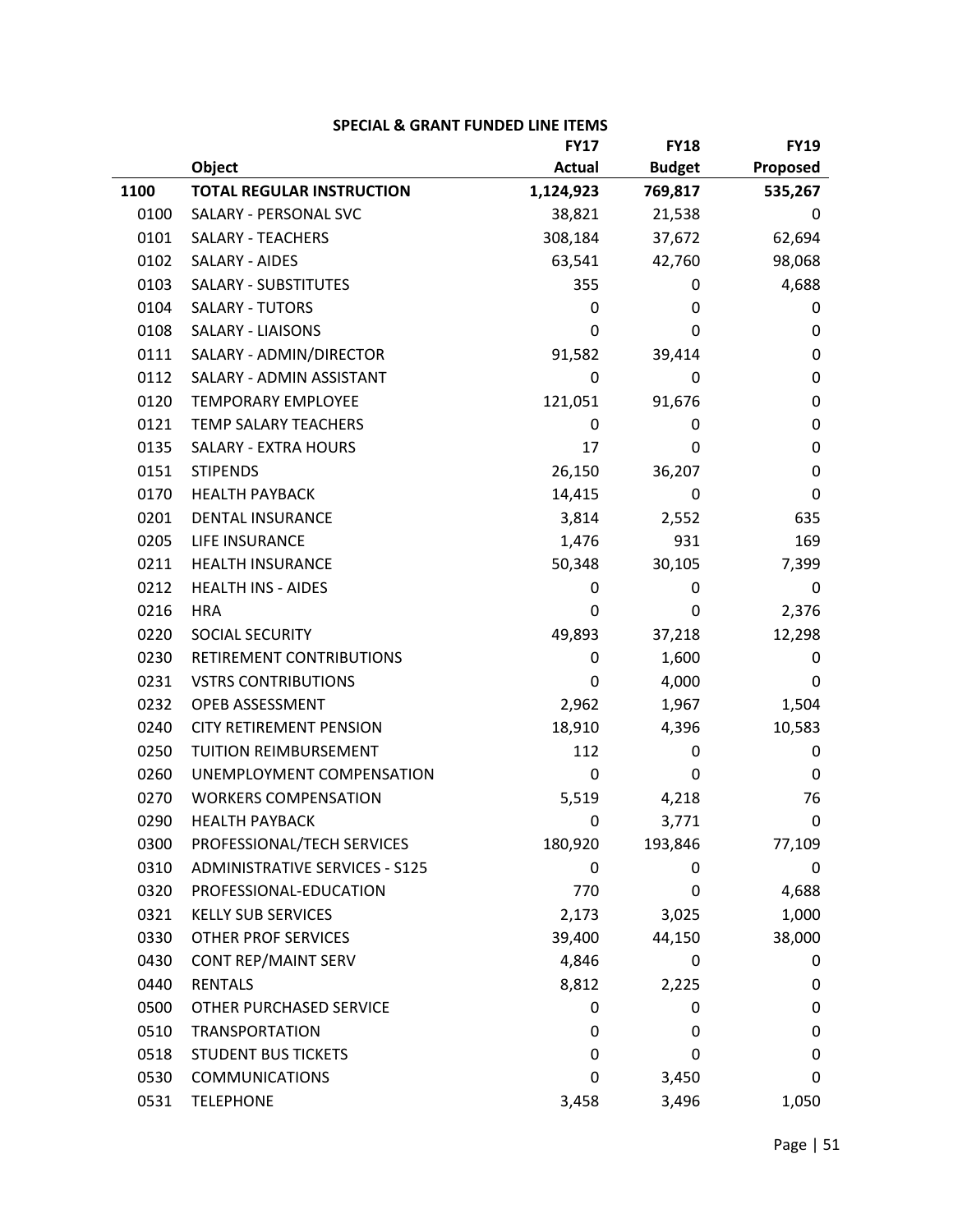## SPECIAL & GRANT FUNDED LINE ITEMS

| | Object | FY17 Actual | FY18 Budget | FY19 Proposed |
|---|---|---|---|---|
| **1100** | **TOTAL REGULAR INSTRUCTION** | **1,124,923** | **769,817** | **535,267** |
| 0100 | SALARY - PERSONAL SVC | 38,821 | 21,538 | 0 |
| 0101 | SALARY - TEACHERS | 308,184 | 37,672 | 62,694 |
| 0102 | SALARY - AIDES | 63,541 | 42,760 | 98,068 |
| 0103 | SALARY - SUBSTITUTES | 355 | 0 | 4,688 |
| 0104 | SALARY - TUTORS | 0 | 0 | 0 |
| 0108 | SALARY - LIAISONS | 0 | 0 | 0 |
| 0111 | SALARY - ADMIN/DIRECTOR | 91,582 | 39,414 | 0 |
| 0112 | SALARY - ADMIN ASSISTANT | 0 | 0 | 0 |
| 0120 | TEMPORARY EMPLOYEE | 121,051 | 91,676 | 0 |
| 0121 | TEMP SALARY TEACHERS | 0 | 0 | 0 |
| 0135 | SALARY - EXTRA HOURS | 17 | 0 | 0 |
| 0151 | STIPENDS | 26,150 | 36,207 | 0 |
| 0170 | HEALTH PAYBACK | 14,415 | 0 | 0 |
| 0201 | DENTAL INSURANCE | 3,814 | 2,552 | 635 |
| 0205 | LIFE INSURANCE | 1,476 | 931 | 169 |
| 0211 | HEALTH INSURANCE | 50,348 | 30,105 | 7,399 |
| 0212 | HEALTH INS - AIDES | 0 | 0 | 0 |
| 0216 | HRA | 0 | 0 | 2,376 |
| 0220 | SOCIAL SECURITY | 49,893 | 37,218 | 12,298 |
| 0230 | RETIREMENT CONTRIBUTIONS | 0 | 1,600 | 0 |
| 0231 | VSTRS CONTRIBUTIONS | 0 | 4,000 | 0 |
| 0232 | OPEB ASSESSMENT | 2,962 | 1,967 | 1,504 |
| 0240 | CITY RETIREMENT PENSION | 18,910 | 4,396 | 10,583 |
| 0250 | TUITION REIMBURSEMENT | 112 | 0 | 0 |
| 0260 | UNEMPLOYMENT COMPENSATION | 0 | 0 | 0 |
| 0270 | WORKERS COMPENSATION | 5,519 | 4,218 | 76 |
| 0290 | HEALTH PAYBACK | 0 | 3,771 | 0 |
| 0300 | PROFESSIONAL/TECH SERVICES | 180,920 | 193,846 | 77,109 |
| 0310 | ADMINISTRATIVE SERVICES - S125 | 0 | 0 | 0 |
| 0320 | PROFESSIONAL-EDUCATION | 770 | 0 | 4,688 |
| 0321 | KELLY SUB SERVICES | 2,173 | 3,025 | 1,000 |
| 0330 | OTHER PROF SERVICES | 39,400 | 44,150 | 38,000 |
| 0430 | CONT REP/MAINT SERV | 4,846 | 0 | 0 |
| 0440 | RENTALS | 8,812 | 2,225 | 0 |
| 0500 | OTHER PURCHASED SERVICE | 0 | 0 | 0 |
| 0510 | TRANSPORTATION | 0 | 0 | 0 |
| 0518 | STUDENT BUS TICKETS | 0 | 0 | 0 |
| 0530 | COMMUNICATIONS | 0 | 3,450 | 0 |
| 0531 | TELEPHONE | 3,458 | 3,496 | 1,050 |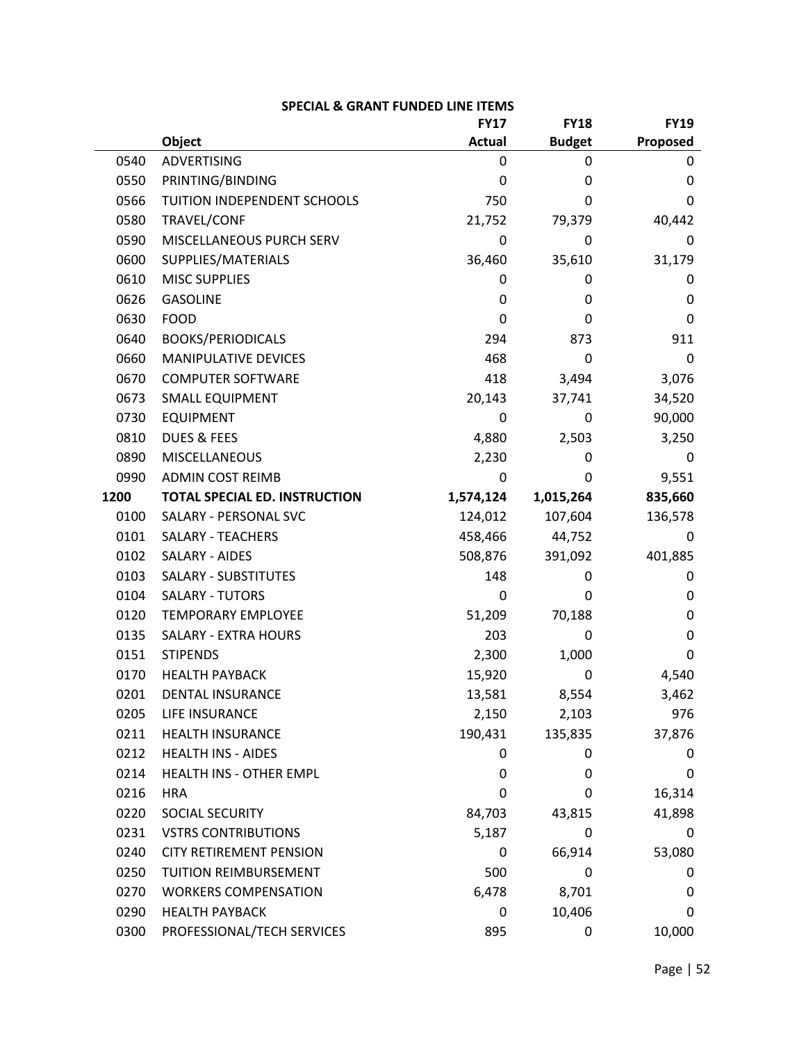## SPECIAL & GRANT FUNDED LINE ITEMS

| | Object | FY17 Actual | FY18 Budget | FY19 Proposed |
|---|---|---|---|---|
| 0540 | ADVERTISING | 0 | 0 | 0 |
| 0550 | PRINTING/BINDING | 0 | 0 | 0 |
| 0566 | TUITION INDEPENDENT SCHOOLS | 750 | 0 | 0 |
| 0580 | TRAVEL/CONF | 21,752 | 79,379 | 40,442 |
| 0590 | MISCELLANEOUS PURCH SERV | 0 | 0 | 0 |
| 0600 | SUPPLIES/MATERIALS | 36,460 | 35,610 | 31,179 |
| 0610 | MISC SUPPLIES | 0 | 0 | 0 |
| 0626 | GASOLINE | 0 | 0 | 0 |
| 0630 | FOOD | 0 | 0 | 0 |
| 0640 | BOOKS/PERIODICALS | 294 | 873 | 911 |
| 0660 | MANIPULATIVE DEVICES | 468 | 0 | 0 |
| 0670 | COMPUTER SOFTWARE | 418 | 3,494 | 3,076 |
| 0673 | SMALL EQUIPMENT | 20,143 | 37,741 | 34,520 |
| 0730 | EQUIPMENT | 0 | 0 | 90,000 |
| 0810 | DUES & FEES | 4,880 | 2,503 | 3,250 |
| 0890 | MISCELLANEOUS | 2,230 | 0 | 0 |
| 0990 | ADMIN COST REIMB | 0 | 0 | 9,551 |
| **1200** | **TOTAL SPECIAL ED. INSTRUCTION** | **1,574,124** | **1,015,264** | **835,660** |
| 0100 | SALARY - PERSONAL SVC | 124,012 | 107,604 | 136,578 |
| 0101 | SALARY - TEACHERS | 458,466 | 44,752 | 0 |
| 0102 | SALARY - AIDES | 508,876 | 391,092 | 401,885 |
| 0103 | SALARY - SUBSTITUTES | 148 | 0 | 0 |
| 0104 | SALARY - TUTORS | 0 | 0 | 0 |
| 0120 | TEMPORARY EMPLOYEE | 51,209 | 70,188 | 0 |
| 0135 | SALARY - EXTRA HOURS | 203 | 0 | 0 |
| 0151 | STIPENDS | 2,300 | 1,000 | 0 |
| 0170 | HEALTH PAYBACK | 15,920 | 0 | 4,540 |
| 0201 | DENTAL INSURANCE | 13,581 | 8,554 | 3,462 |
| 0205 | LIFE INSURANCE | 2,150 | 2,103 | 976 |
| 0211 | HEALTH INSURANCE | 190,431 | 135,835 | 37,876 |
| 0212 | HEALTH INS - AIDES | 0 | 0 | 0 |
| 0214 | HEALTH INS - OTHER EMPL | 0 | 0 | 0 |
| 0216 | HRA | 0 | 0 | 16,314 |
| 0220 | SOCIAL SECURITY | 84,703 | 43,815 | 41,898 |
| 0231 | VSTRS CONTRIBUTIONS | 5,187 | 0 | 0 |
| 0240 | CITY RETIREMENT PENSION | 0 | 66,914 | 53,080 |
| 0250 | TUITION REIMBURSEMENT | 500 | 0 | 0 |
| 0270 | WORKERS COMPENSATION | 6,478 | 8,701 | 0 |
| 0290 | HEALTH PAYBACK | 0 | 10,406 | 0 |
| 0300 | PROFESSIONAL/TECH SERVICES | 895 | 0 | 10,000 |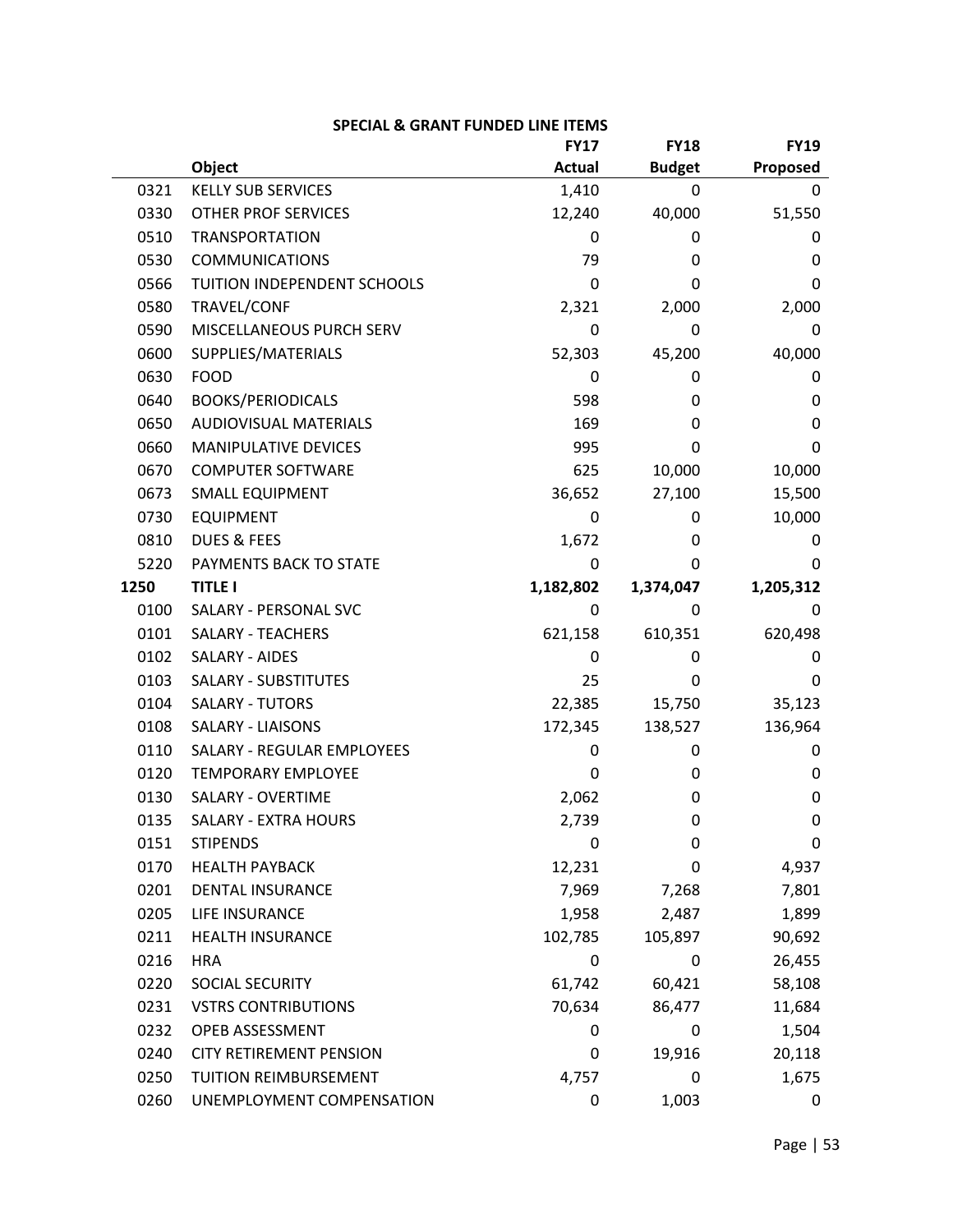## SPECIAL & GRANT FUNDED LINE ITEMS

| | Object | FY17 Actual | FY18 Budget | FY19 Proposed |
|---|---|---|---|---|
| 0321 | KELLY SUB SERVICES | 1,410 | 0 | 0 |
| 0330 | OTHER PROF SERVICES | 12,240 | 40,000 | 51,550 |
| 0510 | TRANSPORTATION | 0 | 0 | 0 |
| 0530 | COMMUNICATIONS | 79 | 0 | 0 |
| 0566 | TUITION INDEPENDENT SCHOOLS | 0 | 0 | 0 |
| 0580 | TRAVEL/CONF | 2,321 | 2,000 | 2,000 |
| 0590 | MISCELLANEOUS PURCH SERV | 0 | 0 | 0 |
| 0600 | SUPPLIES/MATERIALS | 52,303 | 45,200 | 40,000 |
| 0630 | FOOD | 0 | 0 | 0 |
| 0640 | BOOKS/PERIODICALS | 598 | 0 | 0 |
| 0650 | AUDIOVISUAL MATERIALS | 169 | 0 | 0 |
| 0660 | MANIPULATIVE DEVICES | 995 | 0 | 0 |
| 0670 | COMPUTER SOFTWARE | 625 | 10,000 | 10,000 |
| 0673 | SMALL EQUIPMENT | 36,652 | 27,100 | 15,500 |
| 0730 | EQUIPMENT | 0 | 0 | 10,000 |
| 0810 | DUES & FEES | 1,672 | 0 | 0 |
| 5220 | PAYMENTS BACK TO STATE | 0 | 0 | 0 |
| **1250** | **TITLE I** | **1,182,802** | **1,374,047** | **1,205,312** |
| 0100 | SALARY - PERSONAL SVC | 0 | 0 | 0 |
| 0101 | SALARY - TEACHERS | 621,158 | 610,351 | 620,498 |
| 0102 | SALARY - AIDES | 0 | 0 | 0 |
| 0103 | SALARY - SUBSTITUTES | 25 | 0 | 0 |
| 0104 | SALARY - TUTORS | 22,385 | 15,750 | 35,123 |
| 0108 | SALARY - LIAISONS | 172,345 | 138,527 | 136,964 |
| 0110 | SALARY - REGULAR EMPLOYEES | 0 | 0 | 0 |
| 0120 | TEMPORARY EMPLOYEE | 0 | 0 | 0 |
| 0130 | SALARY - OVERTIME | 2,062 | 0 | 0 |
| 0135 | SALARY - EXTRA HOURS | 2,739 | 0 | 0 |
| 0151 | STIPENDS | 0 | 0 | 0 |
| 0170 | HEALTH PAYBACK | 12,231 | 0 | 4,937 |
| 0201 | DENTAL INSURANCE | 7,969 | 7,268 | 7,801 |
| 0205 | LIFE INSURANCE | 1,958 | 2,487 | 1,899 |
| 0211 | HEALTH INSURANCE | 102,785 | 105,897 | 90,692 |
| 0216 | HRA | 0 | 0 | 26,455 |
| 0220 | SOCIAL SECURITY | 61,742 | 60,421 | 58,108 |
| 0231 | VSTRS CONTRIBUTIONS | 70,634 | 86,477 | 11,684 |
| 0232 | OPEB ASSESSMENT | 0 | 0 | 1,504 |
| 0240 | CITY RETIREMENT PENSION | 0 | 19,916 | 20,118 |
| 0250 | TUITION REIMBURSEMENT | 4,757 | 0 | 1,675 |
| 0260 | UNEMPLOYMENT COMPENSATION | 0 | 1,003 | 0 |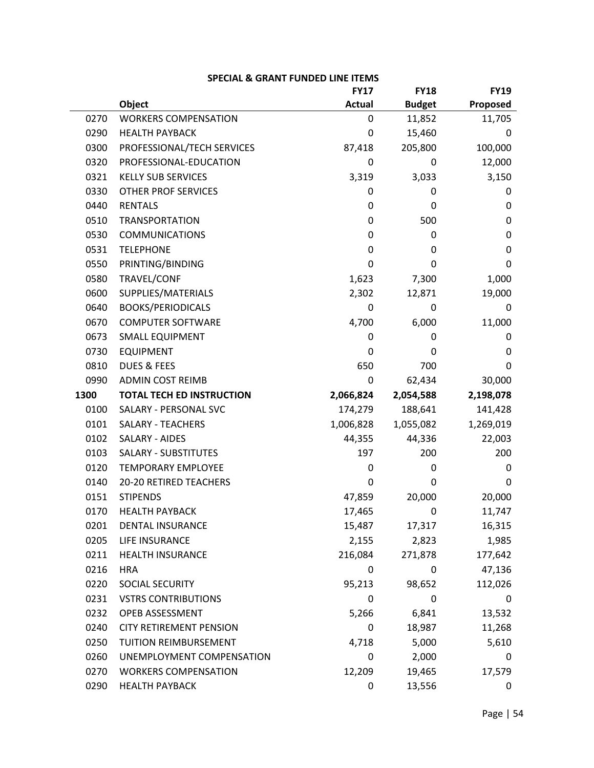### SPECIAL & GRANT FUNDED LINE ITEMS

| | Object | FY17 Actual | FY18 Budget | FY19 Proposed |
|---|---|---|---|---|
| 0270 | WORKERS COMPENSATION | 0 | 11,852 | 11,705 |
| 0290 | HEALTH PAYBACK | 0 | 15,460 | 0 |
| 0300 | PROFESSIONAL/TECH SERVICES | 87,418 | 205,800 | 100,000 |
| 0320 | PROFESSIONAL-EDUCATION | 0 | 0 | 12,000 |
| 0321 | KELLY SUB SERVICES | 3,319 | 3,033 | 3,150 |
| 0330 | OTHER PROF SERVICES | 0 | 0 | 0 |
| 0440 | RENTALS | 0 | 0 | 0 |
| 0510 | TRANSPORTATION | 0 | 500 | 0 |
| 0530 | COMMUNICATIONS | 0 | 0 | 0 |
| 0531 | TELEPHONE | 0 | 0 | 0 |
| 0550 | PRINTING/BINDING | 0 | 0 | 0 |
| 0580 | TRAVEL/CONF | 1,623 | 7,300 | 1,000 |
| 0600 | SUPPLIES/MATERIALS | 2,302 | 12,871 | 19,000 |
| 0640 | BOOKS/PERIODICALS | 0 | 0 | 0 |
| 0670 | COMPUTER SOFTWARE | 4,700 | 6,000 | 11,000 |
| 0673 | SMALL EQUIPMENT | 0 | 0 | 0 |
| 0730 | EQUIPMENT | 0 | 0 | 0 |
| 0810 | DUES & FEES | 650 | 700 | 0 |
| 0990 | ADMIN COST REIMB | 0 | 62,434 | 30,000 |
| **1300** | **TOTAL TECH ED INSTRUCTION** | **2,066,824** | **2,054,588** | **2,198,078** |
| 0100 | SALARY - PERSONAL SVC | 174,279 | 188,641 | 141,428 |
| 0101 | SALARY - TEACHERS | 1,006,828 | 1,055,082 | 1,269,019 |
| 0102 | SALARY - AIDES | 44,355 | 44,336 | 22,003 |
| 0103 | SALARY - SUBSTITUTES | 197 | 200 | 200 |
| 0120 | TEMPORARY EMPLOYEE | 0 | 0 | 0 |
| 0140 | 20-20 RETIRED TEACHERS | 0 | 0 | 0 |
| 0151 | STIPENDS | 47,859 | 20,000 | 20,000 |
| 0170 | HEALTH PAYBACK | 17,465 | 0 | 11,747 |
| 0201 | DENTAL INSURANCE | 15,487 | 17,317 | 16,315 |
| 0205 | LIFE INSURANCE | 2,155 | 2,823 | 1,985 |
| 0211 | HEALTH INSURANCE | 216,084 | 271,878 | 177,642 |
| 0216 | HRA | 0 | 0 | 47,136 |
| 0220 | SOCIAL SECURITY | 95,213 | 98,652 | 112,026 |
| 0231 | VSTRS CONTRIBUTIONS | 0 | 0 | 0 |
| 0232 | OPEB ASSESSMENT | 5,266 | 6,841 | 13,532 |
| 0240 | CITY RETIREMENT PENSION | 0 | 18,987 | 11,268 |
| 0250 | TUITION REIMBURSEMENT | 4,718 | 5,000 | 5,610 |
| 0260 | UNEMPLOYMENT COMPENSATION | 0 | 2,000 | 0 |
| 0270 | WORKERS COMPENSATION | 12,209 | 19,465 | 17,579 |
| 0290 | HEALTH PAYBACK | 0 | 13,556 | 0 |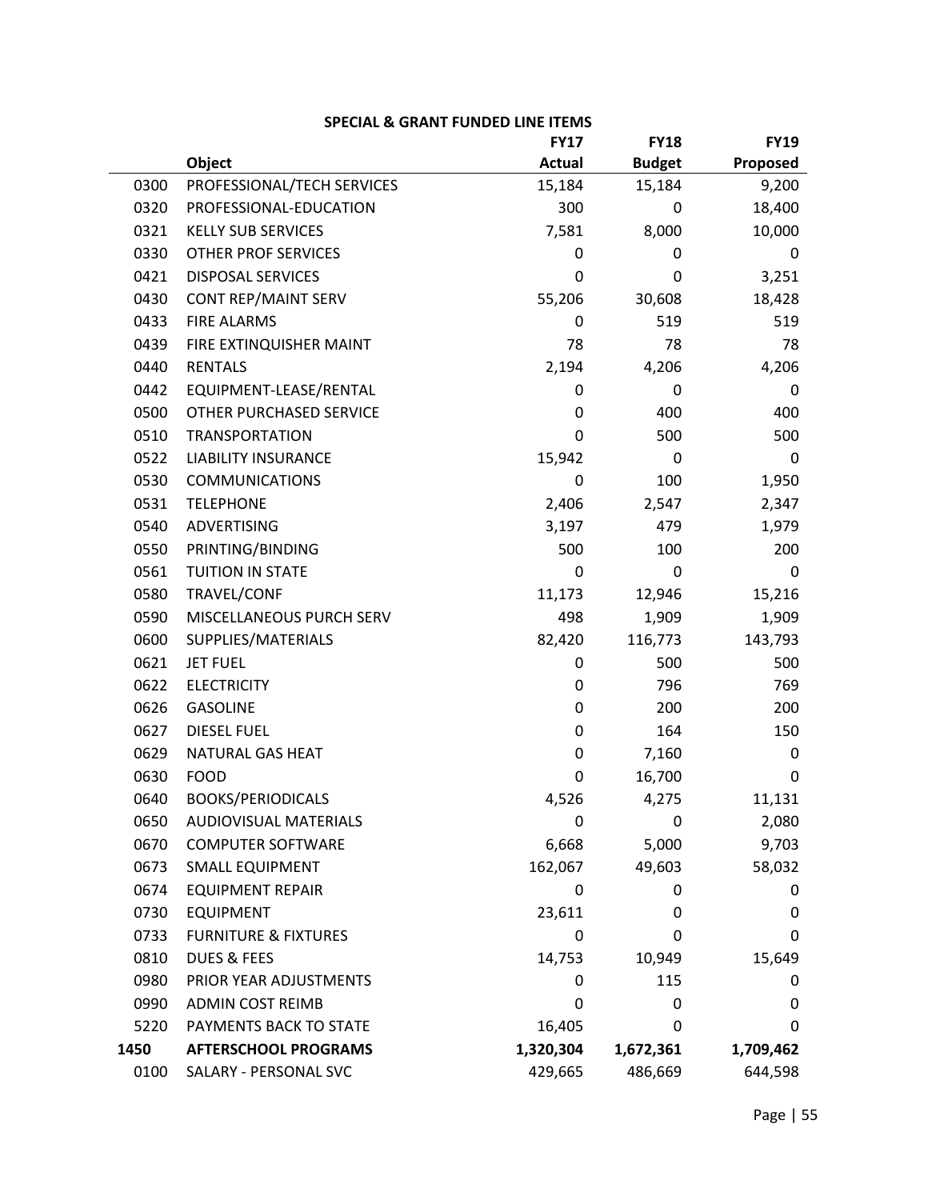## SPECIAL & GRANT FUNDED LINE ITEMS

| | Object | FY17 Actual | FY18 Budget | FY19 Proposed |
|---|---|---|---|---|
| 0300 | PROFESSIONAL/TECH SERVICES | 15,184 | 15,184 | 9,200 |
| 0320 | PROFESSIONAL-EDUCATION | 300 | 0 | 18,400 |
| 0321 | KELLY SUB SERVICES | 7,581 | 8,000 | 10,000 |
| 0330 | OTHER PROF SERVICES | 0 | 0 | 0 |
| 0421 | DISPOSAL SERVICES | 0 | 0 | 3,251 |
| 0430 | CONT REP/MAINT SERV | 55,206 | 30,608 | 18,428 |
| 0433 | FIRE ALARMS | 0 | 519 | 519 |
| 0439 | FIRE EXTINQUISHER MAINT | 78 | 78 | 78 |
| 0440 | RENTALS | 2,194 | 4,206 | 4,206 |
| 0442 | EQUIPMENT-LEASE/RENTAL | 0 | 0 | 0 |
| 0500 | OTHER PURCHASED SERVICE | 0 | 400 | 400 |
| 0510 | TRANSPORTATION | 0 | 500 | 500 |
| 0522 | LIABILITY INSURANCE | 15,942 | 0 | 0 |
| 0530 | COMMUNICATIONS | 0 | 100 | 1,950 |
| 0531 | TELEPHONE | 2,406 | 2,547 | 2,347 |
| 0540 | ADVERTISING | 3,197 | 479 | 1,979 |
| 0550 | PRINTING/BINDING | 500 | 100 | 200 |
| 0561 | TUITION IN STATE | 0 | 0 | 0 |
| 0580 | TRAVEL/CONF | 11,173 | 12,946 | 15,216 |
| 0590 | MISCELLANEOUS PURCH SERV | 498 | 1,909 | 1,909 |
| 0600 | SUPPLIES/MATERIALS | 82,420 | 116,773 | 143,793 |
| 0621 | JET FUEL | 0 | 500 | 500 |
| 0622 | ELECTRICITY | 0 | 796 | 769 |
| 0626 | GASOLINE | 0 | 200 | 200 |
| 0627 | DIESEL FUEL | 0 | 164 | 150 |
| 0629 | NATURAL GAS HEAT | 0 | 7,160 | 0 |
| 0630 | FOOD | 0 | 16,700 | 0 |
| 0640 | BOOKS/PERIODICALS | 4,526 | 4,275 | 11,131 |
| 0650 | AUDIOVISUAL MATERIALS | 0 | 0 | 2,080 |
| 0670 | COMPUTER SOFTWARE | 6,668 | 5,000 | 9,703 |
| 0673 | SMALL EQUIPMENT | 162,067 | 49,603 | 58,032 |
| 0674 | EQUIPMENT REPAIR | 0 | 0 | 0 |
| 0730 | EQUIPMENT | 23,611 | 0 | 0 |
| 0733 | FURNITURE & FIXTURES | 0 | 0 | 0 |
| 0810 | DUES & FEES | 14,753 | 10,949 | 15,649 |
| 0980 | PRIOR YEAR ADJUSTMENTS | 0 | 115 | 0 |
| 0990 | ADMIN COST REIMB | 0 | 0 | 0 |
| 5220 | PAYMENTS BACK TO STATE | 16,405 | 0 | 0 |
| **1450** | **AFTERSCHOOL PROGRAMS** | **1,320,304** | **1,672,361** | **1,709,462** |
| 0100 | SALARY - PERSONAL SVC | 429,665 | 486,669 | 644,598 |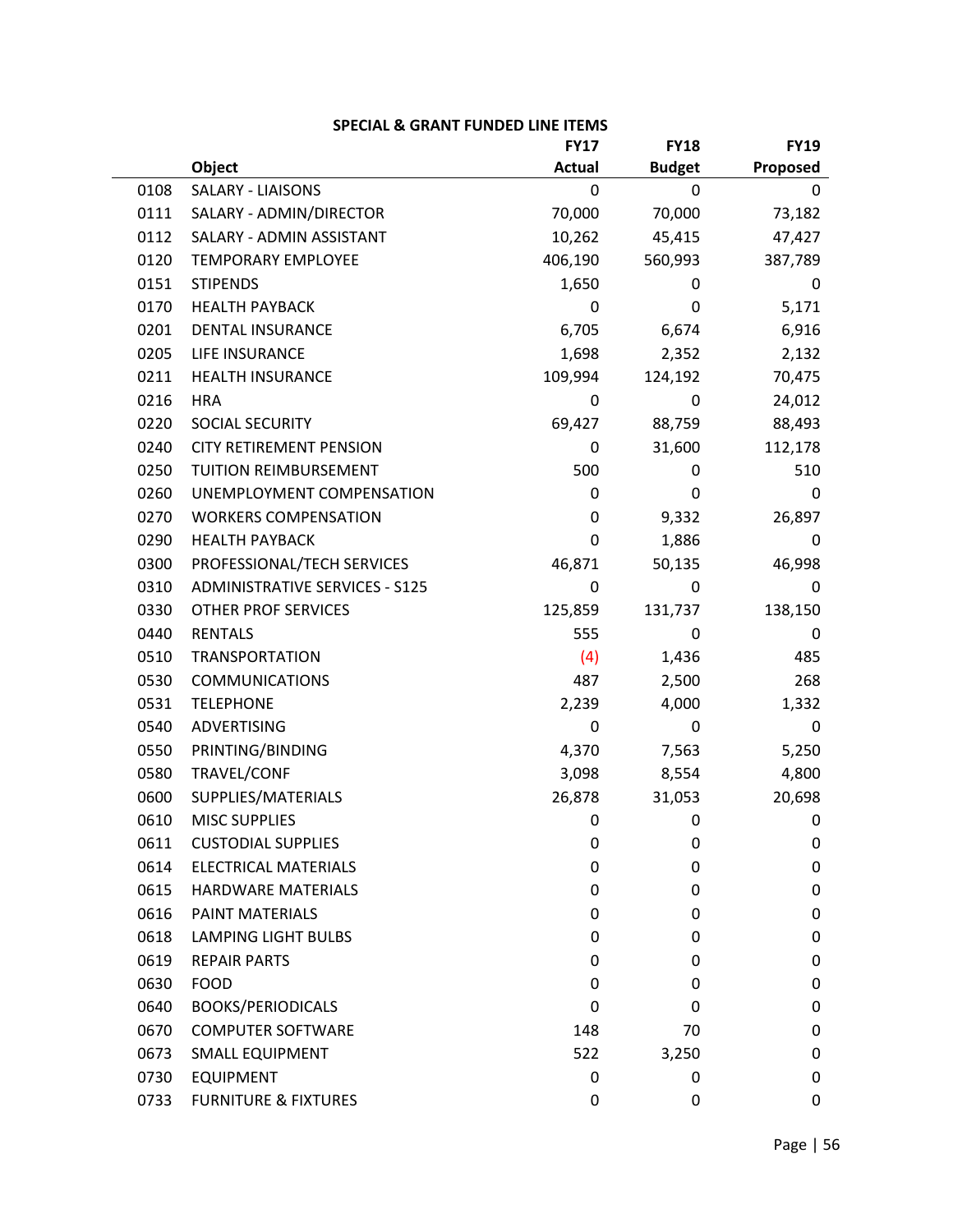## SPECIAL & GRANT FUNDED LINE ITEMS

| | Object | FY17 Actual | FY18 Budget | FY19 Proposed |
|---|---|---|---|---|
| 0108 | SALARY - LIAISONS | 0 | 0 | 0 |
| 0111 | SALARY - ADMIN/DIRECTOR | 70,000 | 70,000 | 73,182 |
| 0112 | SALARY - ADMIN ASSISTANT | 10,262 | 45,415 | 47,427 |
| 0120 | TEMPORARY EMPLOYEE | 406,190 | 560,993 | 387,789 |
| 0151 | STIPENDS | 1,650 | 0 | 0 |
| 0170 | HEALTH PAYBACK | 0 | 0 | 5,171 |
| 0201 | DENTAL INSURANCE | 6,705 | 6,674 | 6,916 |
| 0205 | LIFE INSURANCE | 1,698 | 2,352 | 2,132 |
| 0211 | HEALTH INSURANCE | 109,994 | 124,192 | 70,475 |
| 0216 | HRA | 0 | 0 | 24,012 |
| 0220 | SOCIAL SECURITY | 69,427 | 88,759 | 88,493 |
| 0240 | CITY RETIREMENT PENSION | 0 | 31,600 | 112,178 |
| 0250 | TUITION REIMBURSEMENT | 500 | 0 | 510 |
| 0260 | UNEMPLOYMENT COMPENSATION | 0 | 0 | 0 |
| 0270 | WORKERS COMPENSATION | 0 | 9,332 | 26,897 |
| 0290 | HEALTH PAYBACK | 0 | 1,886 | 0 |
| 0300 | PROFESSIONAL/TECH SERVICES | 46,871 | 50,135 | 46,998 |
| 0310 | ADMINISTRATIVE SERVICES - S125 | 0 | 0 | 0 |
| 0330 | OTHER PROF SERVICES | 125,859 | 131,737 | 138,150 |
| 0440 | RENTALS | 555 | 0 | 0 |
| 0510 | TRANSPORTATION | (4) | 1,436 | 485 |
| 0530 | COMMUNICATIONS | 487 | 2,500 | 268 |
| 0531 | TELEPHONE | 2,239 | 4,000 | 1,332 |
| 0540 | ADVERTISING | 0 | 0 | 0 |
| 0550 | PRINTING/BINDING | 4,370 | 7,563 | 5,250 |
| 0580 | TRAVEL/CONF | 3,098 | 8,554 | 4,800 |
| 0600 | SUPPLIES/MATERIALS | 26,878 | 31,053 | 20,698 |
| 0610 | MISC SUPPLIES | 0 | 0 | 0 |
| 0611 | CUSTODIAL SUPPLIES | 0 | 0 | 0 |
| 0614 | ELECTRICAL MATERIALS | 0 | 0 | 0 |
| 0615 | HARDWARE MATERIALS | 0 | 0 | 0 |
| 0616 | PAINT MATERIALS | 0 | 0 | 0 |
| 0618 | LAMPING LIGHT BULBS | 0 | 0 | 0 |
| 0619 | REPAIR PARTS | 0 | 0 | 0 |
| 0630 | FOOD | 0 | 0 | 0 |
| 0640 | BOOKS/PERIODICALS | 0 | 0 | 0 |
| 0670 | COMPUTER SOFTWARE | 148 | 70 | 0 |
| 0673 | SMALL EQUIPMENT | 522 | 3,250 | 0 |
| 0730 | EQUIPMENT | 0 | 0 | 0 |
| 0733 | FURNITURE & FIXTURES | 0 | 0 | 0 |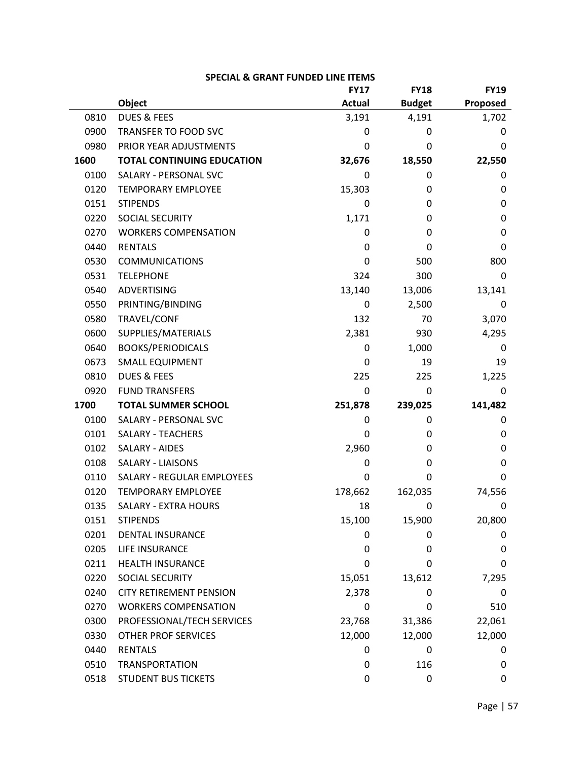**SPECIAL & GRANT FUNDED LINE ITEMS**

| | Object | FY17 Actual | FY18 Budget | FY19 Proposed |
|---|---|---|---|---|
| 0810 | DUES & FEES | 3,191 | 4,191 | 1,702 |
| 0900 | TRANSFER TO FOOD SVC | 0 | 0 | 0 |
| 0980 | PRIOR YEAR ADJUSTMENTS | 0 | 0 | 0 |
| **1600** | **TOTAL CONTINUING EDUCATION** | **32,676** | **18,550** | **22,550** |
| 0100 | SALARY - PERSONAL SVC | 0 | 0 | 0 |
| 0120 | TEMPORARY EMPLOYEE | 15,303 | 0 | 0 |
| 0151 | STIPENDS | 0 | 0 | 0 |
| 0220 | SOCIAL SECURITY | 1,171 | 0 | 0 |
| 0270 | WORKERS COMPENSATION | 0 | 0 | 0 |
| 0440 | RENTALS | 0 | 0 | 0 |
| 0530 | COMMUNICATIONS | 0 | 500 | 800 |
| 0531 | TELEPHONE | 324 | 300 | 0 |
| 0540 | ADVERTISING | 13,140 | 13,006 | 13,141 |
| 0550 | PRINTING/BINDING | 0 | 2,500 | 0 |
| 0580 | TRAVEL/CONF | 132 | 70 | 3,070 |
| 0600 | SUPPLIES/MATERIALS | 2,381 | 930 | 4,295 |
| 0640 | BOOKS/PERIODICALS | 0 | 1,000 | 0 |
| 0673 | SMALL EQUIPMENT | 0 | 19 | 19 |
| 0810 | DUES & FEES | 225 | 225 | 1,225 |
| 0920 | FUND TRANSFERS | 0 | 0 | 0 |
| **1700** | **TOTAL SUMMER SCHOOL** | **251,878** | **239,025** | **141,482** |
| 0100 | SALARY - PERSONAL SVC | 0 | 0 | 0 |
| 0101 | SALARY - TEACHERS | 0 | 0 | 0 |
| 0102 | SALARY - AIDES | 2,960 | 0 | 0 |
| 0108 | SALARY - LIAISONS | 0 | 0 | 0 |
| 0110 | SALARY - REGULAR EMPLOYEES | 0 | 0 | 0 |
| 0120 | TEMPORARY EMPLOYEE | 178,662 | 162,035 | 74,556 |
| 0135 | SALARY - EXTRA HOURS | 18 | 0 | 0 |
| 0151 | STIPENDS | 15,100 | 15,900 | 20,800 |
| 0201 | DENTAL INSURANCE | 0 | 0 | 0 |
| 0205 | LIFE INSURANCE | 0 | 0 | 0 |
| 0211 | HEALTH INSURANCE | 0 | 0 | 0 |
| 0220 | SOCIAL SECURITY | 15,051 | 13,612 | 7,295 |
| 0240 | CITY RETIREMENT PENSION | 2,378 | 0 | 0 |
| 0270 | WORKERS COMPENSATION | 0 | 0 | 510 |
| 0300 | PROFESSIONAL/TECH SERVICES | 23,768 | 31,386 | 22,061 |
| 0330 | OTHER PROF SERVICES | 12,000 | 12,000 | 12,000 |
| 0440 | RENTALS | 0 | 0 | 0 |
| 0510 | TRANSPORTATION | 0 | 116 | 0 |
| 0518 | STUDENT BUS TICKETS | 0 | 0 | 0 |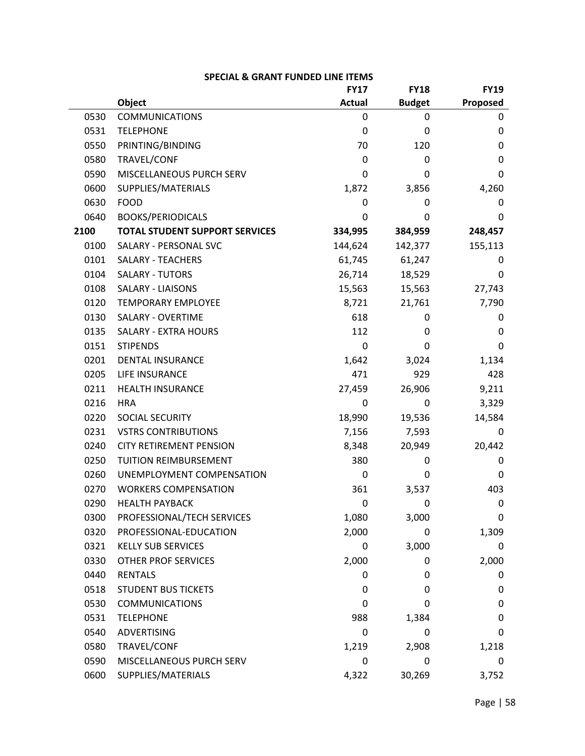**SPECIAL & GRANT FUNDED LINE ITEMS**

| | Object | FY17 Actual | FY18 Budget | FY19 Proposed |
|---|---|---|---|---|
| 0530 | COMMUNICATIONS | 0 | 0 | 0 |
| 0531 | TELEPHONE | 0 | 0 | 0 |
| 0550 | PRINTING/BINDING | 70 | 120 | 0 |
| 0580 | TRAVEL/CONF | 0 | 0 | 0 |
| 0590 | MISCELLANEOUS PURCH SERV | 0 | 0 | 0 |
| 0600 | SUPPLIES/MATERIALS | 1,872 | 3,856 | 4,260 |
| 0630 | FOOD | 0 | 0 | 0 |
| 0640 | BOOKS/PERIODICALS | 0 | 0 | 0 |
| **2100** | **TOTAL STUDENT SUPPORT SERVICES** | **334,995** | **384,959** | **248,457** |
| 0100 | SALARY - PERSONAL SVC | 144,624 | 142,377 | 155,113 |
| 0101 | SALARY - TEACHERS | 61,745 | 61,247 | 0 |
| 0104 | SALARY - TUTORS | 26,714 | 18,529 | 0 |
| 0108 | SALARY - LIAISONS | 15,563 | 15,563 | 27,743 |
| 0120 | TEMPORARY EMPLOYEE | 8,721 | 21,761 | 7,790 |
| 0130 | SALARY - OVERTIME | 618 | 0 | 0 |
| 0135 | SALARY - EXTRA HOURS | 112 | 0 | 0 |
| 0151 | STIPENDS | 0 | 0 | 0 |
| 0201 | DENTAL INSURANCE | 1,642 | 3,024 | 1,134 |
| 0205 | LIFE INSURANCE | 471 | 929 | 428 |
| 0211 | HEALTH INSURANCE | 27,459 | 26,906 | 9,211 |
| 0216 | HRA | 0 | 0 | 3,329 |
| 0220 | SOCIAL SECURITY | 18,990 | 19,536 | 14,584 |
| 0231 | VSTRS CONTRIBUTIONS | 7,156 | 7,593 | 0 |
| 0240 | CITY RETIREMENT PENSION | 8,348 | 20,949 | 20,442 |
| 0250 | TUITION REIMBURSEMENT | 380 | 0 | 0 |
| 0260 | UNEMPLOYMENT COMPENSATION | 0 | 0 | 0 |
| 0270 | WORKERS COMPENSATION | 361 | 3,537 | 403 |
| 0290 | HEALTH PAYBACK | 0 | 0 | 0 |
| 0300 | PROFESSIONAL/TECH SERVICES | 1,080 | 3,000 | 0 |
| 0320 | PROFESSIONAL-EDUCATION | 2,000 | 0 | 1,309 |
| 0321 | KELLY SUB SERVICES | 0 | 3,000 | 0 |
| 0330 | OTHER PROF SERVICES | 2,000 | 0 | 2,000 |
| 0440 | RENTALS | 0 | 0 | 0 |
| 0518 | STUDENT BUS TICKETS | 0 | 0 | 0 |
| 0530 | COMMUNICATIONS | 0 | 0 | 0 |
| 0531 | TELEPHONE | 988 | 1,384 | 0 |
| 0540 | ADVERTISING | 0 | 0 | 0 |
| 0580 | TRAVEL/CONF | 1,219 | 2,908 | 1,218 |
| 0590 | MISCELLANEOUS PURCH SERV | 0 | 0 | 0 |
| 0600 | SUPPLIES/MATERIALS | 4,322 | 30,269 | 3,752 |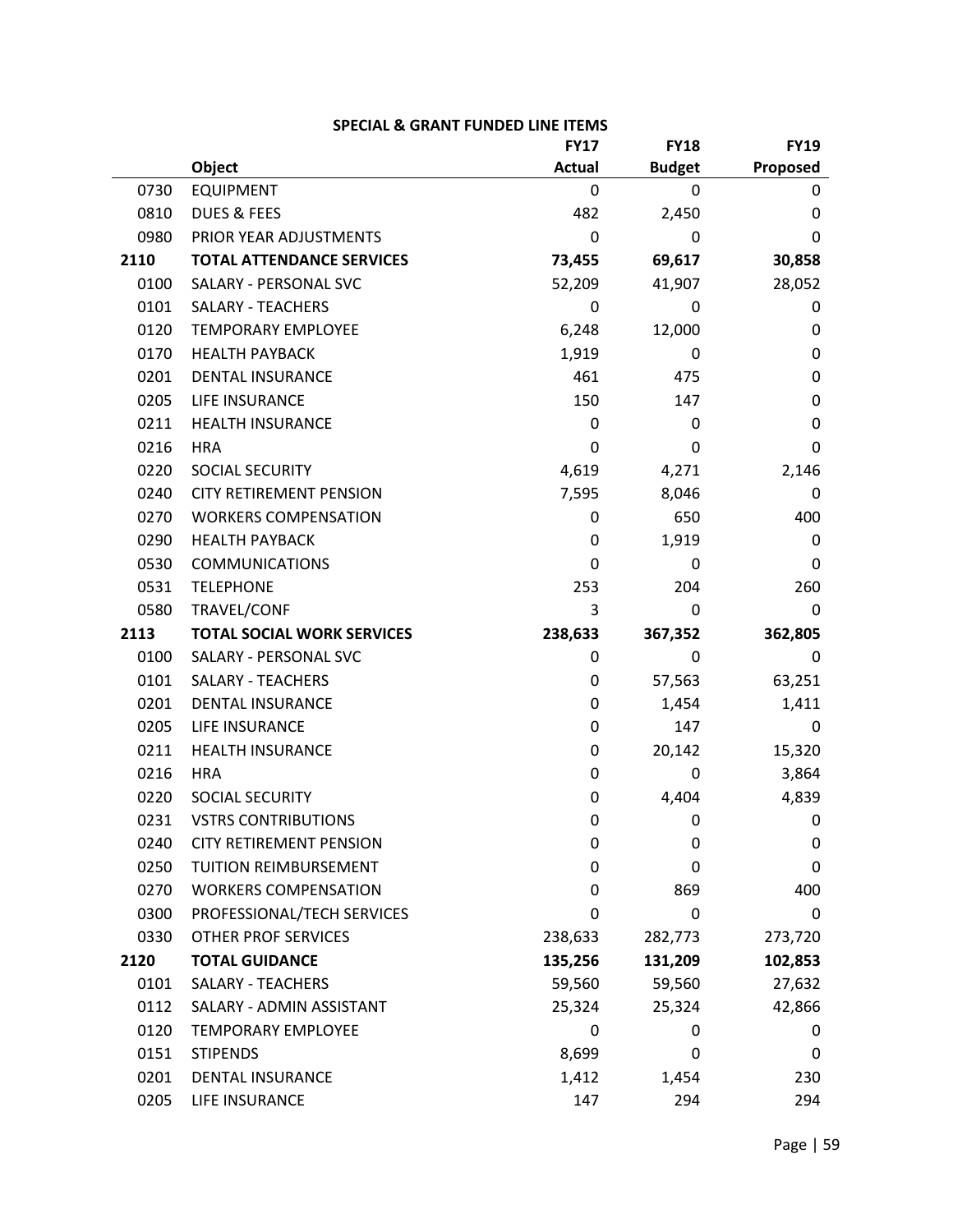**SPECIAL & GRANT FUNDED LINE ITEMS**

| | Object | FY17 Actual | FY18 Budget | FY19 Proposed |
|---|---|---|---|---|
| 0730 | EQUIPMENT | 0 | 0 | 0 |
| 0810 | DUES & FEES | 482 | 2,450 | 0 |
| 0980 | PRIOR YEAR ADJUSTMENTS | 0 | 0 | 0 |
| **2110** | **TOTAL ATTENDANCE SERVICES** | **73,455** | **69,617** | **30,858** |
| 0100 | SALARY - PERSONAL SVC | 52,209 | 41,907 | 28,052 |
| 0101 | SALARY - TEACHERS | 0 | 0 | 0 |
| 0120 | TEMPORARY EMPLOYEE | 6,248 | 12,000 | 0 |
| 0170 | HEALTH PAYBACK | 1,919 | 0 | 0 |
| 0201 | DENTAL INSURANCE | 461 | 475 | 0 |
| 0205 | LIFE INSURANCE | 150 | 147 | 0 |
| 0211 | HEALTH INSURANCE | 0 | 0 | 0 |
| 0216 | HRA | 0 | 0 | 0 |
| 0220 | SOCIAL SECURITY | 4,619 | 4,271 | 2,146 |
| 0240 | CITY RETIREMENT PENSION | 7,595 | 8,046 | 0 |
| 0270 | WORKERS COMPENSATION | 0 | 650 | 400 |
| 0290 | HEALTH PAYBACK | 0 | 1,919 | 0 |
| 0530 | COMMUNICATIONS | 0 | 0 | 0 |
| 0531 | TELEPHONE | 253 | 204 | 260 |
| 0580 | TRAVEL/CONF | 3 | 0 | 0 |
| **2113** | **TOTAL SOCIAL WORK SERVICES** | **238,633** | **367,352** | **362,805** |
| 0100 | SALARY - PERSONAL SVC | 0 | 0 | 0 |
| 0101 | SALARY - TEACHERS | 0 | 57,563 | 63,251 |
| 0201 | DENTAL INSURANCE | 0 | 1,454 | 1,411 |
| 0205 | LIFE INSURANCE | 0 | 147 | 0 |
| 0211 | HEALTH INSURANCE | 0 | 20,142 | 15,320 |
| 0216 | HRA | 0 | 0 | 3,864 |
| 0220 | SOCIAL SECURITY | 0 | 4,404 | 4,839 |
| 0231 | VSTRS CONTRIBUTIONS | 0 | 0 | 0 |
| 0240 | CITY RETIREMENT PENSION | 0 | 0 | 0 |
| 0250 | TUITION REIMBURSEMENT | 0 | 0 | 0 |
| 0270 | WORKERS COMPENSATION | 0 | 869 | 400 |
| 0300 | PROFESSIONAL/TECH SERVICES | 0 | 0 | 0 |
| 0330 | OTHER PROF SERVICES | 238,633 | 282,773 | 273,720 |
| **2120** | **TOTAL GUIDANCE** | **135,256** | **131,209** | **102,853** |
| 0101 | SALARY - TEACHERS | 59,560 | 59,560 | 27,632 |
| 0112 | SALARY - ADMIN ASSISTANT | 25,324 | 25,324 | 42,866 |
| 0120 | TEMPORARY EMPLOYEE | 0 | 0 | 0 |
| 0151 | STIPENDS | 8,699 | 0 | 0 |
| 0201 | DENTAL INSURANCE | 1,412 | 1,454 | 230 |
| 0205 | LIFE INSURANCE | 147 | 294 | 294 |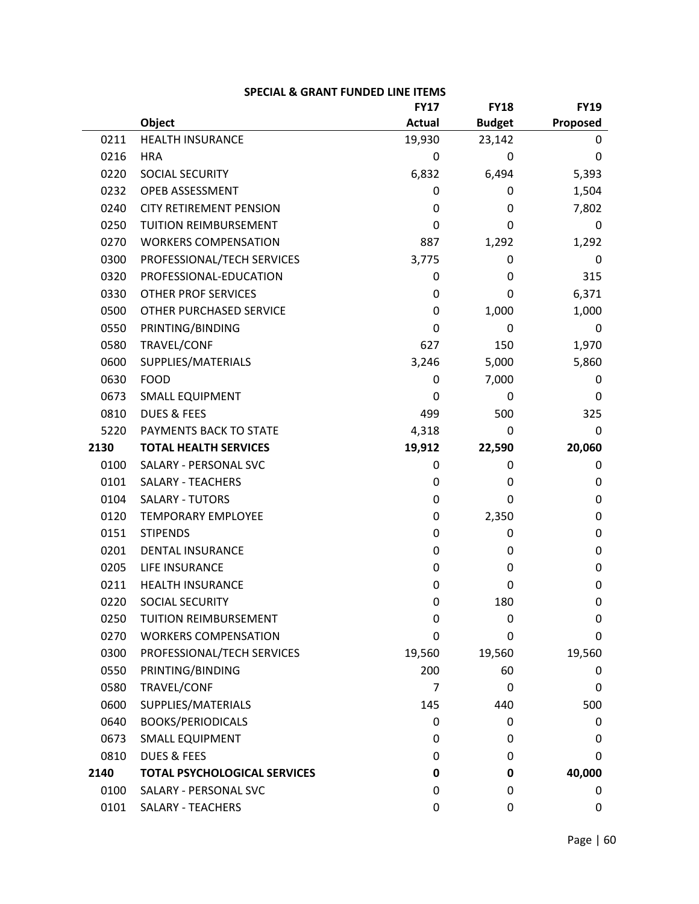**SPECIAL & GRANT FUNDED LINE ITEMS**

| | Object | FY17 Actual | FY18 Budget | FY19 Proposed |
|---|---|---|---|---|
| 0211 | HEALTH INSURANCE | 19,930 | 23,142 | 0 |
| 0216 | HRA | 0 | 0 | 0 |
| 0220 | SOCIAL SECURITY | 6,832 | 6,494 | 5,393 |
| 0232 | OPEB ASSESSMENT | 0 | 0 | 1,504 |
| 0240 | CITY RETIREMENT PENSION | 0 | 0 | 7,802 |
| 0250 | TUITION REIMBURSEMENT | 0 | 0 | 0 |
| 0270 | WORKERS COMPENSATION | 887 | 1,292 | 1,292 |
| 0300 | PROFESSIONAL/TECH SERVICES | 3,775 | 0 | 0 |
| 0320 | PROFESSIONAL-EDUCATION | 0 | 0 | 315 |
| 0330 | OTHER PROF SERVICES | 0 | 0 | 6,371 |
| 0500 | OTHER PURCHASED SERVICE | 0 | 1,000 | 1,000 |
| 0550 | PRINTING/BINDING | 0 | 0 | 0 |
| 0580 | TRAVEL/CONF | 627 | 150 | 1,970 |
| 0600 | SUPPLIES/MATERIALS | 3,246 | 5,000 | 5,860 |
| 0630 | FOOD | 0 | 7,000 | 0 |
| 0673 | SMALL EQUIPMENT | 0 | 0 | 0 |
| 0810 | DUES & FEES | 499 | 500 | 325 |
| 5220 | PAYMENTS BACK TO STATE | 4,318 | 0 | 0 |
| **2130** | **TOTAL HEALTH SERVICES** | **19,912** | **22,590** | **20,060** |
| 0100 | SALARY - PERSONAL SVC | 0 | 0 | 0 |
| 0101 | SALARY - TEACHERS | 0 | 0 | 0 |
| 0104 | SALARY - TUTORS | 0 | 0 | 0 |
| 0120 | TEMPORARY EMPLOYEE | 0 | 2,350 | 0 |
| 0151 | STIPENDS | 0 | 0 | 0 |
| 0201 | DENTAL INSURANCE | 0 | 0 | 0 |
| 0205 | LIFE INSURANCE | 0 | 0 | 0 |
| 0211 | HEALTH INSURANCE | 0 | 0 | 0 |
| 0220 | SOCIAL SECURITY | 0 | 180 | 0 |
| 0250 | TUITION REIMBURSEMENT | 0 | 0 | 0 |
| 0270 | WORKERS COMPENSATION | 0 | 0 | 0 |
| 0300 | PROFESSIONAL/TECH SERVICES | 19,560 | 19,560 | 19,560 |
| 0550 | PRINTING/BINDING | 200 | 60 | 0 |
| 0580 | TRAVEL/CONF | 7 | 0 | 0 |
| 0600 | SUPPLIES/MATERIALS | 145 | 440 | 500 |
| 0640 | BOOKS/PERIODICALS | 0 | 0 | 0 |
| 0673 | SMALL EQUIPMENT | 0 | 0 | 0 |
| 0810 | DUES & FEES | 0 | 0 | 0 |
| **2140** | **TOTAL PSYCHOLOGICAL SERVICES** | **0** | **0** | **40,000** |
| 0100 | SALARY - PERSONAL SVC | 0 | 0 | 0 |
| 0101 | SALARY - TEACHERS | 0 | 0 | 0 |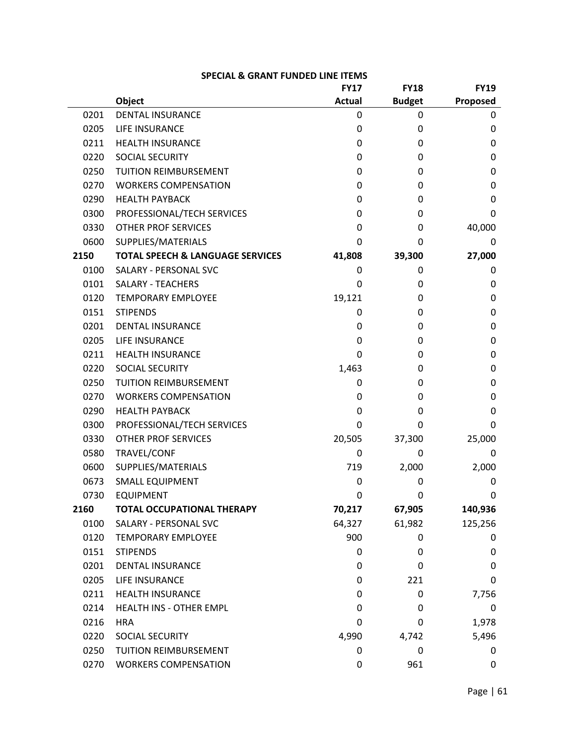### SPECIAL & GRANT FUNDED LINE ITEMS

| | Object | FY17 Actual | FY18 Budget | FY19 Proposed |
|---|---|---|---|---|
| 0201 | DENTAL INSURANCE | 0 | 0 | 0 |
| 0205 | LIFE INSURANCE | 0 | 0 | 0 |
| 0211 | HEALTH INSURANCE | 0 | 0 | 0 |
| 0220 | SOCIAL SECURITY | 0 | 0 | 0 |
| 0250 | TUITION REIMBURSEMENT | 0 | 0 | 0 |
| 0270 | WORKERS COMPENSATION | 0 | 0 | 0 |
| 0290 | HEALTH PAYBACK | 0 | 0 | 0 |
| 0300 | PROFESSIONAL/TECH SERVICES | 0 | 0 | 0 |
| 0330 | OTHER PROF SERVICES | 0 | 0 | 40,000 |
| 0600 | SUPPLIES/MATERIALS | 0 | 0 | 0 |
| **2150** | **TOTAL SPEECH & LANGUAGE SERVICES** | **41,808** | **39,300** | **27,000** |
| 0100 | SALARY - PERSONAL SVC | 0 | 0 | 0 |
| 0101 | SALARY - TEACHERS | 0 | 0 | 0 |
| 0120 | TEMPORARY EMPLOYEE | 19,121 | 0 | 0 |
| 0151 | STIPENDS | 0 | 0 | 0 |
| 0201 | DENTAL INSURANCE | 0 | 0 | 0 |
| 0205 | LIFE INSURANCE | 0 | 0 | 0 |
| 0211 | HEALTH INSURANCE | 0 | 0 | 0 |
| 0220 | SOCIAL SECURITY | 1,463 | 0 | 0 |
| 0250 | TUITION REIMBURSEMENT | 0 | 0 | 0 |
| 0270 | WORKERS COMPENSATION | 0 | 0 | 0 |
| 0290 | HEALTH PAYBACK | 0 | 0 | 0 |
| 0300 | PROFESSIONAL/TECH SERVICES | 0 | 0 | 0 |
| 0330 | OTHER PROF SERVICES | 20,505 | 37,300 | 25,000 |
| 0580 | TRAVEL/CONF | 0 | 0 | 0 |
| 0600 | SUPPLIES/MATERIALS | 719 | 2,000 | 2,000 |
| 0673 | SMALL EQUIPMENT | 0 | 0 | 0 |
| 0730 | EQUIPMENT | 0 | 0 | 0 |
| **2160** | **TOTAL OCCUPATIONAL THERAPY** | **70,217** | **67,905** | **140,936** |
| 0100 | SALARY - PERSONAL SVC | 64,327 | 61,982 | 125,256 |
| 0120 | TEMPORARY EMPLOYEE | 900 | 0 | 0 |
| 0151 | STIPENDS | 0 | 0 | 0 |
| 0201 | DENTAL INSURANCE | 0 | 0 | 0 |
| 0205 | LIFE INSURANCE | 0 | 221 | 0 |
| 0211 | HEALTH INSURANCE | 0 | 0 | 7,756 |
| 0214 | HEALTH INS - OTHER EMPL | 0 | 0 | 0 |
| 0216 | HRA | 0 | 0 | 1,978 |
| 0220 | SOCIAL SECURITY | 4,990 | 4,742 | 5,496 |
| 0250 | TUITION REIMBURSEMENT | 0 | 0 | 0 |
| 0270 | WORKERS COMPENSATION | 0 | 961 | 0 |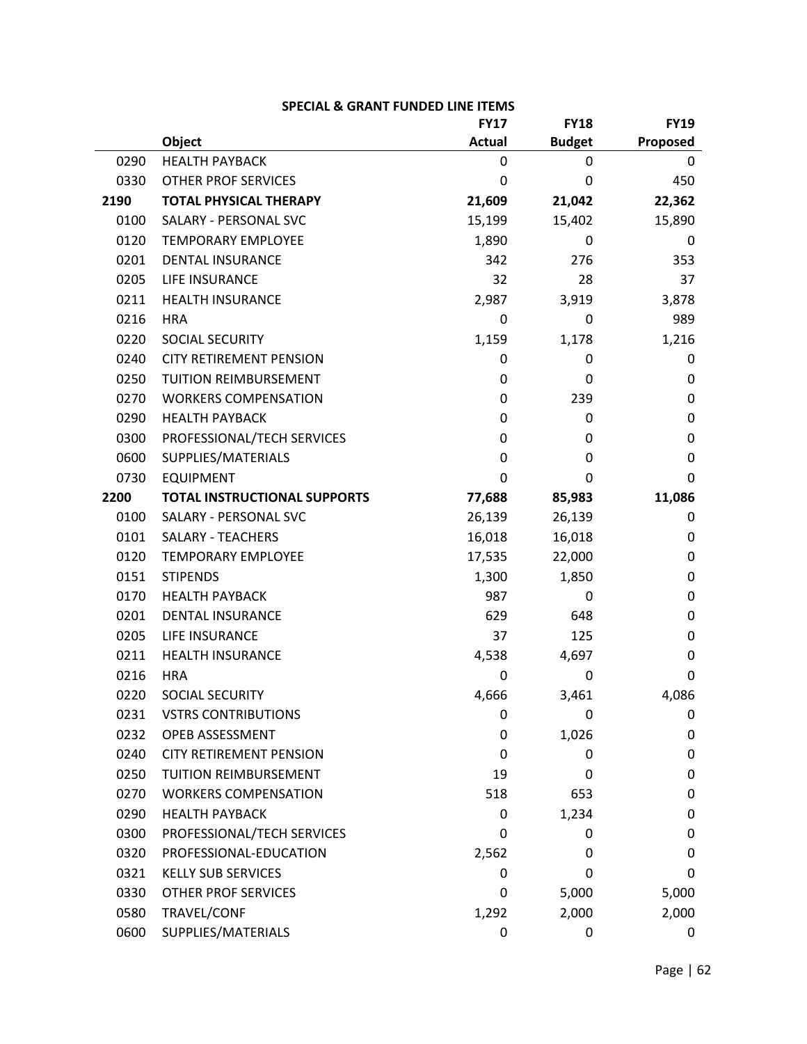**SPECIAL & GRANT FUNDED LINE ITEMS**

| | Object | FY17 Actual | FY18 Budget | FY19 Proposed |
|---|---|---|---|---|
| 0290 | HEALTH PAYBACK | 0 | 0 | 0 |
| 0330 | OTHER PROF SERVICES | 0 | 0 | 450 |
| **2190** | **TOTAL PHYSICAL THERAPY** | **21,609** | **21,042** | **22,362** |
| 0100 | SALARY - PERSONAL SVC | 15,199 | 15,402 | 15,890 |
| 0120 | TEMPORARY EMPLOYEE | 1,890 | 0 | 0 |
| 0201 | DENTAL INSURANCE | 342 | 276 | 353 |
| 0205 | LIFE INSURANCE | 32 | 28 | 37 |
| 0211 | HEALTH INSURANCE | 2,987 | 3,919 | 3,878 |
| 0216 | HRA | 0 | 0 | 989 |
| 0220 | SOCIAL SECURITY | 1,159 | 1,178 | 1,216 |
| 0240 | CITY RETIREMENT PENSION | 0 | 0 | 0 |
| 0250 | TUITION REIMBURSEMENT | 0 | 0 | 0 |
| 0270 | WORKERS COMPENSATION | 0 | 239 | 0 |
| 0290 | HEALTH PAYBACK | 0 | 0 | 0 |
| 0300 | PROFESSIONAL/TECH SERVICES | 0 | 0 | 0 |
| 0600 | SUPPLIES/MATERIALS | 0 | 0 | 0 |
| 0730 | EQUIPMENT | 0 | 0 | 0 |
| **2200** | **TOTAL INSTRUCTIONAL SUPPORTS** | **77,688** | **85,983** | **11,086** |
| 0100 | SALARY - PERSONAL SVC | 26,139 | 26,139 | 0 |
| 0101 | SALARY - TEACHERS | 16,018 | 16,018 | 0 |
| 0120 | TEMPORARY EMPLOYEE | 17,535 | 22,000 | 0 |
| 0151 | STIPENDS | 1,300 | 1,850 | 0 |
| 0170 | HEALTH PAYBACK | 987 | 0 | 0 |
| 0201 | DENTAL INSURANCE | 629 | 648 | 0 |
| 0205 | LIFE INSURANCE | 37 | 125 | 0 |
| 0211 | HEALTH INSURANCE | 4,538 | 4,697 | 0 |
| 0216 | HRA | 0 | 0 | 0 |
| 0220 | SOCIAL SECURITY | 4,666 | 3,461 | 4,086 |
| 0231 | VSTRS CONTRIBUTIONS | 0 | 0 | 0 |
| 0232 | OPEB ASSESSMENT | 0 | 1,026 | 0 |
| 0240 | CITY RETIREMENT PENSION | 0 | 0 | 0 |
| 0250 | TUITION REIMBURSEMENT | 19 | 0 | 0 |
| 0270 | WORKERS COMPENSATION | 518 | 653 | 0 |
| 0290 | HEALTH PAYBACK | 0 | 1,234 | 0 |
| 0300 | PROFESSIONAL/TECH SERVICES | 0 | 0 | 0 |
| 0320 | PROFESSIONAL-EDUCATION | 2,562 | 0 | 0 |
| 0321 | KELLY SUB SERVICES | 0 | 0 | 0 |
| 0330 | OTHER PROF SERVICES | 0 | 5,000 | 5,000 |
| 0580 | TRAVEL/CONF | 1,292 | 2,000 | 2,000 |
| 0600 | SUPPLIES/MATERIALS | 0 | 0 | 0 |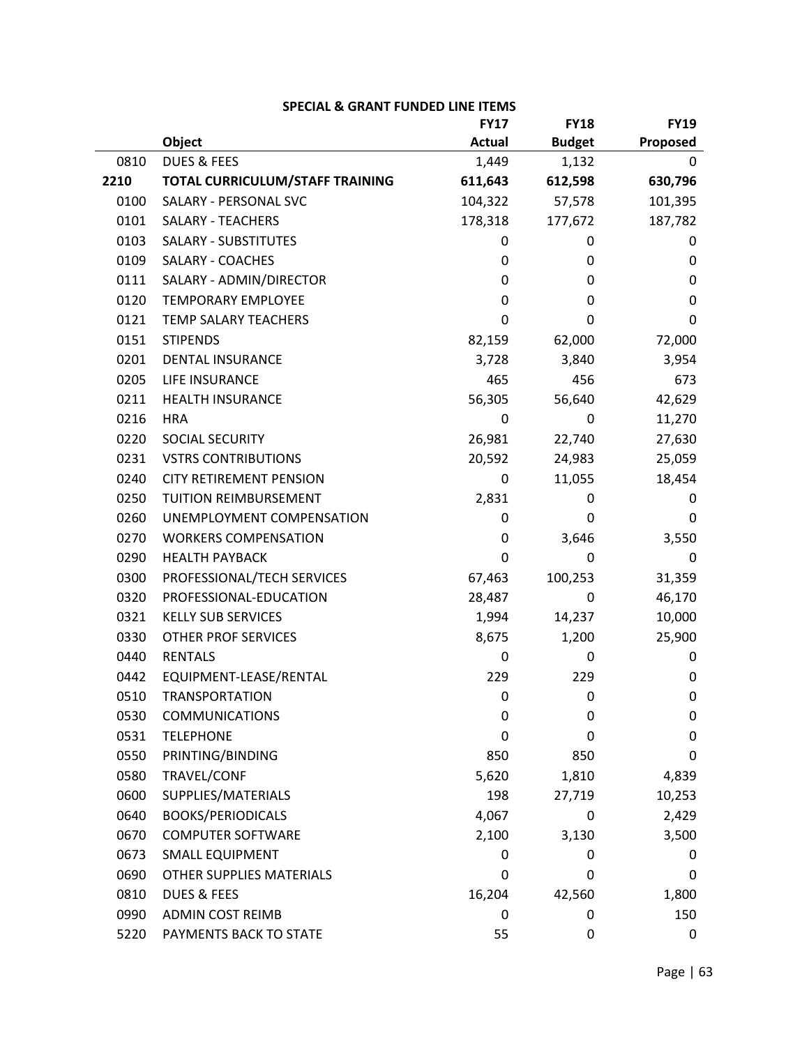## SPECIAL & GRANT FUNDED LINE ITEMS

| | Object | FY17 Actual | FY18 Budget | FY19 Proposed |
|---|---|---|---|---|
| 0810 | DUES & FEES | 1,449 | 1,132 | 0 |
| **2210** | **TOTAL CURRICULUM/STAFF TRAINING** | **611,643** | **612,598** | **630,796** |
| 0100 | SALARY - PERSONAL SVC | 104,322 | 57,578 | 101,395 |
| 0101 | SALARY - TEACHERS | 178,318 | 177,672 | 187,782 |
| 0103 | SALARY - SUBSTITUTES | 0 | 0 | 0 |
| 0109 | SALARY - COACHES | 0 | 0 | 0 |
| 0111 | SALARY - ADMIN/DIRECTOR | 0 | 0 | 0 |
| 0120 | TEMPORARY EMPLOYEE | 0 | 0 | 0 |
| 0121 | TEMP SALARY TEACHERS | 0 | 0 | 0 |
| 0151 | STIPENDS | 82,159 | 62,000 | 72,000 |
| 0201 | DENTAL INSURANCE | 3,728 | 3,840 | 3,954 |
| 0205 | LIFE INSURANCE | 465 | 456 | 673 |
| 0211 | HEALTH INSURANCE | 56,305 | 56,640 | 42,629 |
| 0216 | HRA | 0 | 0 | 11,270 |
| 0220 | SOCIAL SECURITY | 26,981 | 22,740 | 27,630 |
| 0231 | VSTRS CONTRIBUTIONS | 20,592 | 24,983 | 25,059 |
| 0240 | CITY RETIREMENT PENSION | 0 | 11,055 | 18,454 |
| 0250 | TUITION REIMBURSEMENT | 2,831 | 0 | 0 |
| 0260 | UNEMPLOYMENT COMPENSATION | 0 | 0 | 0 |
| 0270 | WORKERS COMPENSATION | 0 | 3,646 | 3,550 |
| 0290 | HEALTH PAYBACK | 0 | 0 | 0 |
| 0300 | PROFESSIONAL/TECH SERVICES | 67,463 | 100,253 | 31,359 |
| 0320 | PROFESSIONAL-EDUCATION | 28,487 | 0 | 46,170 |
| 0321 | KELLY SUB SERVICES | 1,994 | 14,237 | 10,000 |
| 0330 | OTHER PROF SERVICES | 8,675 | 1,200 | 25,900 |
| 0440 | RENTALS | 0 | 0 | 0 |
| 0442 | EQUIPMENT-LEASE/RENTAL | 229 | 229 | 0 |
| 0510 | TRANSPORTATION | 0 | 0 | 0 |
| 0530 | COMMUNICATIONS | 0 | 0 | 0 |
| 0531 | TELEPHONE | 0 | 0 | 0 |
| 0550 | PRINTING/BINDING | 850 | 850 | 0 |
| 0580 | TRAVEL/CONF | 5,620 | 1,810 | 4,839 |
| 0600 | SUPPLIES/MATERIALS | 198 | 27,719 | 10,253 |
| 0640 | BOOKS/PERIODICALS | 4,067 | 0 | 2,429 |
| 0670 | COMPUTER SOFTWARE | 2,100 | 3,130 | 3,500 |
| 0673 | SMALL EQUIPMENT | 0 | 0 | 0 |
| 0690 | OTHER SUPPLIES MATERIALS | 0 | 0 | 0 |
| 0810 | DUES & FEES | 16,204 | 42,560 | 1,800 |
| 0990 | ADMIN COST REIMB | 0 | 0 | 150 |
| 5220 | PAYMENTS BACK TO STATE | 55 | 0 | 0 |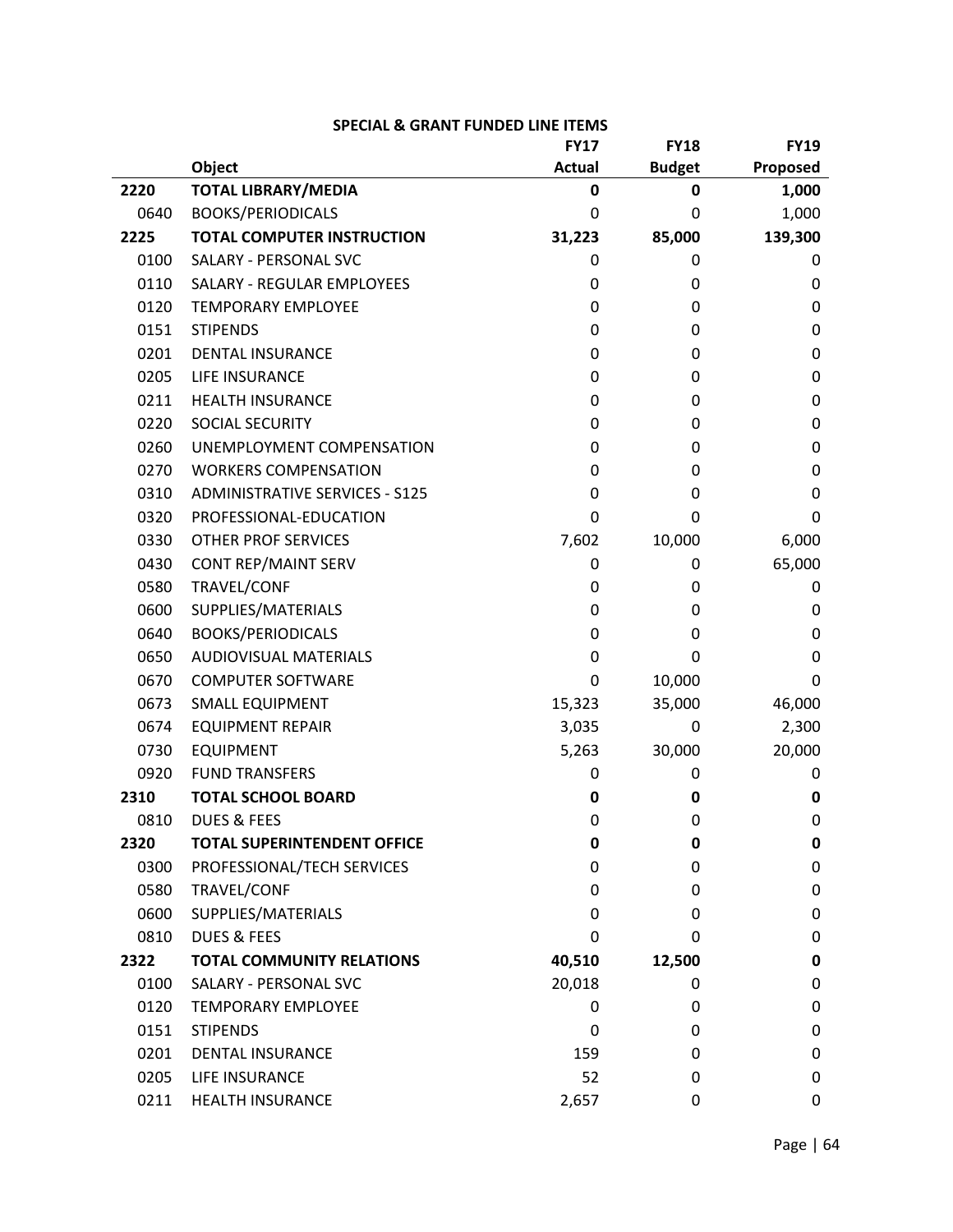## SPECIAL & GRANT FUNDED LINE ITEMS

| | Object | FY17 Actual | FY18 Budget | FY19 Proposed |
|---|---|---|---|---|
| **2220** | **TOTAL LIBRARY/MEDIA** | **0** | **0** | **1,000** |
| 0640 | BOOKS/PERIODICALS | 0 | 0 | 1,000 |
| **2225** | **TOTAL COMPUTER INSTRUCTION** | **31,223** | **85,000** | **139,300** |
| 0100 | SALARY - PERSONAL SVC | 0 | 0 | 0 |
| 0110 | SALARY - REGULAR EMPLOYEES | 0 | 0 | 0 |
| 0120 | TEMPORARY EMPLOYEE | 0 | 0 | 0 |
| 0151 | STIPENDS | 0 | 0 | 0 |
| 0201 | DENTAL INSURANCE | 0 | 0 | 0 |
| 0205 | LIFE INSURANCE | 0 | 0 | 0 |
| 0211 | HEALTH INSURANCE | 0 | 0 | 0 |
| 0220 | SOCIAL SECURITY | 0 | 0 | 0 |
| 0260 | UNEMPLOYMENT COMPENSATION | 0 | 0 | 0 |
| 0270 | WORKERS COMPENSATION | 0 | 0 | 0 |
| 0310 | ADMINISTRATIVE SERVICES - S125 | 0 | 0 | 0 |
| 0320 | PROFESSIONAL-EDUCATION | 0 | 0 | 0 |
| 0330 | OTHER PROF SERVICES | 7,602 | 10,000 | 6,000 |
| 0430 | CONT REP/MAINT SERV | 0 | 0 | 65,000 |
| 0580 | TRAVEL/CONF | 0 | 0 | 0 |
| 0600 | SUPPLIES/MATERIALS | 0 | 0 | 0 |
| 0640 | BOOKS/PERIODICALS | 0 | 0 | 0 |
| 0650 | AUDIOVISUAL MATERIALS | 0 | 0 | 0 |
| 0670 | COMPUTER SOFTWARE | 0 | 10,000 | 0 |
| 0673 | SMALL EQUIPMENT | 15,323 | 35,000 | 46,000 |
| 0674 | EQUIPMENT REPAIR | 3,035 | 0 | 2,300 |
| 0730 | EQUIPMENT | 5,263 | 30,000 | 20,000 |
| 0920 | FUND TRANSFERS | 0 | 0 | 0 |
| **2310** | **TOTAL SCHOOL BOARD** | **0** | **0** | **0** |
| 0810 | DUES & FEES | 0 | 0 | 0 |
| **2320** | **TOTAL SUPERINTENDENT OFFICE** | **0** | **0** | **0** |
| 0300 | PROFESSIONAL/TECH SERVICES | 0 | 0 | 0 |
| 0580 | TRAVEL/CONF | 0 | 0 | 0 |
| 0600 | SUPPLIES/MATERIALS | 0 | 0 | 0 |
| 0810 | DUES & FEES | 0 | 0 | 0 |
| **2322** | **TOTAL COMMUNITY RELATIONS** | **40,510** | **12,500** | **0** |
| 0100 | SALARY - PERSONAL SVC | 20,018 | 0 | 0 |
| 0120 | TEMPORARY EMPLOYEE | 0 | 0 | 0 |
| 0151 | STIPENDS | 0 | 0 | 0 |
| 0201 | DENTAL INSURANCE | 159 | 0 | 0 |
| 0205 | LIFE INSURANCE | 52 | 0 | 0 |
| 0211 | HEALTH INSURANCE | 2,657 | 0 | 0 |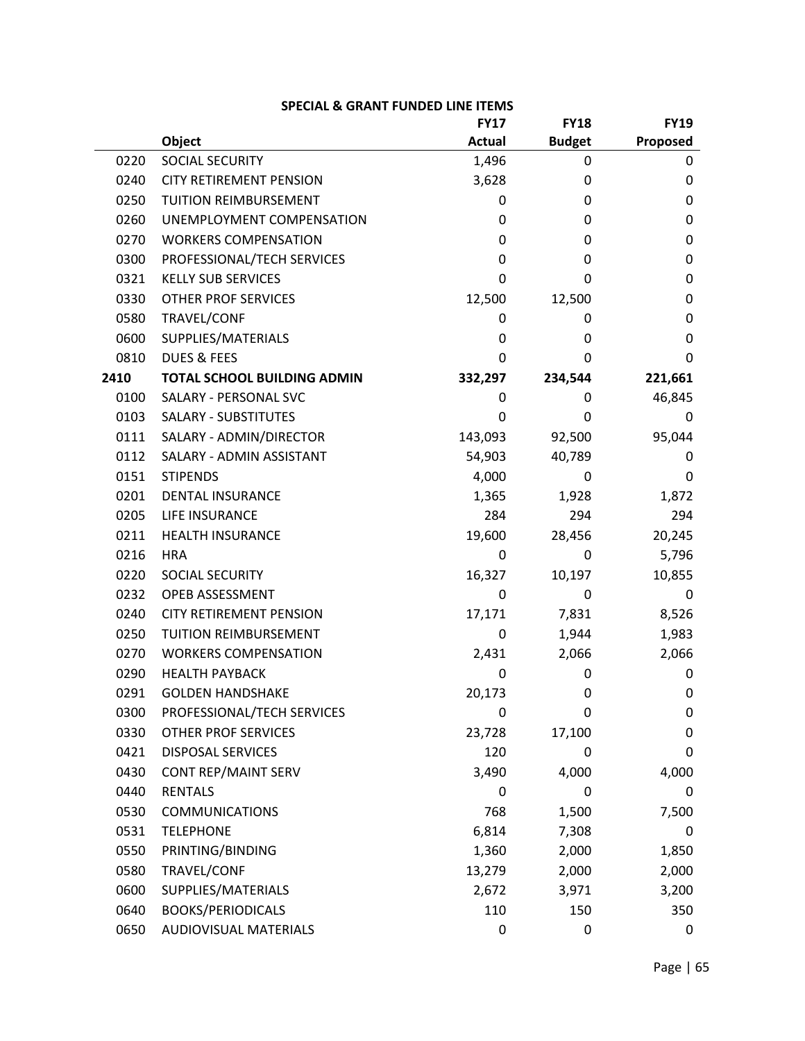**SPECIAL & GRANT FUNDED LINE ITEMS**

| | Object | FY17 Actual | FY18 Budget | FY19 Proposed |
|---|---|---|---|---|
| 0220 | SOCIAL SECURITY | 1,496 | 0 | 0 |
| 0240 | CITY RETIREMENT PENSION | 3,628 | 0 | 0 |
| 0250 | TUITION REIMBURSEMENT | 0 | 0 | 0 |
| 0260 | UNEMPLOYMENT COMPENSATION | 0 | 0 | 0 |
| 0270 | WORKERS COMPENSATION | 0 | 0 | 0 |
| 0300 | PROFESSIONAL/TECH SERVICES | 0 | 0 | 0 |
| 0321 | KELLY SUB SERVICES | 0 | 0 | 0 |
| 0330 | OTHER PROF SERVICES | 12,500 | 12,500 | 0 |
| 0580 | TRAVEL/CONF | 0 | 0 | 0 |
| 0600 | SUPPLIES/MATERIALS | 0 | 0 | 0 |
| 0810 | DUES & FEES | 0 | 0 | 0 |
| **2410** | **TOTAL SCHOOL BUILDING ADMIN** | **332,297** | **234,544** | **221,661** |
| 0100 | SALARY - PERSONAL SVC | 0 | 0 | 46,845 |
| 0103 | SALARY - SUBSTITUTES | 0 | 0 | 0 |
| 0111 | SALARY - ADMIN/DIRECTOR | 143,093 | 92,500 | 95,044 |
| 0112 | SALARY - ADMIN ASSISTANT | 54,903 | 40,789 | 0 |
| 0151 | STIPENDS | 4,000 | 0 | 0 |
| 0201 | DENTAL INSURANCE | 1,365 | 1,928 | 1,872 |
| 0205 | LIFE INSURANCE | 284 | 294 | 294 |
| 0211 | HEALTH INSURANCE | 19,600 | 28,456 | 20,245 |
| 0216 | HRA | 0 | 0 | 5,796 |
| 0220 | SOCIAL SECURITY | 16,327 | 10,197 | 10,855 |
| 0232 | OPEB ASSESSMENT | 0 | 0 | 0 |
| 0240 | CITY RETIREMENT PENSION | 17,171 | 7,831 | 8,526 |
| 0250 | TUITION REIMBURSEMENT | 0 | 1,944 | 1,983 |
| 0270 | WORKERS COMPENSATION | 2,431 | 2,066 | 2,066 |
| 0290 | HEALTH PAYBACK | 0 | 0 | 0 |
| 0291 | GOLDEN HANDSHAKE | 20,173 | 0 | 0 |
| 0300 | PROFESSIONAL/TECH SERVICES | 0 | 0 | 0 |
| 0330 | OTHER PROF SERVICES | 23,728 | 17,100 | 0 |
| 0421 | DISPOSAL SERVICES | 120 | 0 | 0 |
| 0430 | CONT REP/MAINT SERV | 3,490 | 4,000 | 4,000 |
| 0440 | RENTALS | 0 | 0 | 0 |
| 0530 | COMMUNICATIONS | 768 | 1,500 | 7,500 |
| 0531 | TELEPHONE | 6,814 | 7,308 | 0 |
| 0550 | PRINTING/BINDING | 1,360 | 2,000 | 1,850 |
| 0580 | TRAVEL/CONF | 13,279 | 2,000 | 2,000 |
| 0600 | SUPPLIES/MATERIALS | 2,672 | 3,971 | 3,200 |
| 0640 | BOOKS/PERIODICALS | 110 | 150 | 350 |
| 0650 | AUDIOVISUAL MATERIALS | 0 | 0 | 0 |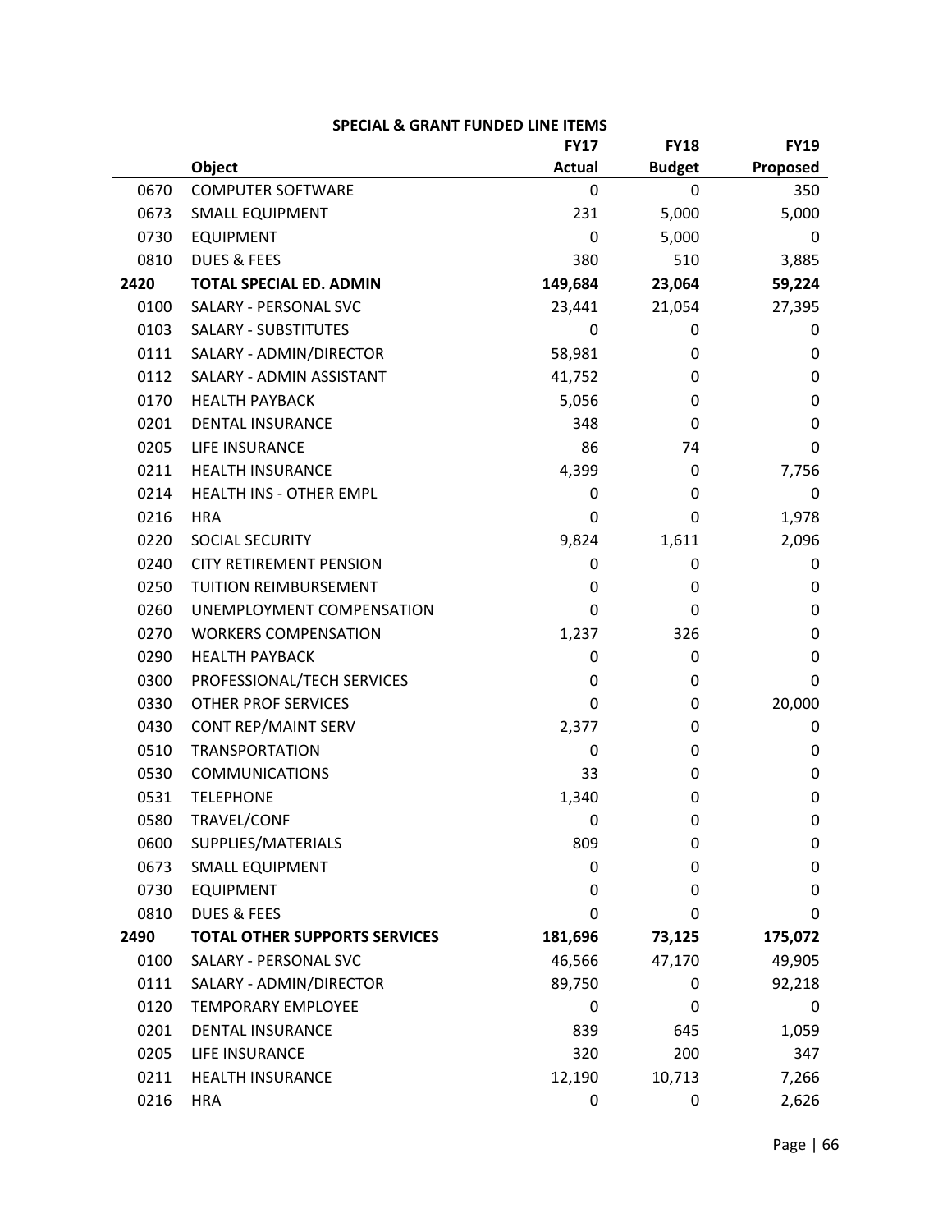## SPECIAL & GRANT FUNDED LINE ITEMS

| | Object | FY17 Actual | FY18 Budget | FY19 Proposed |
|---|---|---|---|---|
| 0670 | COMPUTER SOFTWARE | 0 | 0 | 350 |
| 0673 | SMALL EQUIPMENT | 231 | 5,000 | 5,000 |
| 0730 | EQUIPMENT | 0 | 5,000 | 0 |
| 0810 | DUES & FEES | 380 | 510 | 3,885 |
| **2420** | **TOTAL SPECIAL ED. ADMIN** | **149,684** | **23,064** | **59,224** |
| 0100 | SALARY - PERSONAL SVC | 23,441 | 21,054 | 27,395 |
| 0103 | SALARY - SUBSTITUTES | 0 | 0 | 0 |
| 0111 | SALARY - ADMIN/DIRECTOR | 58,981 | 0 | 0 |
| 0112 | SALARY - ADMIN ASSISTANT | 41,752 | 0 | 0 |
| 0170 | HEALTH PAYBACK | 5,056 | 0 | 0 |
| 0201 | DENTAL INSURANCE | 348 | 0 | 0 |
| 0205 | LIFE INSURANCE | 86 | 74 | 0 |
| 0211 | HEALTH INSURANCE | 4,399 | 0 | 7,756 |
| 0214 | HEALTH INS - OTHER EMPL | 0 | 0 | 0 |
| 0216 | HRA | 0 | 0 | 1,978 |
| 0220 | SOCIAL SECURITY | 9,824 | 1,611 | 2,096 |
| 0240 | CITY RETIREMENT PENSION | 0 | 0 | 0 |
| 0250 | TUITION REIMBURSEMENT | 0 | 0 | 0 |
| 0260 | UNEMPLOYMENT COMPENSATION | 0 | 0 | 0 |
| 0270 | WORKERS COMPENSATION | 1,237 | 326 | 0 |
| 0290 | HEALTH PAYBACK | 0 | 0 | 0 |
| 0300 | PROFESSIONAL/TECH SERVICES | 0 | 0 | 0 |
| 0330 | OTHER PROF SERVICES | 0 | 0 | 20,000 |
| 0430 | CONT REP/MAINT SERV | 2,377 | 0 | 0 |
| 0510 | TRANSPORTATION | 0 | 0 | 0 |
| 0530 | COMMUNICATIONS | 33 | 0 | 0 |
| 0531 | TELEPHONE | 1,340 | 0 | 0 |
| 0580 | TRAVEL/CONF | 0 | 0 | 0 |
| 0600 | SUPPLIES/MATERIALS | 809 | 0 | 0 |
| 0673 | SMALL EQUIPMENT | 0 | 0 | 0 |
| 0730 | EQUIPMENT | 0 | 0 | 0 |
| 0810 | DUES & FEES | 0 | 0 | 0 |
| **2490** | **TOTAL OTHER SUPPORTS SERVICES** | **181,696** | **73,125** | **175,072** |
| 0100 | SALARY - PERSONAL SVC | 46,566 | 47,170 | 49,905 |
| 0111 | SALARY - ADMIN/DIRECTOR | 89,750 | 0 | 92,218 |
| 0120 | TEMPORARY EMPLOYEE | 0 | 0 | 0 |
| 0201 | DENTAL INSURANCE | 839 | 645 | 1,059 |
| 0205 | LIFE INSURANCE | 320 | 200 | 347 |
| 0211 | HEALTH INSURANCE | 12,190 | 10,713 | 7,266 |
| 0216 | HRA | 0 | 0 | 2,626 |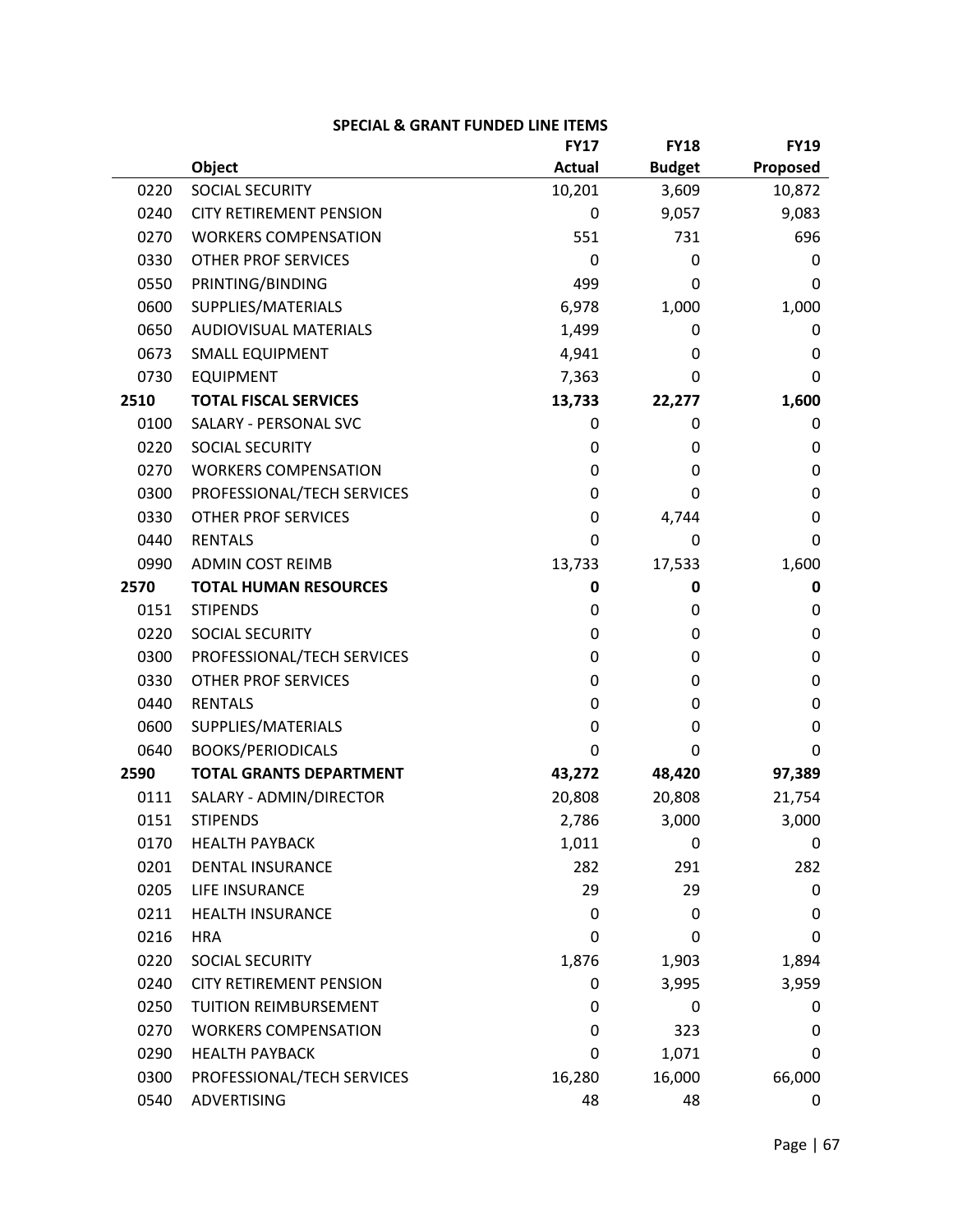**SPECIAL & GRANT FUNDED LINE ITEMS**

| | Object | FY17 Actual | FY18 Budget | FY19 Proposed |
|---|---|---|---|---|
| 0220 | SOCIAL SECURITY | 10,201 | 3,609 | 10,872 |
| 0240 | CITY RETIREMENT PENSION | 0 | 9,057 | 9,083 |
| 0270 | WORKERS COMPENSATION | 551 | 731 | 696 |
| 0330 | OTHER PROF SERVICES | 0 | 0 | 0 |
| 0550 | PRINTING/BINDING | 499 | 0 | 0 |
| 0600 | SUPPLIES/MATERIALS | 6,978 | 1,000 | 1,000 |
| 0650 | AUDIOVISUAL MATERIALS | 1,499 | 0 | 0 |
| 0673 | SMALL EQUIPMENT | 4,941 | 0 | 0 |
| 0730 | EQUIPMENT | 7,363 | 0 | 0 |
| **2510** | **TOTAL FISCAL SERVICES** | **13,733** | **22,277** | **1,600** |
| 0100 | SALARY - PERSONAL SVC | 0 | 0 | 0 |
| 0220 | SOCIAL SECURITY | 0 | 0 | 0 |
| 0270 | WORKERS COMPENSATION | 0 | 0 | 0 |
| 0300 | PROFESSIONAL/TECH SERVICES | 0 | 0 | 0 |
| 0330 | OTHER PROF SERVICES | 0 | 4,744 | 0 |
| 0440 | RENTALS | 0 | 0 | 0 |
| 0990 | ADMIN COST REIMB | 13,733 | 17,533 | 1,600 |
| **2570** | **TOTAL HUMAN RESOURCES** | **0** | **0** | **0** |
| 0151 | STIPENDS | 0 | 0 | 0 |
| 0220 | SOCIAL SECURITY | 0 | 0 | 0 |
| 0300 | PROFESSIONAL/TECH SERVICES | 0 | 0 | 0 |
| 0330 | OTHER PROF SERVICES | 0 | 0 | 0 |
| 0440 | RENTALS | 0 | 0 | 0 |
| 0600 | SUPPLIES/MATERIALS | 0 | 0 | 0 |
| 0640 | BOOKS/PERIODICALS | 0 | 0 | 0 |
| **2590** | **TOTAL GRANTS DEPARTMENT** | **43,272** | **48,420** | **97,389** |
| 0111 | SALARY - ADMIN/DIRECTOR | 20,808 | 20,808 | 21,754 |
| 0151 | STIPENDS | 2,786 | 3,000 | 3,000 |
| 0170 | HEALTH PAYBACK | 1,011 | 0 | 0 |
| 0201 | DENTAL INSURANCE | 282 | 291 | 282 |
| 0205 | LIFE INSURANCE | 29 | 29 | 0 |
| 0211 | HEALTH INSURANCE | 0 | 0 | 0 |
| 0216 | HRA | 0 | 0 | 0 |
| 0220 | SOCIAL SECURITY | 1,876 | 1,903 | 1,894 |
| 0240 | CITY RETIREMENT PENSION | 0 | 3,995 | 3,959 |
| 0250 | TUITION REIMBURSEMENT | 0 | 0 | 0 |
| 0270 | WORKERS COMPENSATION | 0 | 323 | 0 |
| 0290 | HEALTH PAYBACK | 0 | 1,071 | 0 |
| 0300 | PROFESSIONAL/TECH SERVICES | 16,280 | 16,000 | 66,000 |
| 0540 | ADVERTISING | 48 | 48 | 0 |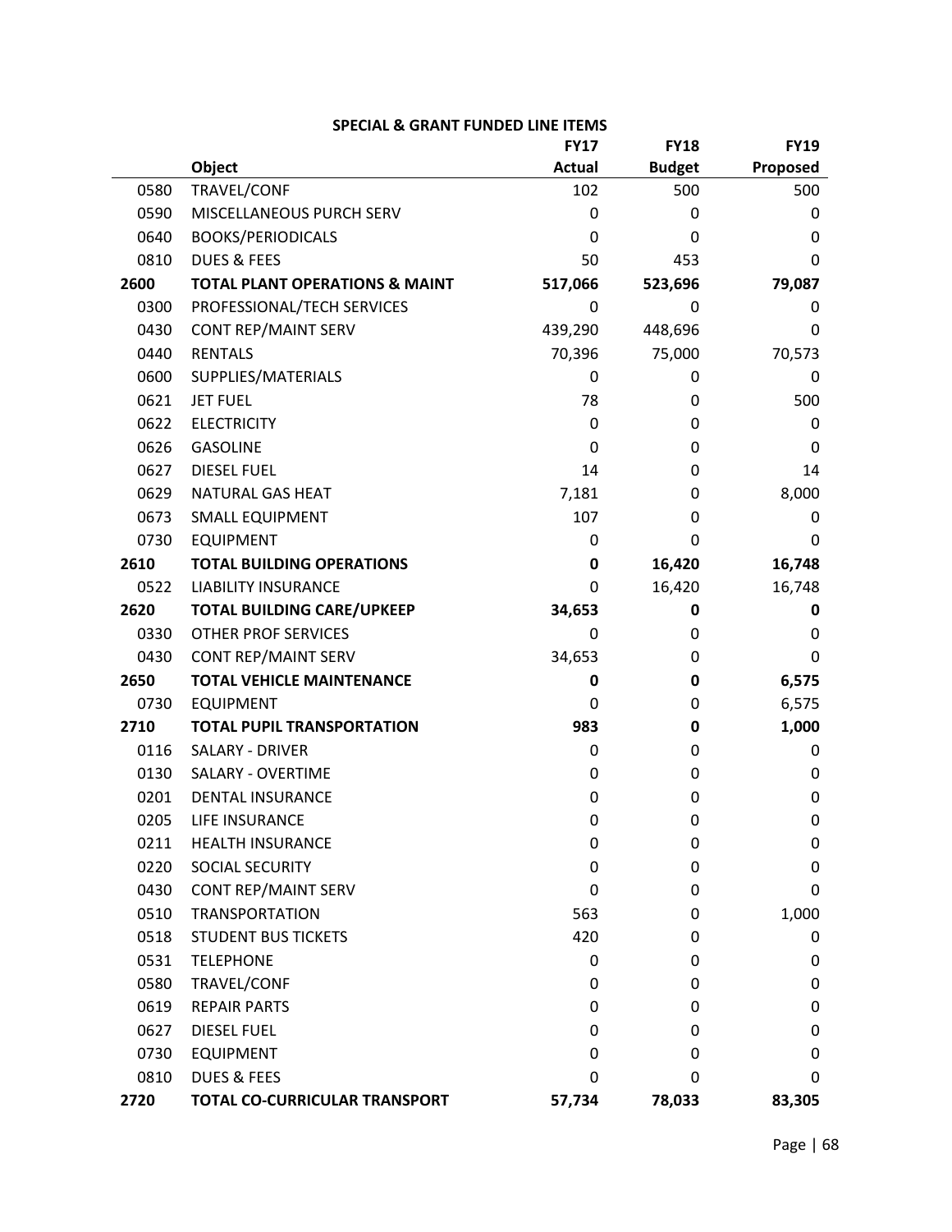## SPECIAL & GRANT FUNDED LINE ITEMS

| | Object | FY17 Actual | FY18 Budget | FY19 Proposed |
|---|---|---|---|---|
| 0580 | TRAVEL/CONF | 102 | 500 | 500 |
| 0590 | MISCELLANEOUS PURCH SERV | 0 | 0 | 0 |
| 0640 | BOOKS/PERIODICALS | 0 | 0 | 0 |
| 0810 | DUES & FEES | 50 | 453 | 0 |
| **2600** | **TOTAL PLANT OPERATIONS & MAINT** | **517,066** | **523,696** | **79,087** |
| 0300 | PROFESSIONAL/TECH SERVICES | 0 | 0 | 0 |
| 0430 | CONT REP/MAINT SERV | 439,290 | 448,696 | 0 |
| 0440 | RENTALS | 70,396 | 75,000 | 70,573 |
| 0600 | SUPPLIES/MATERIALS | 0 | 0 | 0 |
| 0621 | JET FUEL | 78 | 0 | 500 |
| 0622 | ELECTRICITY | 0 | 0 | 0 |
| 0626 | GASOLINE | 0 | 0 | 0 |
| 0627 | DIESEL FUEL | 14 | 0 | 14 |
| 0629 | NATURAL GAS HEAT | 7,181 | 0 | 8,000 |
| 0673 | SMALL EQUIPMENT | 107 | 0 | 0 |
| 0730 | EQUIPMENT | 0 | 0 | 0 |
| **2610** | **TOTAL BUILDING OPERATIONS** | **0** | **16,420** | **16,748** |
| 0522 | LIABILITY INSURANCE | 0 | 16,420 | 16,748 |
| **2620** | **TOTAL BUILDING CARE/UPKEEP** | **34,653** | **0** | **0** |
| 0330 | OTHER PROF SERVICES | 0 | 0 | 0 |
| 0430 | CONT REP/MAINT SERV | 34,653 | 0 | 0 |
| **2650** | **TOTAL VEHICLE MAINTENANCE** | **0** | **0** | **6,575** |
| 0730 | EQUIPMENT | 0 | 0 | 6,575 |
| **2710** | **TOTAL PUPIL TRANSPORTATION** | **983** | **0** | **1,000** |
| 0116 | SALARY - DRIVER | 0 | 0 | 0 |
| 0130 | SALARY - OVERTIME | 0 | 0 | 0 |
| 0201 | DENTAL INSURANCE | 0 | 0 | 0 |
| 0205 | LIFE INSURANCE | 0 | 0 | 0 |
| 0211 | HEALTH INSURANCE | 0 | 0 | 0 |
| 0220 | SOCIAL SECURITY | 0 | 0 | 0 |
| 0430 | CONT REP/MAINT SERV | 0 | 0 | 0 |
| 0510 | TRANSPORTATION | 563 | 0 | 1,000 |
| 0518 | STUDENT BUS TICKETS | 420 | 0 | 0 |
| 0531 | TELEPHONE | 0 | 0 | 0 |
| 0580 | TRAVEL/CONF | 0 | 0 | 0 |
| 0619 | REPAIR PARTS | 0 | 0 | 0 |
| 0627 | DIESEL FUEL | 0 | 0 | 0 |
| 0730 | EQUIPMENT | 0 | 0 | 0 |
| 0810 | DUES & FEES | 0 | 0 | 0 |
| **2720** | **TOTAL CO-CURRICULAR TRANSPORT** | **57,734** | **78,033** | **83,305** |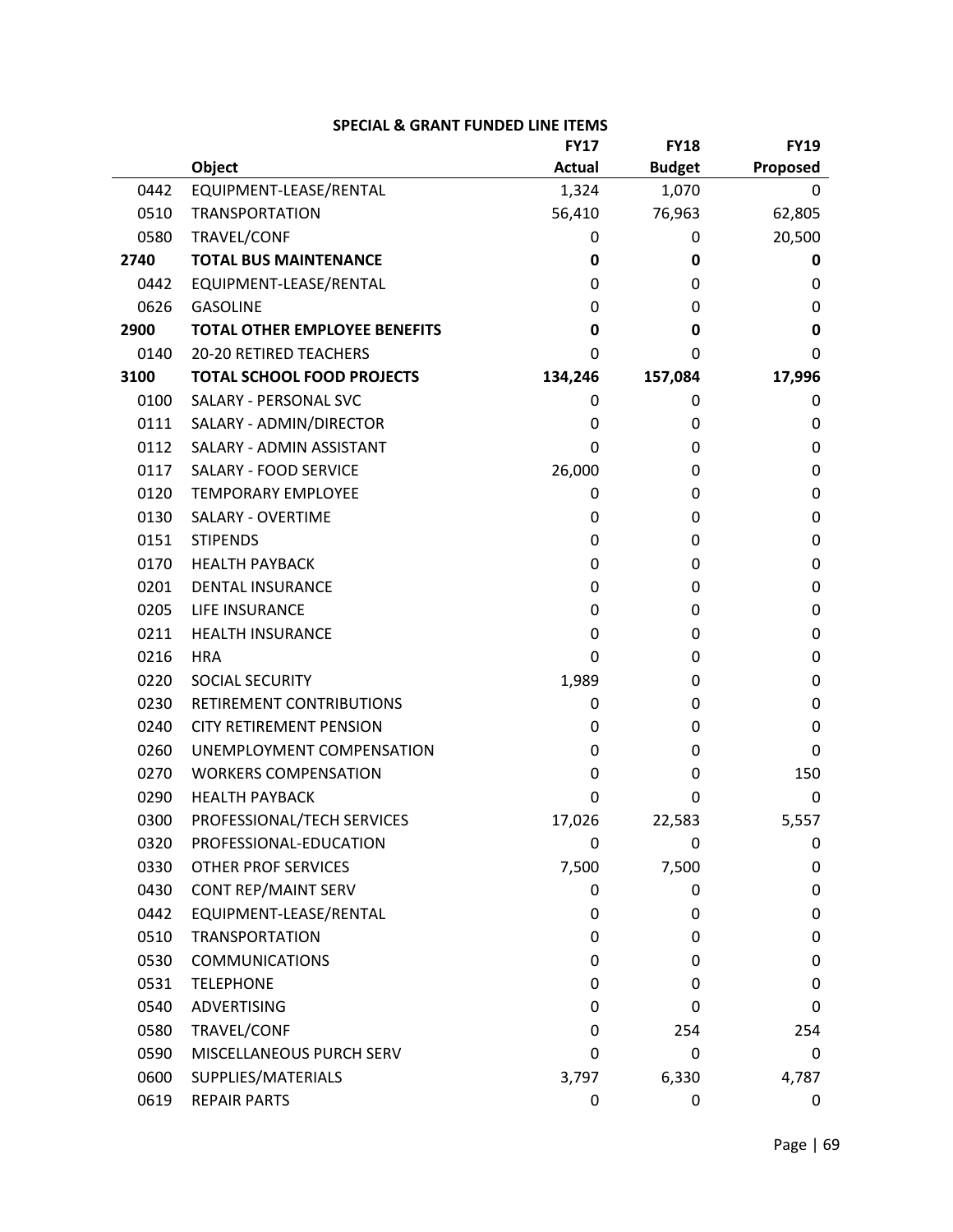## SPECIAL & GRANT FUNDED LINE ITEMS

| | Object | FY17 Actual | FY18 Budget | FY19 Proposed |
|---|---|---|---|---|
| 0442 | EQUIPMENT-LEASE/RENTAL | 1,324 | 1,070 | 0 |
| 0510 | TRANSPORTATION | 56,410 | 76,963 | 62,805 |
| 0580 | TRAVEL/CONF | 0 | 0 | 20,500 |
| **2740** | **TOTAL BUS MAINTENANCE** | **0** | **0** | **0** |
| 0442 | EQUIPMENT-LEASE/RENTAL | 0 | 0 | 0 |
| 0626 | GASOLINE | 0 | 0 | 0 |
| **2900** | **TOTAL OTHER EMPLOYEE BENEFITS** | **0** | **0** | **0** |
| 0140 | 20-20 RETIRED TEACHERS | 0 | 0 | 0 |
| **3100** | **TOTAL SCHOOL FOOD PROJECTS** | **134,246** | **157,084** | **17,996** |
| 0100 | SALARY - PERSONAL SVC | 0 | 0 | 0 |
| 0111 | SALARY - ADMIN/DIRECTOR | 0 | 0 | 0 |
| 0112 | SALARY - ADMIN ASSISTANT | 0 | 0 | 0 |
| 0117 | SALARY - FOOD SERVICE | 26,000 | 0 | 0 |
| 0120 | TEMPORARY EMPLOYEE | 0 | 0 | 0 |
| 0130 | SALARY - OVERTIME | 0 | 0 | 0 |
| 0151 | STIPENDS | 0 | 0 | 0 |
| 0170 | HEALTH PAYBACK | 0 | 0 | 0 |
| 0201 | DENTAL INSURANCE | 0 | 0 | 0 |
| 0205 | LIFE INSURANCE | 0 | 0 | 0 |
| 0211 | HEALTH INSURANCE | 0 | 0 | 0 |
| 0216 | HRA | 0 | 0 | 0 |
| 0220 | SOCIAL SECURITY | 1,989 | 0 | 0 |
| 0230 | RETIREMENT CONTRIBUTIONS | 0 | 0 | 0 |
| 0240 | CITY RETIREMENT PENSION | 0 | 0 | 0 |
| 0260 | UNEMPLOYMENT COMPENSATION | 0 | 0 | 0 |
| 0270 | WORKERS COMPENSATION | 0 | 0 | 150 |
| 0290 | HEALTH PAYBACK | 0 | 0 | 0 |
| 0300 | PROFESSIONAL/TECH SERVICES | 17,026 | 22,583 | 5,557 |
| 0320 | PROFESSIONAL-EDUCATION | 0 | 0 | 0 |
| 0330 | OTHER PROF SERVICES | 7,500 | 7,500 | 0 |
| 0430 | CONT REP/MAINT SERV | 0 | 0 | 0 |
| 0442 | EQUIPMENT-LEASE/RENTAL | 0 | 0 | 0 |
| 0510 | TRANSPORTATION | 0 | 0 | 0 |
| 0530 | COMMUNICATIONS | 0 | 0 | 0 |
| 0531 | TELEPHONE | 0 | 0 | 0 |
| 0540 | ADVERTISING | 0 | 0 | 0 |
| 0580 | TRAVEL/CONF | 0 | 254 | 254 |
| 0590 | MISCELLANEOUS PURCH SERV | 0 | 0 | 0 |
| 0600 | SUPPLIES/MATERIALS | 3,797 | 6,330 | 4,787 |
| 0619 | REPAIR PARTS | 0 | 0 | 0 |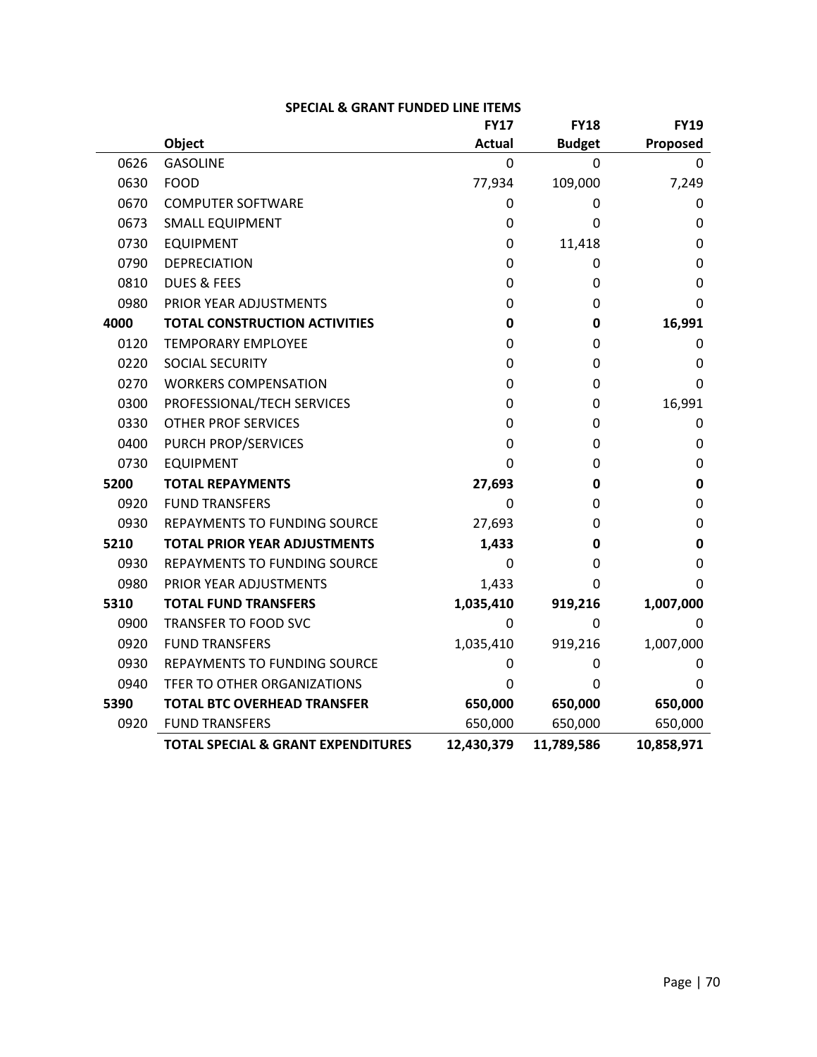**SPECIAL & GRANT FUNDED LINE ITEMS**

| | Object | FY17 Actual | FY18 Budget | FY19 Proposed |
|---|---|---|---|---|
| 0626 | GASOLINE | 0 | 0 | 0 |
| 0630 | FOOD | 77,934 | 109,000 | 7,249 |
| 0670 | COMPUTER SOFTWARE | 0 | 0 | 0 |
| 0673 | SMALL EQUIPMENT | 0 | 0 | 0 |
| 0730 | EQUIPMENT | 0 | 11,418 | 0 |
| 0790 | DEPRECIATION | 0 | 0 | 0 |
| 0810 | DUES & FEES | 0 | 0 | 0 |
| 0980 | PRIOR YEAR ADJUSTMENTS | 0 | 0 | 0 |
| **4000** | **TOTAL CONSTRUCTION ACTIVITIES** | **0** | **0** | **16,991** |
| 0120 | TEMPORARY EMPLOYEE | 0 | 0 | 0 |
| 0220 | SOCIAL SECURITY | 0 | 0 | 0 |
| 0270 | WORKERS COMPENSATION | 0 | 0 | 0 |
| 0300 | PROFESSIONAL/TECH SERVICES | 0 | 0 | 16,991 |
| 0330 | OTHER PROF SERVICES | 0 | 0 | 0 |
| 0400 | PURCH PROP/SERVICES | 0 | 0 | 0 |
| 0730 | EQUIPMENT | 0 | 0 | 0 |
| **5200** | **TOTAL REPAYMENTS** | **27,693** | **0** | **0** |
| 0920 | FUND TRANSFERS | 0 | 0 | 0 |
| 0930 | REPAYMENTS TO FUNDING SOURCE | 27,693 | 0 | 0 |
| **5210** | **TOTAL PRIOR YEAR ADJUSTMENTS** | **1,433** | **0** | **0** |
| 0930 | REPAYMENTS TO FUNDING SOURCE | 0 | 0 | 0 |
| 0980 | PRIOR YEAR ADJUSTMENTS | 1,433 | 0 | 0 |
| **5310** | **TOTAL FUND TRANSFERS** | **1,035,410** | **919,216** | **1,007,000** |
| 0900 | TRANSFER TO FOOD SVC | 0 | 0 | 0 |
| 0920 | FUND TRANSFERS | 1,035,410 | 919,216 | 1,007,000 |
| 0930 | REPAYMENTS TO FUNDING SOURCE | 0 | 0 | 0 |
| 0940 | TFER TO OTHER ORGANIZATIONS | 0 | 0 | 0 |
| **5390** | **TOTAL BTC OVERHEAD TRANSFER** | **650,000** | **650,000** | **650,000** |
| 0920 | FUND TRANSFERS | 650,000 | 650,000 | 650,000 |
| | **TOTAL SPECIAL & GRANT EXPENDITURES** | **12,430,379** | **11,789,586** | **10,858,971** |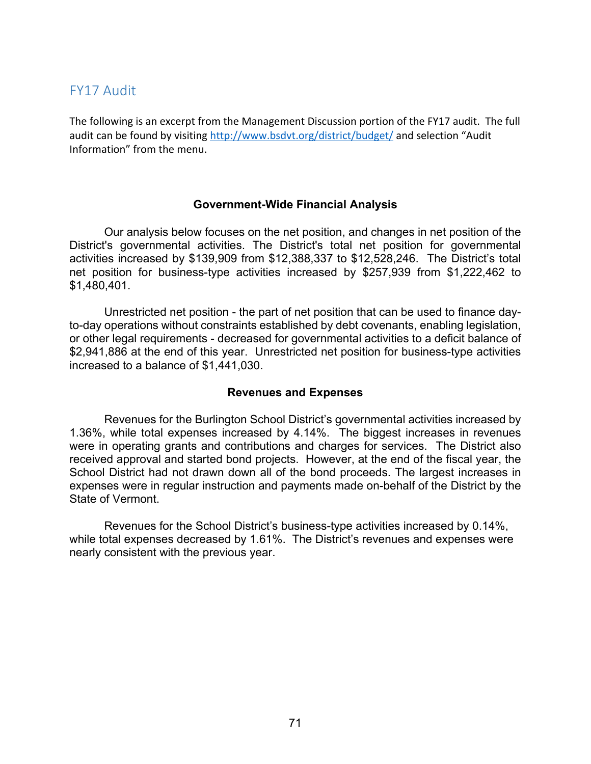## FY17 Audit

The following is an excerpt from the Management Discussion portion of the FY17 audit. The full audit can be found by visiting http://www.bsdvt.org/district/budget/ and selection "Audit Information" from the menu.

### Government-Wide Financial Analysis

Our analysis below focuses on the net position, and changes in net position of the District's governmental activities. The District's total net position for governmental activities increased by $139,909 from $12,388,337 to $12,528,246. The District's total net position for business-type activities increased by $257,939 from $1,222,462 to $1,480,401.

Unrestricted net position - the part of net position that can be used to finance day-to-day operations without constraints established by debt covenants, enabling legislation, or other legal requirements - decreased for governmental activities to a deficit balance of $2,941,886 at the end of this year. Unrestricted net position for business-type activities increased to a balance of $1,441,030.

### Revenues and Expenses

Revenues for the Burlington School District's governmental activities increased by 1.36%, while total expenses increased by 4.14%. The biggest increases in revenues were in operating grants and contributions and charges for services. The District also received approval and started bond projects. However, at the end of the fiscal year, the School District had not drawn down all of the bond proceeds. The largest increases in expenses were in regular instruction and payments made on-behalf of the District by the State of Vermont.

Revenues for the School District's business-type activities increased by 0.14%, while total expenses decreased by 1.61%. The District's revenues and expenses were nearly consistent with the previous year.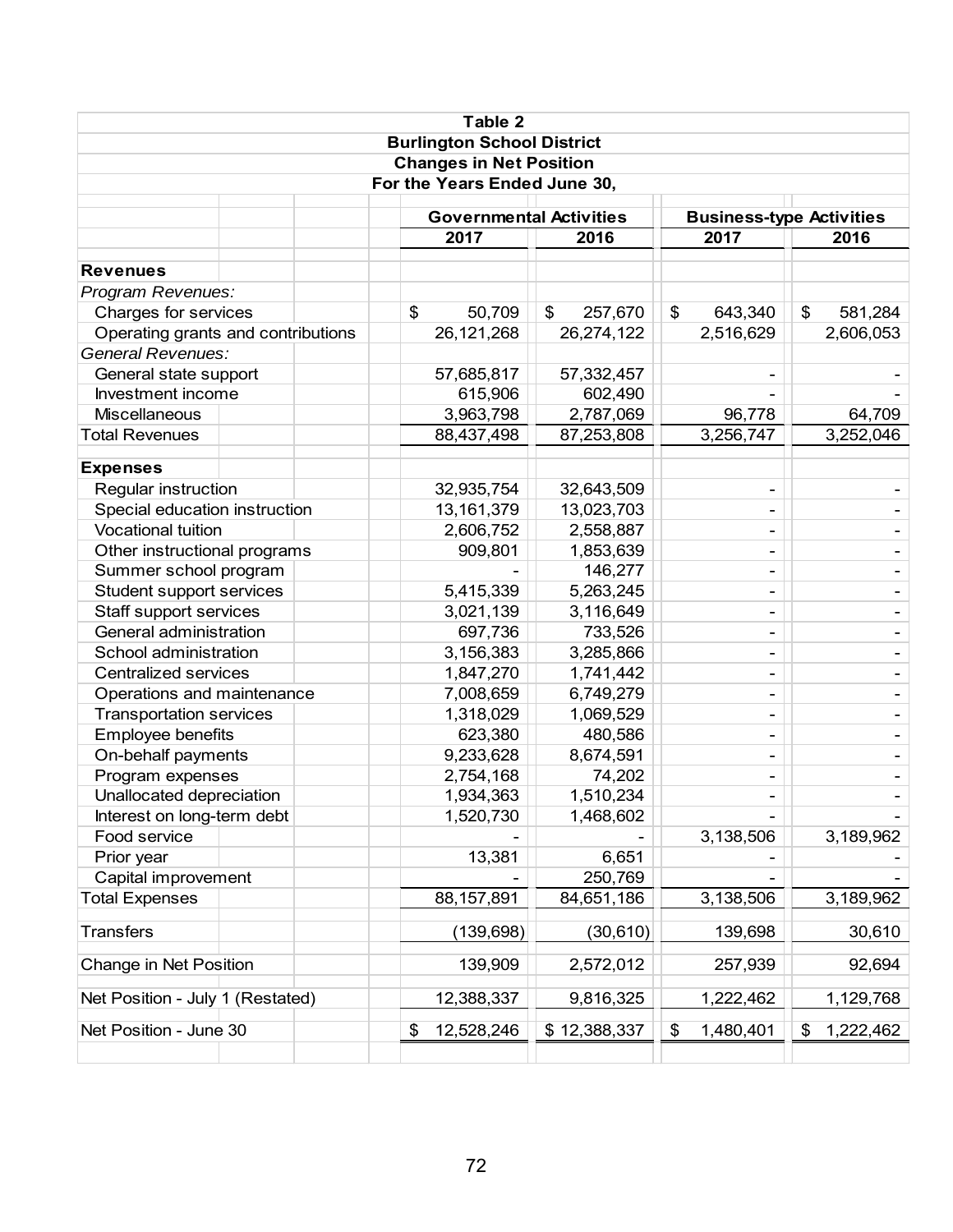**Table 2**
**Burlington School District**
**Changes in Net Position**
**For the Years Ended June 30,**

| | Governmental Activities | | Business-type Activities | |
|---|---|---|---|---|
| | 2017 | 2016 | 2017 | 2016 |
| **Revenues** | | | | |
| *Program Revenues:* | | | | |
| Charges for services | $ 50,709 | $ 257,670 | $ 643,340 | $ 581,284 |
| Operating grants and contributions | 26,121,268 | 26,274,122 | 2,516,629 | 2,606,053 |
| *General Revenues:* | | | | |
| General state support | 57,685,817 | 57,332,457 | - | - |
| Investment income | 615,906 | 602,490 | - | - |
| Miscellaneous | 3,963,798 | 2,787,069 | 96,778 | 64,709 |
| Total Revenues | 88,437,498 | 87,253,808 | 3,256,747 | 3,252,046 |
| **Expenses** | | | | |
| Regular instruction | 32,935,754 | 32,643,509 | - | - |
| Special education instruction | 13,161,379 | 13,023,703 | - | - |
| Vocational tuition | 2,606,752 | 2,558,887 | - | - |
| Other instructional programs | 909,801 | 1,853,639 | - | - |
| Summer school program | - | 146,277 | - | - |
| Student support services | 5,415,339 | 5,263,245 | - | - |
| Staff support services | 3,021,139 | 3,116,649 | - | - |
| General administration | 697,736 | 733,526 | - | - |
| School administration | 3,156,383 | 3,285,866 | - | - |
| Centralized services | 1,847,270 | 1,741,442 | - | - |
| Operations and maintenance | 7,008,659 | 6,749,279 | - | - |
| Transportation services | 1,318,029 | 1,069,529 | - | - |
| Employee benefits | 623,380 | 480,586 | - | - |
| On-behalf payments | 9,233,628 | 8,674,591 | - | - |
| Program expenses | 2,754,168 | 74,202 | - | - |
| Unallocated depreciation | 1,934,363 | 1,510,234 | - | - |
| Interest on long-term debt | 1,520,730 | 1,468,602 | - | - |
| Food service | - | - | 3,138,506 | 3,189,962 |
| Prior year | 13,381 | 6,651 | - | - |
| Capital improvement | - | 250,769 | - | - |
| Total Expenses | 88,157,891 | 84,651,186 | 3,138,506 | 3,189,962 |
| Transfers | (139,698) | (30,610) | 139,698 | 30,610 |
| Change in Net Position | 139,909 | 2,572,012 | 257,939 | 92,694 |
| Net Position - July 1 (Restated) | 12,388,337 | 9,816,325 | 1,222,462 | 1,129,768 |
| Net Position - June 30 | $ 12,528,246 | $ 12,388,337 | $ 1,480,401 | $ 1,222,462 |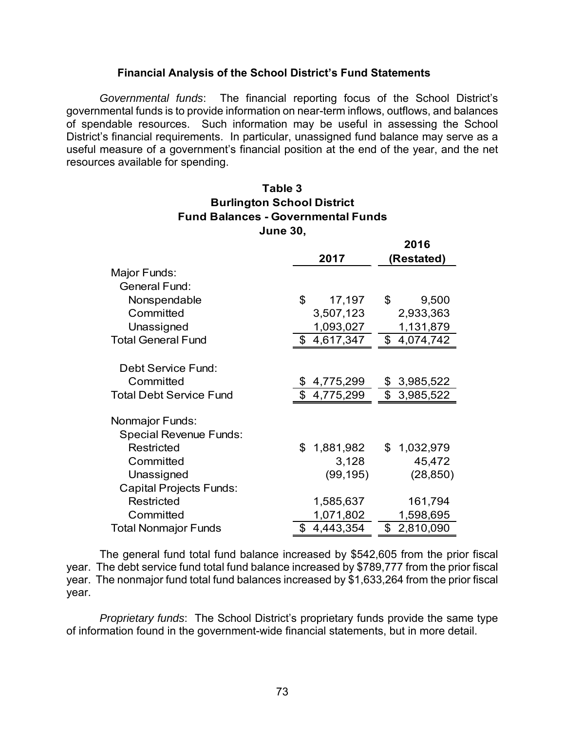## Financial Analysis of the School District's Fund Statements

*Governmental funds*: The financial reporting focus of the School District's governmental funds is to provide information on near-term inflows, outflows, and balances of spendable resources. Such information may be useful in assessing the School District's financial requirements. In particular, unassigned fund balance may serve as a useful measure of a government's financial position at the end of the year, and the net resources available for spending.

**Table 3**
**Burlington School District**
**Fund Balances - Governmental Funds**
**June 30,**

| | 2017 | 2016 (Restated) |
|---|---|---|
| Major Funds: | | |
| General Fund: | | |
| Nonspendable | $ 17,197 | $ 9,500 |
| Committed | 3,507,123 | 2,933,363 |
| Unassigned | 1,093,027 | 1,131,879 |
| Total General Fund | $ 4,617,347 | $ 4,074,742 |
| | | |
| Debt Service Fund: | | |
| Committed | $ 4,775,299 | $ 3,985,522 |
| Total Debt Service Fund | $ 4,775,299 | $ 3,985,522 |
| | | |
| Nonmajor Funds: | | |
| Special Revenue Funds: | | |
| Restricted | $ 1,881,982 | $ 1,032,979 |
| Committed | 3,128 | 45,472 |
| Unassigned | (99,195) | (28,850) |
| Capital Projects Funds: | | |
| Restricted | 1,585,637 | 161,794 |
| Committed | 1,071,802 | 1,598,695 |
| Total Nonmajor Funds | $ 4,443,354 | $ 2,810,090 |

The general fund total fund balance increased by $542,605 from the prior fiscal year. The debt service fund total fund balance increased by $789,777 from the prior fiscal year. The nonmajor fund total fund balances increased by $1,633,264 from the prior fiscal year.

*Proprietary funds*: The School District's proprietary funds provide the same type of information found in the government-wide financial statements, but in more detail.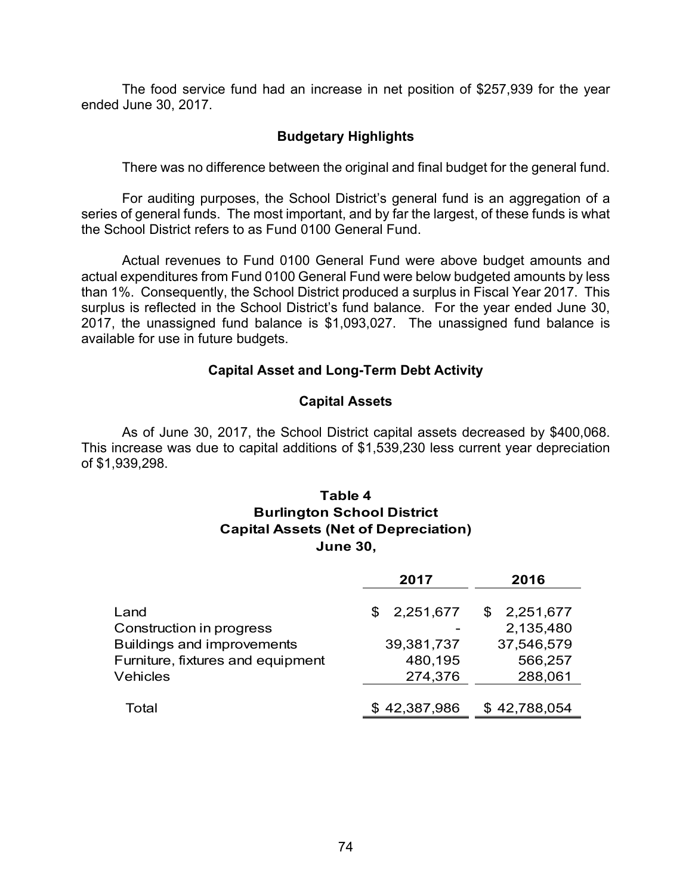The food service fund had an increase in net position of $257,939 for the year ended June 30, 2017.

## Budgetary Highlights

There was no difference between the original and final budget for the general fund.

For auditing purposes, the School District's general fund is an aggregation of a series of general funds. The most important, and by far the largest, of these funds is what the School District refers to as Fund 0100 General Fund.

Actual revenues to Fund 0100 General Fund were above budget amounts and actual expenditures from Fund 0100 General Fund were below budgeted amounts by less than 1%. Consequently, the School District produced a surplus in Fiscal Year 2017. This surplus is reflected in the School District's fund balance. For the year ended June 30, 2017, the unassigned fund balance is $1,093,027. The unassigned fund balance is available for use in future budgets.

## Capital Asset and Long-Term Debt Activity

### Capital Assets

As of June 30, 2017, the School District capital assets decreased by $400,068. This increase was due to capital additions of $1,539,230 less current year depreciation of $1,939,298.

**Table 4**
**Burlington School District**
**Capital Assets (Net of Depreciation)**
**June 30,**

| | 2017 | 2016 |
|---|---|---|
| Land | $ 2,251,677 | $ 2,251,677 |
| Construction in progress | - | 2,135,480 |
| Buildings and improvements | 39,381,737 | 37,546,579 |
| Furniture, fixtures and equipment | 480,195 | 566,257 |
| Vehicles | 274,376 | 288,061 |
| Total | $ 42,387,986 | $ 42,788,054 |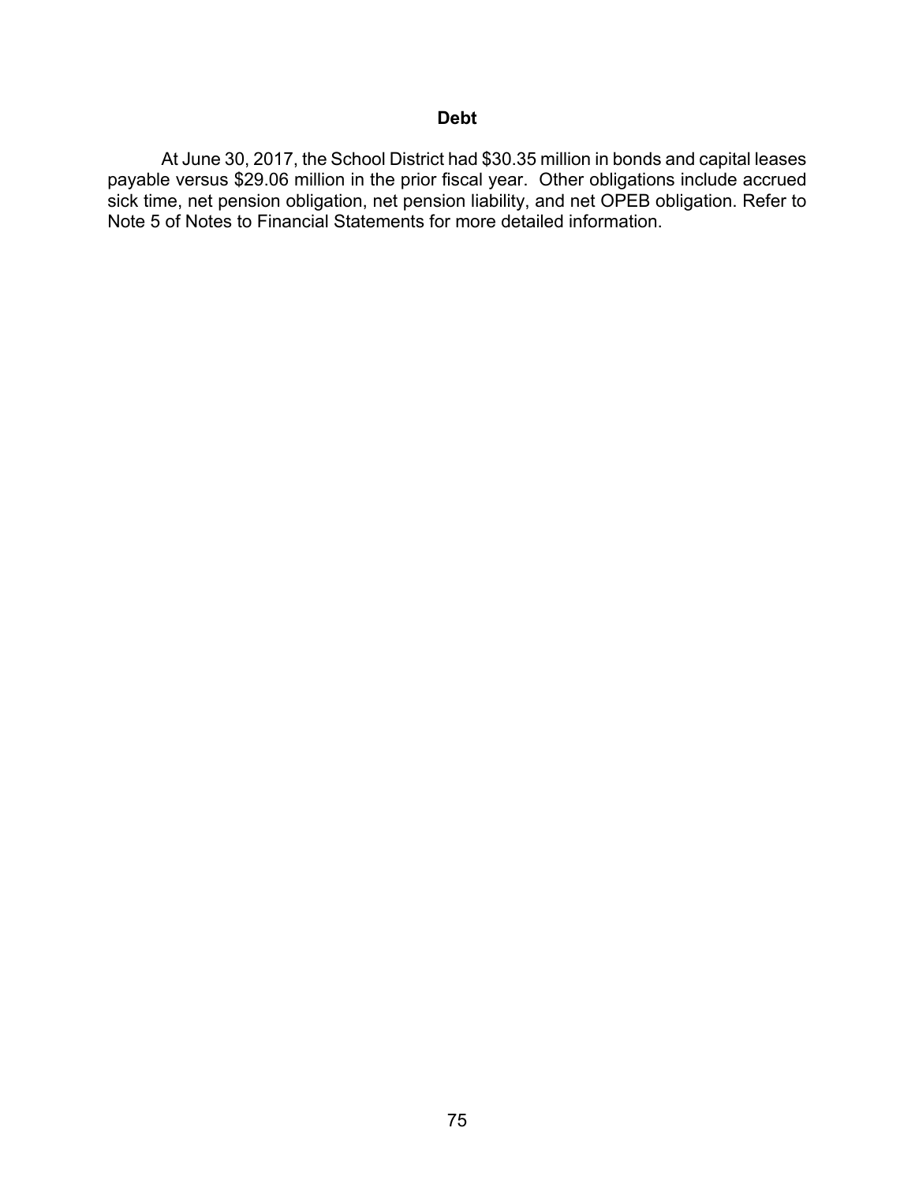## Debt

At June 30, 2017, the School District had $30.35 million in bonds and capital leases payable versus $29.06 million in the prior fiscal year. Other obligations include accrued sick time, net pension obligation, net pension liability, and net OPEB obligation. Refer to Note 5 of Notes to Financial Statements for more detailed information.